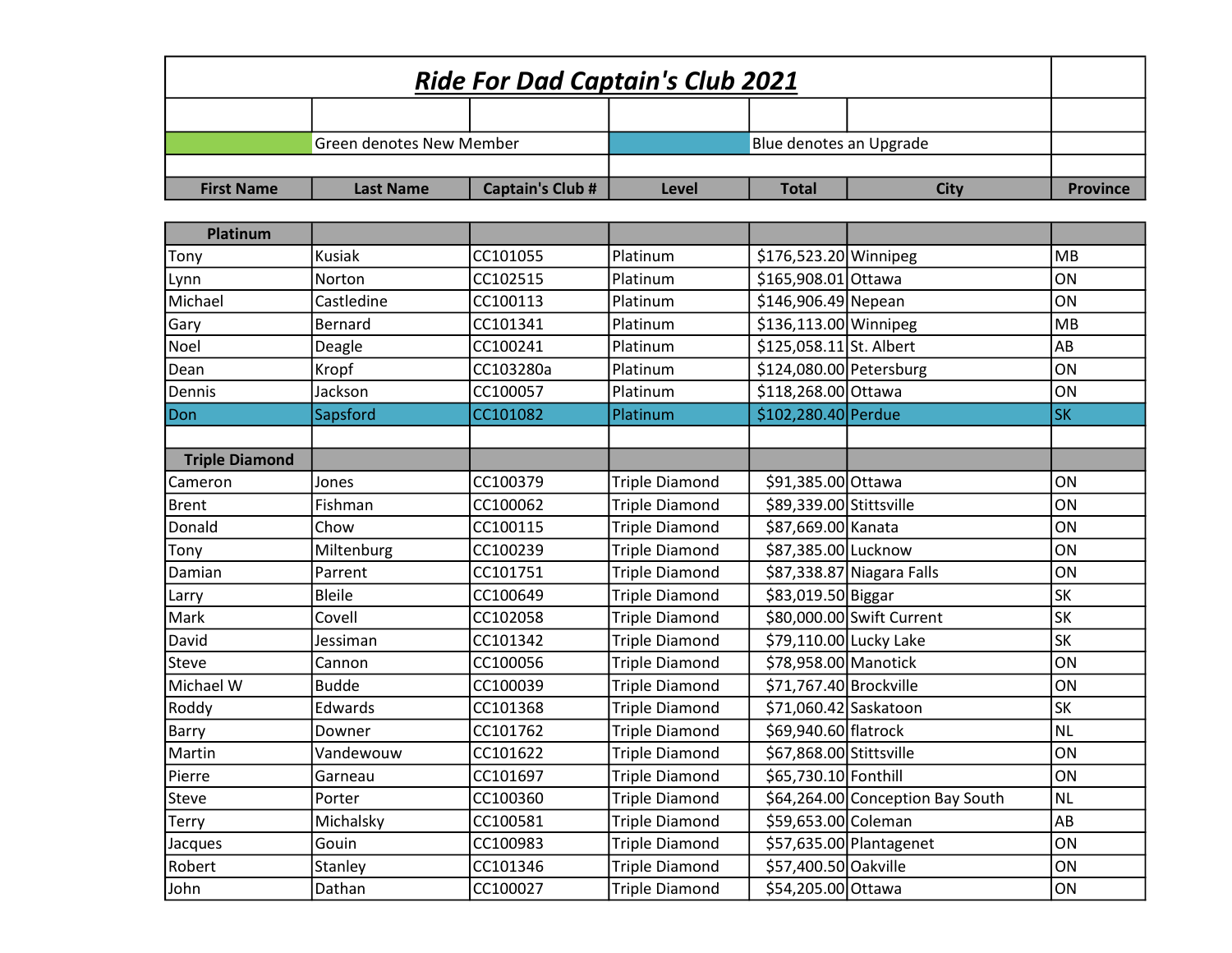# *Ride For Dad Captain's Club 2021*

Green denotes New Member

Blue denotes an Upgrade

| First Name | Last Name | Captain's Club # | Level | Total | City | Province |
|---|---|---|---|---|---|---|
| **Platinum** | | | | | | |
| Tony | Kusiak | CC101055 | Platinum | $176,523.20 | Winnipeg | MB |
| Lynn | Norton | CC102515 | Platinum | $165,908.01 | Ottawa | ON |
| Michael | Castledine | CC100113 | Platinum | $146,906.49 | Nepean | ON |
| Gary | Bernard | CC101341 | Platinum | $136,113.00 | Winnipeg | MB |
| Noel | Deagle | CC100241 | Platinum | $125,058.11 | St. Albert | AB |
| Dean | Kropf | CC103280a | Platinum | $124,080.00 | Petersburg | ON |
| Dennis | Jackson | CC100057 | Platinum | $118,268.00 | Ottawa | ON |
| Don | Sapsford | CC101082 | Platinum | $102,280.40 | Perdue | SK |
| | | | | | | |
| **Triple Diamond** | | | | | | |
| Cameron | Jones | CC100379 | Triple Diamond | $91,385.00 | Ottawa | ON |
| Brent | Fishman | CC100062 | Triple Diamond | $89,339.00 | Stittsville | ON |
| Donald | Chow | CC100115 | Triple Diamond | $87,669.00 | Kanata | ON |
| Tony | Miltenburg | CC100239 | Triple Diamond | $87,385.00 | Lucknow | ON |
| Damian | Parrent | CC101751 | Triple Diamond | $87,338.87 | Niagara Falls | ON |
| Larry | Bleile | CC100649 | Triple Diamond | $83,019.50 | Biggar | SK |
| Mark | Covell | CC102058 | Triple Diamond | $80,000.00 | Swift Current | SK |
| David | Jessiman | CC101342 | Triple Diamond | $79,110.00 | Lucky Lake | SK |
| Steve | Cannon | CC100056 | Triple Diamond | $78,958.00 | Manotick | ON |
| Michael W | Budde | CC100039 | Triple Diamond | $71,767.40 | Brockville | ON |
| Roddy | Edwards | CC101368 | Triple Diamond | $71,060.42 | Saskatoon | SK |
| Barry | Downer | CC101762 | Triple Diamond | $69,940.60 | flatrock | NL |
| Martin | Vandewouw | CC101622 | Triple Diamond | $67,868.00 | Stittsville | ON |
| Pierre | Garneau | CC101697 | Triple Diamond | $65,730.10 | Fonthill | ON |
| Steve | Porter | CC100360 | Triple Diamond | $64,264.00 | Conception Bay South | NL |
| Terry | Michalsky | CC100581 | Triple Diamond | $59,653.00 | Coleman | AB |
| Jacques | Gouin | CC100983 | Triple Diamond | $57,635.00 | Plantagenet | ON |
| Robert | Stanley | CC101346 | Triple Diamond | $57,400.50 | Oakville | ON |
| John | Dathan | CC100027 | Triple Diamond | $54,205.00 | Ottawa | ON |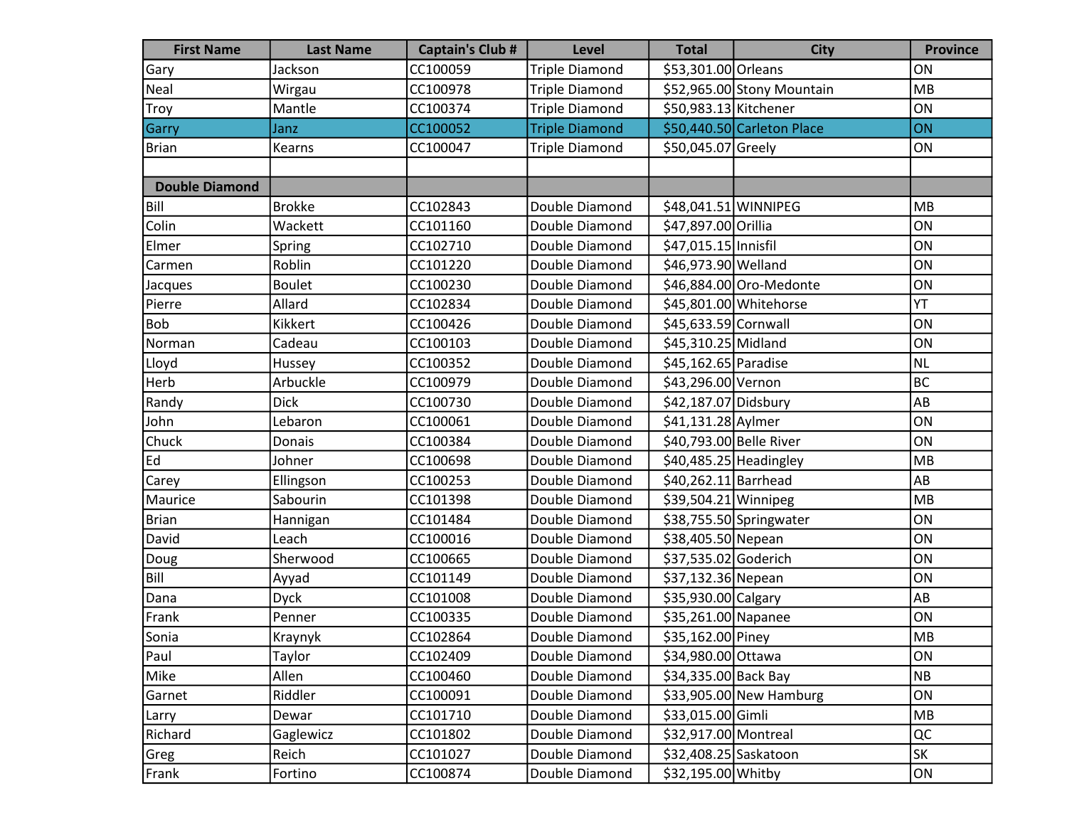| First Name | Last Name | Captain's Club # | Level | Total | City | Province |
|---|---|---|---|---|---|---|
| Gary | Jackson | CC100059 | Triple Diamond | $53,301.00 | Orleans | ON |
| Neal | Wirgau | CC100978 | Triple Diamond | $52,965.00 | Stony Mountain | MB |
| Troy | Mantle | CC100374 | Triple Diamond | $50,983.13 | Kitchener | ON |
| Garry | Janz | CC100052 | Triple Diamond | $50,440.50 | Carleton Place | ON |
| Brian | Kearns | CC100047 | Triple Diamond | $50,045.07 | Greely | ON |
| | | | | | | |
| **Double Diamond** | | | | | | |
| Bill | Brokke | CC102843 | Double Diamond | $48,041.51 | WINNIPEG | MB |
| Colin | Wackett | CC101160 | Double Diamond | $47,897.00 | Orillia | ON |
| Elmer | Spring | CC102710 | Double Diamond | $47,015.15 | Innisfil | ON |
| Carmen | Roblin | CC101220 | Double Diamond | $46,973.90 | Welland | ON |
| Jacques | Boulet | CC100230 | Double Diamond | $46,884.00 | Oro-Medonte | ON |
| Pierre | Allard | CC102834 | Double Diamond | $45,801.00 | Whitehorse | YT |
| Bob | Kikkert | CC100426 | Double Diamond | $45,633.59 | Cornwall | ON |
| Norman | Cadeau | CC100103 | Double Diamond | $45,310.25 | Midland | ON |
| Lloyd | Hussey | CC100352 | Double Diamond | $45,162.65 | Paradise | NL |
| Herb | Arbuckle | CC100979 | Double Diamond | $43,296.00 | Vernon | BC |
| Randy | Dick | CC100730 | Double Diamond | $42,187.07 | Didsbury | AB |
| John | Lebaron | CC100061 | Double Diamond | $41,131.28 | Aylmer | ON |
| Chuck | Donais | CC100384 | Double Diamond | $40,793.00 | Belle River | ON |
| Ed | Johner | CC100698 | Double Diamond | $40,485.25 | Headingley | MB |
| Carey | Ellingson | CC100253 | Double Diamond | $40,262.11 | Barrhead | AB |
| Maurice | Sabourin | CC101398 | Double Diamond | $39,504.21 | Winnipeg | MB |
| Brian | Hannigan | CC101484 | Double Diamond | $38,755.50 | Springwater | ON |
| David | Leach | CC100016 | Double Diamond | $38,405.50 | Nepean | ON |
| Doug | Sherwood | CC100665 | Double Diamond | $37,535.02 | Goderich | ON |
| Bill | Ayyad | CC101149 | Double Diamond | $37,132.36 | Nepean | ON |
| Dana | Dyck | CC101008 | Double Diamond | $35,930.00 | Calgary | AB |
| Frank | Penner | CC100335 | Double Diamond | $35,261.00 | Napanee | ON |
| Sonia | Kraynyk | CC102864 | Double Diamond | $35,162.00 | Piney | MB |
| Paul | Taylor | CC102409 | Double Diamond | $34,980.00 | Ottawa | ON |
| Mike | Allen | CC100460 | Double Diamond | $34,335.00 | Back Bay | NB |
| Garnet | Riddler | CC100091 | Double Diamond | $33,905.00 | New Hamburg | ON |
| Larry | Dewar | CC101710 | Double Diamond | $33,015.00 | Gimli | MB |
| Richard | Gaglewicz | CC101802 | Double Diamond | $32,917.00 | Montreal | QC |
| Greg | Reich | CC101027 | Double Diamond | $32,408.25 | Saskatoon | SK |
| Frank | Fortino | CC100874 | Double Diamond | $32,195.00 | Whitby | ON |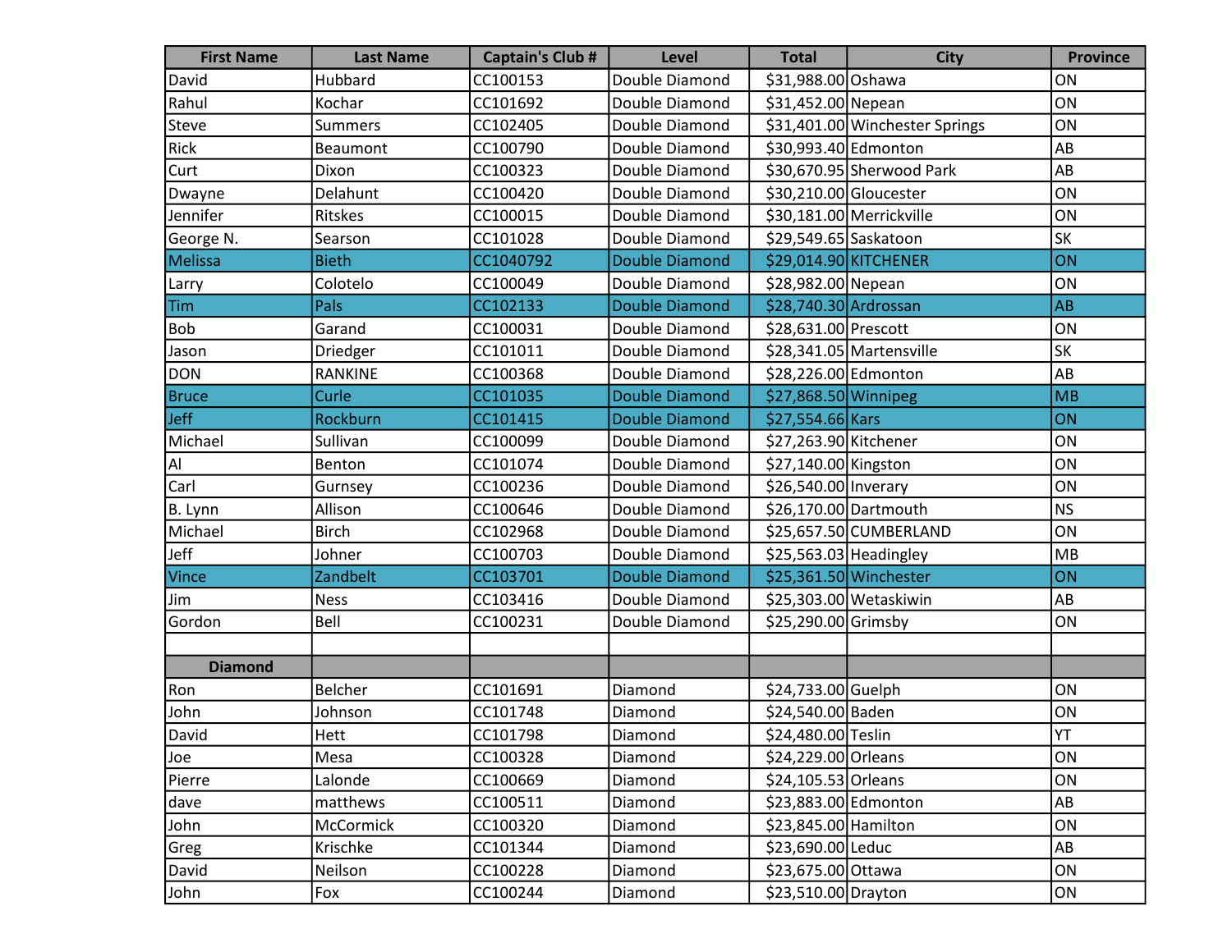| First Name | Last Name | Captain's Club # | Level | Total | City | Province |
| --- | --- | --- | --- | --- | --- | --- |
| David | Hubbard | CC100153 | Double Diamond | $31,988.00 | Oshawa | ON |
| Rahul | Kochar | CC101692 | Double Diamond | $31,452.00 | Nepean | ON |
| Steve | Summers | CC102405 | Double Diamond | $31,401.00 | Winchester Springs | ON |
| Rick | Beaumont | CC100790 | Double Diamond | $30,993.40 | Edmonton | AB |
| Curt | Dixon | CC100323 | Double Diamond | $30,670.95 | Sherwood Park | AB |
| Dwayne | Delahunt | CC100420 | Double Diamond | $30,210.00 | Gloucester | ON |
| Jennifer | Ritskes | CC100015 | Double Diamond | $30,181.00 | Merrickville | ON |
| George N. | Searson | CC101028 | Double Diamond | $29,549.65 | Saskatoon | SK |
| Melissa | Bieth | CC1040792 | Double Diamond | $29,014.90 | KITCHENER | ON |
| Larry | Colotelo | CC100049 | Double Diamond | $28,982.00 | Nepean | ON |
| Tim | Pals | CC102133 | Double Diamond | $28,740.30 | Ardrossan | AB |
| Bob | Garand | CC100031 | Double Diamond | $28,631.00 | Prescott | ON |
| Jason | Driedger | CC101011 | Double Diamond | $28,341.05 | Martensville | SK |
| DON | RANKINE | CC100368 | Double Diamond | $28,226.00 | Edmonton | AB |
| Bruce | Curle | CC101035 | Double Diamond | $27,868.50 | Winnipeg | MB |
| Jeff | Rockburn | CC101415 | Double Diamond | $27,554.66 | Kars | ON |
| Michael | Sullivan | CC100099 | Double Diamond | $27,263.90 | Kitchener | ON |
| Al | Benton | CC101074 | Double Diamond | $27,140.00 | Kingston | ON |
| Carl | Gurnsey | CC100236 | Double Diamond | $26,540.00 | Inverary | ON |
| B. Lynn | Allison | CC100646 | Double Diamond | $26,170.00 | Dartmouth | NS |
| Michael | Birch | CC102968 | Double Diamond | $25,657.50 | CUMBERLAND | ON |
| Jeff | Johner | CC100703 | Double Diamond | $25,563.03 | Headingley | MB |
| Vince | Zandbelt | CC103701 | Double Diamond | $25,361.50 | Winchester | ON |
| Jim | Ness | CC103416 | Double Diamond | $25,303.00 | Wetaskiwin | AB |
| Gordon | Bell | CC100231 | Double Diamond | $25,290.00 | Grimsby | ON |
| | | | | | | |
| **Diamond** | | | | | | |
| Ron | Belcher | CC101691 | Diamond | $24,733.00 | Guelph | ON |
| John | Johnson | CC101748 | Diamond | $24,540.00 | Baden | ON |
| David | Hett | CC101798 | Diamond | $24,480.00 | Teslin | YT |
| Joe | Mesa | CC100328 | Diamond | $24,229.00 | Orleans | ON |
| Pierre | Lalonde | CC100669 | Diamond | $24,105.53 | Orleans | ON |
| dave | matthews | CC100511 | Diamond | $23,883.00 | Edmonton | AB |
| John | McCormick | CC100320 | Diamond | $23,845.00 | Hamilton | ON |
| Greg | Krischke | CC101344 | Diamond | $23,690.00 | Leduc | AB |
| David | Neilson | CC100228 | Diamond | $23,675.00 | Ottawa | ON |
| John | Fox | CC100244 | Diamond | $23,510.00 | Drayton | ON |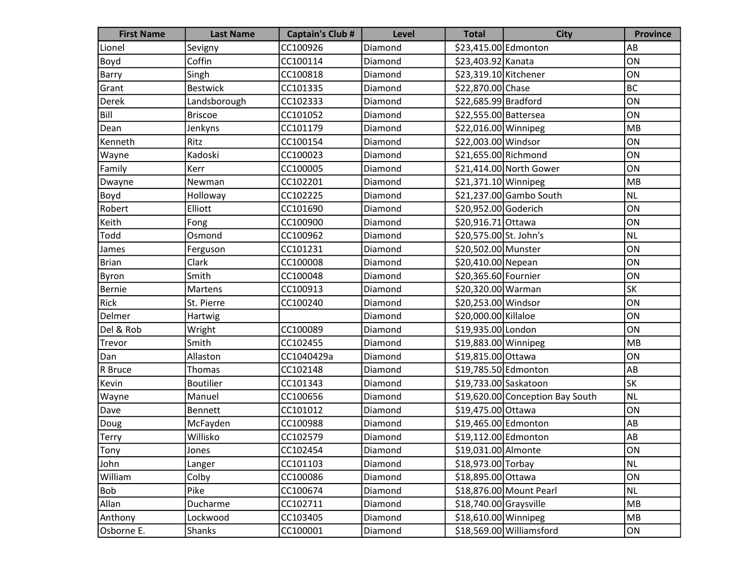| First Name | Last Name | Captain's Club # | Level | Total | City | Province |
|---|---|---|---|---|---|---|
| Lionel | Sevigny | CC100926 | Diamond | $23,415.00 | Edmonton | AB |
| Boyd | Coffin | CC100114 | Diamond | $23,403.92 | Kanata | ON |
| Barry | Singh | CC100818 | Diamond | $23,319.10 | Kitchener | ON |
| Grant | Bestwick | CC101335 | Diamond | $22,870.00 | Chase | BC |
| Derek | Landsborough | CC102333 | Diamond | $22,685.99 | Bradford | ON |
| Bill | Briscoe | CC101052 | Diamond | $22,555.00 | Battersea | ON |
| Dean | Jenkyns | CC101179 | Diamond | $22,016.00 | Winnipeg | MB |
| Kenneth | Ritz | CC100154 | Diamond | $22,003.00 | Windsor | ON |
| Wayne | Kadoski | CC100023 | Diamond | $21,655.00 | Richmond | ON |
| Family | Kerr | CC100005 | Diamond | $21,414.00 | North Gower | ON |
| Dwayne | Newman | CC102201 | Diamond | $21,371.10 | Winnipeg | MB |
| Boyd | Holloway | CC102225 | Diamond | $21,237.00 | Gambo South | NL |
| Robert | Elliott | CC101690 | Diamond | $20,952.00 | Goderich | ON |
| Keith | Fong | CC100900 | Diamond | $20,916.71 | Ottawa | ON |
| Todd | Osmond | CC100962 | Diamond | $20,575.00 | St. John's | NL |
| James | Ferguson | CC101231 | Diamond | $20,502.00 | Munster | ON |
| Brian | Clark | CC100008 | Diamond | $20,410.00 | Nepean | ON |
| Byron | Smith | CC100048 | Diamond | $20,365.60 | Fournier | ON |
| Bernie | Martens | CC100913 | Diamond | $20,320.00 | Warman | SK |
| Rick | St. Pierre | CC100240 | Diamond | $20,253.00 | Windsor | ON |
| Delmer | Hartwig | | Diamond | $20,000.00 | Killaloe | ON |
| Del & Rob | Wright | CC100089 | Diamond | $19,935.00 | London | ON |
| Trevor | Smith | CC102455 | Diamond | $19,883.00 | Winnipeg | MB |
| Dan | Allaston | CC1040429a | Diamond | $19,815.00 | Ottawa | ON |
| R Bruce | Thomas | CC102148 | Diamond | $19,785.50 | Edmonton | AB |
| Kevin | Boutilier | CC101343 | Diamond | $19,733.00 | Saskatoon | SK |
| Wayne | Manuel | CC100656 | Diamond | $19,620.00 | Conception Bay South | NL |
| Dave | Bennett | CC101012 | Diamond | $19,475.00 | Ottawa | ON |
| Doug | McFayden | CC100988 | Diamond | $19,465.00 | Edmonton | AB |
| Terry | Willisko | CC102579 | Diamond | $19,112.00 | Edmonton | AB |
| Tony | Jones | CC102454 | Diamond | $19,031.00 | Almonte | ON |
| John | Langer | CC101103 | Diamond | $18,973.00 | Torbay | NL |
| William | Colby | CC100086 | Diamond | $18,895.00 | Ottawa | ON |
| Bob | Pike | CC100674 | Diamond | $18,876.00 | Mount Pearl | NL |
| Allan | Ducharme | CC102711 | Diamond | $18,740.00 | Graysville | MB |
| Anthony | Lockwood | CC103405 | Diamond | $18,610.00 | Winnipeg | MB |
| Osborne E. | Shanks | CC100001 | Diamond | $18,569.00 | Williamsford | ON |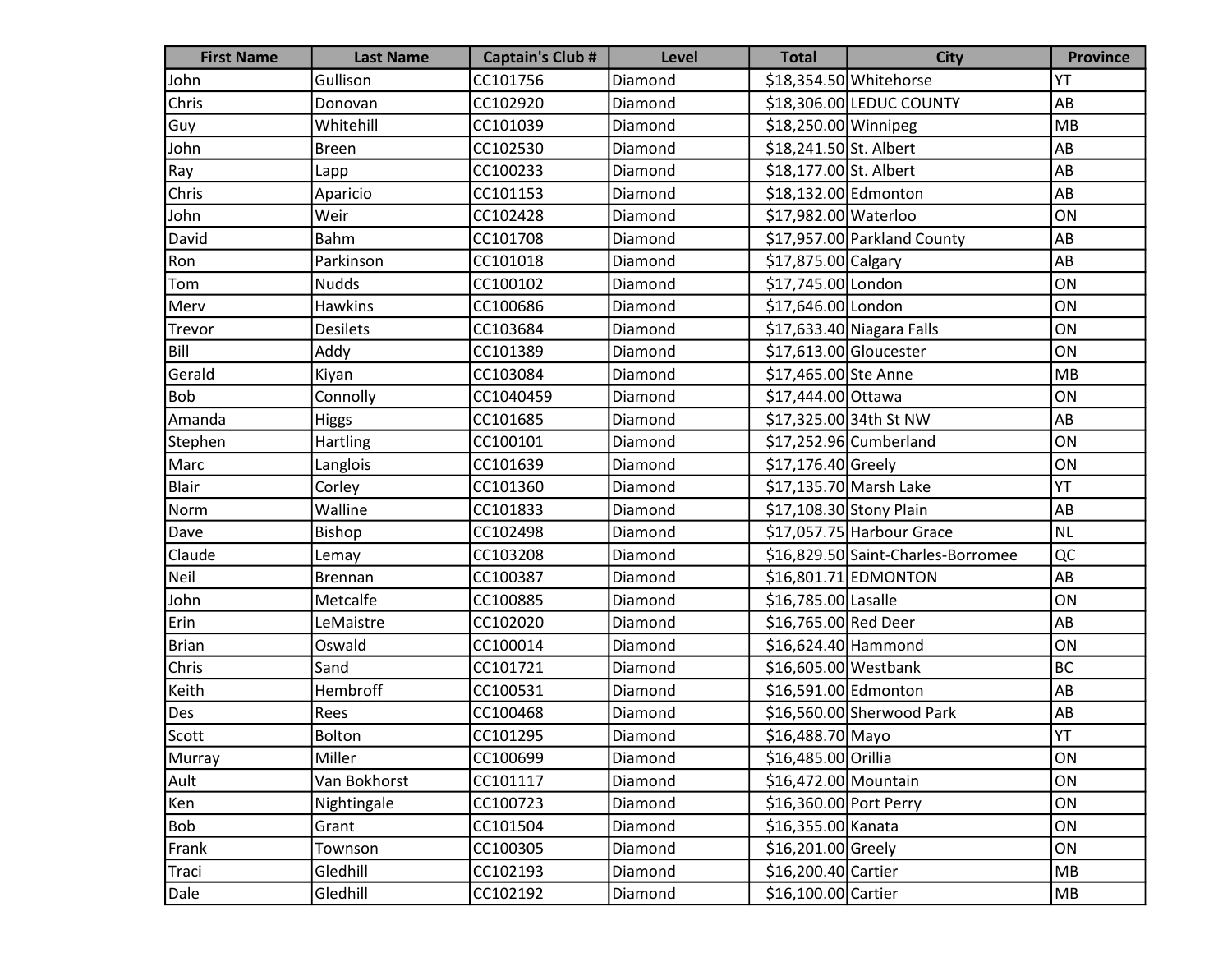| First Name | Last Name | Captain's Club # | Level | Total | City | Province |
|---|---|---|---|---|---|---|
| John | Gullison | CC101756 | Diamond | $18,354.50 | Whitehorse | YT |
| Chris | Donovan | CC102920 | Diamond | $18,306.00 | LEDUC COUNTY | AB |
| Guy | Whitehill | CC101039 | Diamond | $18,250.00 | Winnipeg | MB |
| John | Breen | CC102530 | Diamond | $18,241.50 | St. Albert | AB |
| Ray | Lapp | CC100233 | Diamond | $18,177.00 | St. Albert | AB |
| Chris | Aparicio | CC101153 | Diamond | $18,132.00 | Edmonton | AB |
| John | Weir | CC102428 | Diamond | $17,982.00 | Waterloo | ON |
| David | Bahm | CC101708 | Diamond | $17,957.00 | Parkland County | AB |
| Ron | Parkinson | CC101018 | Diamond | $17,875.00 | Calgary | AB |
| Tom | Nudds | CC100102 | Diamond | $17,745.00 | London | ON |
| Merv | Hawkins | CC100686 | Diamond | $17,646.00 | London | ON |
| Trevor | Desilets | CC103684 | Diamond | $17,633.40 | Niagara Falls | ON |
| Bill | Addy | CC101389 | Diamond | $17,613.00 | Gloucester | ON |
| Gerald | Kiyan | CC103084 | Diamond | $17,465.00 | Ste Anne | MB |
| Bob | Connolly | CC1040459 | Diamond | $17,444.00 | Ottawa | ON |
| Amanda | Higgs | CC101685 | Diamond | $17,325.00 | 34th St NW | AB |
| Stephen | Hartling | CC100101 | Diamond | $17,252.96 | Cumberland | ON |
| Marc | Langlois | CC101639 | Diamond | $17,176.40 | Greely | ON |
| Blair | Corley | CC101360 | Diamond | $17,135.70 | Marsh Lake | YT |
| Norm | Walline | CC101833 | Diamond | $17,108.30 | Stony Plain | AB |
| Dave | Bishop | CC102498 | Diamond | $17,057.75 | Harbour Grace | NL |
| Claude | Lemay | CC103208 | Diamond | $16,829.50 | Saint-Charles-Borromee | QC |
| Neil | Brennan | CC100387 | Diamond | $16,801.71 | EDMONTON | AB |
| John | Metcalfe | CC100885 | Diamond | $16,785.00 | Lasalle | ON |
| Erin | LeMaistre | CC102020 | Diamond | $16,765.00 | Red Deer | AB |
| Brian | Oswald | CC100014 | Diamond | $16,624.40 | Hammond | ON |
| Chris | Sand | CC101721 | Diamond | $16,605.00 | Westbank | BC |
| Keith | Hembroff | CC100531 | Diamond | $16,591.00 | Edmonton | AB |
| Des | Rees | CC100468 | Diamond | $16,560.00 | Sherwood Park | AB |
| Scott | Bolton | CC101295 | Diamond | $16,488.70 | Mayo | YT |
| Murray | Miller | CC100699 | Diamond | $16,485.00 | Orillia | ON |
| Ault | Van Bokhorst | CC101117 | Diamond | $16,472.00 | Mountain | ON |
| Ken | Nightingale | CC100723 | Diamond | $16,360.00 | Port Perry | ON |
| Bob | Grant | CC101504 | Diamond | $16,355.00 | Kanata | ON |
| Frank | Townson | CC100305 | Diamond | $16,201.00 | Greely | ON |
| Traci | Gledhill | CC102193 | Diamond | $16,200.40 | Cartier | MB |
| Dale | Gledhill | CC102192 | Diamond | $16,100.00 | Cartier | MB |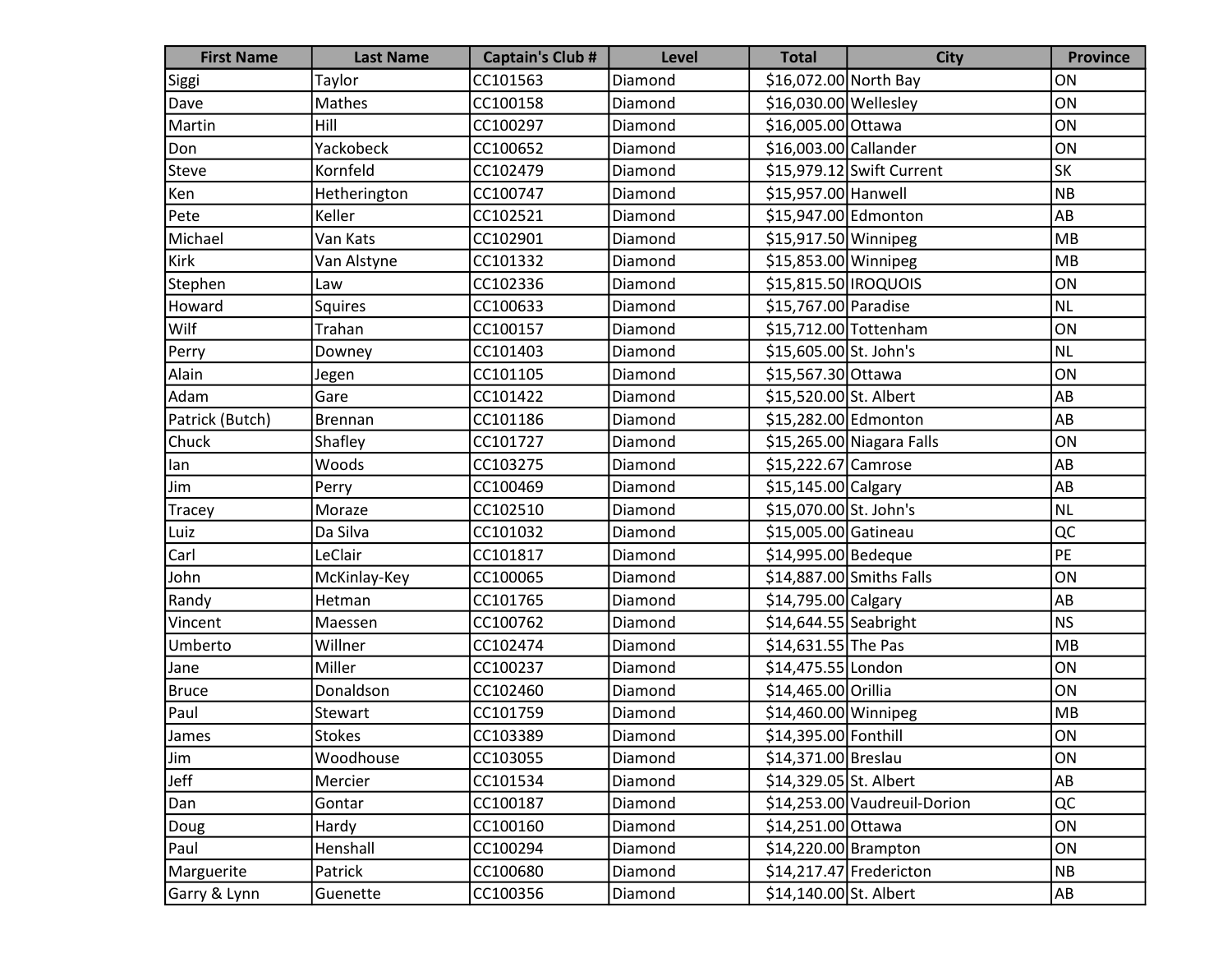| First Name | Last Name | Captain's Club # | Level | Total | City | Province |
| --- | --- | --- | --- | --- | --- | --- |
| Siggi | Taylor | CC101563 | Diamond | $16,072.00 | North Bay | ON |
| Dave | Mathes | CC100158 | Diamond | $16,030.00 | Wellesley | ON |
| Martin | Hill | CC100297 | Diamond | $16,005.00 | Ottawa | ON |
| Don | Yackobeck | CC100652 | Diamond | $16,003.00 | Callander | ON |
| Steve | Kornfeld | CC102479 | Diamond | $15,979.12 | Swift Current | SK |
| Ken | Hetherington | CC100747 | Diamond | $15,957.00 | Hanwell | NB |
| Pete | Keller | CC102521 | Diamond | $15,947.00 | Edmonton | AB |
| Michael | Van Kats | CC102901 | Diamond | $15,917.50 | Winnipeg | MB |
| Kirk | Van Alstyne | CC101332 | Diamond | $15,853.00 | Winnipeg | MB |
| Stephen | Law | CC102336 | Diamond | $15,815.50 | IROQUOIS | ON |
| Howard | Squires | CC100633 | Diamond | $15,767.00 | Paradise | NL |
| Wilf | Trahan | CC100157 | Diamond | $15,712.00 | Tottenham | ON |
| Perry | Downey | CC101403 | Diamond | $15,605.00 | St. John's | NL |
| Alain | Jegen | CC101105 | Diamond | $15,567.30 | Ottawa | ON |
| Adam | Gare | CC101422 | Diamond | $15,520.00 | St. Albert | AB |
| Patrick (Butch) | Brennan | CC101186 | Diamond | $15,282.00 | Edmonton | AB |
| Chuck | Shafley | CC101727 | Diamond | $15,265.00 | Niagara Falls | ON |
| Ian | Woods | CC103275 | Diamond | $15,222.67 | Camrose | AB |
| Jim | Perry | CC100469 | Diamond | $15,145.00 | Calgary | AB |
| Tracey | Moraze | CC102510 | Diamond | $15,070.00 | St. John's | NL |
| Luiz | Da Silva | CC101032 | Diamond | $15,005.00 | Gatineau | QC |
| Carl | LeClair | CC101817 | Diamond | $14,995.00 | Bedeque | PE |
| John | McKinlay-Key | CC100065 | Diamond | $14,887.00 | Smiths Falls | ON |
| Randy | Hetman | CC101765 | Diamond | $14,795.00 | Calgary | AB |
| Vincent | Maessen | CC100762 | Diamond | $14,644.55 | Seabright | NS |
| Umberto | Willner | CC102474 | Diamond | $14,631.55 | The Pas | MB |
| Jane | Miller | CC100237 | Diamond | $14,475.55 | London | ON |
| Bruce | Donaldson | CC102460 | Diamond | $14,465.00 | Orillia | ON |
| Paul | Stewart | CC101759 | Diamond | $14,460.00 | Winnipeg | MB |
| James | Stokes | CC103389 | Diamond | $14,395.00 | Fonthill | ON |
| Jim | Woodhouse | CC103055 | Diamond | $14,371.00 | Breslau | ON |
| Jeff | Mercier | CC101534 | Diamond | $14,329.05 | St. Albert | AB |
| Dan | Gontar | CC100187 | Diamond | $14,253.00 | Vaudreuil-Dorion | QC |
| Doug | Hardy | CC100160 | Diamond | $14,251.00 | Ottawa | ON |
| Paul | Henshall | CC100294 | Diamond | $14,220.00 | Brampton | ON |
| Marguerite | Patrick | CC100680 | Diamond | $14,217.47 | Fredericton | NB |
| Garry & Lynn | Guenette | CC100356 | Diamond | $14,140.00 | St. Albert | AB |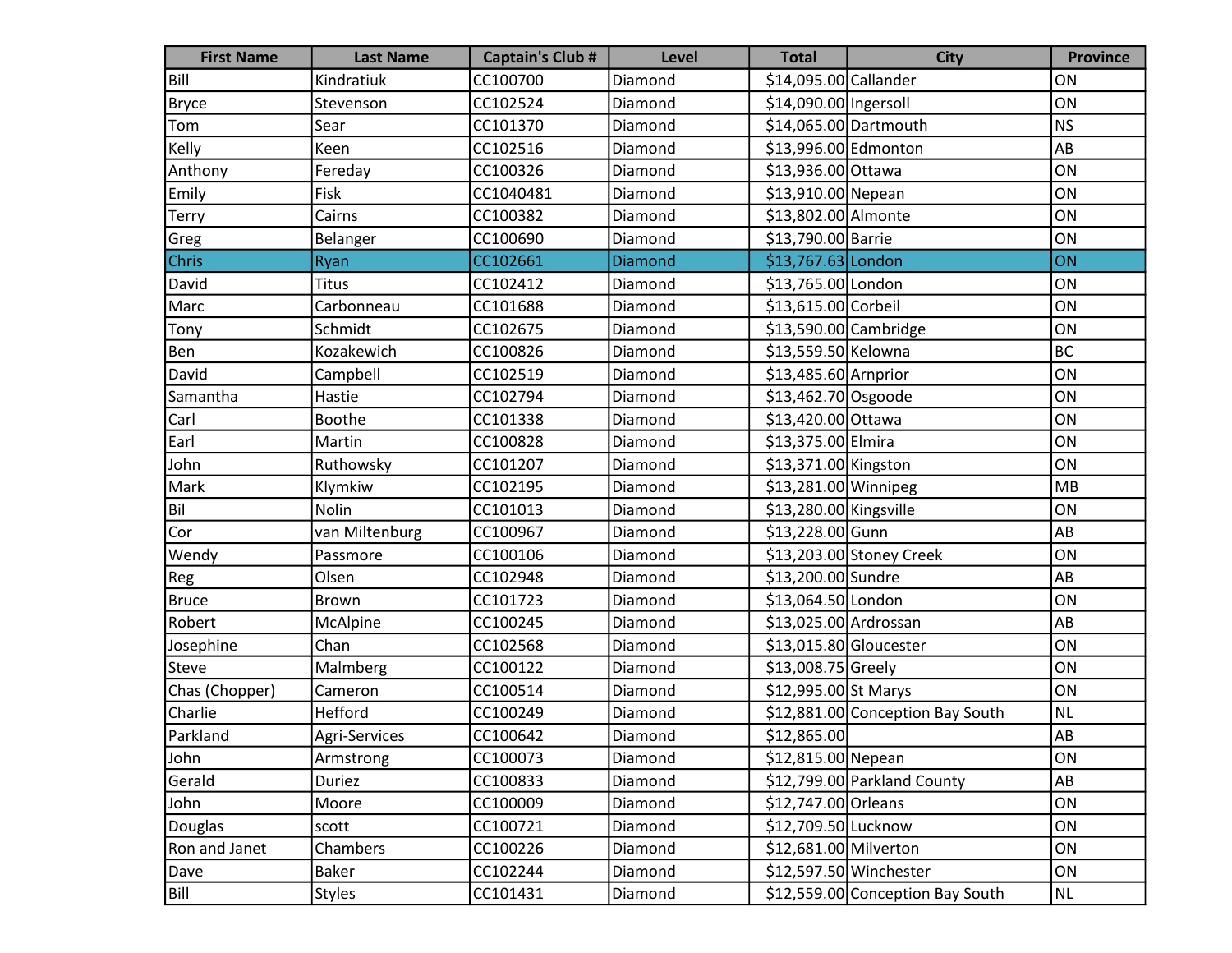| First Name | Last Name | Captain's Club # | Level | Total | City | Province |
|---|---|---|---|---|---|---|
| Bill | Kindratiuk | CC100700 | Diamond | $14,095.00 | Callander | ON |
| Bryce | Stevenson | CC102524 | Diamond | $14,090.00 | Ingersoll | ON |
| Tom | Sear | CC101370 | Diamond | $14,065.00 | Dartmouth | NS |
| Kelly | Keen | CC102516 | Diamond | $13,996.00 | Edmonton | AB |
| Anthony | Fereday | CC100326 | Diamond | $13,936.00 | Ottawa | ON |
| Emily | Fisk | CC1040481 | Diamond | $13,910.00 | Nepean | ON |
| Terry | Cairns | CC100382 | Diamond | $13,802.00 | Almonte | ON |
| Greg | Belanger | CC100690 | Diamond | $13,790.00 | Barrie | ON |
| Chris | Ryan | CC102661 | Diamond | $13,767.63 | London | ON |
| David | Titus | CC102412 | Diamond | $13,765.00 | London | ON |
| Marc | Carbonneau | CC101688 | Diamond | $13,615.00 | Corbeil | ON |
| Tony | Schmidt | CC102675 | Diamond | $13,590.00 | Cambridge | ON |
| Ben | Kozakewich | CC100826 | Diamond | $13,559.50 | Kelowna | BC |
| David | Campbell | CC102519 | Diamond | $13,485.60 | Arnprior | ON |
| Samantha | Hastie | CC102794 | Diamond | $13,462.70 | Osgoode | ON |
| Carl | Boothe | CC101338 | Diamond | $13,420.00 | Ottawa | ON |
| Earl | Martin | CC100828 | Diamond | $13,375.00 | Elmira | ON |
| John | Ruthowsky | CC101207 | Diamond | $13,371.00 | Kingston | ON |
| Mark | Klymkiw | CC102195 | Diamond | $13,281.00 | Winnipeg | MB |
| Bil | Nolin | CC101013 | Diamond | $13,280.00 | Kingsville | ON |
| Cor | van Miltenburg | CC100967 | Diamond | $13,228.00 | Gunn | AB |
| Wendy | Passmore | CC100106 | Diamond | $13,203.00 | Stoney Creek | ON |
| Reg | Olsen | CC102948 | Diamond | $13,200.00 | Sundre | AB |
| Bruce | Brown | CC101723 | Diamond | $13,064.50 | London | ON |
| Robert | McAlpine | CC100245 | Diamond | $13,025.00 | Ardrossan | AB |
| Josephine | Chan | CC102568 | Diamond | $13,015.80 | Gloucester | ON |
| Steve | Malmberg | CC100122 | Diamond | $13,008.75 | Greely | ON |
| Chas (Chopper) | Cameron | CC100514 | Diamond | $12,995.00 | St Marys | ON |
| Charlie | Hefford | CC100249 | Diamond | $12,881.00 | Conception Bay South | NL |
| Parkland | Agri-Services | CC100642 | Diamond | $12,865.00 | | AB |
| John | Armstrong | CC100073 | Diamond | $12,815.00 | Nepean | ON |
| Gerald | Duriez | CC100833 | Diamond | $12,799.00 | Parkland County | AB |
| John | Moore | CC100009 | Diamond | $12,747.00 | Orleans | ON |
| Douglas | scott | CC100721 | Diamond | $12,709.50 | Lucknow | ON |
| Ron and Janet | Chambers | CC100226 | Diamond | $12,681.00 | Milverton | ON |
| Dave | Baker | CC102244 | Diamond | $12,597.50 | Winchester | ON |
| Bill | Styles | CC101431 | Diamond | $12,559.00 | Conception Bay South | NL |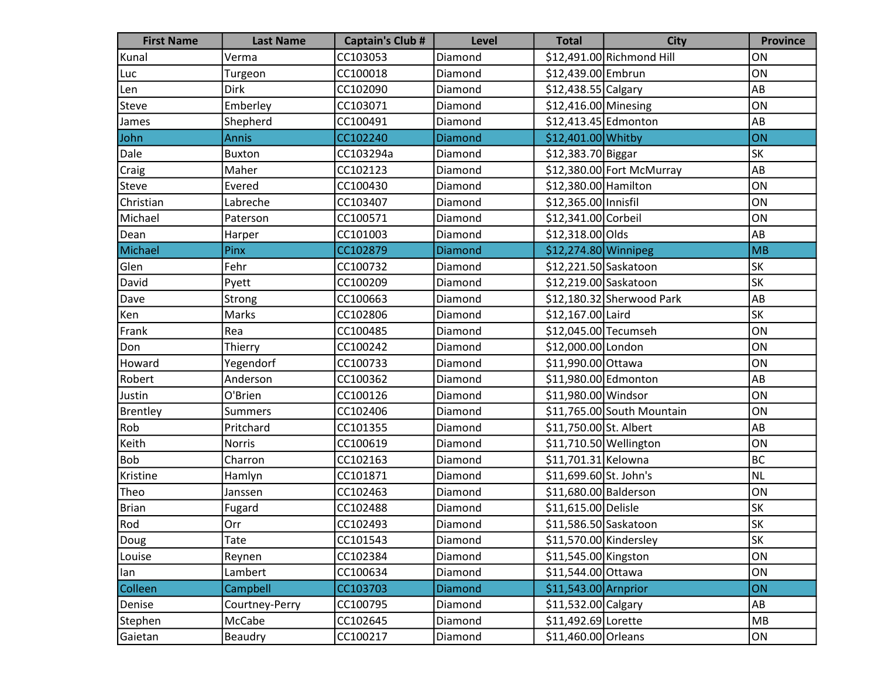| First Name | Last Name | Captain's Club # | Level | Total | City | Province |
|---|---|---|---|---|---|---|
| Kunal | Verma | CC103053 | Diamond | $12,491.00 | Richmond Hill | ON |
| Luc | Turgeon | CC100018 | Diamond | $12,439.00 | Embrun | ON |
| Len | Dirk | CC102090 | Diamond | $12,438.55 | Calgary | AB |
| Steve | Emberley | CC103071 | Diamond | $12,416.00 | Minesing | ON |
| James | Shepherd | CC100491 | Diamond | $12,413.45 | Edmonton | AB |
| John | Annis | CC102240 | Diamond | $12,401.00 | Whitby | ON |
| Dale | Buxton | CC103294a | Diamond | $12,383.70 | Biggar | SK |
| Craig | Maher | CC102123 | Diamond | $12,380.00 | Fort McMurray | AB |
| Steve | Evered | CC100430 | Diamond | $12,380.00 | Hamilton | ON |
| Christian | Labreche | CC103407 | Diamond | $12,365.00 | Innisfil | ON |
| Michael | Paterson | CC100571 | Diamond | $12,341.00 | Corbeil | ON |
| Dean | Harper | CC101003 | Diamond | $12,318.00 | Olds | AB |
| Michael | Pinx | CC102879 | Diamond | $12,274.80 | Winnipeg | MB |
| Glen | Fehr | CC100732 | Diamond | $12,221.50 | Saskatoon | SK |
| David | Pyett | CC100209 | Diamond | $12,219.00 | Saskatoon | SK |
| Dave | Strong | CC100663 | Diamond | $12,180.32 | Sherwood Park | AB |
| Ken | Marks | CC102806 | Diamond | $12,167.00 | Laird | SK |
| Frank | Rea | CC100485 | Diamond | $12,045.00 | Tecumseh | ON |
| Don | Thierry | CC100242 | Diamond | $12,000.00 | London | ON |
| Howard | Yegendorf | CC100733 | Diamond | $11,990.00 | Ottawa | ON |
| Robert | Anderson | CC100362 | Diamond | $11,980.00 | Edmonton | AB |
| Justin | O'Brien | CC100126 | Diamond | $11,980.00 | Windsor | ON |
| Brentley | Summers | CC102406 | Diamond | $11,765.00 | South Mountain | ON |
| Rob | Pritchard | CC101355 | Diamond | $11,750.00 | St. Albert | AB |
| Keith | Norris | CC100619 | Diamond | $11,710.50 | Wellington | ON |
| Bob | Charron | CC102163 | Diamond | $11,701.31 | Kelowna | BC |
| Kristine | Hamlyn | CC101871 | Diamond | $11,699.60 | St. John's | NL |
| Theo | Janssen | CC102463 | Diamond | $11,680.00 | Balderson | ON |
| Brian | Fugard | CC102488 | Diamond | $11,615.00 | Delisle | SK |
| Rod | Orr | CC102493 | Diamond | $11,586.50 | Saskatoon | SK |
| Doug | Tate | CC101543 | Diamond | $11,570.00 | Kindersley | SK |
| Louise | Reynen | CC102384 | Diamond | $11,545.00 | Kingston | ON |
| Ian | Lambert | CC100634 | Diamond | $11,544.00 | Ottawa | ON |
| Colleen | Campbell | CC103703 | Diamond | $11,543.00 | Arnprior | ON |
| Denise | Courtney-Perry | CC100795 | Diamond | $11,532.00 | Calgary | AB |
| Stephen | McCabe | CC102645 | Diamond | $11,492.69 | Lorette | MB |
| Gaietan | Beaudry | CC100217 | Diamond | $11,460.00 | Orleans | ON |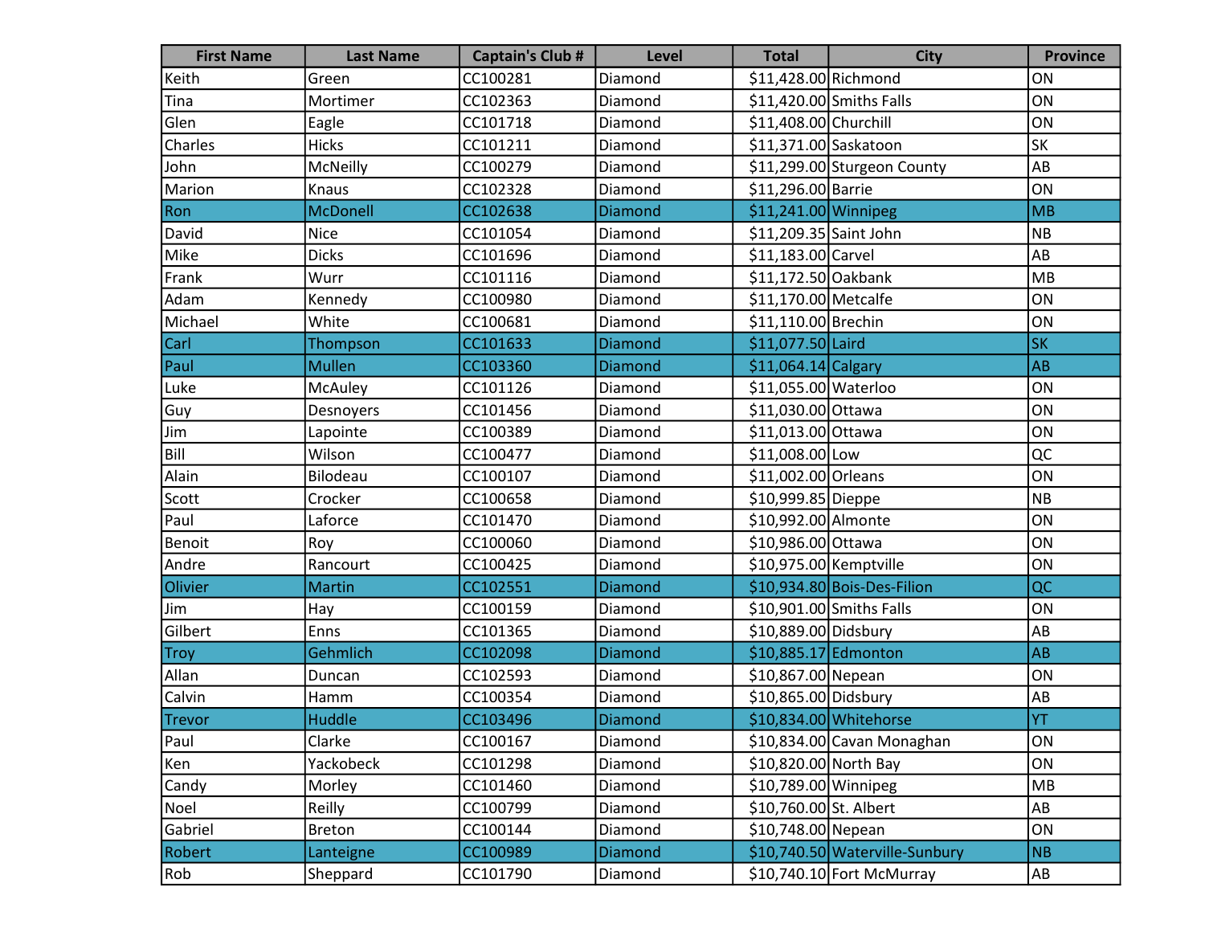| First Name | Last Name | Captain's Club # | Level | Total | City | Province |
|---|---|---|---|---|---|---|
| Keith | Green | CC100281 | Diamond | $11,428.00 | Richmond | ON |
| Tina | Mortimer | CC102363 | Diamond | $11,420.00 | Smiths Falls | ON |
| Glen | Eagle | CC101718 | Diamond | $11,408.00 | Churchill | ON |
| Charles | Hicks | CC101211 | Diamond | $11,371.00 | Saskatoon | SK |
| John | McNeilly | CC100279 | Diamond | $11,299.00 | Sturgeon County | AB |
| Marion | Knaus | CC102328 | Diamond | $11,296.00 | Barrie | ON |
| Ron | McDonell | CC102638 | Diamond | $11,241.00 | Winnipeg | MB |
| David | Nice | CC101054 | Diamond | $11,209.35 | Saint John | NB |
| Mike | Dicks | CC101696 | Diamond | $11,183.00 | Carvel | AB |
| Frank | Wurr | CC101116 | Diamond | $11,172.50 | Oakbank | MB |
| Adam | Kennedy | CC100980 | Diamond | $11,170.00 | Metcalfe | ON |
| Michael | White | CC100681 | Diamond | $11,110.00 | Brechin | ON |
| Carl | Thompson | CC101633 | Diamond | $11,077.50 | Laird | SK |
| Paul | Mullen | CC103360 | Diamond | $11,064.14 | Calgary | AB |
| Luke | McAuley | CC101126 | Diamond | $11,055.00 | Waterloo | ON |
| Guy | Desnoyers | CC101456 | Diamond | $11,030.00 | Ottawa | ON |
| Jim | Lapointe | CC100389 | Diamond | $11,013.00 | Ottawa | ON |
| Bill | Wilson | CC100477 | Diamond | $11,008.00 | Low | QC |
| Alain | Bilodeau | CC100107 | Diamond | $11,002.00 | Orleans | ON |
| Scott | Crocker | CC100658 | Diamond | $10,999.85 | Dieppe | NB |
| Paul | Laforce | CC101470 | Diamond | $10,992.00 | Almonte | ON |
| Benoit | Roy | CC100060 | Diamond | $10,986.00 | Ottawa | ON |
| Andre | Rancourt | CC100425 | Diamond | $10,975.00 | Kemptville | ON |
| Olivier | Martin | CC102551 | Diamond | $10,934.80 | Bois-Des-Filion | QC |
| Jim | Hay | CC100159 | Diamond | $10,901.00 | Smiths Falls | ON |
| Gilbert | Enns | CC101365 | Diamond | $10,889.00 | Didsbury | AB |
| Troy | Gehmlich | CC102098 | Diamond | $10,885.17 | Edmonton | AB |
| Allan | Duncan | CC102593 | Diamond | $10,867.00 | Nepean | ON |
| Calvin | Hamm | CC100354 | Diamond | $10,865.00 | Didsbury | AB |
| Trevor | Huddle | CC103496 | Diamond | $10,834.00 | Whitehorse | YT |
| Paul | Clarke | CC100167 | Diamond | $10,834.00 | Cavan Monaghan | ON |
| Ken | Yackobeck | CC101298 | Diamond | $10,820.00 | North Bay | ON |
| Candy | Morley | CC101460 | Diamond | $10,789.00 | Winnipeg | MB |
| Noel | Reilly | CC100799 | Diamond | $10,760.00 | St. Albert | AB |
| Gabriel | Breton | CC100144 | Diamond | $10,748.00 | Nepean | ON |
| Robert | Lanteigne | CC100989 | Diamond | $10,740.50 | Waterville-Sunbury | NB |
| Rob | Sheppard | CC101790 | Diamond | $10,740.10 | Fort McMurray | AB |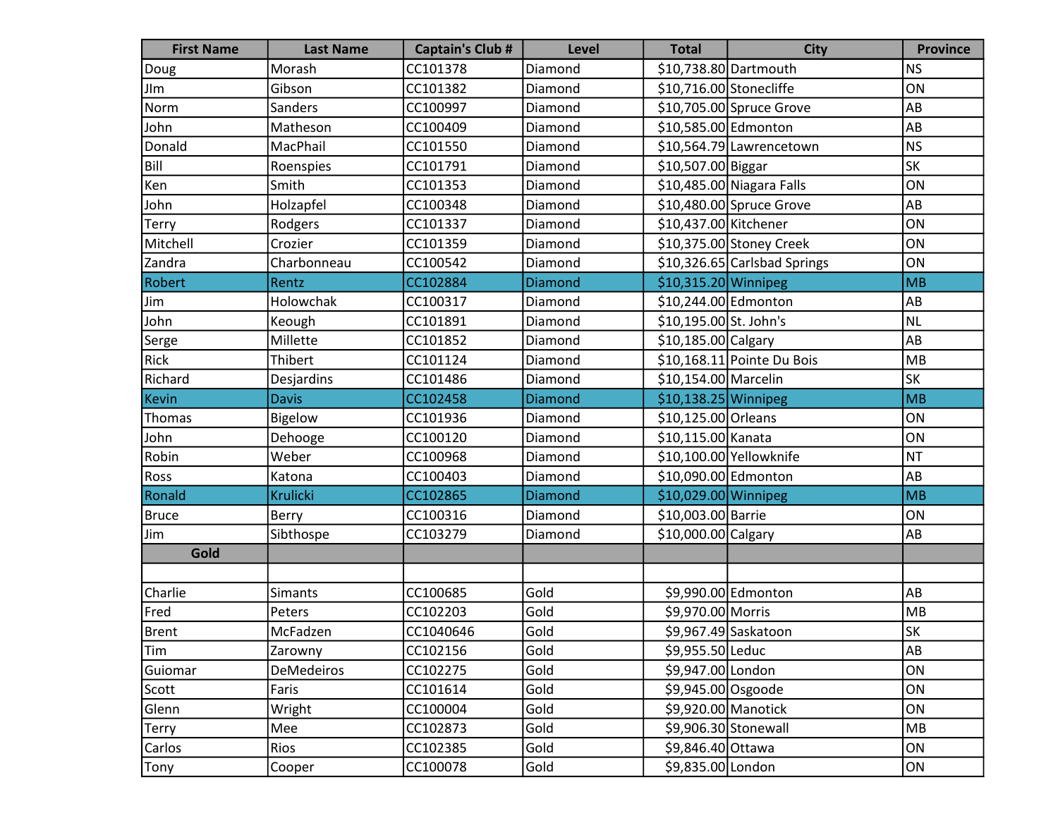| First Name | Last Name | Captain's Club # | Level | Total | City | Province |
|---|---|---|---|---|---|---|
| Doug | Morash | CC101378 | Diamond | $10,738.80 | Dartmouth | NS |
| JIm | Gibson | CC101382 | Diamond | $10,716.00 | Stonecliffe | ON |
| Norm | Sanders | CC100997 | Diamond | $10,705.00 | Spruce Grove | AB |
| John | Matheson | CC100409 | Diamond | $10,585.00 | Edmonton | AB |
| Donald | MacPhail | CC101550 | Diamond | $10,564.79 | Lawrencetown | NS |
| Bill | Roenspies | CC101791 | Diamond | $10,507.00 | Biggar | SK |
| Ken | Smith | CC101353 | Diamond | $10,485.00 | Niagara Falls | ON |
| John | Holzapfel | CC100348 | Diamond | $10,480.00 | Spruce Grove | AB |
| Terry | Rodgers | CC101337 | Diamond | $10,437.00 | Kitchener | ON |
| Mitchell | Crozier | CC101359 | Diamond | $10,375.00 | Stoney Creek | ON |
| Zandra | Charbonneau | CC100542 | Diamond | $10,326.65 | Carlsbad Springs | ON |
| Robert | Rentz | CC102884 | Diamond | $10,315.20 | Winnipeg | MB |
| Jim | Holowchak | CC100317 | Diamond | $10,244.00 | Edmonton | AB |
| John | Keough | CC101891 | Diamond | $10,195.00 | St. John's | NL |
| Serge | Millette | CC101852 | Diamond | $10,185.00 | Calgary | AB |
| Rick | Thibert | CC101124 | Diamond | $10,168.11 | Pointe Du Bois | MB |
| Richard | Desjardins | CC101486 | Diamond | $10,154.00 | Marcelin | SK |
| Kevin | Davis | CC102458 | Diamond | $10,138.25 | Winnipeg | MB |
| Thomas | Bigelow | CC101936 | Diamond | $10,125.00 | Orleans | ON |
| John | Dehooge | CC100120 | Diamond | $10,115.00 | Kanata | ON |
| Robin | Weber | CC100968 | Diamond | $10,100.00 | Yellowknife | NT |
| Ross | Katona | CC100403 | Diamond | $10,090.00 | Edmonton | AB |
| Ronald | Krulicki | CC102865 | Diamond | $10,029.00 | Winnipeg | MB |
| Bruce | Berry | CC100316 | Diamond | $10,003.00 | Barrie | ON |
| Jim | Sibthospe | CC103279 | Diamond | $10,000.00 | Calgary | AB |
| **Gold** | | | | | | |
| | | | | | | |
| Charlie | Simants | CC100685 | Gold | $9,990.00 | Edmonton | AB |
| Fred | Peters | CC102203 | Gold | $9,970.00 | Morris | MB |
| Brent | McFadzen | CC1040646 | Gold | $9,967.49 | Saskatoon | SK |
| Tim | Zarowny | CC102156 | Gold | $9,955.50 | Leduc | AB |
| Guiomar | DeMedeiros | CC102275 | Gold | $9,947.00 | London | ON |
| Scott | Faris | CC101614 | Gold | $9,945.00 | Osgoode | ON |
| Glenn | Wright | CC100004 | Gold | $9,920.00 | Manotick | ON |
| Terry | Mee | CC102873 | Gold | $9,906.30 | Stonewall | MB |
| Carlos | Rios | CC102385 | Gold | $9,846.40 | Ottawa | ON |
| Tony | Cooper | CC100078 | Gold | $9,835.00 | London | ON |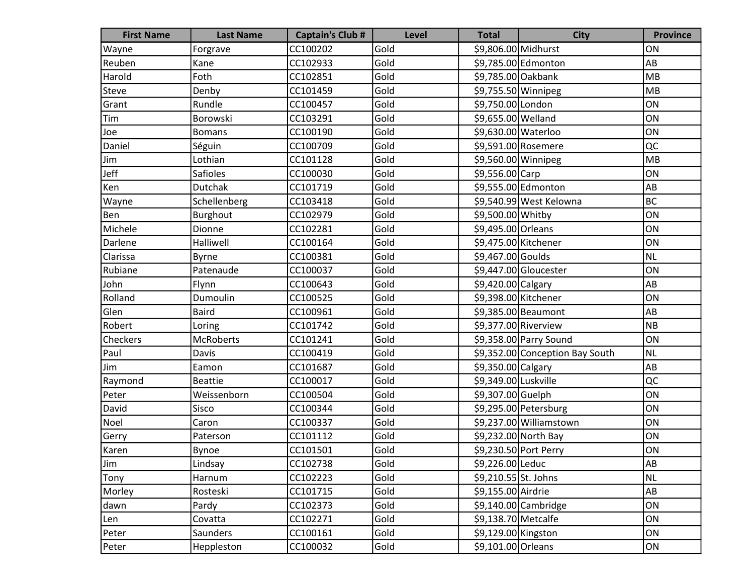| First Name | Last Name | Captain's Club # | Level | Total | City | Province |
|---|---|---|---|---|---|---|
| Wayne | Forgrave | CC100202 | Gold | $9,806.00 | Midhurst | ON |
| Reuben | Kane | CC102933 | Gold | $9,785.00 | Edmonton | AB |
| Harold | Foth | CC102851 | Gold | $9,785.00 | Oakbank | MB |
| Steve | Denby | CC101459 | Gold | $9,755.50 | Winnipeg | MB |
| Grant | Rundle | CC100457 | Gold | $9,750.00 | London | ON |
| Tim | Borowski | CC103291 | Gold | $9,655.00 | Welland | ON |
| Joe | Bomans | CC100190 | Gold | $9,630.00 | Waterloo | ON |
| Daniel | Séguin | CC100709 | Gold | $9,591.00 | Rosemere | QC |
| Jim | Lothian | CC101128 | Gold | $9,560.00 | Winnipeg | MB |
| Jeff | Safioles | CC100030 | Gold | $9,556.00 | Carp | ON |
| Ken | Dutchak | CC101719 | Gold | $9,555.00 | Edmonton | AB |
| Wayne | Schellenberg | CC103418 | Gold | $9,540.99 | West Kelowna | BC |
| Ben | Burghout | CC102979 | Gold | $9,500.00 | Whitby | ON |
| Michele | Dionne | CC102281 | Gold | $9,495.00 | Orleans | ON |
| Darlene | Halliwell | CC100164 | Gold | $9,475.00 | Kitchener | ON |
| Clarissa | Byrne | CC100381 | Gold | $9,467.00 | Goulds | NL |
| Rubiane | Patenaude | CC100037 | Gold | $9,447.00 | Gloucester | ON |
| John | Flynn | CC100643 | Gold | $9,420.00 | Calgary | AB |
| Rolland | Dumoulin | CC100525 | Gold | $9,398.00 | Kitchener | ON |
| Glen | Baird | CC100961 | Gold | $9,385.00 | Beaumont | AB |
| Robert | Loring | CC101742 | Gold | $9,377.00 | Riverview | NB |
| Checkers | McRoberts | CC101241 | Gold | $9,358.00 | Parry Sound | ON |
| Paul | Davis | CC100419 | Gold | $9,352.00 | Conception Bay South | NL |
| Jim | Eamon | CC101687 | Gold | $9,350.00 | Calgary | AB |
| Raymond | Beattie | CC100017 | Gold | $9,349.00 | Luskville | QC |
| Peter | Weissenborn | CC100504 | Gold | $9,307.00 | Guelph | ON |
| David | Sisco | CC100344 | Gold | $9,295.00 | Petersburg | ON |
| Noel | Caron | CC100337 | Gold | $9,237.00 | Williamstown | ON |
| Gerry | Paterson | CC101112 | Gold | $9,232.00 | North Bay | ON |
| Karen | Bynoe | CC101501 | Gold | $9,230.50 | Port Perry | ON |
| Jim | Lindsay | CC102738 | Gold | $9,226.00 | Leduc | AB |
| Tony | Harnum | CC102223 | Gold | $9,210.55 | St. Johns | NL |
| Morley | Rosteski | CC101715 | Gold | $9,155.00 | Airdrie | AB |
| dawn | Pardy | CC102373 | Gold | $9,140.00 | Cambridge | ON |
| Len | Covatta | CC102271 | Gold | $9,138.70 | Metcalfe | ON |
| Peter | Saunders | CC100161 | Gold | $9,129.00 | Kingston | ON |
| Peter | Heppleston | CC100032 | Gold | $9,101.00 | Orleans | ON |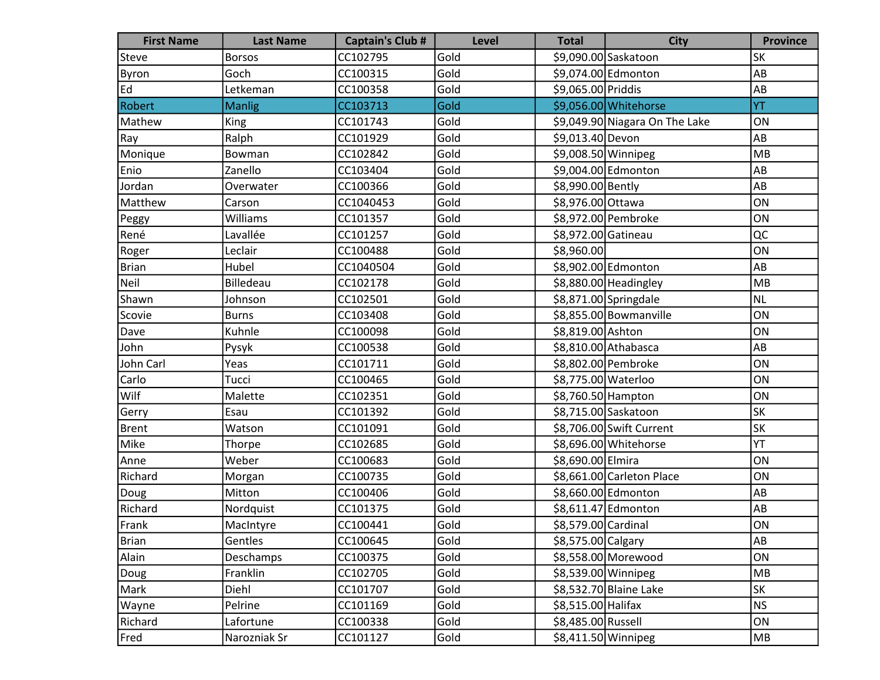| First Name | Last Name | Captain's Club # | Level | Total | City | Province |
|---|---|---|---|---|---|---|
| Steve | Borsos | CC102795 | Gold | $9,090.00 | Saskatoon | SK |
| Byron | Goch | CC100315 | Gold | $9,074.00 | Edmonton | AB |
| Ed | Letkeman | CC100358 | Gold | $9,065.00 | Priddis | AB |
| Robert | Manlig | CC103713 | Gold | $9,056.00 | Whitehorse | YT |
| Mathew | King | CC101743 | Gold | $9,049.90 | Niagara On The Lake | ON |
| Ray | Ralph | CC101929 | Gold | $9,013.40 | Devon | AB |
| Monique | Bowman | CC102842 | Gold | $9,008.50 | Winnipeg | MB |
| Enio | Zanello | CC103404 | Gold | $9,004.00 | Edmonton | AB |
| Jordan | Overwater | CC100366 | Gold | $8,990.00 | Bently | AB |
| Matthew | Carson | CC1040453 | Gold | $8,976.00 | Ottawa | ON |
| Peggy | Williams | CC101357 | Gold | $8,972.00 | Pembroke | ON |
| René | Lavallée | CC101257 | Gold | $8,972.00 | Gatineau | QC |
| Roger | Leclair | CC100488 | Gold | $8,960.00 | | ON |
| Brian | Hubel | CC1040504 | Gold | $8,902.00 | Edmonton | AB |
| Neil | Billedeau | CC102178 | Gold | $8,880.00 | Headingley | MB |
| Shawn | Johnson | CC102501 | Gold | $8,871.00 | Springdale | NL |
| Scovie | Burns | CC103408 | Gold | $8,855.00 | Bowmanville | ON |
| Dave | Kuhnle | CC100098 | Gold | $8,819.00 | Ashton | ON |
| John | Pysyk | CC100538 | Gold | $8,810.00 | Athabasca | AB |
| John Carl | Yeas | CC101711 | Gold | $8,802.00 | Pembroke | ON |
| Carlo | Tucci | CC100465 | Gold | $8,775.00 | Waterloo | ON |
| Wilf | Malette | CC102351 | Gold | $8,760.50 | Hampton | ON |
| Gerry | Esau | CC101392 | Gold | $8,715.00 | Saskatoon | SK |
| Brent | Watson | CC101091 | Gold | $8,706.00 | Swift Current | SK |
| Mike | Thorpe | CC102685 | Gold | $8,696.00 | Whitehorse | YT |
| Anne | Weber | CC100683 | Gold | $8,690.00 | Elmira | ON |
| Richard | Morgan | CC100735 | Gold | $8,661.00 | Carleton Place | ON |
| Doug | Mitton | CC100406 | Gold | $8,660.00 | Edmonton | AB |
| Richard | Nordquist | CC101375 | Gold | $8,611.47 | Edmonton | AB |
| Frank | MacIntyre | CC100441 | Gold | $8,579.00 | Cardinal | ON |
| Brian | Gentles | CC100645 | Gold | $8,575.00 | Calgary | AB |
| Alain | Deschamps | CC100375 | Gold | $8,558.00 | Morewood | ON |
| Doug | Franklin | CC102705 | Gold | $8,539.00 | Winnipeg | MB |
| Mark | Diehl | CC101707 | Gold | $8,532.70 | Blaine Lake | SK |
| Wayne | Pelrine | CC101169 | Gold | $8,515.00 | Halifax | NS |
| Richard | Lafortune | CC100338 | Gold | $8,485.00 | Russell | ON |
| Fred | Narozniak Sr | CC101127 | Gold | $8,411.50 | Winnipeg | MB |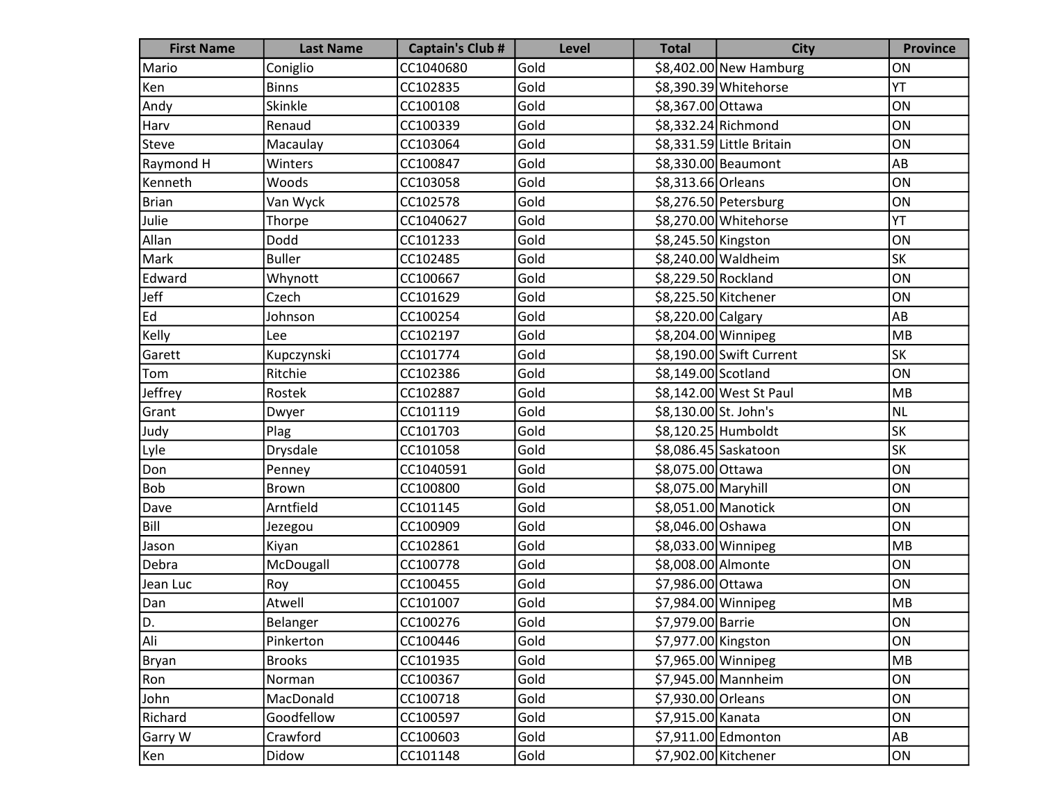| First Name | Last Name | Captain's Club # | Level | Total | City | Province |
|---|---|---|---|---|---|---|
| Mario | Coniglio | CC1040680 | Gold | $8,402.00 | New Hamburg | ON |
| Ken | Binns | CC102835 | Gold | $8,390.39 | Whitehorse | YT |
| Andy | Skinkle | CC100108 | Gold | $8,367.00 | Ottawa | ON |
| Harv | Renaud | CC100339 | Gold | $8,332.24 | Richmond | ON |
| Steve | Macaulay | CC103064 | Gold | $8,331.59 | Little Britain | ON |
| Raymond H | Winters | CC100847 | Gold | $8,330.00 | Beaumont | AB |
| Kenneth | Woods | CC103058 | Gold | $8,313.66 | Orleans | ON |
| Brian | Van Wyck | CC102578 | Gold | $8,276.50 | Petersburg | ON |
| Julie | Thorpe | CC1040627 | Gold | $8,270.00 | Whitehorse | YT |
| Allan | Dodd | CC101233 | Gold | $8,245.50 | Kingston | ON |
| Mark | Buller | CC102485 | Gold | $8,240.00 | Waldheim | SK |
| Edward | Whynott | CC100667 | Gold | $8,229.50 | Rockland | ON |
| Jeff | Czech | CC101629 | Gold | $8,225.50 | Kitchener | ON |
| Ed | Johnson | CC100254 | Gold | $8,220.00 | Calgary | AB |
| Kelly | Lee | CC102197 | Gold | $8,204.00 | Winnipeg | MB |
| Garett | Kupczynski | CC101774 | Gold | $8,190.00 | Swift Current | SK |
| Tom | Ritchie | CC102386 | Gold | $8,149.00 | Scotland | ON |
| Jeffrey | Rostek | CC102887 | Gold | $8,142.00 | West St Paul | MB |
| Grant | Dwyer | CC101119 | Gold | $8,130.00 | St. John's | NL |
| Judy | Plag | CC101703 | Gold | $8,120.25 | Humboldt | SK |
| Lyle | Drysdale | CC101058 | Gold | $8,086.45 | Saskatoon | SK |
| Don | Penney | CC1040591 | Gold | $8,075.00 | Ottawa | ON |
| Bob | Brown | CC100800 | Gold | $8,075.00 | Maryhill | ON |
| Dave | Arntfield | CC101145 | Gold | $8,051.00 | Manotick | ON |
| Bill | Jezegou | CC100909 | Gold | $8,046.00 | Oshawa | ON |
| Jason | Kiyan | CC102861 | Gold | $8,033.00 | Winnipeg | MB |
| Debra | McDougall | CC100778 | Gold | $8,008.00 | Almonte | ON |
| Jean Luc | Roy | CC100455 | Gold | $7,986.00 | Ottawa | ON |
| Dan | Atwell | CC101007 | Gold | $7,984.00 | Winnipeg | MB |
| D. | Belanger | CC100276 | Gold | $7,979.00 | Barrie | ON |
| Ali | Pinkerton | CC100446 | Gold | $7,977.00 | Kingston | ON |
| Bryan | Brooks | CC101935 | Gold | $7,965.00 | Winnipeg | MB |
| Ron | Norman | CC100367 | Gold | $7,945.00 | Mannheim | ON |
| John | MacDonald | CC100718 | Gold | $7,930.00 | Orleans | ON |
| Richard | Goodfellow | CC100597 | Gold | $7,915.00 | Kanata | ON |
| Garry W | Crawford | CC100603 | Gold | $7,911.00 | Edmonton | AB |
| Ken | Didow | CC101148 | Gold | $7,902.00 | Kitchener | ON |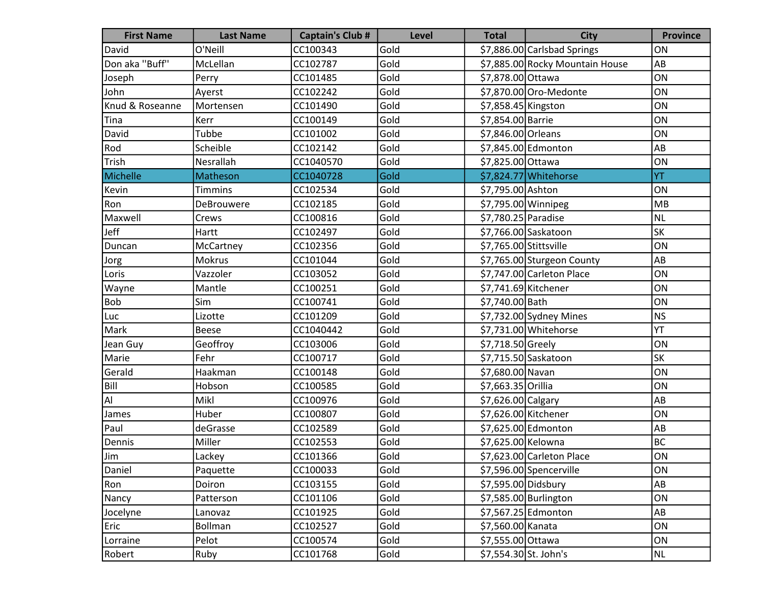| First Name | Last Name | Captain's Club # | Level | Total | City | Province |
|---|---|---|---|---|---|---|
| David | O'Neill | CC100343 | Gold | $7,886.00 | Carlsbad Springs | ON |
| Don aka "Buff" | McLellan | CC102787 | Gold | $7,885.00 | Rocky Mountain House | AB |
| Joseph | Perry | CC101485 | Gold | $7,878.00 | Ottawa | ON |
| John | Ayerst | CC102242 | Gold | $7,870.00 | Oro-Medonte | ON |
| Knud & Roseanne | Mortensen | CC101490 | Gold | $7,858.45 | Kingston | ON |
| Tina | Kerr | CC100149 | Gold | $7,854.00 | Barrie | ON |
| David | Tubbe | CC101002 | Gold | $7,846.00 | Orleans | ON |
| Rod | Scheible | CC102142 | Gold | $7,845.00 | Edmonton | AB |
| Trish | Nesrallah | CC1040570 | Gold | $7,825.00 | Ottawa | ON |
| Michelle | Matheson | CC1040728 | Gold | $7,824.77 | Whitehorse | YT |
| Kevin | Timmins | CC102534 | Gold | $7,795.00 | Ashton | ON |
| Ron | DeBrouwere | CC102185 | Gold | $7,795.00 | Winnipeg | MB |
| Maxwell | Crews | CC100816 | Gold | $7,780.25 | Paradise | NL |
| Jeff | Hartt | CC102497 | Gold | $7,766.00 | Saskatoon | SK |
| Duncan | McCartney | CC102356 | Gold | $7,765.00 | Stittsville | ON |
| Jorg | Mokrus | CC101044 | Gold | $7,765.00 | Sturgeon County | AB |
| Loris | Vazzoler | CC103052 | Gold | $7,747.00 | Carleton Place | ON |
| Wayne | Mantle | CC100251 | Gold | $7,741.69 | Kitchener | ON |
| Bob | Sim | CC100741 | Gold | $7,740.00 | Bath | ON |
| Luc | Lizotte | CC101209 | Gold | $7,732.00 | Sydney Mines | NS |
| Mark | Beese | CC1040442 | Gold | $7,731.00 | Whitehorse | YT |
| Jean Guy | Geoffroy | CC103006 | Gold | $7,718.50 | Greely | ON |
| Marie | Fehr | CC100717 | Gold | $7,715.50 | Saskatoon | SK |
| Gerald | Haakman | CC100148 | Gold | $7,680.00 | Navan | ON |
| Bill | Hobson | CC100585 | Gold | $7,663.35 | Orillia | ON |
| Al | Mikl | CC100976 | Gold | $7,626.00 | Calgary | AB |
| James | Huber | CC100807 | Gold | $7,626.00 | Kitchener | ON |
| Paul | deGrasse | CC102589 | Gold | $7,625.00 | Edmonton | AB |
| Dennis | Miller | CC102553 | Gold | $7,625.00 | Kelowna | BC |
| Jim | Lackey | CC101366 | Gold | $7,623.00 | Carleton Place | ON |
| Daniel | Paquette | CC100033 | Gold | $7,596.00 | Spencerville | ON |
| Ron | Doiron | CC103155 | Gold | $7,595.00 | Didsbury | AB |
| Nancy | Patterson | CC101106 | Gold | $7,585.00 | Burlington | ON |
| Jocelyne | Lanovaz | CC101925 | Gold | $7,567.25 | Edmonton | AB |
| Eric | Bollman | CC102527 | Gold | $7,560.00 | Kanata | ON |
| Lorraine | Pelot | CC100574 | Gold | $7,555.00 | Ottawa | ON |
| Robert | Ruby | CC101768 | Gold | $7,554.30 | St. John's | NL |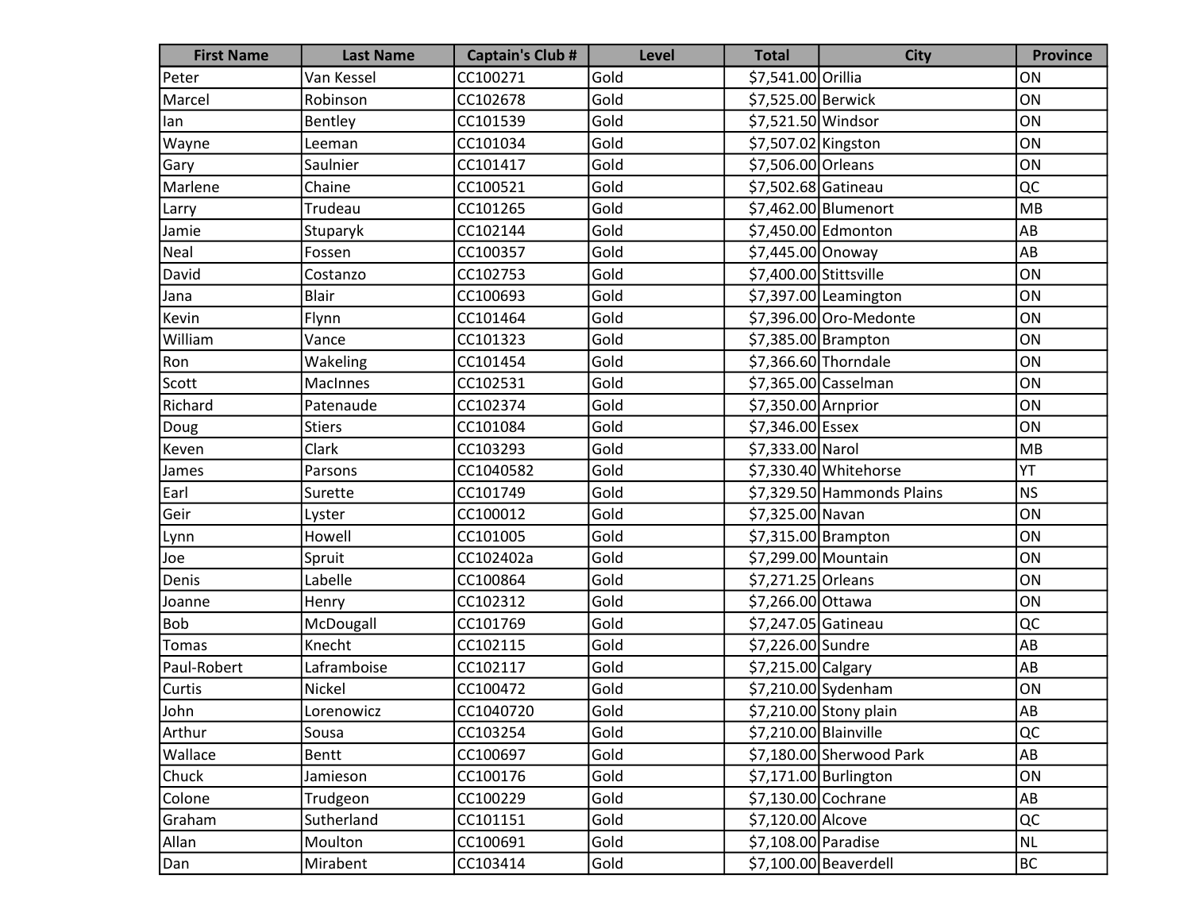| First Name | Last Name | Captain's Club # | Level | Total | City | Province |
| --- | --- | --- | --- | --- | --- | --- |
| Peter | Van Kessel | CC100271 | Gold | $7,541.00 | Orillia | ON |
| Marcel | Robinson | CC102678 | Gold | $7,525.00 | Berwick | ON |
| Ian | Bentley | CC101539 | Gold | $7,521.50 | Windsor | ON |
| Wayne | Leeman | CC101034 | Gold | $7,507.02 | Kingston | ON |
| Gary | Saulnier | CC101417 | Gold | $7,506.00 | Orleans | ON |
| Marlene | Chaine | CC100521 | Gold | $7,502.68 | Gatineau | QC |
| Larry | Trudeau | CC101265 | Gold | $7,462.00 | Blumenort | MB |
| Jamie | Stuparyk | CC102144 | Gold | $7,450.00 | Edmonton | AB |
| Neal | Fossen | CC100357 | Gold | $7,445.00 | Onoway | AB |
| David | Costanzo | CC102753 | Gold | $7,400.00 | Stittsville | ON |
| Jana | Blair | CC100693 | Gold | $7,397.00 | Leamington | ON |
| Kevin | Flynn | CC101464 | Gold | $7,396.00 | Oro-Medonte | ON |
| William | Vance | CC101323 | Gold | $7,385.00 | Brampton | ON |
| Ron | Wakeling | CC101454 | Gold | $7,366.60 | Thorndale | ON |
| Scott | MacInnes | CC102531 | Gold | $7,365.00 | Casselman | ON |
| Richard | Patenaude | CC102374 | Gold | $7,350.00 | Arnprior | ON |
| Doug | Stiers | CC101084 | Gold | $7,346.00 | Essex | ON |
| Keven | Clark | CC103293 | Gold | $7,333.00 | Narol | MB |
| James | Parsons | CC1040582 | Gold | $7,330.40 | Whitehorse | YT |
| Earl | Surette | CC101749 | Gold | $7,329.50 | Hammonds Plains | NS |
| Geir | Lyster | CC100012 | Gold | $7,325.00 | Navan | ON |
| Lynn | Howell | CC101005 | Gold | $7,315.00 | Brampton | ON |
| Joe | Spruit | CC102402a | Gold | $7,299.00 | Mountain | ON |
| Denis | Labelle | CC100864 | Gold | $7,271.25 | Orleans | ON |
| Joanne | Henry | CC102312 | Gold | $7,266.00 | Ottawa | ON |
| Bob | McDougall | CC101769 | Gold | $7,247.05 | Gatineau | QC |
| Tomas | Knecht | CC102115 | Gold | $7,226.00 | Sundre | AB |
| Paul-Robert | Laframboise | CC102117 | Gold | $7,215.00 | Calgary | AB |
| Curtis | Nickel | CC100472 | Gold | $7,210.00 | Sydenham | ON |
| John | Lorenowicz | CC1040720 | Gold | $7,210.00 | Stony plain | AB |
| Arthur | Sousa | CC103254 | Gold | $7,210.00 | Blainville | QC |
| Wallace | Bentt | CC100697 | Gold | $7,180.00 | Sherwood Park | AB |
| Chuck | Jamieson | CC100176 | Gold | $7,171.00 | Burlington | ON |
| Colone | Trudgeon | CC100229 | Gold | $7,130.00 | Cochrane | AB |
| Graham | Sutherland | CC101151 | Gold | $7,120.00 | Alcove | QC |
| Allan | Moulton | CC100691 | Gold | $7,108.00 | Paradise | NL |
| Dan | Mirabent | CC103414 | Gold | $7,100.00 | Beaverdell | BC |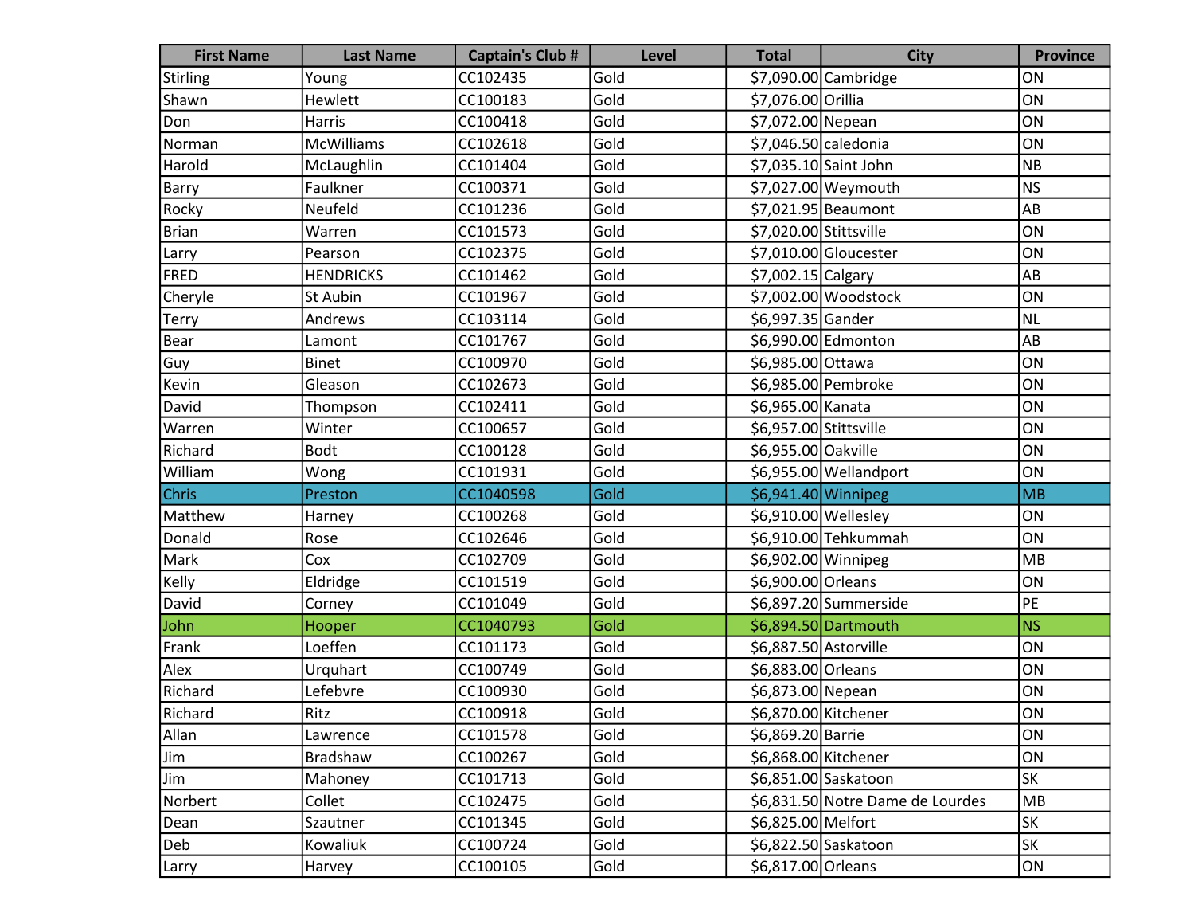| First Name | Last Name | Captain's Club # | Level | Total | City | Province |
|---|---|---|---|---|---|---|
| Stirling | Young | CC102435 | Gold | $7,090.00 | Cambridge | ON |
| Shawn | Hewlett | CC100183 | Gold | $7,076.00 | Orillia | ON |
| Don | Harris | CC100418 | Gold | $7,072.00 | Nepean | ON |
| Norman | McWilliams | CC102618 | Gold | $7,046.50 | caledonia | ON |
| Harold | McLaughlin | CC101404 | Gold | $7,035.10 | Saint John | NB |
| Barry | Faulkner | CC100371 | Gold | $7,027.00 | Weymouth | NS |
| Rocky | Neufeld | CC101236 | Gold | $7,021.95 | Beaumont | AB |
| Brian | Warren | CC101573 | Gold | $7,020.00 | Stittsville | ON |
| Larry | Pearson | CC102375 | Gold | $7,010.00 | Gloucester | ON |
| FRED | HENDRICKS | CC101462 | Gold | $7,002.15 | Calgary | AB |
| Cheryle | St Aubin | CC101967 | Gold | $7,002.00 | Woodstock | ON |
| Terry | Andrews | CC103114 | Gold | $6,997.35 | Gander | NL |
| Bear | Lamont | CC101767 | Gold | $6,990.00 | Edmonton | AB |
| Guy | Binet | CC100970 | Gold | $6,985.00 | Ottawa | ON |
| Kevin | Gleason | CC102673 | Gold | $6,985.00 | Pembroke | ON |
| David | Thompson | CC102411 | Gold | $6,965.00 | Kanata | ON |
| Warren | Winter | CC100657 | Gold | $6,957.00 | Stittsville | ON |
| Richard | Bodt | CC100128 | Gold | $6,955.00 | Oakville | ON |
| William | Wong | CC101931 | Gold | $6,955.00 | Wellandport | ON |
| Chris | Preston | CC1040598 | Gold | $6,941.40 | Winnipeg | MB |
| Matthew | Harney | CC100268 | Gold | $6,910.00 | Wellesley | ON |
| Donald | Rose | CC102646 | Gold | $6,910.00 | Tehkummah | ON |
| Mark | Cox | CC102709 | Gold | $6,902.00 | Winnipeg | MB |
| Kelly | Eldridge | CC101519 | Gold | $6,900.00 | Orleans | ON |
| David | Corney | CC101049 | Gold | $6,897.20 | Summerside | PE |
| John | Hooper | CC1040793 | Gold | $6,894.50 | Dartmouth | NS |
| Frank | Loeffen | CC101173 | Gold | $6,887.50 | Astorville | ON |
| Alex | Urquhart | CC100749 | Gold | $6,883.00 | Orleans | ON |
| Richard | Lefebvre | CC100930 | Gold | $6,873.00 | Nepean | ON |
| Richard | Ritz | CC100918 | Gold | $6,870.00 | Kitchener | ON |
| Allan | Lawrence | CC101578 | Gold | $6,869.20 | Barrie | ON |
| Jim | Bradshaw | CC100267 | Gold | $6,868.00 | Kitchener | ON |
| Jim | Mahoney | CC101713 | Gold | $6,851.00 | Saskatoon | SK |
| Norbert | Collet | CC102475 | Gold | $6,831.50 | Notre Dame de Lourdes | MB |
| Dean | Szautner | CC101345 | Gold | $6,825.00 | Melfort | SK |
| Deb | Kowaliuk | CC100724 | Gold | $6,822.50 | Saskatoon | SK |
| Larry | Harvey | CC100105 | Gold | $6,817.00 | Orleans | ON |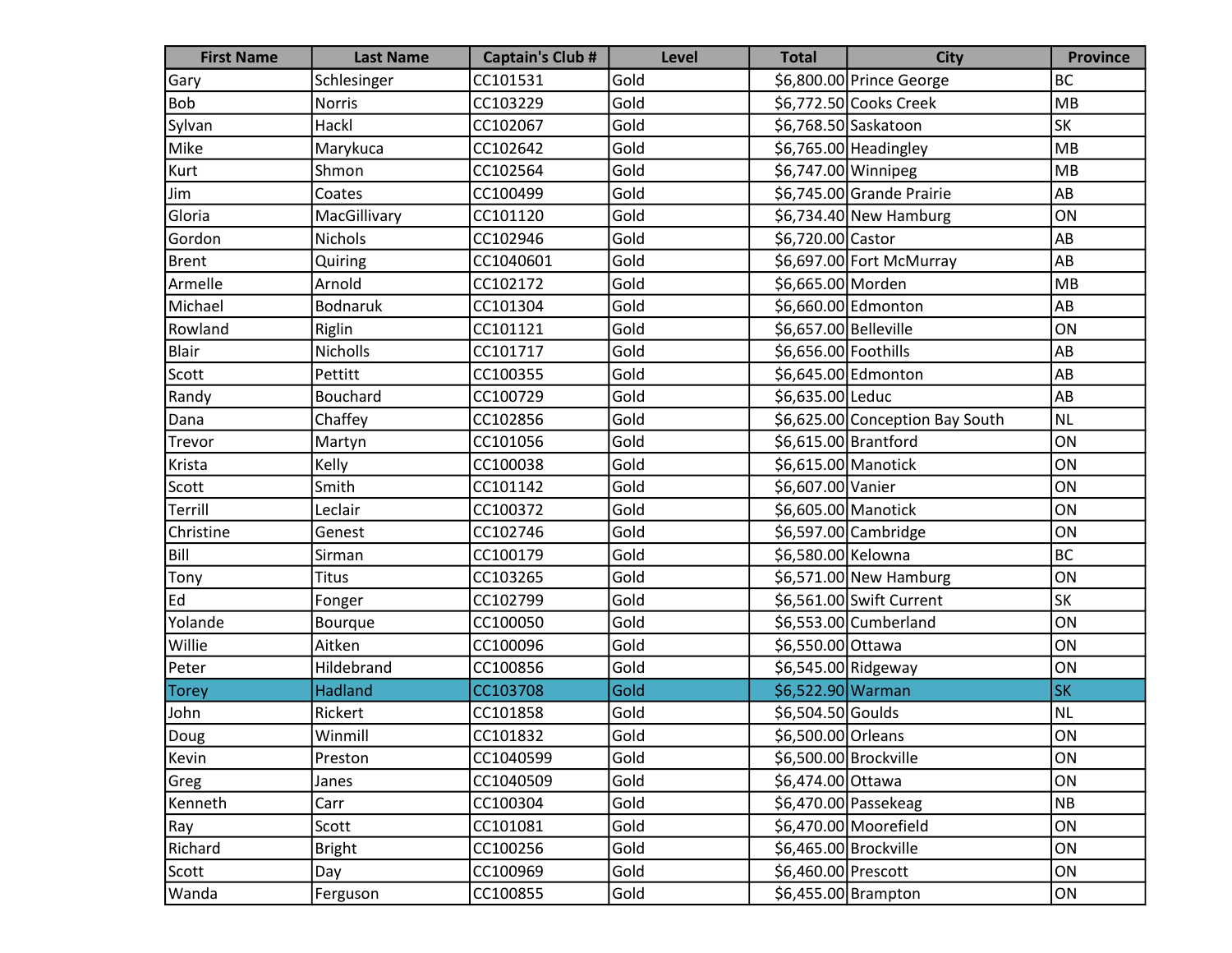| First Name | Last Name | Captain's Club # | Level | Total | City | Province |
|---|---|---|---|---|---|---|
| Gary | Schlesinger | CC101531 | Gold | $6,800.00 | Prince George | BC |
| Bob | Norris | CC103229 | Gold | $6,772.50 | Cooks Creek | MB |
| Sylvan | Hackl | CC102067 | Gold | $6,768.50 | Saskatoon | SK |
| Mike | Marykuca | CC102642 | Gold | $6,765.00 | Headingley | MB |
| Kurt | Shmon | CC102564 | Gold | $6,747.00 | Winnipeg | MB |
| Jim | Coates | CC100499 | Gold | $6,745.00 | Grande Prairie | AB |
| Gloria | MacGillivary | CC101120 | Gold | $6,734.40 | New Hamburg | ON |
| Gordon | Nichols | CC102946 | Gold | $6,720.00 | Castor | AB |
| Brent | Quiring | CC1040601 | Gold | $6,697.00 | Fort McMurray | AB |
| Armelle | Arnold | CC102172 | Gold | $6,665.00 | Morden | MB |
| Michael | Bodnaruk | CC101304 | Gold | $6,660.00 | Edmonton | AB |
| Rowland | Riglin | CC101121 | Gold | $6,657.00 | Belleville | ON |
| Blair | Nicholls | CC101717 | Gold | $6,656.00 | Foothills | AB |
| Scott | Pettitt | CC100355 | Gold | $6,645.00 | Edmonton | AB |
| Randy | Bouchard | CC100729 | Gold | $6,635.00 | Leduc | AB |
| Dana | Chaffey | CC102856 | Gold | $6,625.00 | Conception Bay South | NL |
| Trevor | Martyn | CC101056 | Gold | $6,615.00 | Brantford | ON |
| Krista | Kelly | CC100038 | Gold | $6,615.00 | Manotick | ON |
| Scott | Smith | CC101142 | Gold | $6,607.00 | Vanier | ON |
| Terrill | Leclair | CC100372 | Gold | $6,605.00 | Manotick | ON |
| Christine | Genest | CC102746 | Gold | $6,597.00 | Cambridge | ON |
| Bill | Sirman | CC100179 | Gold | $6,580.00 | Kelowna | BC |
| Tony | Titus | CC103265 | Gold | $6,571.00 | New Hamburg | ON |
| Ed | Fonger | CC102799 | Gold | $6,561.00 | Swift Current | SK |
| Yolande | Bourque | CC100050 | Gold | $6,553.00 | Cumberland | ON |
| Willie | Aitken | CC100096 | Gold | $6,550.00 | Ottawa | ON |
| Peter | Hildebrand | CC100856 | Gold | $6,545.00 | Ridgeway | ON |
| Torey | Hadland | CC103708 | Gold | $6,522.90 | Warman | SK |
| John | Rickert | CC101858 | Gold | $6,504.50 | Goulds | NL |
| Doug | Winmill | CC101832 | Gold | $6,500.00 | Orleans | ON |
| Kevin | Preston | CC1040599 | Gold | $6,500.00 | Brockville | ON |
| Greg | Janes | CC1040509 | Gold | $6,474.00 | Ottawa | ON |
| Kenneth | Carr | CC100304 | Gold | $6,470.00 | Passekeag | NB |
| Ray | Scott | CC101081 | Gold | $6,470.00 | Moorefield | ON |
| Richard | Bright | CC100256 | Gold | $6,465.00 | Brockville | ON |
| Scott | Day | CC100969 | Gold | $6,460.00 | Prescott | ON |
| Wanda | Ferguson | CC100855 | Gold | $6,455.00 | Brampton | ON |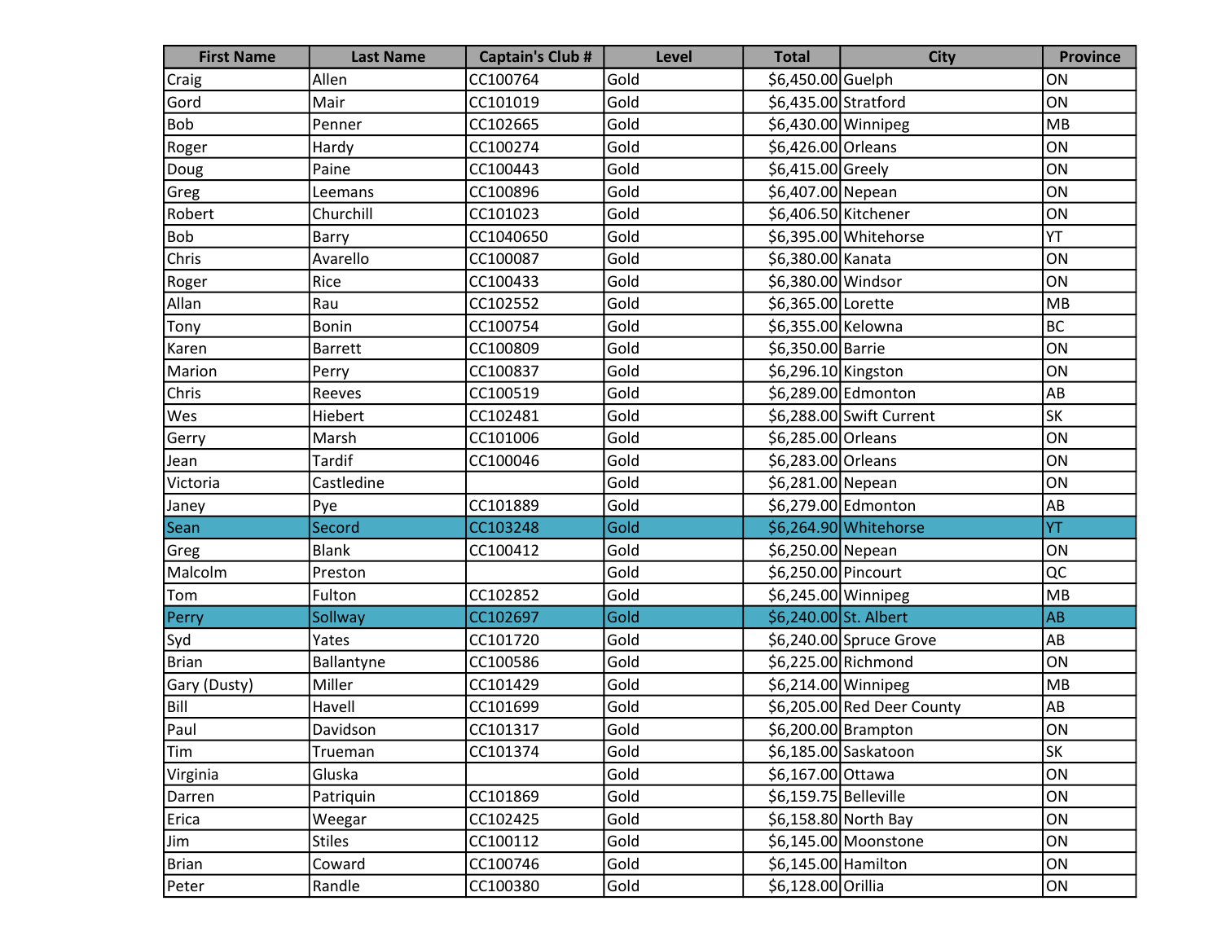| First Name | Last Name | Captain's Club # | Level | Total | City | Province |
|---|---|---|---|---|---|---|
| Craig | Allen | CC100764 | Gold | $6,450.00 | Guelph | ON |
| Gord | Mair | CC101019 | Gold | $6,435.00 | Stratford | ON |
| Bob | Penner | CC102665 | Gold | $6,430.00 | Winnipeg | MB |
| Roger | Hardy | CC100274 | Gold | $6,426.00 | Orleans | ON |
| Doug | Paine | CC100443 | Gold | $6,415.00 | Greely | ON |
| Greg | Leemans | CC100896 | Gold | $6,407.00 | Nepean | ON |
| Robert | Churchill | CC101023 | Gold | $6,406.50 | Kitchener | ON |
| Bob | Barry | CC1040650 | Gold | $6,395.00 | Whitehorse | YT |
| Chris | Avarello | CC100087 | Gold | $6,380.00 | Kanata | ON |
| Roger | Rice | CC100433 | Gold | $6,380.00 | Windsor | ON |
| Allan | Rau | CC102552 | Gold | $6,365.00 | Lorette | MB |
| Tony | Bonin | CC100754 | Gold | $6,355.00 | Kelowna | BC |
| Karen | Barrett | CC100809 | Gold | $6,350.00 | Barrie | ON |
| Marion | Perry | CC100837 | Gold | $6,296.10 | Kingston | ON |
| Chris | Reeves | CC100519 | Gold | $6,289.00 | Edmonton | AB |
| Wes | Hiebert | CC102481 | Gold | $6,288.00 | Swift Current | SK |
| Gerry | Marsh | CC101006 | Gold | $6,285.00 | Orleans | ON |
| Jean | Tardif | CC100046 | Gold | $6,283.00 | Orleans | ON |
| Victoria | Castledine | | Gold | $6,281.00 | Nepean | ON |
| Janey | Pye | CC101889 | Gold | $6,279.00 | Edmonton | AB |
| Sean | Secord | CC103248 | Gold | $6,264.90 | Whitehorse | YT |
| Greg | Blank | CC100412 | Gold | $6,250.00 | Nepean | ON |
| Malcolm | Preston | | Gold | $6,250.00 | Pincourt | QC |
| Tom | Fulton | CC102852 | Gold | $6,245.00 | Winnipeg | MB |
| Perry | Sollway | CC102697 | Gold | $6,240.00 | St. Albert | AB |
| Syd | Yates | CC101720 | Gold | $6,240.00 | Spruce Grove | AB |
| Brian | Ballantyne | CC100586 | Gold | $6,225.00 | Richmond | ON |
| Gary (Dusty) | Miller | CC101429 | Gold | $6,214.00 | Winnipeg | MB |
| Bill | Havell | CC101699 | Gold | $6,205.00 | Red Deer County | AB |
| Paul | Davidson | CC101317 | Gold | $6,200.00 | Brampton | ON |
| Tim | Trueman | CC101374 | Gold | $6,185.00 | Saskatoon | SK |
| Virginia | Gluska | | Gold | $6,167.00 | Ottawa | ON |
| Darren | Patriquin | CC101869 | Gold | $6,159.75 | Belleville | ON |
| Erica | Weegar | CC102425 | Gold | $6,158.80 | North Bay | ON |
| Jim | Stiles | CC100112 | Gold | $6,145.00 | Moonstone | ON |
| Brian | Coward | CC100746 | Gold | $6,145.00 | Hamilton | ON |
| Peter | Randle | CC100380 | Gold | $6,128.00 | Orillia | ON |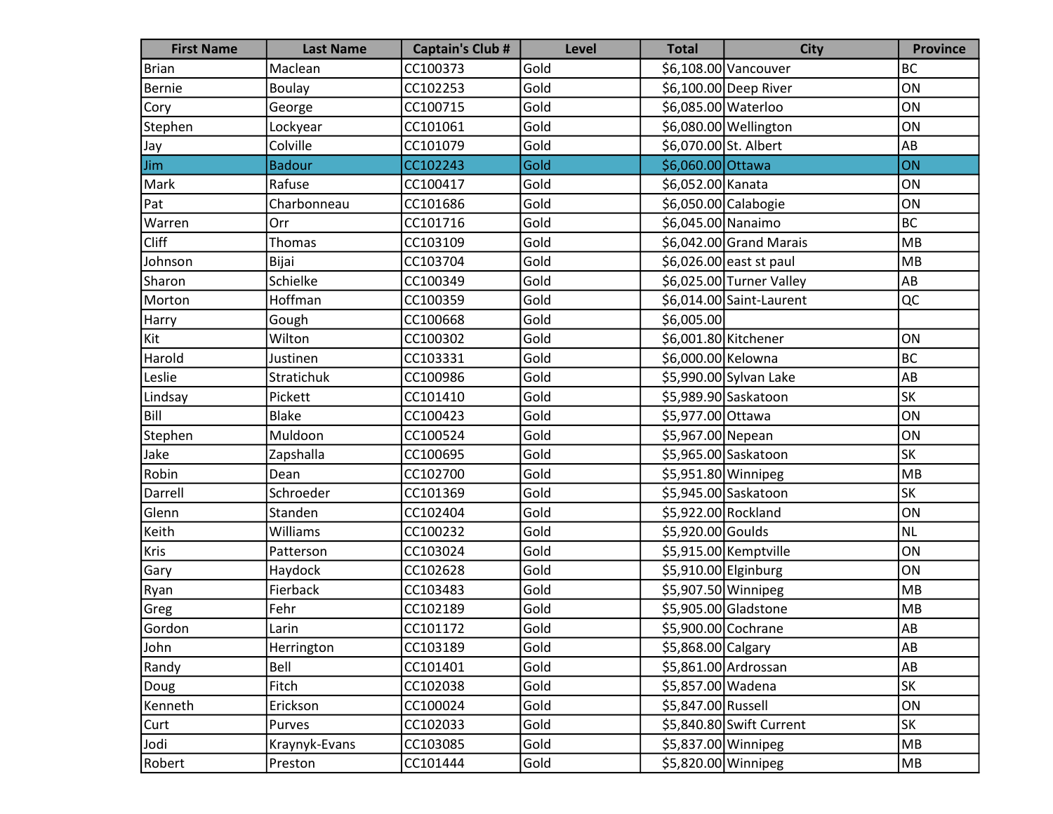| First Name | Last Name | Captain's Club # | Level | Total | City | Province |
|---|---|---|---|---|---|---|
| Brian | Maclean | CC100373 | Gold | $6,108.00 | Vancouver | BC |
| Bernie | Boulay | CC102253 | Gold | $6,100.00 | Deep River | ON |
| Cory | George | CC100715 | Gold | $6,085.00 | Waterloo | ON |
| Stephen | Lockyear | CC101061 | Gold | $6,080.00 | Wellington | ON |
| Jay | Colville | CC101079 | Gold | $6,070.00 | St. Albert | AB |
| Jim | Badour | CC102243 | Gold | $6,060.00 | Ottawa | ON |
| Mark | Rafuse | CC100417 | Gold | $6,052.00 | Kanata | ON |
| Pat | Charbonneau | CC101686 | Gold | $6,050.00 | Calabogie | ON |
| Warren | Orr | CC101716 | Gold | $6,045.00 | Nanaimo | BC |
| Cliff | Thomas | CC103109 | Gold | $6,042.00 | Grand Marais | MB |
| Johnson | Bijai | CC103704 | Gold | $6,026.00 | east st paul | MB |
| Sharon | Schielke | CC100349 | Gold | $6,025.00 | Turner Valley | AB |
| Morton | Hoffman | CC100359 | Gold | $6,014.00 | Saint-Laurent | QC |
| Harry | Gough | CC100668 | Gold | $6,005.00 | | |
| Kit | Wilton | CC100302 | Gold | $6,001.80 | Kitchener | ON |
| Harold | Justinen | CC103331 | Gold | $6,000.00 | Kelowna | BC |
| Leslie | Stratichuk | CC100986 | Gold | $5,990.00 | Sylvan Lake | AB |
| Lindsay | Pickett | CC101410 | Gold | $5,989.90 | Saskatoon | SK |
| Bill | Blake | CC100423 | Gold | $5,977.00 | Ottawa | ON |
| Stephen | Muldoon | CC100524 | Gold | $5,967.00 | Nepean | ON |
| Jake | Zapshalla | CC100695 | Gold | $5,965.00 | Saskatoon | SK |
| Robin | Dean | CC102700 | Gold | $5,951.80 | Winnipeg | MB |
| Darrell | Schroeder | CC101369 | Gold | $5,945.00 | Saskatoon | SK |
| Glenn | Standen | CC102404 | Gold | $5,922.00 | Rockland | ON |
| Keith | Williams | CC100232 | Gold | $5,920.00 | Goulds | NL |
| Kris | Patterson | CC103024 | Gold | $5,915.00 | Kemptville | ON |
| Gary | Haydock | CC102628 | Gold | $5,910.00 | Elginburg | ON |
| Ryan | Fierback | CC103483 | Gold | $5,907.50 | Winnipeg | MB |
| Greg | Fehr | CC102189 | Gold | $5,905.00 | Gladstone | MB |
| Gordon | Larin | CC101172 | Gold | $5,900.00 | Cochrane | AB |
| John | Herrington | CC103189 | Gold | $5,868.00 | Calgary | AB |
| Randy | Bell | CC101401 | Gold | $5,861.00 | Ardrossan | AB |
| Doug | Fitch | CC102038 | Gold | $5,857.00 | Wadena | SK |
| Kenneth | Erickson | CC100024 | Gold | $5,847.00 | Russell | ON |
| Curt | Purves | CC102033 | Gold | $5,840.80 | Swift Current | SK |
| Jodi | Kraynyk-Evans | CC103085 | Gold | $5,837.00 | Winnipeg | MB |
| Robert | Preston | CC101444 | Gold | $5,820.00 | Winnipeg | MB |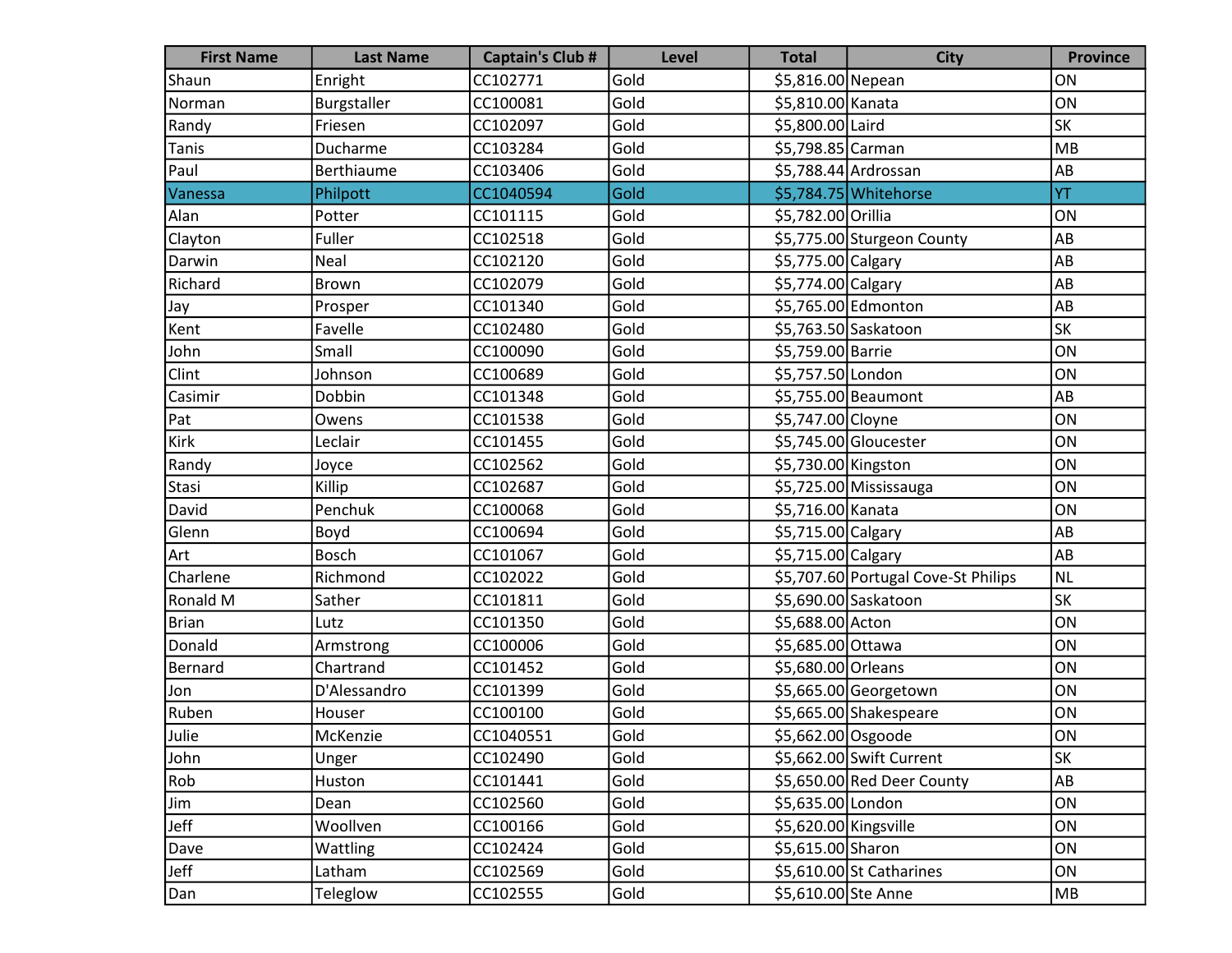| First Name | Last Name | Captain's Club # | Level | Total | City | Province |
|---|---|---|---|---|---|---|
| Shaun | Enright | CC102771 | Gold | $5,816.00 | Nepean | ON |
| Norman | Burgstaller | CC100081 | Gold | $5,810.00 | Kanata | ON |
| Randy | Friesen | CC102097 | Gold | $5,800.00 | Laird | SK |
| Tanis | Ducharme | CC103284 | Gold | $5,798.85 | Carman | MB |
| Paul | Berthiaume | CC103406 | Gold | $5,788.44 | Ardrossan | AB |
| Vanessa | Philpott | CC1040594 | Gold | $5,784.75 | Whitehorse | YT |
| Alan | Potter | CC101115 | Gold | $5,782.00 | Orillia | ON |
| Clayton | Fuller | CC102518 | Gold | $5,775.00 | Sturgeon County | AB |
| Darwin | Neal | CC102120 | Gold | $5,775.00 | Calgary | AB |
| Richard | Brown | CC102079 | Gold | $5,774.00 | Calgary | AB |
| Jay | Prosper | CC101340 | Gold | $5,765.00 | Edmonton | AB |
| Kent | Favelle | CC102480 | Gold | $5,763.50 | Saskatoon | SK |
| John | Small | CC100090 | Gold | $5,759.00 | Barrie | ON |
| Clint | Johnson | CC100689 | Gold | $5,757.50 | London | ON |
| Casimir | Dobbin | CC101348 | Gold | $5,755.00 | Beaumont | AB |
| Pat | Owens | CC101538 | Gold | $5,747.00 | Cloyne | ON |
| Kirk | Leclair | CC101455 | Gold | $5,745.00 | Gloucester | ON |
| Randy | Joyce | CC102562 | Gold | $5,730.00 | Kingston | ON |
| Stasi | Killip | CC102687 | Gold | $5,725.00 | Mississauga | ON |
| David | Penchuk | CC100068 | Gold | $5,716.00 | Kanata | ON |
| Glenn | Boyd | CC100694 | Gold | $5,715.00 | Calgary | AB |
| Art | Bosch | CC101067 | Gold | $5,715.00 | Calgary | AB |
| Charlene | Richmond | CC102022 | Gold | $5,707.60 | Portugal Cove-St Philips | NL |
| Ronald M | Sather | CC101811 | Gold | $5,690.00 | Saskatoon | SK |
| Brian | Lutz | CC101350 | Gold | $5,688.00 | Acton | ON |
| Donald | Armstrong | CC100006 | Gold | $5,685.00 | Ottawa | ON |
| Bernard | Chartrand | CC101452 | Gold | $5,680.00 | Orleans | ON |
| Jon | D'Alessandro | CC101399 | Gold | $5,665.00 | Georgetown | ON |
| Ruben | Houser | CC100100 | Gold | $5,665.00 | Shakespeare | ON |
| Julie | McKenzie | CC1040551 | Gold | $5,662.00 | Osgoode | ON |
| John | Unger | CC102490 | Gold | $5,662.00 | Swift Current | SK |
| Rob | Huston | CC101441 | Gold | $5,650.00 | Red Deer County | AB |
| Jim | Dean | CC102560 | Gold | $5,635.00 | London | ON |
| Jeff | Woollven | CC100166 | Gold | $5,620.00 | Kingsville | ON |
| Dave | Wattling | CC102424 | Gold | $5,615.00 | Sharon | ON |
| Jeff | Latham | CC102569 | Gold | $5,610.00 | St Catharines | ON |
| Dan | Teleglow | CC102555 | Gold | $5,610.00 | Ste Anne | MB |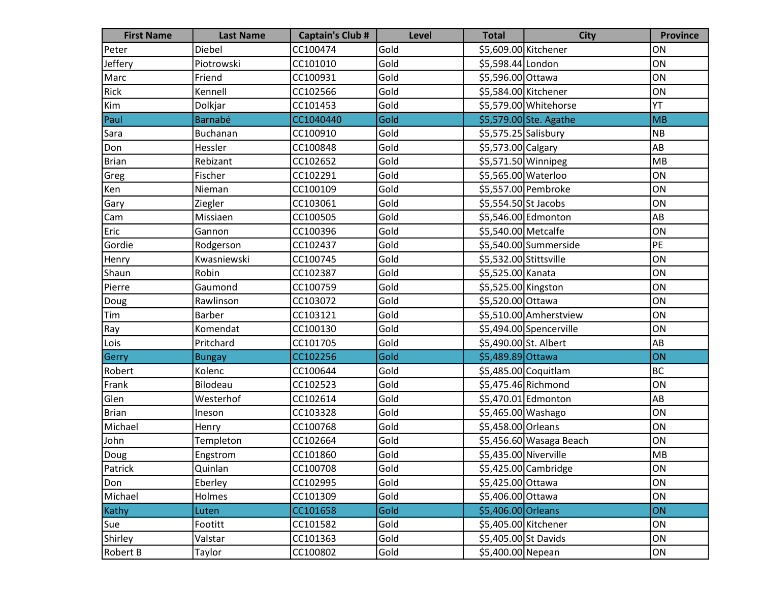| First Name | Last Name | Captain's Club # | Level | Total | City | Province |
| --- | --- | --- | --- | --- | --- | --- |
| Peter | Diebel | CC100474 | Gold | $5,609.00 | Kitchener | ON |
| Jeffery | Piotrowski | CC101010 | Gold | $5,598.44 | London | ON |
| Marc | Friend | CC100931 | Gold | $5,596.00 | Ottawa | ON |
| Rick | Kennell | CC102566 | Gold | $5,584.00 | Kitchener | ON |
| Kim | Dolkjar | CC101453 | Gold | $5,579.00 | Whitehorse | YT |
| Paul | Barnabé | CC1040440 | Gold | $5,579.00 | Ste. Agathe | MB |
| Sara | Buchanan | CC100910 | Gold | $5,575.25 | Salisbury | NB |
| Don | Hessler | CC100848 | Gold | $5,573.00 | Calgary | AB |
| Brian | Rebizant | CC102652 | Gold | $5,571.50 | Winnipeg | MB |
| Greg | Fischer | CC102291 | Gold | $5,565.00 | Waterloo | ON |
| Ken | Nieman | CC100109 | Gold | $5,557.00 | Pembroke | ON |
| Gary | Ziegler | CC103061 | Gold | $5,554.50 | St Jacobs | ON |
| Cam | Missiaen | CC100505 | Gold | $5,546.00 | Edmonton | AB |
| Eric | Gannon | CC100396 | Gold | $5,540.00 | Metcalfe | ON |
| Gordie | Rodgerson | CC102437 | Gold | $5,540.00 | Summerside | PE |
| Henry | Kwasniewski | CC100745 | Gold | $5,532.00 | Stittsville | ON |
| Shaun | Robin | CC102387 | Gold | $5,525.00 | Kanata | ON |
| Pierre | Gaumond | CC100759 | Gold | $5,525.00 | Kingston | ON |
| Doug | Rawlinson | CC103072 | Gold | $5,520.00 | Ottawa | ON |
| Tim | Barber | CC103121 | Gold | $5,510.00 | Amherstview | ON |
| Ray | Komendat | CC100130 | Gold | $5,494.00 | Spencerville | ON |
| Lois | Pritchard | CC101705 | Gold | $5,490.00 | St. Albert | AB |
| Gerry | Bungay | CC102256 | Gold | $5,489.89 | Ottawa | ON |
| Robert | Kolenc | CC100644 | Gold | $5,485.00 | Coquitlam | BC |
| Frank | Bilodeau | CC102523 | Gold | $5,475.46 | Richmond | ON |
| Glen | Westerhof | CC102614 | Gold | $5,470.01 | Edmonton | AB |
| Brian | Ineson | CC103328 | Gold | $5,465.00 | Washago | ON |
| Michael | Henry | CC100768 | Gold | $5,458.00 | Orleans | ON |
| John | Templeton | CC102664 | Gold | $5,456.60 | Wasaga Beach | ON |
| Doug | Engstrom | CC101860 | Gold | $5,435.00 | Niverville | MB |
| Patrick | Quinlan | CC100708 | Gold | $5,425.00 | Cambridge | ON |
| Don | Eberley | CC102995 | Gold | $5,425.00 | Ottawa | ON |
| Michael | Holmes | CC101309 | Gold | $5,406.00 | Ottawa | ON |
| Kathy | Luten | CC101658 | Gold | $5,406.00 | Orleans | ON |
| Sue | Footitt | CC101582 | Gold | $5,405.00 | Kitchener | ON |
| Shirley | Valstar | CC101363 | Gold | $5,405.00 | St Davids | ON |
| Robert B | Taylor | CC100802 | Gold | $5,400.00 | Nepean | ON |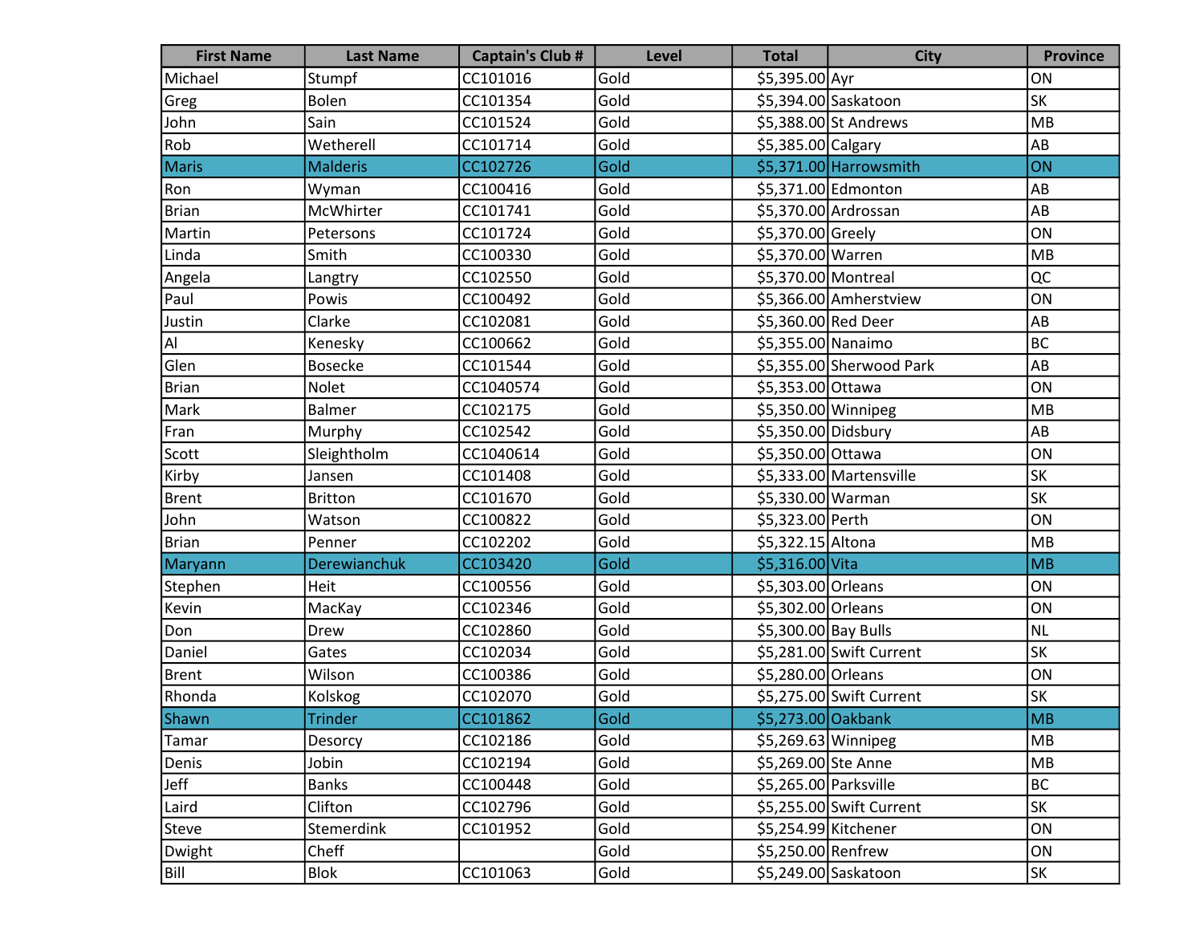| First Name | Last Name | Captain's Club # | Level | Total | City | Province |
|---|---|---|---|---|---|---|
| Michael | Stumpf | CC101016 | Gold | $5,395.00 | Ayr | ON |
| Greg | Bolen | CC101354 | Gold | $5,394.00 | Saskatoon | SK |
| John | Sain | CC101524 | Gold | $5,388.00 | St Andrews | MB |
| Rob | Wetherell | CC101714 | Gold | $5,385.00 | Calgary | AB |
| Maris | Malderis | CC102726 | Gold | $5,371.00 | Harrowsmith | ON |
| Ron | Wyman | CC100416 | Gold | $5,371.00 | Edmonton | AB |
| Brian | McWhirter | CC101741 | Gold | $5,370.00 | Ardrossan | AB |
| Martin | Petersons | CC101724 | Gold | $5,370.00 | Greely | ON |
| Linda | Smith | CC100330 | Gold | $5,370.00 | Warren | MB |
| Angela | Langtry | CC102550 | Gold | $5,370.00 | Montreal | QC |
| Paul | Powis | CC100492 | Gold | $5,366.00 | Amherstview | ON |
| Justin | Clarke | CC102081 | Gold | $5,360.00 | Red Deer | AB |
| Al | Kenesky | CC100662 | Gold | $5,355.00 | Nanaimo | BC |
| Glen | Bosecke | CC101544 | Gold | $5,355.00 | Sherwood Park | AB |
| Brian | Nolet | CC1040574 | Gold | $5,353.00 | Ottawa | ON |
| Mark | Balmer | CC102175 | Gold | $5,350.00 | Winnipeg | MB |
| Fran | Murphy | CC102542 | Gold | $5,350.00 | Didsbury | AB |
| Scott | Sleightholm | CC1040614 | Gold | $5,350.00 | Ottawa | ON |
| Kirby | Jansen | CC101408 | Gold | $5,333.00 | Martensville | SK |
| Brent | Britton | CC101670 | Gold | $5,330.00 | Warman | SK |
| John | Watson | CC100822 | Gold | $5,323.00 | Perth | ON |
| Brian | Penner | CC102202 | Gold | $5,322.15 | Altona | MB |
| Maryann | Derewianchuk | CC103420 | Gold | $5,316.00 | Vita | MB |
| Stephen | Heit | CC100556 | Gold | $5,303.00 | Orleans | ON |
| Kevin | MacKay | CC102346 | Gold | $5,302.00 | Orleans | ON |
| Don | Drew | CC102860 | Gold | $5,300.00 | Bay Bulls | NL |
| Daniel | Gates | CC102034 | Gold | $5,281.00 | Swift Current | SK |
| Brent | Wilson | CC100386 | Gold | $5,280.00 | Orleans | ON |
| Rhonda | Kolskog | CC102070 | Gold | $5,275.00 | Swift Current | SK |
| Shawn | Trinder | CC101862 | Gold | $5,273.00 | Oakbank | MB |
| Tamar | Desorcy | CC102186 | Gold | $5,269.63 | Winnipeg | MB |
| Denis | Jobin | CC102194 | Gold | $5,269.00 | Ste Anne | MB |
| Jeff | Banks | CC100448 | Gold | $5,265.00 | Parksville | BC |
| Laird | Clifton | CC102796 | Gold | $5,255.00 | Swift Current | SK |
| Steve | Stemerdink | CC101952 | Gold | $5,254.99 | Kitchener | ON |
| Dwight | Cheff | | Gold | $5,250.00 | Renfrew | ON |
| Bill | Blok | CC101063 | Gold | $5,249.00 | Saskatoon | SK |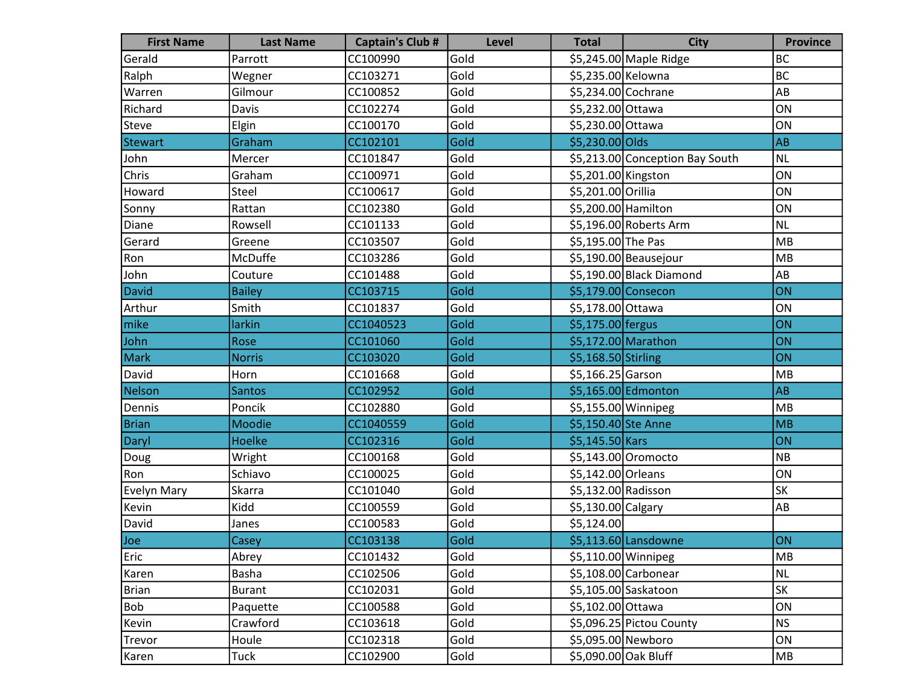| First Name | Last Name | Captain's Club # | Level | Total | City | Province |
|---|---|---|---|---|---|---|
| Gerald | Parrott | CC100990 | Gold | $5,245.00 | Maple Ridge | BC |
| Ralph | Wegner | CC103271 | Gold | $5,235.00 | Kelowna | BC |
| Warren | Gilmour | CC100852 | Gold | $5,234.00 | Cochrane | AB |
| Richard | Davis | CC102274 | Gold | $5,232.00 | Ottawa | ON |
| Steve | Elgin | CC100170 | Gold | $5,230.00 | Ottawa | ON |
| Stewart | Graham | CC102101 | Gold | $5,230.00 | Olds | AB |
| John | Mercer | CC101847 | Gold | $5,213.00 | Conception Bay South | NL |
| Chris | Graham | CC100971 | Gold | $5,201.00 | Kingston | ON |
| Howard | Steel | CC100617 | Gold | $5,201.00 | Orillia | ON |
| Sonny | Rattan | CC102380 | Gold | $5,200.00 | Hamilton | ON |
| Diane | Rowsell | CC101133 | Gold | $5,196.00 | Roberts Arm | NL |
| Gerard | Greene | CC103507 | Gold | $5,195.00 | The Pas | MB |
| Ron | McDuffe | CC103286 | Gold | $5,190.00 | Beausejour | MB |
| John | Couture | CC101488 | Gold | $5,190.00 | Black Diamond | AB |
| David | Bailey | CC103715 | Gold | $5,179.00 | Consecon | ON |
| Arthur | Smith | CC101837 | Gold | $5,178.00 | Ottawa | ON |
| mike | larkin | CC1040523 | Gold | $5,175.00 | fergus | ON |
| John | Rose | CC101060 | Gold | $5,172.00 | Marathon | ON |
| Mark | Norris | CC103020 | Gold | $5,168.50 | Stirling | ON |
| David | Horn | CC101668 | Gold | $5,166.25 | Garson | MB |
| Nelson | Santos | CC102952 | Gold | $5,165.00 | Edmonton | AB |
| Dennis | Poncik | CC102880 | Gold | $5,155.00 | Winnipeg | MB |
| Brian | Moodie | CC1040559 | Gold | $5,150.40 | Ste Anne | MB |
| Daryl | Hoelke | CC102316 | Gold | $5,145.50 | Kars | ON |
| Doug | Wright | CC100168 | Gold | $5,143.00 | Oromocto | NB |
| Ron | Schiavo | CC100025 | Gold | $5,142.00 | Orleans | ON |
| Evelyn Mary | Skarra | CC101040 | Gold | $5,132.00 | Radisson | SK |
| Kevin | Kidd | CC100559 | Gold | $5,130.00 | Calgary | AB |
| David | Janes | CC100583 | Gold | $5,124.00 | | |
| Joe | Casey | CC103138 | Gold | $5,113.60 | Lansdowne | ON |
| Eric | Abrey | CC101432 | Gold | $5,110.00 | Winnipeg | MB |
| Karen | Basha | CC102506 | Gold | $5,108.00 | Carbonear | NL |
| Brian | Burant | CC102031 | Gold | $5,105.00 | Saskatoon | SK |
| Bob | Paquette | CC100588 | Gold | $5,102.00 | Ottawa | ON |
| Kevin | Crawford | CC103618 | Gold | $5,096.25 | Pictou County | NS |
| Trevor | Houle | CC102318 | Gold | $5,095.00 | Newboro | ON |
| Karen | Tuck | CC102900 | Gold | $5,090.00 | Oak Bluff | MB |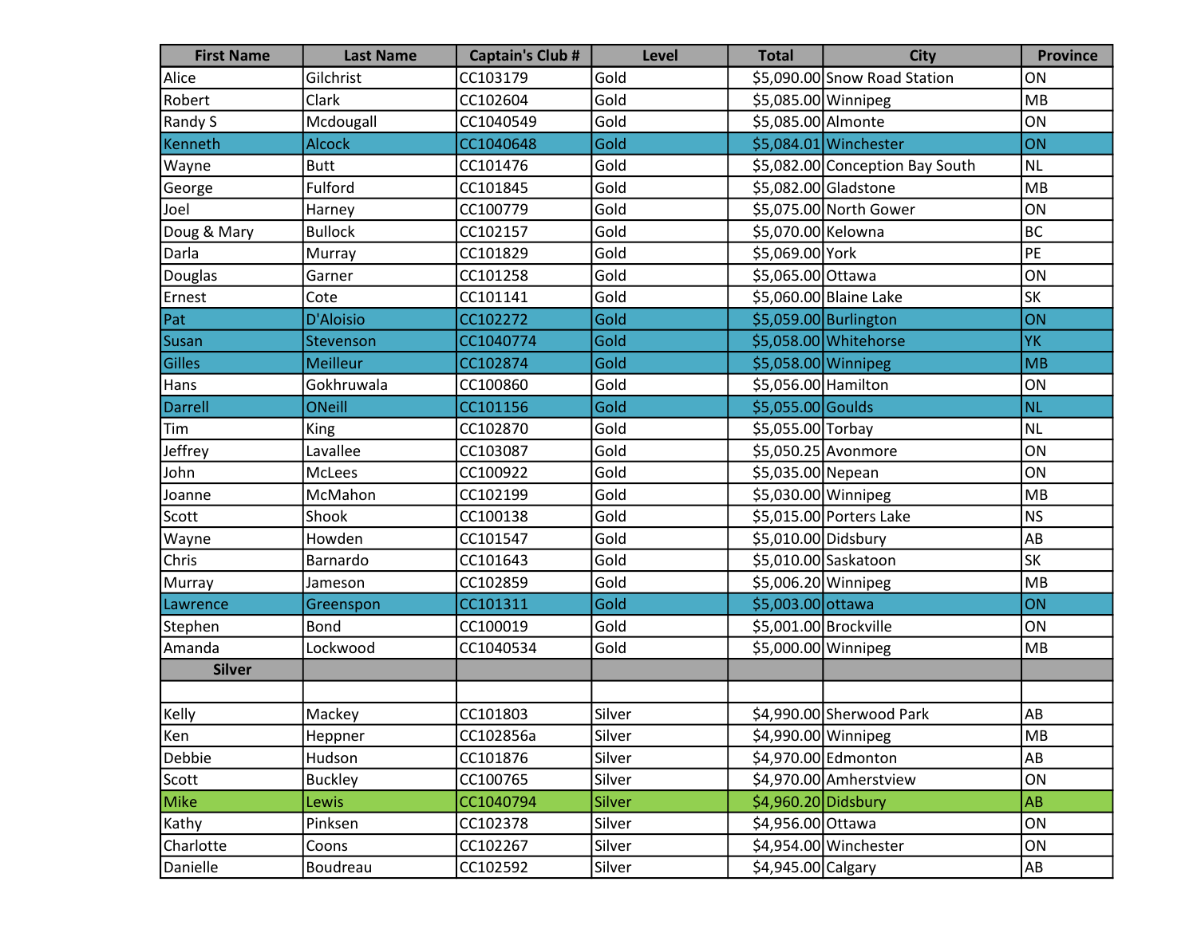| First Name | Last Name | Captain's Club # | Level | Total | City | Province |
| --- | --- | --- | --- | --- | --- | --- |
| Alice | Gilchrist | CC103179 | Gold | $5,090.00 | Snow Road Station | ON |
| Robert | Clark | CC102604 | Gold | $5,085.00 | Winnipeg | MB |
| Randy S | Mcdougall | CC1040549 | Gold | $5,085.00 | Almonte | ON |
| Kenneth | Alcock | CC1040648 | Gold | $5,084.01 | Winchester | ON |
| Wayne | Butt | CC101476 | Gold | $5,082.00 | Conception Bay South | NL |
| George | Fulford | CC101845 | Gold | $5,082.00 | Gladstone | MB |
| Joel | Harney | CC100779 | Gold | $5,075.00 | North Gower | ON |
| Doug & Mary | Bullock | CC102157 | Gold | $5,070.00 | Kelowna | BC |
| Darla | Murray | CC101829 | Gold | $5,069.00 | York | PE |
| Douglas | Garner | CC101258 | Gold | $5,065.00 | Ottawa | ON |
| Ernest | Cote | CC101141 | Gold | $5,060.00 | Blaine Lake | SK |
| Pat | D'Aloisio | CC102272 | Gold | $5,059.00 | Burlington | ON |
| Susan | Stevenson | CC1040774 | Gold | $5,058.00 | Whitehorse | YK |
| Gilles | Meilleur | CC102874 | Gold | $5,058.00 | Winnipeg | MB |
| Hans | Gokhruwala | CC100860 | Gold | $5,056.00 | Hamilton | ON |
| Darrell | ONeill | CC101156 | Gold | $5,055.00 | Goulds | NL |
| Tim | King | CC102870 | Gold | $5,055.00 | Torbay | NL |
| Jeffrey | Lavallee | CC103087 | Gold | $5,050.25 | Avonmore | ON |
| John | McLees | CC100922 | Gold | $5,035.00 | Nepean | ON |
| Joanne | McMahon | CC102199 | Gold | $5,030.00 | Winnipeg | MB |
| Scott | Shook | CC100138 | Gold | $5,015.00 | Porters Lake | NS |
| Wayne | Howden | CC101547 | Gold | $5,010.00 | Didsbury | AB |
| Chris | Barnardo | CC101643 | Gold | $5,010.00 | Saskatoon | SK |
| Murray | Jameson | CC102859 | Gold | $5,006.20 | Winnipeg | MB |
| Lawrence | Greenspon | CC101311 | Gold | $5,003.00 | ottawa | ON |
| Stephen | Bond | CC100019 | Gold | $5,001.00 | Brockville | ON |
| Amanda | Lockwood | CC1040534 | Gold | $5,000.00 | Winnipeg | MB |
| **Silver** | | | | | | |
| | | | | | | |
| Kelly | Mackey | CC101803 | Silver | $4,990.00 | Sherwood Park | AB |
| Ken | Heppner | CC102856a | Silver | $4,990.00 | Winnipeg | MB |
| Debbie | Hudson | CC101876 | Silver | $4,970.00 | Edmonton | AB |
| Scott | Buckley | CC100765 | Silver | $4,970.00 | Amherstview | ON |
| Mike | Lewis | CC1040794 | Silver | $4,960.20 | Didsbury | AB |
| Kathy | Pinksen | CC102378 | Silver | $4,956.00 | Ottawa | ON |
| Charlotte | Coons | CC102267 | Silver | $4,954.00 | Winchester | ON |
| Danielle | Boudreau | CC102592 | Silver | $4,945.00 | Calgary | AB |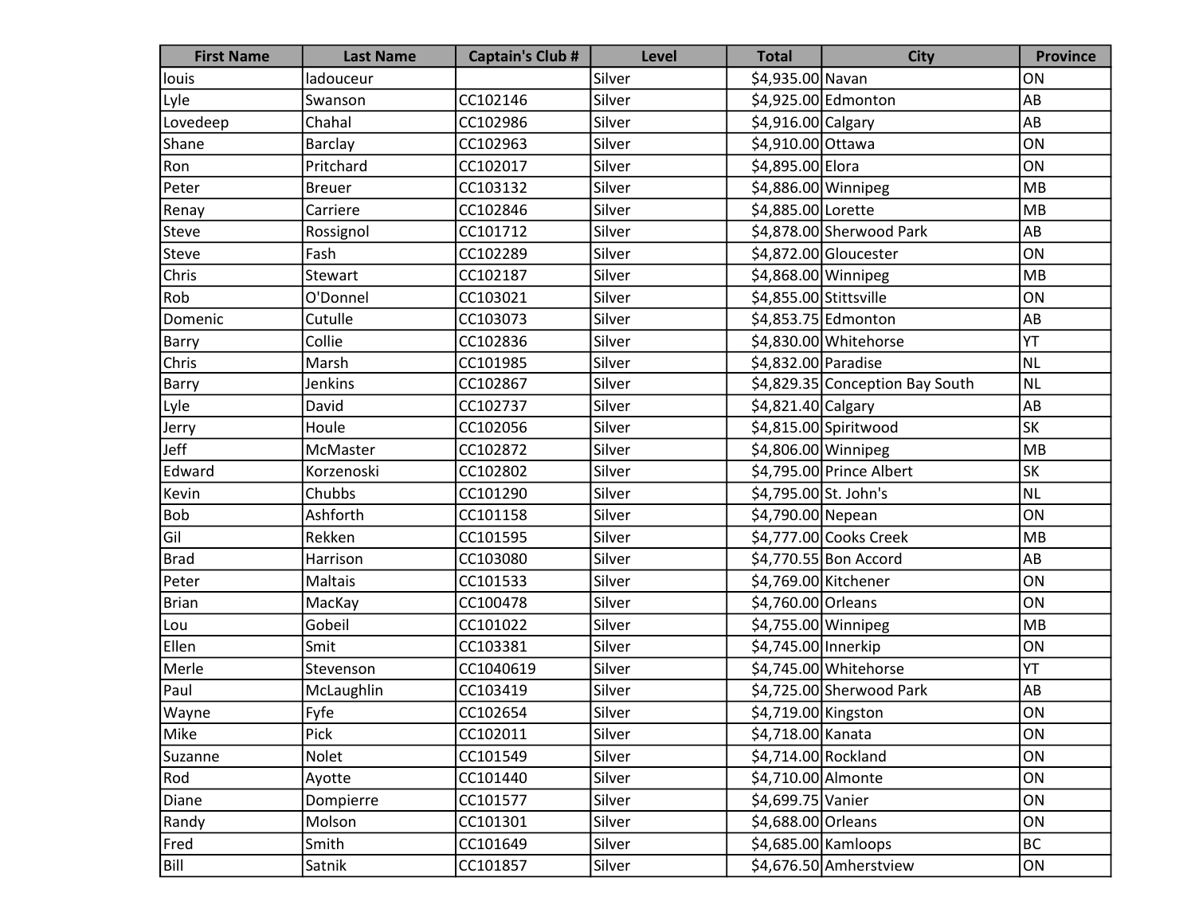| First Name | Last Name | Captain's Club # | Level | Total | City | Province |
|---|---|---|---|---|---|---|
| louis | ladouceur | | Silver | $4,935.00 | Navan | ON |
| Lyle | Swanson | CC102146 | Silver | $4,925.00 | Edmonton | AB |
| Lovedeep | Chahal | CC102986 | Silver | $4,916.00 | Calgary | AB |
| Shane | Barclay | CC102963 | Silver | $4,910.00 | Ottawa | ON |
| Ron | Pritchard | CC102017 | Silver | $4,895.00 | Elora | ON |
| Peter | Breuer | CC103132 | Silver | $4,886.00 | Winnipeg | MB |
| Renay | Carriere | CC102846 | Silver | $4,885.00 | Lorette | MB |
| Steve | Rossignol | CC101712 | Silver | $4,878.00 | Sherwood Park | AB |
| Steve | Fash | CC102289 | Silver | $4,872.00 | Gloucester | ON |
| Chris | Stewart | CC102187 | Silver | $4,868.00 | Winnipeg | MB |
| Rob | O'Donnel | CC103021 | Silver | $4,855.00 | Stittsville | ON |
| Domenic | Cutulle | CC103073 | Silver | $4,853.75 | Edmonton | AB |
| Barry | Collie | CC102836 | Silver | $4,830.00 | Whitehorse | YT |
| Chris | Marsh | CC101985 | Silver | $4,832.00 | Paradise | NL |
| Barry | Jenkins | CC102867 | Silver | $4,829.35 | Conception Bay South | NL |
| Lyle | David | CC102737 | Silver | $4,821.40 | Calgary | AB |
| Jerry | Houle | CC102056 | Silver | $4,815.00 | Spiritwood | SK |
| Jeff | McMaster | CC102872 | Silver | $4,806.00 | Winnipeg | MB |
| Edward | Korzenoski | CC102802 | Silver | $4,795.00 | Prince Albert | SK |
| Kevin | Chubbs | CC101290 | Silver | $4,795.00 | St. John's | NL |
| Bob | Ashforth | CC101158 | Silver | $4,790.00 | Nepean | ON |
| Gil | Rekken | CC101595 | Silver | $4,777.00 | Cooks Creek | MB |
| Brad | Harrison | CC103080 | Silver | $4,770.55 | Bon Accord | AB |
| Peter | Maltais | CC101533 | Silver | $4,769.00 | Kitchener | ON |
| Brian | MacKay | CC100478 | Silver | $4,760.00 | Orleans | ON |
| Lou | Gobeil | CC101022 | Silver | $4,755.00 | Winnipeg | MB |
| Ellen | Smit | CC103381 | Silver | $4,745.00 | Innerkip | ON |
| Merle | Stevenson | CC1040619 | Silver | $4,745.00 | Whitehorse | YT |
| Paul | McLaughlin | CC103419 | Silver | $4,725.00 | Sherwood Park | AB |
| Wayne | Fyfe | CC102654 | Silver | $4,719.00 | Kingston | ON |
| Mike | Pick | CC102011 | Silver | $4,718.00 | Kanata | ON |
| Suzanne | Nolet | CC101549 | Silver | $4,714.00 | Rockland | ON |
| Rod | Ayotte | CC101440 | Silver | $4,710.00 | Almonte | ON |
| Diane | Dompierre | CC101577 | Silver | $4,699.75 | Vanier | ON |
| Randy | Molson | CC101301 | Silver | $4,688.00 | Orleans | ON |
| Fred | Smith | CC101649 | Silver | $4,685.00 | Kamloops | BC |
| Bill | Satnik | CC101857 | Silver | $4,676.50 | Amherstview | ON |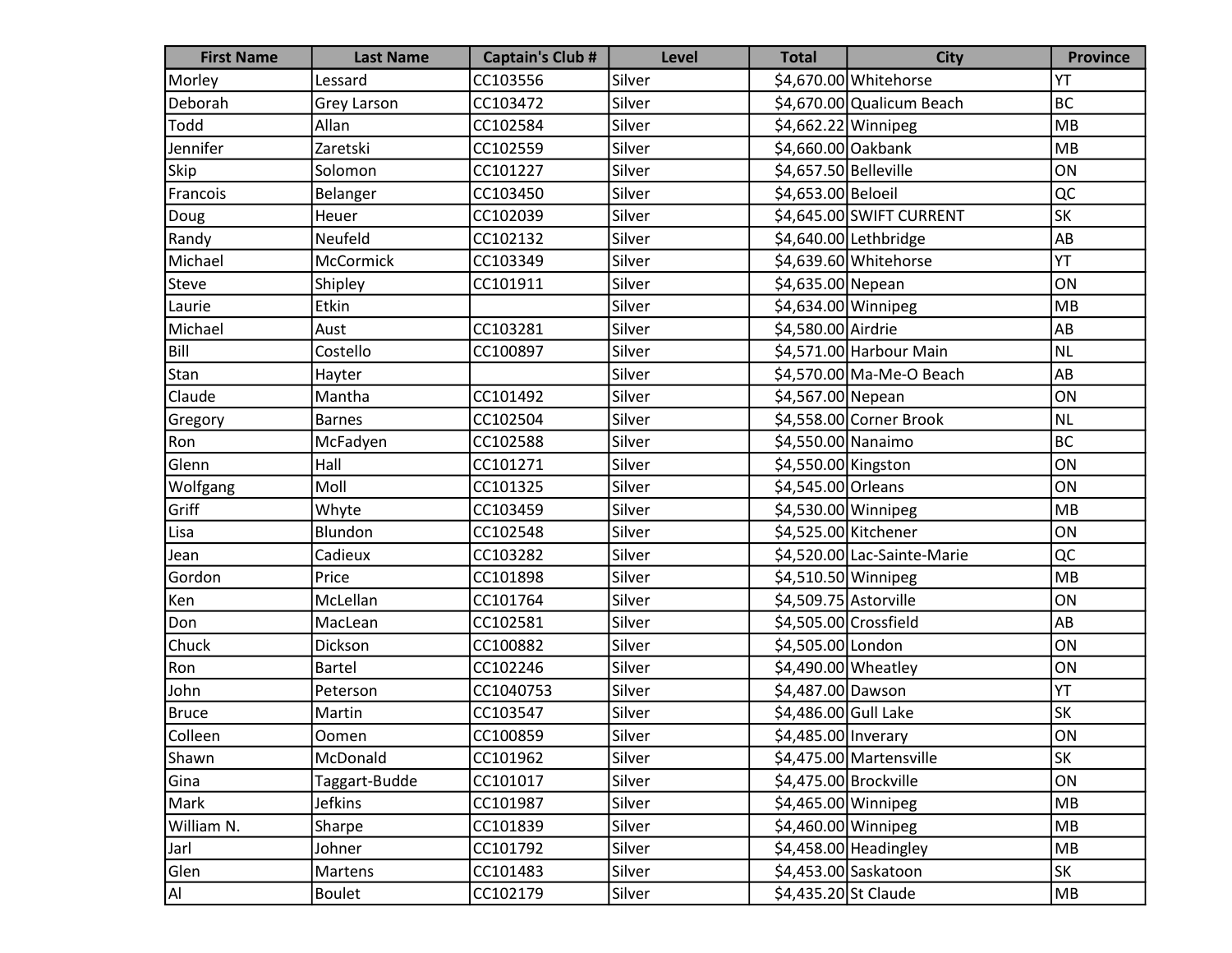| First Name | Last Name | Captain's Club # | Level | Total | City | Province |
|---|---|---|---|---|---|---|
| Morley | Lessard | CC103556 | Silver | $4,670.00 | Whitehorse | YT |
| Deborah | Grey Larson | CC103472 | Silver | $4,670.00 | Qualicum Beach | BC |
| Todd | Allan | CC102584 | Silver | $4,662.22 | Winnipeg | MB |
| Jennifer | Zaretski | CC102559 | Silver | $4,660.00 | Oakbank | MB |
| Skip | Solomon | CC101227 | Silver | $4,657.50 | Belleville | ON |
| Francois | Belanger | CC103450 | Silver | $4,653.00 | Beloeil | QC |
| Doug | Heuer | CC102039 | Silver | $4,645.00 | SWIFT CURRENT | SK |
| Randy | Neufeld | CC102132 | Silver | $4,640.00 | Lethbridge | AB |
| Michael | McCormick | CC103349 | Silver | $4,639.60 | Whitehorse | YT |
| Steve | Shipley | CC101911 | Silver | $4,635.00 | Nepean | ON |
| Laurie | Etkin | | Silver | $4,634.00 | Winnipeg | MB |
| Michael | Aust | CC103281 | Silver | $4,580.00 | Airdrie | AB |
| Bill | Costello | CC100897 | Silver | $4,571.00 | Harbour Main | NL |
| Stan | Hayter | | Silver | $4,570.00 | Ma-Me-O Beach | AB |
| Claude | Mantha | CC101492 | Silver | $4,567.00 | Nepean | ON |
| Gregory | Barnes | CC102504 | Silver | $4,558.00 | Corner Brook | NL |
| Ron | McFadyen | CC102588 | Silver | $4,550.00 | Nanaimo | BC |
| Glenn | Hall | CC101271 | Silver | $4,550.00 | Kingston | ON |
| Wolfgang | Moll | CC101325 | Silver | $4,545.00 | Orleans | ON |
| Griff | Whyte | CC103459 | Silver | $4,530.00 | Winnipeg | MB |
| Lisa | Blundon | CC102548 | Silver | $4,525.00 | Kitchener | ON |
| Jean | Cadieux | CC103282 | Silver | $4,520.00 | Lac-Sainte-Marie | QC |
| Gordon | Price | CC101898 | Silver | $4,510.50 | Winnipeg | MB |
| Ken | McLellan | CC101764 | Silver | $4,509.75 | Astorville | ON |
| Don | MacLean | CC102581 | Silver | $4,505.00 | Crossfield | AB |
| Chuck | Dickson | CC100882 | Silver | $4,505.00 | London | ON |
| Ron | Bartel | CC102246 | Silver | $4,490.00 | Wheatley | ON |
| John | Peterson | CC1040753 | Silver | $4,487.00 | Dawson | YT |
| Bruce | Martin | CC103547 | Silver | $4,486.00 | Gull Lake | SK |
| Colleen | Oomen | CC100859 | Silver | $4,485.00 | Inverary | ON |
| Shawn | McDonald | CC101962 | Silver | $4,475.00 | Martensville | SK |
| Gina | Taggart-Budde | CC101017 | Silver | $4,475.00 | Brockville | ON |
| Mark | Jefkins | CC101987 | Silver | $4,465.00 | Winnipeg | MB |
| William N. | Sharpe | CC101839 | Silver | $4,460.00 | Winnipeg | MB |
| Jarl | Johner | CC101792 | Silver | $4,458.00 | Headingley | MB |
| Glen | Martens | CC101483 | Silver | $4,453.00 | Saskatoon | SK |
| Al | Boulet | CC102179 | Silver | $4,435.20 | St Claude | MB |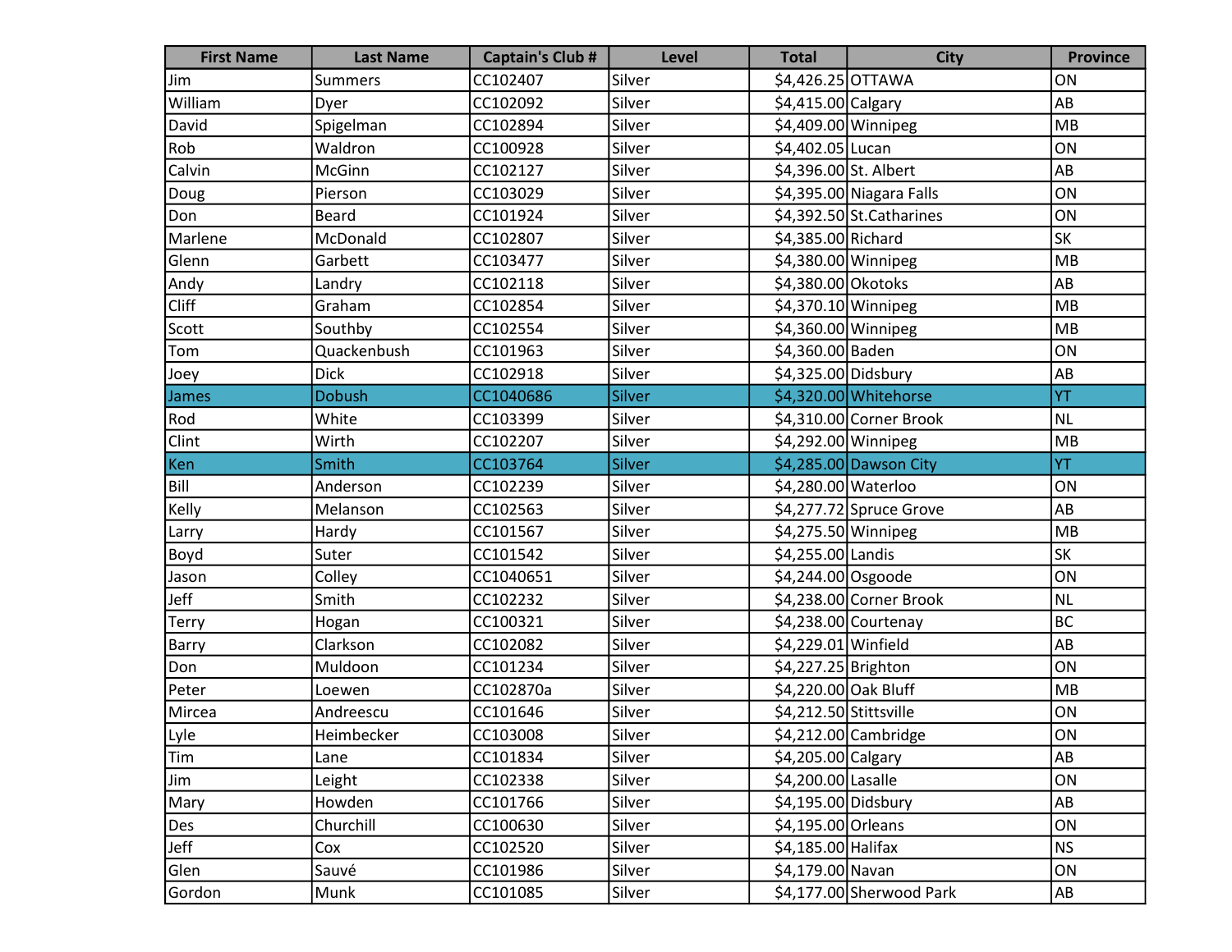| First Name | Last Name | Captain's Club # | Level | Total | City | Province |
|---|---|---|---|---|---|---|
| Jim | Summers | CC102407 | Silver | $4,426.25 | OTTAWA | ON |
| William | Dyer | CC102092 | Silver | $4,415.00 | Calgary | AB |
| David | Spigelman | CC102894 | Silver | $4,409.00 | Winnipeg | MB |
| Rob | Waldron | CC100928 | Silver | $4,402.05 | Lucan | ON |
| Calvin | McGinn | CC102127 | Silver | $4,396.00 | St. Albert | AB |
| Doug | Pierson | CC103029 | Silver | $4,395.00 | Niagara Falls | ON |
| Don | Beard | CC101924 | Silver | $4,392.50 | St.Catharines | ON |
| Marlene | McDonald | CC102807 | Silver | $4,385.00 | Richard | SK |
| Glenn | Garbett | CC103477 | Silver | $4,380.00 | Winnipeg | MB |
| Andy | Landry | CC102118 | Silver | $4,380.00 | Okotoks | AB |
| Cliff | Graham | CC102854 | Silver | $4,370.10 | Winnipeg | MB |
| Scott | Southby | CC102554 | Silver | $4,360.00 | Winnipeg | MB |
| Tom | Quackenbush | CC101963 | Silver | $4,360.00 | Baden | ON |
| Joey | Dick | CC102918 | Silver | $4,325.00 | Didsbury | AB |
| James | Dobush | CC1040686 | Silver | $4,320.00 | Whitehorse | YT |
| Rod | White | CC103399 | Silver | $4,310.00 | Corner Brook | NL |
| Clint | Wirth | CC102207 | Silver | $4,292.00 | Winnipeg | MB |
| Ken | Smith | CC103764 | Silver | $4,285.00 | Dawson City | YT |
| Bill | Anderson | CC102239 | Silver | $4,280.00 | Waterloo | ON |
| Kelly | Melanson | CC102563 | Silver | $4,277.72 | Spruce Grove | AB |
| Larry | Hardy | CC101567 | Silver | $4,275.50 | Winnipeg | MB |
| Boyd | Suter | CC101542 | Silver | $4,255.00 | Landis | SK |
| Jason | Colley | CC1040651 | Silver | $4,244.00 | Osgoode | ON |
| Jeff | Smith | CC102232 | Silver | $4,238.00 | Corner Brook | NL |
| Terry | Hogan | CC100321 | Silver | $4,238.00 | Courtenay | BC |
| Barry | Clarkson | CC102082 | Silver | $4,229.01 | Winfield | AB |
| Don | Muldoon | CC101234 | Silver | $4,227.25 | Brighton | ON |
| Peter | Loewen | CC102870a | Silver | $4,220.00 | Oak Bluff | MB |
| Mircea | Andreescu | CC101646 | Silver | $4,212.50 | Stittsville | ON |
| Lyle | Heimbecker | CC103008 | Silver | $4,212.00 | Cambridge | ON |
| Tim | Lane | CC101834 | Silver | $4,205.00 | Calgary | AB |
| Jim | Leight | CC102338 | Silver | $4,200.00 | Lasalle | ON |
| Mary | Howden | CC101766 | Silver | $4,195.00 | Didsbury | AB |
| Des | Churchill | CC100630 | Silver | $4,195.00 | Orleans | ON |
| Jeff | Cox | CC102520 | Silver | $4,185.00 | Halifax | NS |
| Glen | Sauvé | CC101986 | Silver | $4,179.00 | Navan | ON |
| Gordon | Munk | CC101085 | Silver | $4,177.00 | Sherwood Park | AB |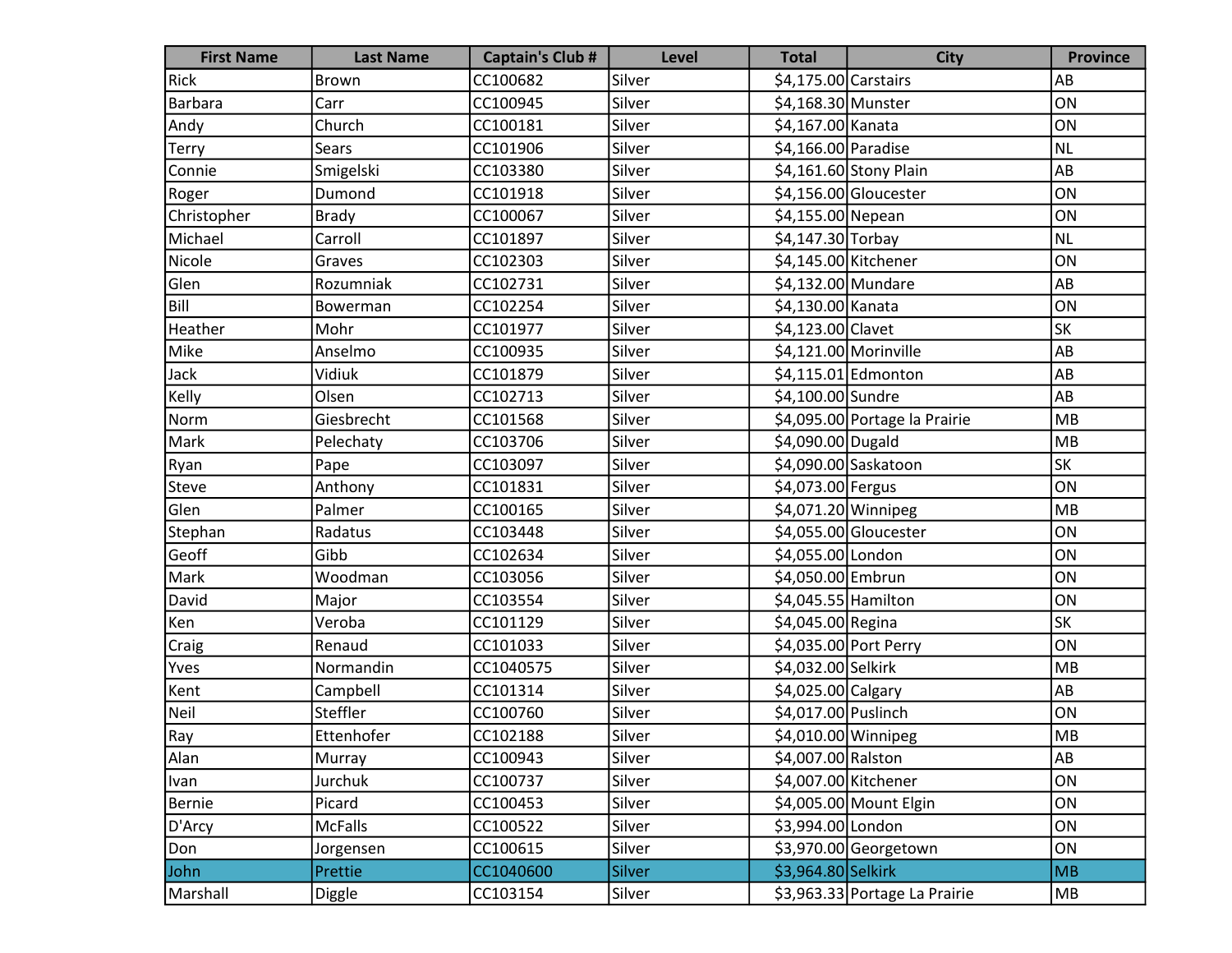| First Name | Last Name | Captain's Club # | Level | Total | City | Province |
|---|---|---|---|---|---|---|
| Rick | Brown | CC100682 | Silver | $4,175.00 | Carstairs | AB |
| Barbara | Carr | CC100945 | Silver | $4,168.30 | Munster | ON |
| Andy | Church | CC100181 | Silver | $4,167.00 | Kanata | ON |
| Terry | Sears | CC101906 | Silver | $4,166.00 | Paradise | NL |
| Connie | Smigelski | CC103380 | Silver | $4,161.60 | Stony Plain | AB |
| Roger | Dumond | CC101918 | Silver | $4,156.00 | Gloucester | ON |
| Christopher | Brady | CC100067 | Silver | $4,155.00 | Nepean | ON |
| Michael | Carroll | CC101897 | Silver | $4,147.30 | Torbay | NL |
| Nicole | Graves | CC102303 | Silver | $4,145.00 | Kitchener | ON |
| Glen | Rozumniak | CC102731 | Silver | $4,132.00 | Mundare | AB |
| Bill | Bowerman | CC102254 | Silver | $4,130.00 | Kanata | ON |
| Heather | Mohr | CC101977 | Silver | $4,123.00 | Clavet | SK |
| Mike | Anselmo | CC100935 | Silver | $4,121.00 | Morinville | AB |
| Jack | Vidiuk | CC101879 | Silver | $4,115.01 | Edmonton | AB |
| Kelly | Olsen | CC102713 | Silver | $4,100.00 | Sundre | AB |
| Norm | Giesbrecht | CC101568 | Silver | $4,095.00 | Portage la Prairie | MB |
| Mark | Pelechaty | CC103706 | Silver | $4,090.00 | Dugald | MB |
| Ryan | Pape | CC103097 | Silver | $4,090.00 | Saskatoon | SK |
| Steve | Anthony | CC101831 | Silver | $4,073.00 | Fergus | ON |
| Glen | Palmer | CC100165 | Silver | $4,071.20 | Winnipeg | MB |
| Stephan | Radatus | CC103448 | Silver | $4,055.00 | Gloucester | ON |
| Geoff | Gibb | CC102634 | Silver | $4,055.00 | London | ON |
| Mark | Woodman | CC103056 | Silver | $4,050.00 | Embrun | ON |
| David | Major | CC103554 | Silver | $4,045.55 | Hamilton | ON |
| Ken | Veroba | CC101129 | Silver | $4,045.00 | Regina | SK |
| Craig | Renaud | CC101033 | Silver | $4,035.00 | Port Perry | ON |
| Yves | Normandin | CC1040575 | Silver | $4,032.00 | Selkirk | MB |
| Kent | Campbell | CC101314 | Silver | $4,025.00 | Calgary | AB |
| Neil | Steffler | CC100760 | Silver | $4,017.00 | Puslinch | ON |
| Ray | Ettenhofer | CC102188 | Silver | $4,010.00 | Winnipeg | MB |
| Alan | Murray | CC100943 | Silver | $4,007.00 | Ralston | AB |
| Ivan | Jurchuk | CC100737 | Silver | $4,007.00 | Kitchener | ON |
| Bernie | Picard | CC100453 | Silver | $4,005.00 | Mount Elgin | ON |
| D'Arcy | McFalls | CC100522 | Silver | $3,994.00 | London | ON |
| Don | Jorgensen | CC100615 | Silver | $3,970.00 | Georgetown | ON |
| John | Prettie | CC1040600 | Silver | $3,964.80 | Selkirk | MB |
| Marshall | Diggle | CC103154 | Silver | $3,963.33 | Portage La Prairie | MB |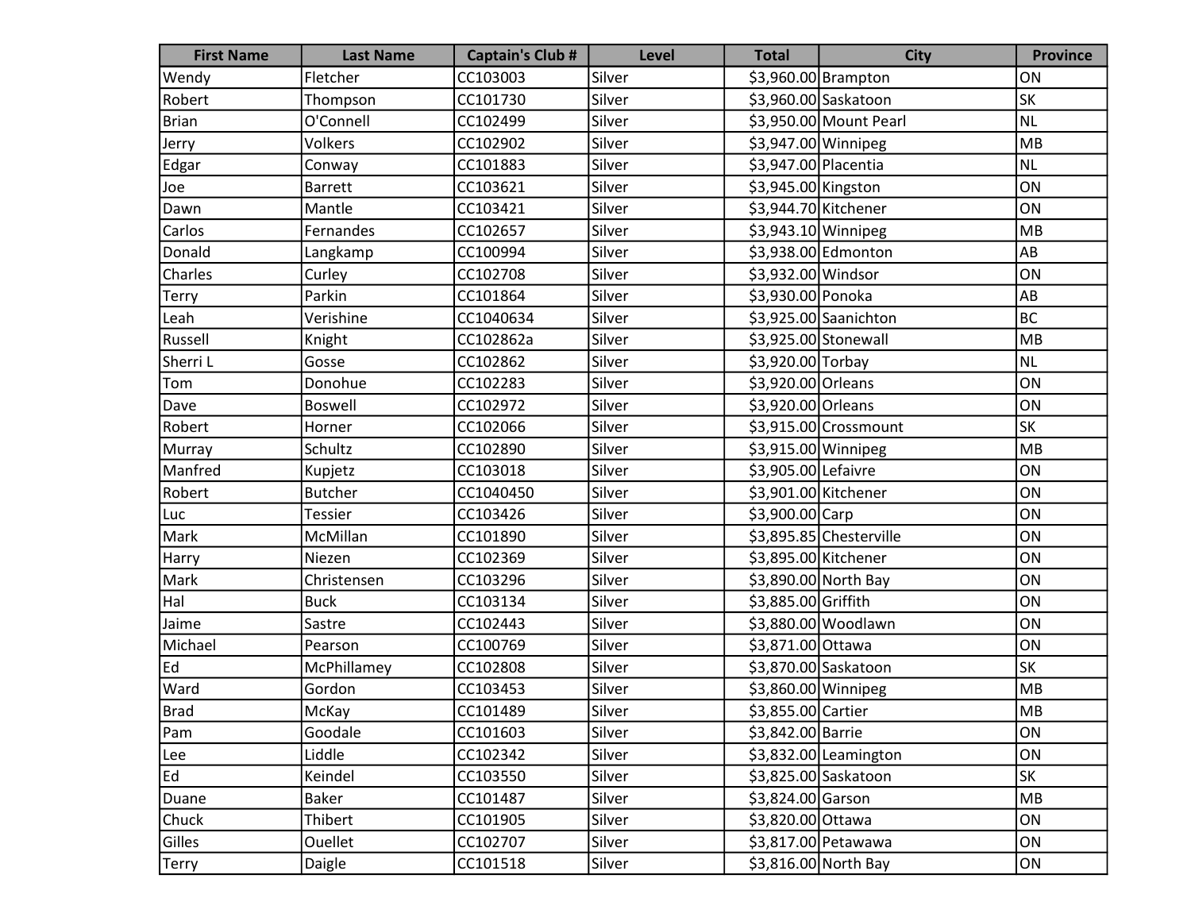| First Name | Last Name | Captain's Club # | Level | Total | City | Province |
|---|---|---|---|---|---|---|
| Wendy | Fletcher | CC103003 | Silver | $3,960.00 | Brampton | ON |
| Robert | Thompson | CC101730 | Silver | $3,960.00 | Saskatoon | SK |
| Brian | O'Connell | CC102499 | Silver | $3,950.00 | Mount Pearl | NL |
| Jerry | Volkers | CC102902 | Silver | $3,947.00 | Winnipeg | MB |
| Edgar | Conway | CC101883 | Silver | $3,947.00 | Placentia | NL |
| Joe | Barrett | CC103621 | Silver | $3,945.00 | Kingston | ON |
| Dawn | Mantle | CC103421 | Silver | $3,944.70 | Kitchener | ON |
| Carlos | Fernandes | CC102657 | Silver | $3,943.10 | Winnipeg | MB |
| Donald | Langkamp | CC100994 | Silver | $3,938.00 | Edmonton | AB |
| Charles | Curley | CC102708 | Silver | $3,932.00 | Windsor | ON |
| Terry | Parkin | CC101864 | Silver | $3,930.00 | Ponoka | AB |
| Leah | Verishine | CC1040634 | Silver | $3,925.00 | Saanichton | BC |
| Russell | Knight | CC102862a | Silver | $3,925.00 | Stonewall | MB |
| Sherri L | Gosse | CC102862 | Silver | $3,920.00 | Torbay | NL |
| Tom | Donohue | CC102283 | Silver | $3,920.00 | Orleans | ON |
| Dave | Boswell | CC102972 | Silver | $3,920.00 | Orleans | ON |
| Robert | Horner | CC102066 | Silver | $3,915.00 | Crossmount | SK |
| Murray | Schultz | CC102890 | Silver | $3,915.00 | Winnipeg | MB |
| Manfred | Kupjetz | CC103018 | Silver | $3,905.00 | Lefaivre | ON |
| Robert | Butcher | CC1040450 | Silver | $3,901.00 | Kitchener | ON |
| Luc | Tessier | CC103426 | Silver | $3,900.00 | Carp | ON |
| Mark | McMillan | CC101890 | Silver | $3,895.85 | Chesterville | ON |
| Harry | Niezen | CC102369 | Silver | $3,895.00 | Kitchener | ON |
| Mark | Christensen | CC103296 | Silver | $3,890.00 | North Bay | ON |
| Hal | Buck | CC103134 | Silver | $3,885.00 | Griffith | ON |
| Jaime | Sastre | CC102443 | Silver | $3,880.00 | Woodlawn | ON |
| Michael | Pearson | CC100769 | Silver | $3,871.00 | Ottawa | ON |
| Ed | McPhillamey | CC102808 | Silver | $3,870.00 | Saskatoon | SK |
| Ward | Gordon | CC103453 | Silver | $3,860.00 | Winnipeg | MB |
| Brad | McKay | CC101489 | Silver | $3,855.00 | Cartier | MB |
| Pam | Goodale | CC101603 | Silver | $3,842.00 | Barrie | ON |
| Lee | Liddle | CC102342 | Silver | $3,832.00 | Leamington | ON |
| Ed | Keindel | CC103550 | Silver | $3,825.00 | Saskatoon | SK |
| Duane | Baker | CC101487 | Silver | $3,824.00 | Garson | MB |
| Chuck | Thibert | CC101905 | Silver | $3,820.00 | Ottawa | ON |
| Gilles | Ouellet | CC102707 | Silver | $3,817.00 | Petawawa | ON |
| Terry | Daigle | CC101518 | Silver | $3,816.00 | North Bay | ON |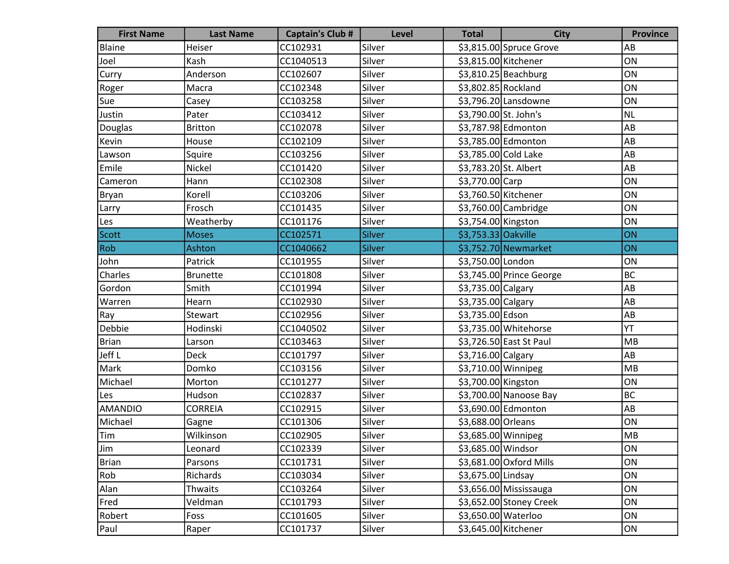| First Name | Last Name | Captain's Club # | Level | Total | City | Province |
| --- | --- | --- | --- | --- | --- | --- |
| Blaine | Heiser | CC102931 | Silver | $3,815.00 | Spruce Grove | AB |
| Joel | Kash | CC1040513 | Silver | $3,815.00 | Kitchener | ON |
| Curry | Anderson | CC102607 | Silver | $3,810.25 | Beachburg | ON |
| Roger | Macra | CC102348 | Silver | $3,802.85 | Rockland | ON |
| Sue | Casey | CC103258 | Silver | $3,796.20 | Lansdowne | ON |
| Justin | Pater | CC103412 | Silver | $3,790.00 | St. John's | NL |
| Douglas | Britton | CC102078 | Silver | $3,787.98 | Edmonton | AB |
| Kevin | House | CC102109 | Silver | $3,785.00 | Edmonton | AB |
| Lawson | Squire | CC103256 | Silver | $3,785.00 | Cold Lake | AB |
| Emile | Nickel | CC101420 | Silver | $3,783.20 | St. Albert | AB |
| Cameron | Hann | CC102308 | Silver | $3,770.00 | Carp | ON |
| Bryan | Korell | CC103206 | Silver | $3,760.50 | Kitchener | ON |
| Larry | Frosch | CC101435 | Silver | $3,760.00 | Cambridge | ON |
| Les | Weatherby | CC101176 | Silver | $3,754.00 | Kingston | ON |
| Scott | Moses | CC102571 | Silver | $3,753.33 | Oakville | ON |
| Rob | Ashton | CC1040662 | Silver | $3,752.70 | Newmarket | ON |
| John | Patrick | CC101955 | Silver | $3,750.00 | London | ON |
| Charles | Brunette | CC101808 | Silver | $3,745.00 | Prince George | BC |
| Gordon | Smith | CC101994 | Silver | $3,735.00 | Calgary | AB |
| Warren | Hearn | CC102930 | Silver | $3,735.00 | Calgary | AB |
| Ray | Stewart | CC102956 | Silver | $3,735.00 | Edson | AB |
| Debbie | Hodinski | CC1040502 | Silver | $3,735.00 | Whitehorse | YT |
| Brian | Larson | CC103463 | Silver | $3,726.50 | East St Paul | MB |
| Jeff L | Deck | CC101797 | Silver | $3,716.00 | Calgary | AB |
| Mark | Domko | CC103156 | Silver | $3,710.00 | Winnipeg | MB |
| Michael | Morton | CC101277 | Silver | $3,700.00 | Kingston | ON |
| Les | Hudson | CC102837 | Silver | $3,700.00 | Nanoose Bay | BC |
| AMANDIO | CORREIA | CC102915 | Silver | $3,690.00 | Edmonton | AB |
| Michael | Gagne | CC101306 | Silver | $3,688.00 | Orleans | ON |
| Tim | Wilkinson | CC102905 | Silver | $3,685.00 | Winnipeg | MB |
| Jim | Leonard | CC102339 | Silver | $3,685.00 | Windsor | ON |
| Brian | Parsons | CC101731 | Silver | $3,681.00 | Oxford Mills | ON |
| Rob | Richards | CC103034 | Silver | $3,675.00 | Lindsay | ON |
| Alan | Thwaits | CC103264 | Silver | $3,656.00 | Mississauga | ON |
| Fred | Veldman | CC101793 | Silver | $3,652.00 | Stoney Creek | ON |
| Robert | Foss | CC101605 | Silver | $3,650.00 | Waterloo | ON |
| Paul | Raper | CC101737 | Silver | $3,645.00 | Kitchener | ON |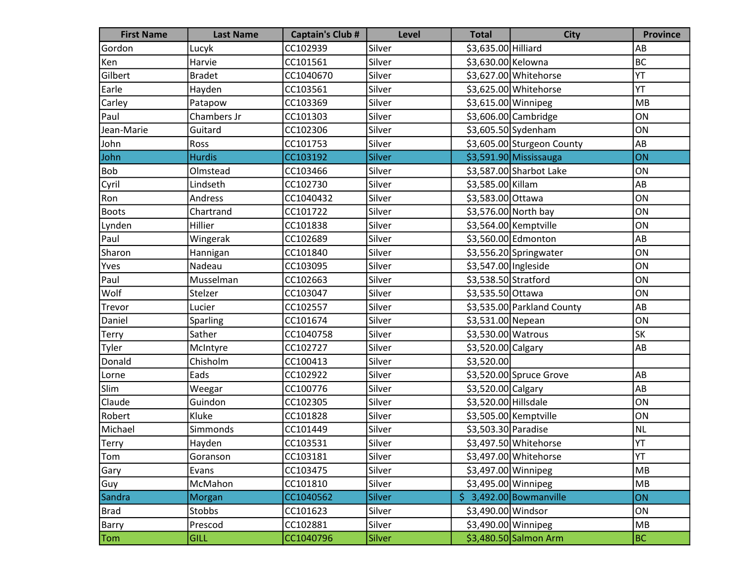| First Name | Last Name | Captain's Club # | Level | Total | City | Province |
| --- | --- | --- | --- | --- | --- | --- |
| Gordon | Lucyk | CC102939 | Silver | $3,635.00 | Hilliard | AB |
| Ken | Harvie | CC101561 | Silver | $3,630.00 | Kelowna | BC |
| Gilbert | Bradet | CC1040670 | Silver | $3,627.00 | Whitehorse | YT |
| Earle | Hayden | CC103561 | Silver | $3,625.00 | Whitehorse | YT |
| Carley | Patapow | CC103369 | Silver | $3,615.00 | Winnipeg | MB |
| Paul | Chambers Jr | CC101303 | Silver | $3,606.00 | Cambridge | ON |
| Jean-Marie | Guitard | CC102306 | Silver | $3,605.50 | Sydenham | ON |
| John | Ross | CC101753 | Silver | $3,605.00 | Sturgeon County | AB |
| John | Hurdis | CC103192 | Silver | $3,591.90 | Mississauga | ON |
| Bob | Olmstead | CC103466 | Silver | $3,587.00 | Sharbot Lake | ON |
| Cyril | Lindseth | CC102730 | Silver | $3,585.00 | Killam | AB |
| Ron | Andress | CC1040432 | Silver | $3,583.00 | Ottawa | ON |
| Boots | Chartrand | CC101722 | Silver | $3,576.00 | North bay | ON |
| Lynden | Hillier | CC101838 | Silver | $3,564.00 | Kemptville | ON |
| Paul | Wingerak | CC102689 | Silver | $3,560.00 | Edmonton | AB |
| Sharon | Hannigan | CC101840 | Silver | $3,556.20 | Springwater | ON |
| Yves | Nadeau | CC103095 | Silver | $3,547.00 | Ingleside | ON |
| Paul | Musselman | CC102663 | Silver | $3,538.50 | Stratford | ON |
| Wolf | Stelzer | CC103047 | Silver | $3,535.50 | Ottawa | ON |
| Trevor | Lucier | CC102557 | Silver | $3,535.00 | Parkland County | AB |
| Daniel | Sparling | CC101674 | Silver | $3,531.00 | Nepean | ON |
| Terry | Sather | CC1040758 | Silver | $3,530.00 | Watrous | SK |
| Tyler | McIntyre | CC102727 | Silver | $3,520.00 | Calgary | AB |
| Donald | Chisholm | CC100413 | Silver | $3,520.00 | | |
| Lorne | Eads | CC102922 | Silver | $3,520.00 | Spruce Grove | AB |
| Slim | Weegar | CC100776 | Silver | $3,520.00 | Calgary | AB |
| Claude | Guindon | CC102305 | Silver | $3,520.00 | Hillsdale | ON |
| Robert | Kluke | CC101828 | Silver | $3,505.00 | Kemptville | ON |
| Michael | Simmonds | CC101449 | Silver | $3,503.30 | Paradise | NL |
| Terry | Hayden | CC103531 | Silver | $3,497.50 | Whitehorse | YT |
| Tom | Goranson | CC103181 | Silver | $3,497.00 | Whitehorse | YT |
| Gary | Evans | CC103475 | Silver | $3,497.00 | Winnipeg | MB |
| Guy | McMahon | CC101810 | Silver | $3,495.00 | Winnipeg | MB |
| Sandra | Morgan | CC1040562 | Silver | $ 3,492.00 | Bowmanville | ON |
| Brad | Stobbs | CC101623 | Silver | $3,490.00 | Windsor | ON |
| Barry | Prescod | CC102881 | Silver | $3,490.00 | Winnipeg | MB |
| Tom | GILL | CC1040796 | Silver | $3,480.50 | Salmon Arm | BC |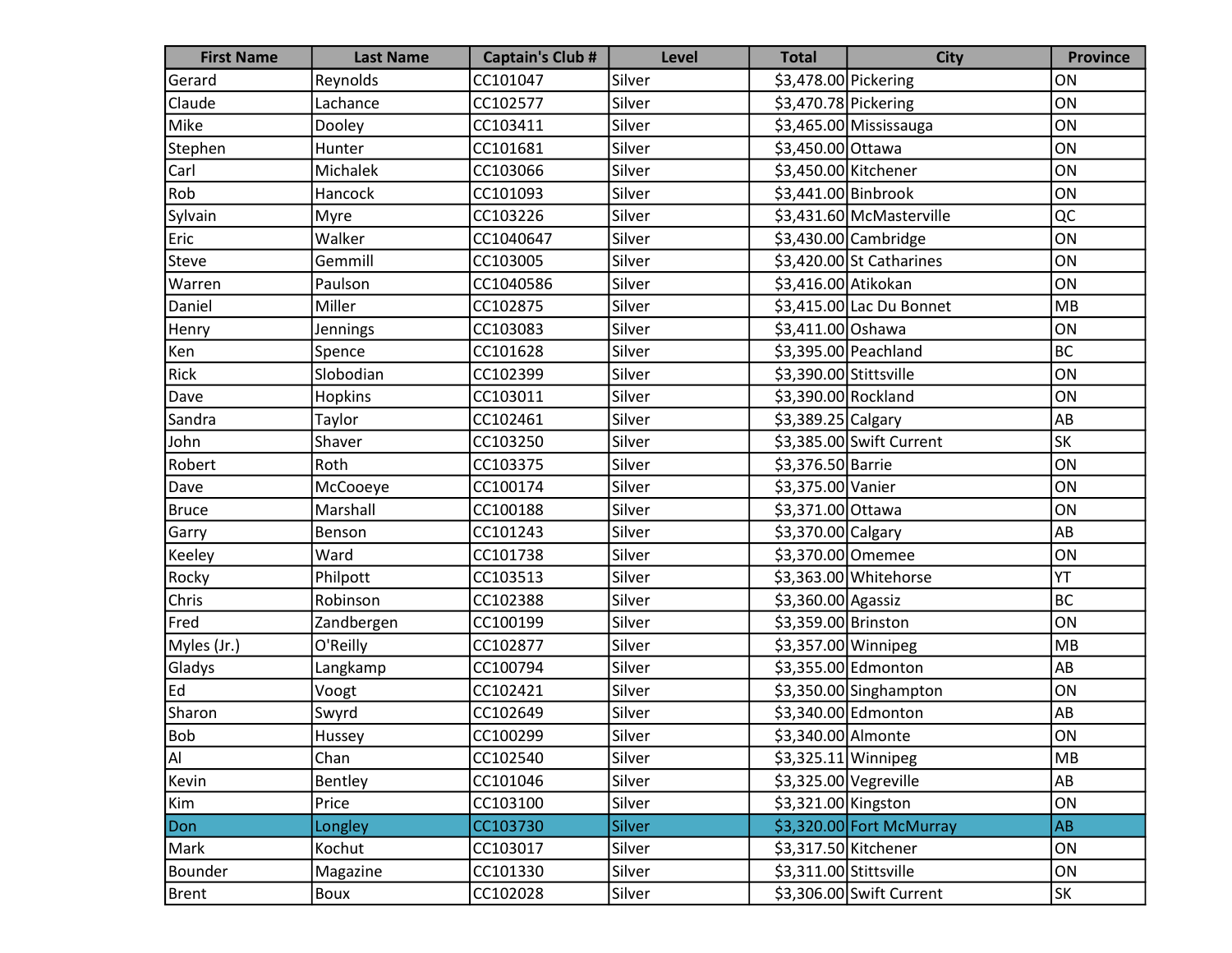| First Name | Last Name | Captain's Club # | Level | Total | City | Province |
|---|---|---|---|---|---|---|
| Gerard | Reynolds | CC101047 | Silver | $3,478.00 | Pickering | ON |
| Claude | Lachance | CC102577 | Silver | $3,470.78 | Pickering | ON |
| Mike | Dooley | CC103411 | Silver | $3,465.00 | Mississauga | ON |
| Stephen | Hunter | CC101681 | Silver | $3,450.00 | Ottawa | ON |
| Carl | Michalek | CC103066 | Silver | $3,450.00 | Kitchener | ON |
| Rob | Hancock | CC101093 | Silver | $3,441.00 | Binbrook | ON |
| Sylvain | Myre | CC103226 | Silver | $3,431.60 | McMasterville | QC |
| Eric | Walker | CC1040647 | Silver | $3,430.00 | Cambridge | ON |
| Steve | Gemmill | CC103005 | Silver | $3,420.00 | St Catharines | ON |
| Warren | Paulson | CC1040586 | Silver | $3,416.00 | Atikokan | ON |
| Daniel | Miller | CC102875 | Silver | $3,415.00 | Lac Du Bonnet | MB |
| Henry | Jennings | CC103083 | Silver | $3,411.00 | Oshawa | ON |
| Ken | Spence | CC101628 | Silver | $3,395.00 | Peachland | BC |
| Rick | Slobodian | CC102399 | Silver | $3,390.00 | Stittsville | ON |
| Dave | Hopkins | CC103011 | Silver | $3,390.00 | Rockland | ON |
| Sandra | Taylor | CC102461 | Silver | $3,389.25 | Calgary | AB |
| John | Shaver | CC103250 | Silver | $3,385.00 | Swift Current | SK |
| Robert | Roth | CC103375 | Silver | $3,376.50 | Barrie | ON |
| Dave | McCooeye | CC100174 | Silver | $3,375.00 | Vanier | ON |
| Bruce | Marshall | CC100188 | Silver | $3,371.00 | Ottawa | ON |
| Garry | Benson | CC101243 | Silver | $3,370.00 | Calgary | AB |
| Keeley | Ward | CC101738 | Silver | $3,370.00 | Omemee | ON |
| Rocky | Philpott | CC103513 | Silver | $3,363.00 | Whitehorse | YT |
| Chris | Robinson | CC102388 | Silver | $3,360.00 | Agassiz | BC |
| Fred | Zandbergen | CC100199 | Silver | $3,359.00 | Brinston | ON |
| Myles (Jr.) | O'Reilly | CC102877 | Silver | $3,357.00 | Winnipeg | MB |
| Gladys | Langkamp | CC100794 | Silver | $3,355.00 | Edmonton | AB |
| Ed | Voogt | CC102421 | Silver | $3,350.00 | Singhampton | ON |
| Sharon | Swyrd | CC102649 | Silver | $3,340.00 | Edmonton | AB |
| Bob | Hussey | CC100299 | Silver | $3,340.00 | Almonte | ON |
| Al | Chan | CC102540 | Silver | $3,325.11 | Winnipeg | MB |
| Kevin | Bentley | CC101046 | Silver | $3,325.00 | Vegreville | AB |
| Kim | Price | CC103100 | Silver | $3,321.00 | Kingston | ON |
| Don | Longley | CC103730 | Silver | $3,320.00 | Fort McMurray | AB |
| Mark | Kochut | CC103017 | Silver | $3,317.50 | Kitchener | ON |
| Bounder | Magazine | CC101330 | Silver | $3,311.00 | Stittsville | ON |
| Brent | Boux | CC102028 | Silver | $3,306.00 | Swift Current | SK |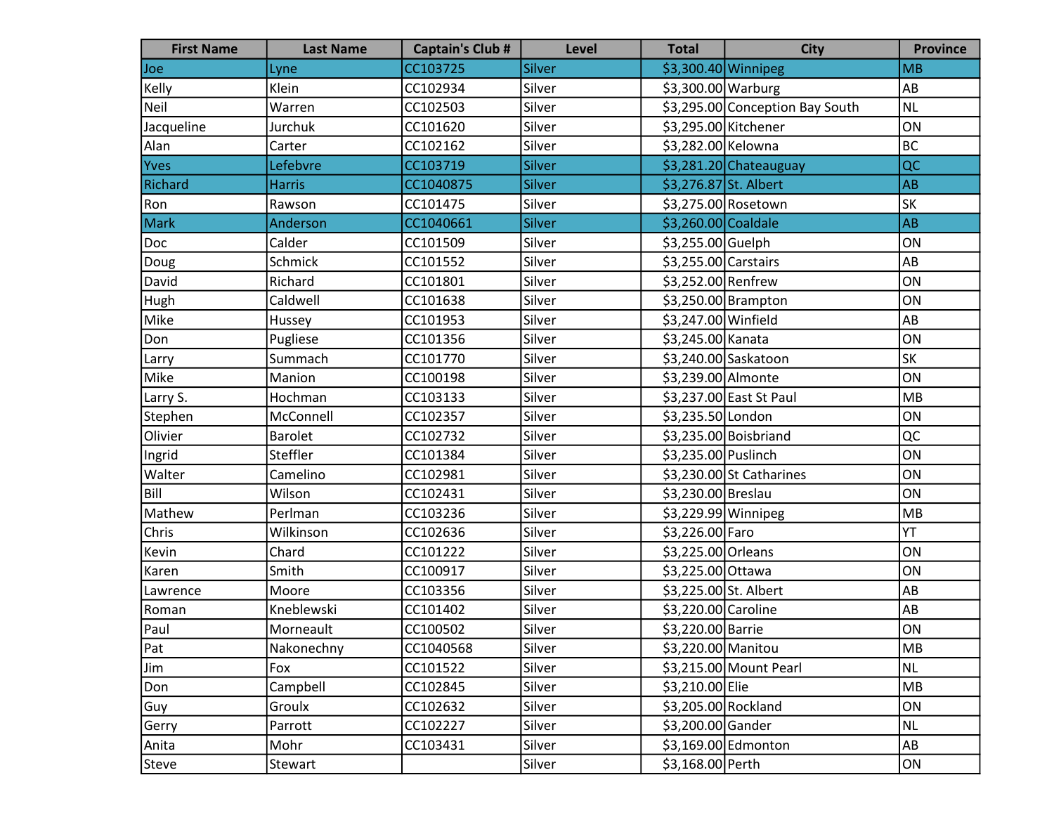| First Name | Last Name | Captain's Club # | Level | Total | City | Province |
|---|---|---|---|---|---|---|
| Joe | Lyne | CC103725 | Silver | $3,300.40 | Winnipeg | MB |
| Kelly | Klein | CC102934 | Silver | $3,300.00 | Warburg | AB |
| Neil | Warren | CC102503 | Silver | $3,295.00 | Conception Bay South | NL |
| Jacqueline | Jurchuk | CC101620 | Silver | $3,295.00 | Kitchener | ON |
| Alan | Carter | CC102162 | Silver | $3,282.00 | Kelowna | BC |
| Yves | Lefebvre | CC103719 | Silver | $3,281.20 | Chateauguay | QC |
| Richard | Harris | CC1040875 | Silver | $3,276.87 | St. Albert | AB |
| Ron | Rawson | CC101475 | Silver | $3,275.00 | Rosetown | SK |
| Mark | Anderson | CC1040661 | Silver | $3,260.00 | Coaldale | AB |
| Doc | Calder | CC101509 | Silver | $3,255.00 | Guelph | ON |
| Doug | Schmick | CC101552 | Silver | $3,255.00 | Carstairs | AB |
| David | Richard | CC101801 | Silver | $3,252.00 | Renfrew | ON |
| Hugh | Caldwell | CC101638 | Silver | $3,250.00 | Brampton | ON |
| Mike | Hussey | CC101953 | Silver | $3,247.00 | Winfield | AB |
| Don | Pugliese | CC101356 | Silver | $3,245.00 | Kanata | ON |
| Larry | Summach | CC101770 | Silver | $3,240.00 | Saskatoon | SK |
| Mike | Manion | CC100198 | Silver | $3,239.00 | Almonte | ON |
| Larry S. | Hochman | CC103133 | Silver | $3,237.00 | East St Paul | MB |
| Stephen | McConnell | CC102357 | Silver | $3,235.50 | London | ON |
| Olivier | Barolet | CC102732 | Silver | $3,235.00 | Boisbriand | QC |
| Ingrid | Steffler | CC101384 | Silver | $3,235.00 | Puslinch | ON |
| Walter | Camelino | CC102981 | Silver | $3,230.00 | St Catharines | ON |
| Bill | Wilson | CC102431 | Silver | $3,230.00 | Breslau | ON |
| Mathew | Perlman | CC103236 | Silver | $3,229.99 | Winnipeg | MB |
| Chris | Wilkinson | CC102636 | Silver | $3,226.00 | Faro | YT |
| Kevin | Chard | CC101222 | Silver | $3,225.00 | Orleans | ON |
| Karen | Smith | CC100917 | Silver | $3,225.00 | Ottawa | ON |
| Lawrence | Moore | CC103356 | Silver | $3,225.00 | St. Albert | AB |
| Roman | Kneblewski | CC101402 | Silver | $3,220.00 | Caroline | AB |
| Paul | Morneault | CC100502 | Silver | $3,220.00 | Barrie | ON |
| Pat | Nakonechny | CC1040568 | Silver | $3,220.00 | Manitou | MB |
| Jim | Fox | CC101522 | Silver | $3,215.00 | Mount Pearl | NL |
| Don | Campbell | CC102845 | Silver | $3,210.00 | Elie | MB |
| Guy | Groulx | CC102632 | Silver | $3,205.00 | Rockland | ON |
| Gerry | Parrott | CC102227 | Silver | $3,200.00 | Gander | NL |
| Anita | Mohr | CC103431 | Silver | $3,169.00 | Edmonton | AB |
| Steve | Stewart | | Silver | $3,168.00 | Perth | ON |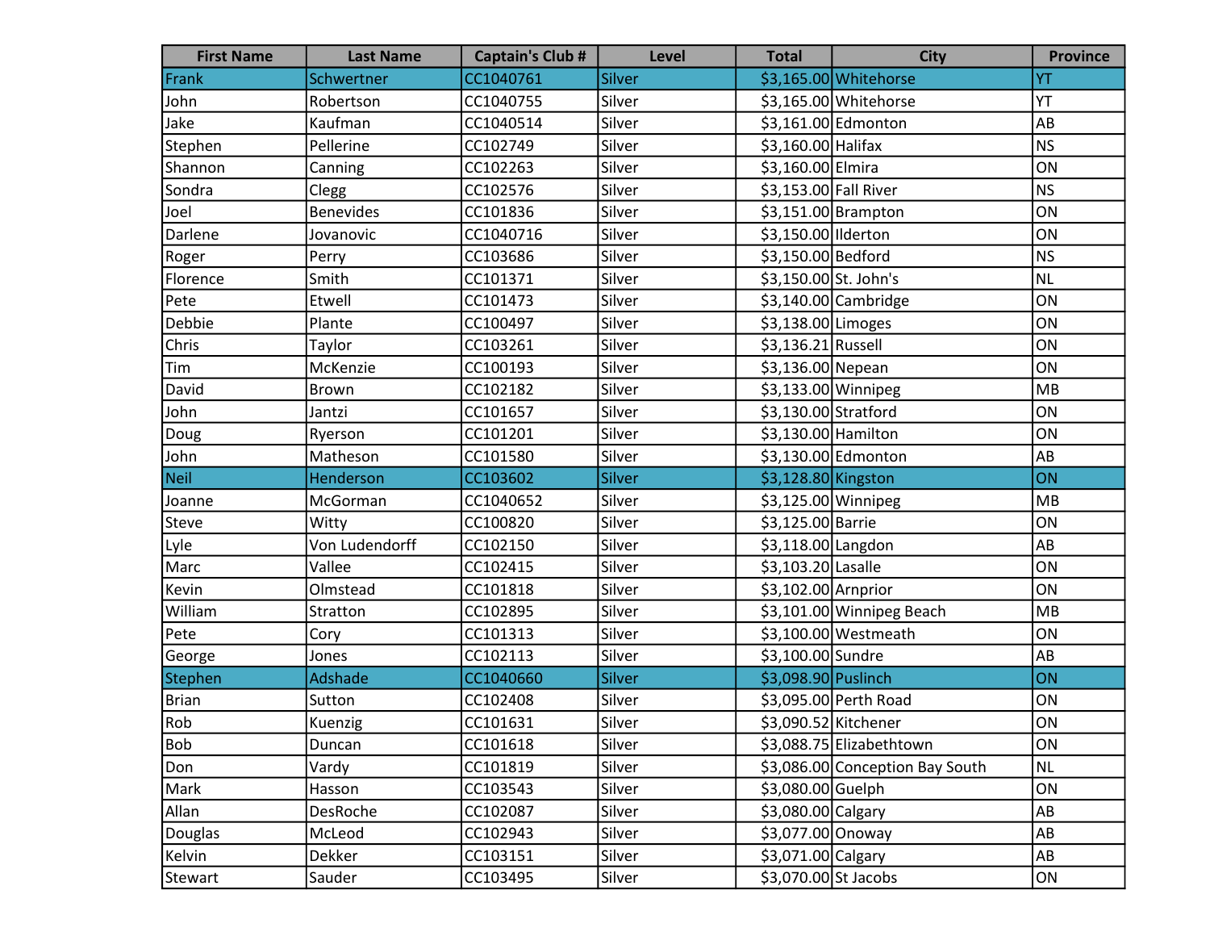| First Name | Last Name | Captain's Club # | Level | Total | City | Province |
|---|---|---|---|---|---|---|
| Frank | Schwertner | CC1040761 | Silver | $3,165.00 | Whitehorse | YT |
| John | Robertson | CC1040755 | Silver | $3,165.00 | Whitehorse | YT |
| Jake | Kaufman | CC1040514 | Silver | $3,161.00 | Edmonton | AB |
| Stephen | Pellerine | CC102749 | Silver | $3,160.00 | Halifax | NS |
| Shannon | Canning | CC102263 | Silver | $3,160.00 | Elmira | ON |
| Sondra | Clegg | CC102576 | Silver | $3,153.00 | Fall River | NS |
| Joel | Benevides | CC101836 | Silver | $3,151.00 | Brampton | ON |
| Darlene | Jovanovic | CC1040716 | Silver | $3,150.00 | Ilderton | ON |
| Roger | Perry | CC103686 | Silver | $3,150.00 | Bedford | NS |
| Florence | Smith | CC101371 | Silver | $3,150.00 | St. John's | NL |
| Pete | Etwell | CC101473 | Silver | $3,140.00 | Cambridge | ON |
| Debbie | Plante | CC100497 | Silver | $3,138.00 | Limoges | ON |
| Chris | Taylor | CC103261 | Silver | $3,136.21 | Russell | ON |
| Tim | McKenzie | CC100193 | Silver | $3,136.00 | Nepean | ON |
| David | Brown | CC102182 | Silver | $3,133.00 | Winnipeg | MB |
| John | Jantzi | CC101657 | Silver | $3,130.00 | Stratford | ON |
| Doug | Ryerson | CC101201 | Silver | $3,130.00 | Hamilton | ON |
| John | Matheson | CC101580 | Silver | $3,130.00 | Edmonton | AB |
| Neil | Henderson | CC103602 | Silver | $3,128.80 | Kingston | ON |
| Joanne | McGorman | CC1040652 | Silver | $3,125.00 | Winnipeg | MB |
| Steve | Witty | CC100820 | Silver | $3,125.00 | Barrie | ON |
| Lyle | Von Ludendorff | CC102150 | Silver | $3,118.00 | Langdon | AB |
| Marc | Vallee | CC102415 | Silver | $3,103.20 | Lasalle | ON |
| Kevin | Olmstead | CC101818 | Silver | $3,102.00 | Arnprior | ON |
| William | Stratton | CC102895 | Silver | $3,101.00 | Winnipeg Beach | MB |
| Pete | Cory | CC101313 | Silver | $3,100.00 | Westmeath | ON |
| George | Jones | CC102113 | Silver | $3,100.00 | Sundre | AB |
| Stephen | Adshade | CC1040660 | Silver | $3,098.90 | Puslinch | ON |
| Brian | Sutton | CC102408 | Silver | $3,095.00 | Perth Road | ON |
| Rob | Kuenzig | CC101631 | Silver | $3,090.52 | Kitchener | ON |
| Bob | Duncan | CC101618 | Silver | $3,088.75 | Elizabethtown | ON |
| Don | Vardy | CC101819 | Silver | $3,086.00 | Conception Bay South | NL |
| Mark | Hasson | CC103543 | Silver | $3,080.00 | Guelph | ON |
| Allan | DesRoche | CC102087 | Silver | $3,080.00 | Calgary | AB |
| Douglas | McLeod | CC102943 | Silver | $3,077.00 | Onoway | AB |
| Kelvin | Dekker | CC103151 | Silver | $3,071.00 | Calgary | AB |
| Stewart | Sauder | CC103495 | Silver | $3,070.00 | St Jacobs | ON |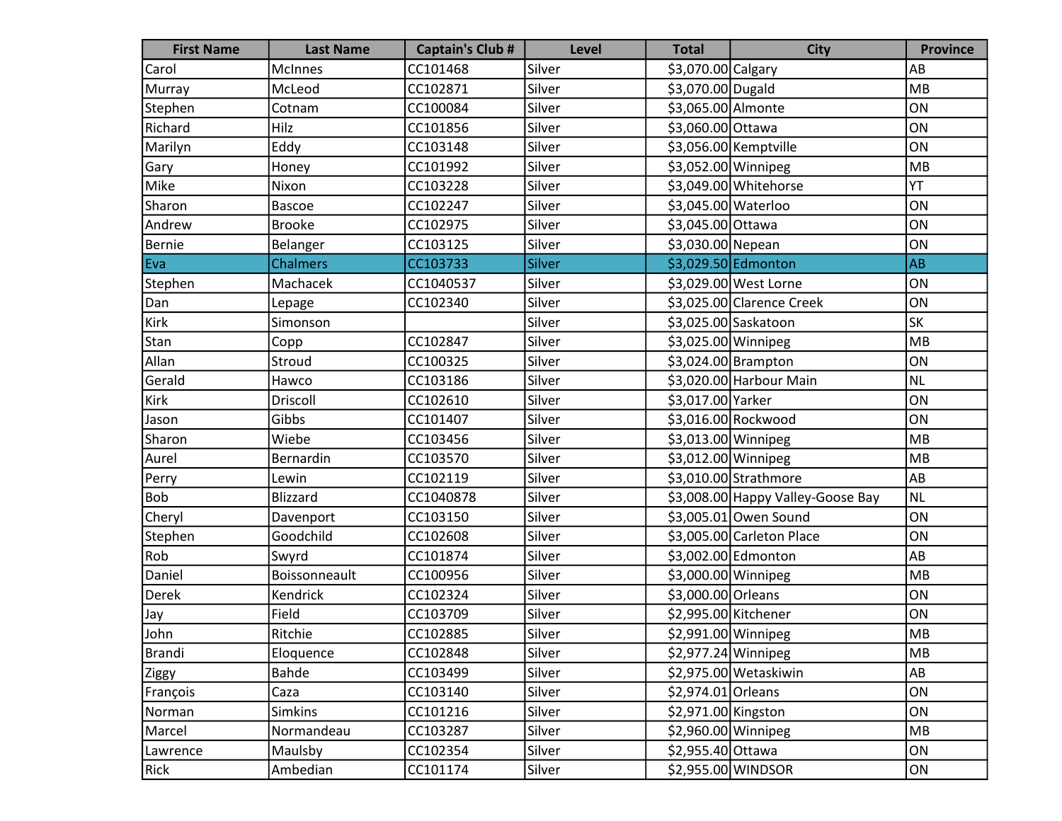| First Name | Last Name | Captain's Club # | Level | Total | City | Province |
|---|---|---|---|---|---|---|
| Carol | McInnes | CC101468 | Silver | $3,070.00 | Calgary | AB |
| Murray | McLeod | CC102871 | Silver | $3,070.00 | Dugald | MB |
| Stephen | Cotnam | CC100084 | Silver | $3,065.00 | Almonte | ON |
| Richard | Hilz | CC101856 | Silver | $3,060.00 | Ottawa | ON |
| Marilyn | Eddy | CC103148 | Silver | $3,056.00 | Kemptville | ON |
| Gary | Honey | CC101992 | Silver | $3,052.00 | Winnipeg | MB |
| Mike | Nixon | CC103228 | Silver | $3,049.00 | Whitehorse | YT |
| Sharon | Bascoe | CC102247 | Silver | $3,045.00 | Waterloo | ON |
| Andrew | Brooke | CC102975 | Silver | $3,045.00 | Ottawa | ON |
| Bernie | Belanger | CC103125 | Silver | $3,030.00 | Nepean | ON |
| Eva | Chalmers | CC103733 | Silver | $3,029.50 | Edmonton | AB |
| Stephen | Machacek | CC1040537 | Silver | $3,029.00 | West Lorne | ON |
| Dan | Lepage | CC102340 | Silver | $3,025.00 | Clarence Creek | ON |
| Kirk | Simonson | | Silver | $3,025.00 | Saskatoon | SK |
| Stan | Copp | CC102847 | Silver | $3,025.00 | Winnipeg | MB |
| Allan | Stroud | CC100325 | Silver | $3,024.00 | Brampton | ON |
| Gerald | Hawco | CC103186 | Silver | $3,020.00 | Harbour Main | NL |
| Kirk | Driscoll | CC102610 | Silver | $3,017.00 | Yarker | ON |
| Jason | Gibbs | CC101407 | Silver | $3,016.00 | Rockwood | ON |
| Sharon | Wiebe | CC103456 | Silver | $3,013.00 | Winnipeg | MB |
| Aurel | Bernardin | CC103570 | Silver | $3,012.00 | Winnipeg | MB |
| Perry | Lewin | CC102119 | Silver | $3,010.00 | Strathmore | AB |
| Bob | Blizzard | CC1040878 | Silver | $3,008.00 | Happy Valley-Goose Bay | NL |
| Cheryl | Davenport | CC103150 | Silver | $3,005.01 | Owen Sound | ON |
| Stephen | Goodchild | CC102608 | Silver | $3,005.00 | Carleton Place | ON |
| Rob | Swyrd | CC101874 | Silver | $3,002.00 | Edmonton | AB |
| Daniel | Boissonneault | CC100956 | Silver | $3,000.00 | Winnipeg | MB |
| Derek | Kendrick | CC102324 | Silver | $3,000.00 | Orleans | ON |
| Jay | Field | CC103709 | Silver | $2,995.00 | Kitchener | ON |
| John | Ritchie | CC102885 | Silver | $2,991.00 | Winnipeg | MB |
| Brandi | Eloquence | CC102848 | Silver | $2,977.24 | Winnipeg | MB |
| Ziggy | Bahde | CC103499 | Silver | $2,975.00 | Wetaskiwin | AB |
| François | Caza | CC103140 | Silver | $2,974.01 | Orleans | ON |
| Norman | Simkins | CC101216 | Silver | $2,971.00 | Kingston | ON |
| Marcel | Normandeau | CC103287 | Silver | $2,960.00 | Winnipeg | MB |
| Lawrence | Maulsby | CC102354 | Silver | $2,955.40 | Ottawa | ON |
| Rick | Ambedian | CC101174 | Silver | $2,955.00 | WINDSOR | ON |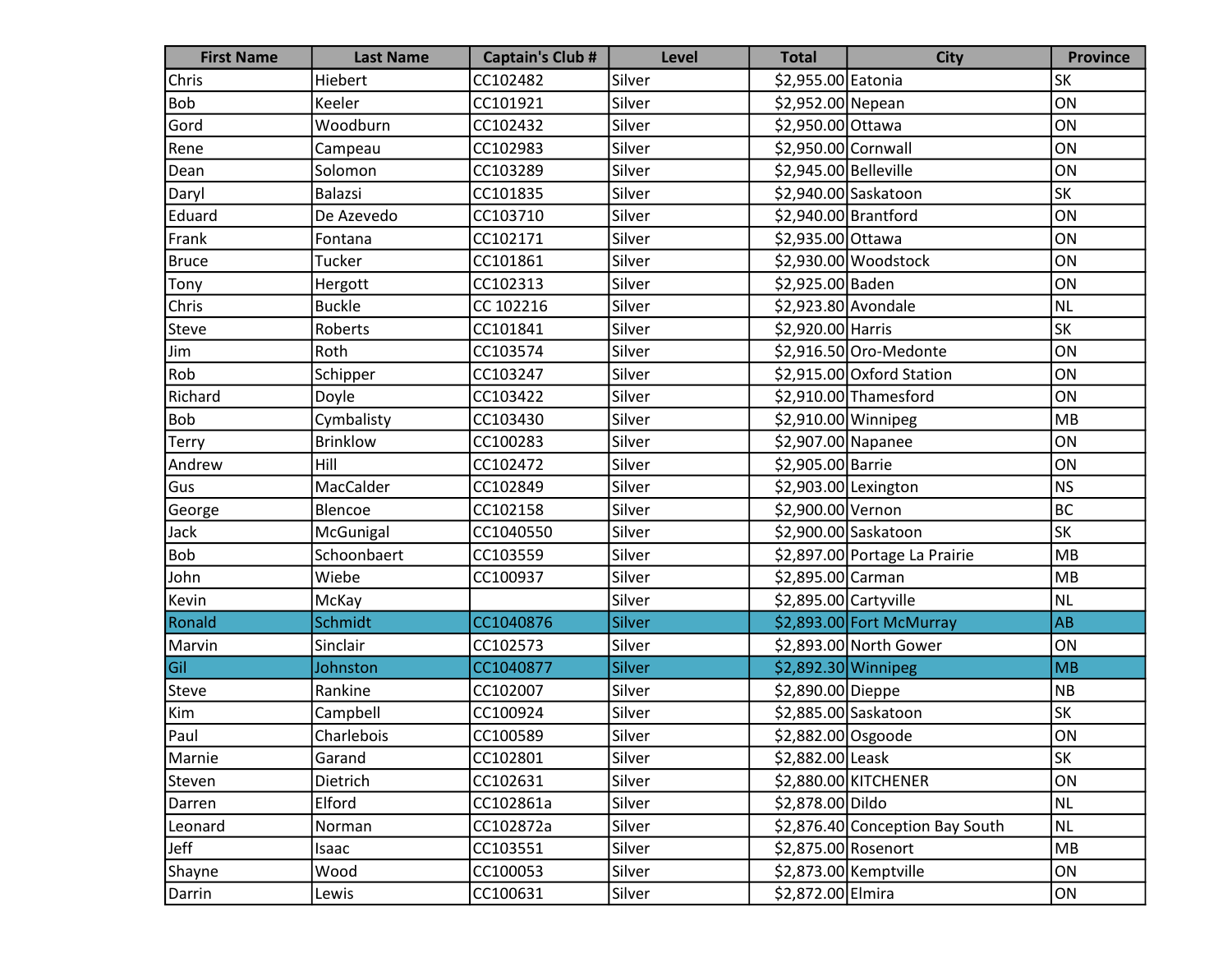| First Name | Last Name | Captain's Club # | Level | Total | City | Province |
| --- | --- | --- | --- | --- | --- | --- |
| Chris | Hiebert | CC102482 | Silver | $2,955.00 | Eatonia | SK |
| Bob | Keeler | CC101921 | Silver | $2,952.00 | Nepean | ON |
| Gord | Woodburn | CC102432 | Silver | $2,950.00 | Ottawa | ON |
| Rene | Campeau | CC102983 | Silver | $2,950.00 | Cornwall | ON |
| Dean | Solomon | CC103289 | Silver | $2,945.00 | Belleville | ON |
| Daryl | Balazsi | CC101835 | Silver | $2,940.00 | Saskatoon | SK |
| Eduard | De Azevedo | CC103710 | Silver | $2,940.00 | Brantford | ON |
| Frank | Fontana | CC102171 | Silver | $2,935.00 | Ottawa | ON |
| Bruce | Tucker | CC101861 | Silver | $2,930.00 | Woodstock | ON |
| Tony | Hergott | CC102313 | Silver | $2,925.00 | Baden | ON |
| Chris | Buckle | CC 102216 | Silver | $2,923.80 | Avondale | NL |
| Steve | Roberts | CC101841 | Silver | $2,920.00 | Harris | SK |
| Jim | Roth | CC103574 | Silver | $2,916.50 | Oro-Medonte | ON |
| Rob | Schipper | CC103247 | Silver | $2,915.00 | Oxford Station | ON |
| Richard | Doyle | CC103422 | Silver | $2,910.00 | Thamesford | ON |
| Bob | Cymbalisty | CC103430 | Silver | $2,910.00 | Winnipeg | MB |
| Terry | Brinklow | CC100283 | Silver | $2,907.00 | Napanee | ON |
| Andrew | Hill | CC102472 | Silver | $2,905.00 | Barrie | ON |
| Gus | MacCalder | CC102849 | Silver | $2,903.00 | Lexington | NS |
| George | Blencoe | CC102158 | Silver | $2,900.00 | Vernon | BC |
| Jack | McGunigal | CC1040550 | Silver | $2,900.00 | Saskatoon | SK |
| Bob | Schoonbaert | CC103559 | Silver | $2,897.00 | Portage La Prairie | MB |
| John | Wiebe | CC100937 | Silver | $2,895.00 | Carman | MB |
| Kevin | McKay | | Silver | $2,895.00 | Cartyville | NL |
| Ronald | Schmidt | CC1040876 | Silver | $2,893.00 | Fort McMurray | AB |
| Marvin | Sinclair | CC102573 | Silver | $2,893.00 | North Gower | ON |
| Gil | Johnston | CC1040877 | Silver | $2,892.30 | Winnipeg | MB |
| Steve | Rankine | CC102007 | Silver | $2,890.00 | Dieppe | NB |
| Kim | Campbell | CC100924 | Silver | $2,885.00 | Saskatoon | SK |
| Paul | Charlebois | CC100589 | Silver | $2,882.00 | Osgoode | ON |
| Marnie | Garand | CC102801 | Silver | $2,882.00 | Leask | SK |
| Steven | Dietrich | CC102631 | Silver | $2,880.00 | KITCHENER | ON |
| Darren | Elford | CC102861a | Silver | $2,878.00 | Dildo | NL |
| Leonard | Norman | CC102872a | Silver | $2,876.40 | Conception Bay South | NL |
| Jeff | Isaac | CC103551 | Silver | $2,875.00 | Rosenort | MB |
| Shayne | Wood | CC100053 | Silver | $2,873.00 | Kemptville | ON |
| Darrin | Lewis | CC100631 | Silver | $2,872.00 | Elmira | ON |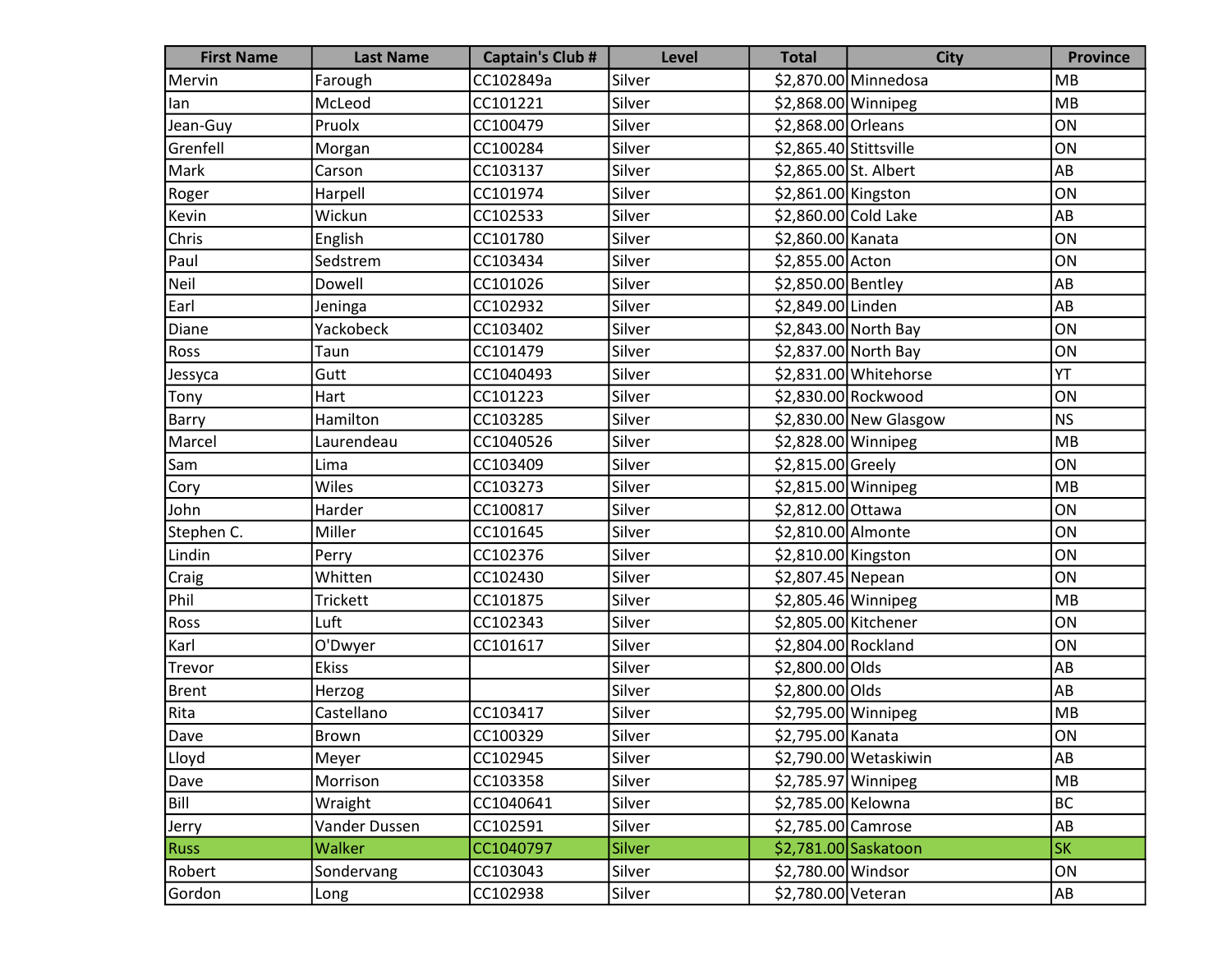| First Name | Last Name | Captain's Club # | Level | Total | City | Province |
|---|---|---|---|---|---|---|
| Mervin | Farough | CC102849a | Silver | $2,870.00 | Minnedosa | MB |
| Ian | McLeod | CC101221 | Silver | $2,868.00 | Winnipeg | MB |
| Jean-Guy | Pruolx | CC100479 | Silver | $2,868.00 | Orleans | ON |
| Grenfell | Morgan | CC100284 | Silver | $2,865.40 | Stittsville | ON |
| Mark | Carson | CC103137 | Silver | $2,865.00 | St. Albert | AB |
| Roger | Harpell | CC101974 | Silver | $2,861.00 | Kingston | ON |
| Kevin | Wickun | CC102533 | Silver | $2,860.00 | Cold Lake | AB |
| Chris | English | CC101780 | Silver | $2,860.00 | Kanata | ON |
| Paul | Sedstrem | CC103434 | Silver | $2,855.00 | Acton | ON |
| Neil | Dowell | CC101026 | Silver | $2,850.00 | Bentley | AB |
| Earl | Jeninga | CC102932 | Silver | $2,849.00 | Linden | AB |
| Diane | Yackobeck | CC103402 | Silver | $2,843.00 | North Bay | ON |
| Ross | Taun | CC101479 | Silver | $2,837.00 | North Bay | ON |
| Jessyca | Gutt | CC1040493 | Silver | $2,831.00 | Whitehorse | YT |
| Tony | Hart | CC101223 | Silver | $2,830.00 | Rockwood | ON |
| Barry | Hamilton | CC103285 | Silver | $2,830.00 | New Glasgow | NS |
| Marcel | Laurendeau | CC1040526 | Silver | $2,828.00 | Winnipeg | MB |
| Sam | Lima | CC103409 | Silver | $2,815.00 | Greely | ON |
| Cory | Wiles | CC103273 | Silver | $2,815.00 | Winnipeg | MB |
| John | Harder | CC100817 | Silver | $2,812.00 | Ottawa | ON |
| Stephen C. | Miller | CC101645 | Silver | $2,810.00 | Almonte | ON |
| Lindin | Perry | CC102376 | Silver | $2,810.00 | Kingston | ON |
| Craig | Whitten | CC102430 | Silver | $2,807.45 | Nepean | ON |
| Phil | Trickett | CC101875 | Silver | $2,805.46 | Winnipeg | MB |
| Ross | Luft | CC102343 | Silver | $2,805.00 | Kitchener | ON |
| Karl | O'Dwyer | CC101617 | Silver | $2,804.00 | Rockland | ON |
| Trevor | Ekiss | | Silver | $2,800.00 | Olds | AB |
| Brent | Herzog | | Silver | $2,800.00 | Olds | AB |
| Rita | Castellano | CC103417 | Silver | $2,795.00 | Winnipeg | MB |
| Dave | Brown | CC100329 | Silver | $2,795.00 | Kanata | ON |
| Lloyd | Meyer | CC102945 | Silver | $2,790.00 | Wetaskiwin | AB |
| Dave | Morrison | CC103358 | Silver | $2,785.97 | Winnipeg | MB |
| Bill | Wraight | CC1040641 | Silver | $2,785.00 | Kelowna | BC |
| Jerry | Vander Dussen | CC102591 | Silver | $2,785.00 | Camrose | AB |
| Russ | Walker | CC1040797 | Silver | $2,781.00 | Saskatoon | SK |
| Robert | Sondervang | CC103043 | Silver | $2,780.00 | Windsor | ON |
| Gordon | Long | CC102938 | Silver | $2,780.00 | Veteran | AB |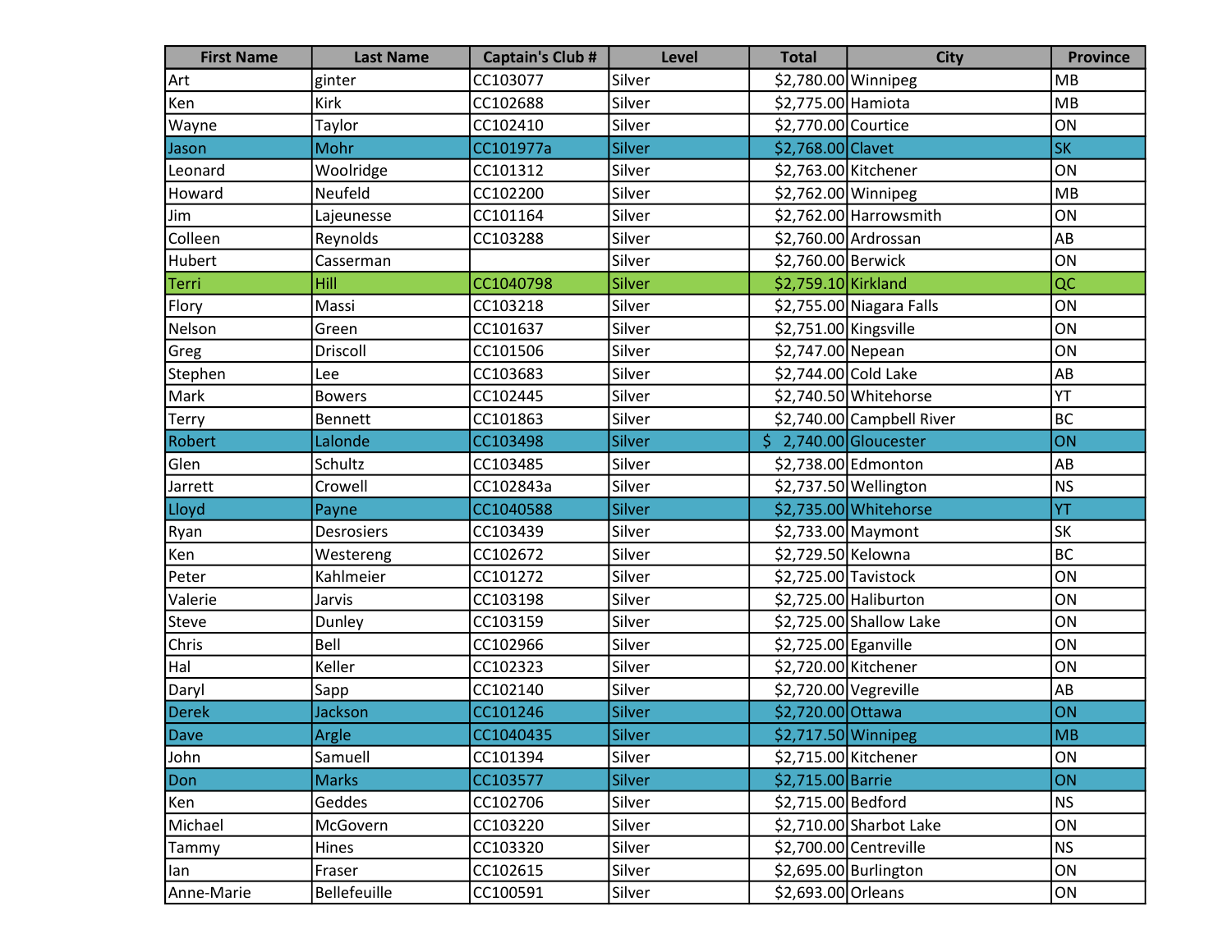| First Name | Last Name | Captain's Club # | Level | Total | City | Province |
|---|---|---|---|---|---|---|
| Art | ginter | CC103077 | Silver | $2,780.00 | Winnipeg | MB |
| Ken | Kirk | CC102688 | Silver | $2,775.00 | Hamiota | MB |
| Wayne | Taylor | CC102410 | Silver | $2,770.00 | Courtice | ON |
| Jason | Mohr | CC101977a | Silver | $2,768.00 | Clavet | SK |
| Leonard | Woolridge | CC101312 | Silver | $2,763.00 | Kitchener | ON |
| Howard | Neufeld | CC102200 | Silver | $2,762.00 | Winnipeg | MB |
| Jim | Lajeunesse | CC101164 | Silver | $2,762.00 | Harrowsmith | ON |
| Colleen | Reynolds | CC103288 | Silver | $2,760.00 | Ardrossan | AB |
| Hubert | Casserman | | Silver | $2,760.00 | Berwick | ON |
| Terri | Hill | CC1040798 | Silver | $2,759.10 | Kirkland | QC |
| Flory | Massi | CC103218 | Silver | $2,755.00 | Niagara Falls | ON |
| Nelson | Green | CC101637 | Silver | $2,751.00 | Kingsville | ON |
| Greg | Driscoll | CC101506 | Silver | $2,747.00 | Nepean | ON |
| Stephen | Lee | CC103683 | Silver | $2,744.00 | Cold Lake | AB |
| Mark | Bowers | CC102445 | Silver | $2,740.50 | Whitehorse | YT |
| Terry | Bennett | CC101863 | Silver | $2,740.00 | Campbell River | BC |
| Robert | Lalonde | CC103498 | Silver | $ 2,740.00 | Gloucester | ON |
| Glen | Schultz | CC103485 | Silver | $2,738.00 | Edmonton | AB |
| Jarrett | Crowell | CC102843a | Silver | $2,737.50 | Wellington | NS |
| Lloyd | Payne | CC1040588 | Silver | $2,735.00 | Whitehorse | YT |
| Ryan | Desrosiers | CC103439 | Silver | $2,733.00 | Maymont | SK |
| Ken | Westereng | CC102672 | Silver | $2,729.50 | Kelowna | BC |
| Peter | Kahlmeier | CC101272 | Silver | $2,725.00 | Tavistock | ON |
| Valerie | Jarvis | CC103198 | Silver | $2,725.00 | Haliburton | ON |
| Steve | Dunley | CC103159 | Silver | $2,725.00 | Shallow Lake | ON |
| Chris | Bell | CC102966 | Silver | $2,725.00 | Eganville | ON |
| Hal | Keller | CC102323 | Silver | $2,720.00 | Kitchener | ON |
| Daryl | Sapp | CC102140 | Silver | $2,720.00 | Vegreville | AB |
| Derek | Jackson | CC101246 | Silver | $2,720.00 | Ottawa | ON |
| Dave | Argle | CC1040435 | Silver | $2,717.50 | Winnipeg | MB |
| John | Samuell | CC101394 | Silver | $2,715.00 | Kitchener | ON |
| Don | Marks | CC103577 | Silver | $2,715.00 | Barrie | ON |
| Ken | Geddes | CC102706 | Silver | $2,715.00 | Bedford | NS |
| Michael | McGovern | CC103220 | Silver | $2,710.00 | Sharbot Lake | ON |
| Tammy | Hines | CC103320 | Silver | $2,700.00 | Centreville | NS |
| Ian | Fraser | CC102615 | Silver | $2,695.00 | Burlington | ON |
| Anne-Marie | Bellefeuille | CC100591 | Silver | $2,693.00 | Orleans | ON |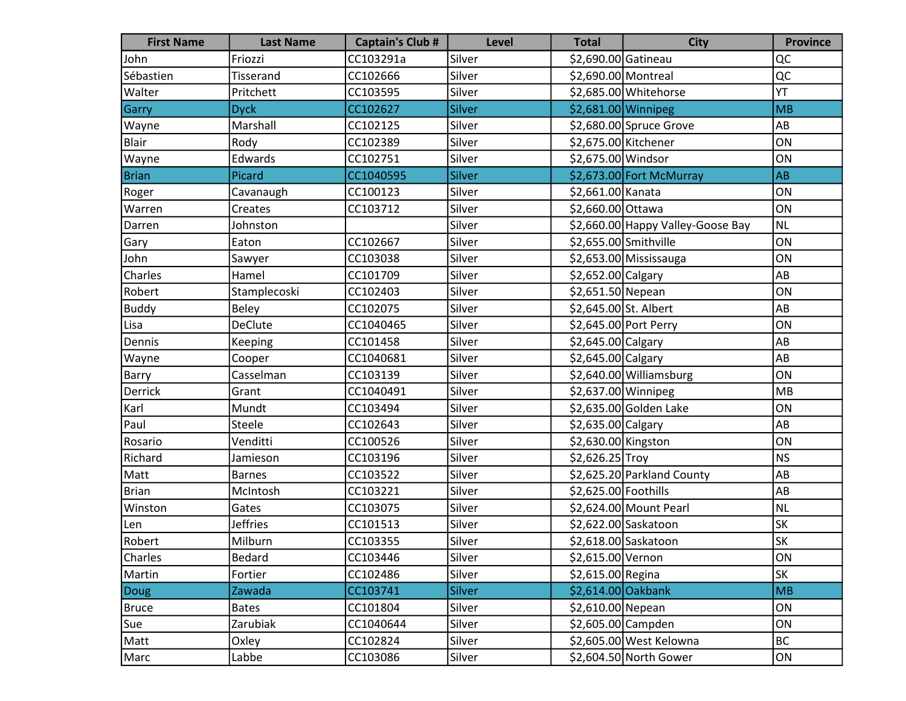| First Name | Last Name | Captain's Club # | Level | Total | City | Province |
|---|---|---|---|---|---|---|
| John | Friozzi | CC103291a | Silver | $2,690.00 | Gatineau | QC |
| Sébastien | Tisserand | CC102666 | Silver | $2,690.00 | Montreal | QC |
| Walter | Pritchett | CC103595 | Silver | $2,685.00 | Whitehorse | YT |
| Garry | Dyck | CC102627 | Silver | $2,681.00 | Winnipeg | MB |
| Wayne | Marshall | CC102125 | Silver | $2,680.00 | Spruce Grove | AB |
| Blair | Rody | CC102389 | Silver | $2,675.00 | Kitchener | ON |
| Wayne | Edwards | CC102751 | Silver | $2,675.00 | Windsor | ON |
| Brian | Picard | CC1040595 | Silver | $2,673.00 | Fort McMurray | AB |
| Roger | Cavanaugh | CC100123 | Silver | $2,661.00 | Kanata | ON |
| Warren | Creates | CC103712 | Silver | $2,660.00 | Ottawa | ON |
| Darren | Johnston | | Silver | $2,660.00 | Happy Valley-Goose Bay | NL |
| Gary | Eaton | CC102667 | Silver | $2,655.00 | Smithville | ON |
| John | Sawyer | CC103038 | Silver | $2,653.00 | Mississauga | ON |
| Charles | Hamel | CC101709 | Silver | $2,652.00 | Calgary | AB |
| Robert | Stamplecoski | CC102403 | Silver | $2,651.50 | Nepean | ON |
| Buddy | Beley | CC102075 | Silver | $2,645.00 | St. Albert | AB |
| Lisa | DeClute | CC1040465 | Silver | $2,645.00 | Port Perry | ON |
| Dennis | Keeping | CC101458 | Silver | $2,645.00 | Calgary | AB |
| Wayne | Cooper | CC1040681 | Silver | $2,645.00 | Calgary | AB |
| Barry | Casselman | CC103139 | Silver | $2,640.00 | Williamsburg | ON |
| Derrick | Grant | CC1040491 | Silver | $2,637.00 | Winnipeg | MB |
| Karl | Mundt | CC103494 | Silver | $2,635.00 | Golden Lake | ON |
| Paul | Steele | CC102643 | Silver | $2,635.00 | Calgary | AB |
| Rosario | Venditti | CC100526 | Silver | $2,630.00 | Kingston | ON |
| Richard | Jamieson | CC103196 | Silver | $2,626.25 | Troy | NS |
| Matt | Barnes | CC103522 | Silver | $2,625.20 | Parkland County | AB |
| Brian | McIntosh | CC103221 | Silver | $2,625.00 | Foothills | AB |
| Winston | Gates | CC103075 | Silver | $2,624.00 | Mount Pearl | NL |
| Len | Jeffries | CC101513 | Silver | $2,622.00 | Saskatoon | SK |
| Robert | Milburn | CC103355 | Silver | $2,618.00 | Saskatoon | SK |
| Charles | Bedard | CC103446 | Silver | $2,615.00 | Vernon | ON |
| Martin | Fortier | CC102486 | Silver | $2,615.00 | Regina | SK |
| Doug | Zawada | CC103741 | Silver | $2,614.00 | Oakbank | MB |
| Bruce | Bates | CC101804 | Silver | $2,610.00 | Nepean | ON |
| Sue | Zarubiak | CC1040644 | Silver | $2,605.00 | Campden | ON |
| Matt | Oxley | CC102824 | Silver | $2,605.00 | West Kelowna | BC |
| Marc | Labbe | CC103086 | Silver | $2,604.50 | North Gower | ON |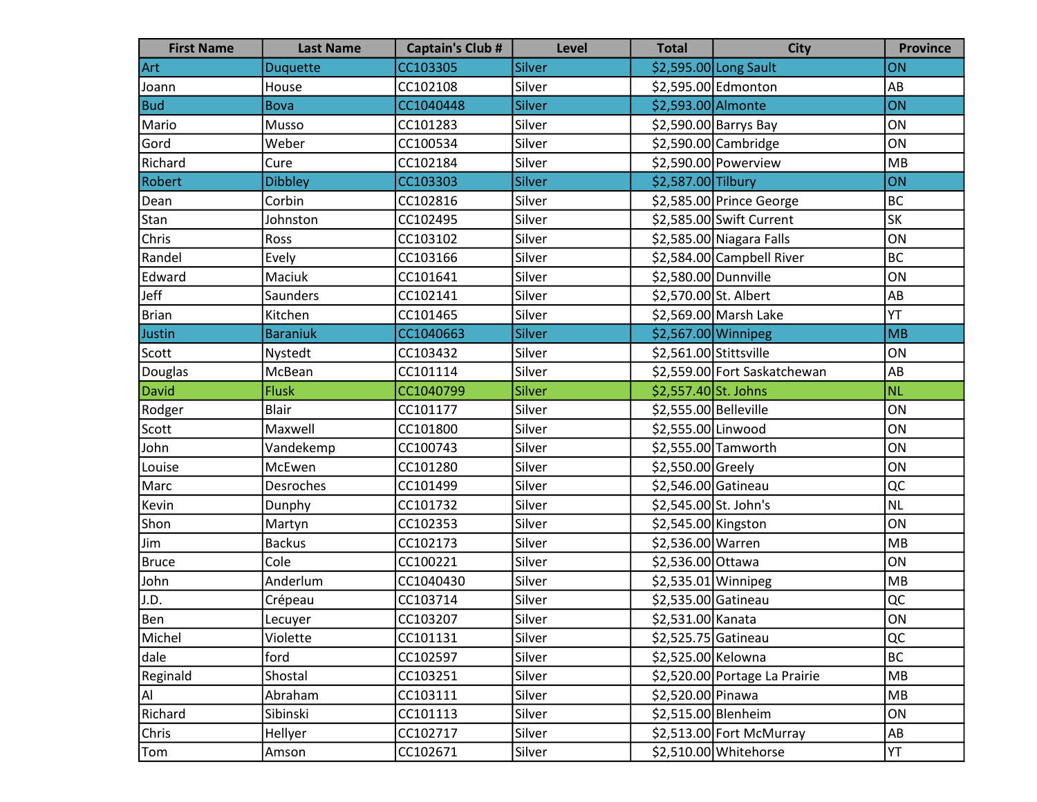| First Name | Last Name | Captain's Club # | Level | Total | City | Province |
|---|---|---|---|---|---|---|
| Art | Duquette | CC103305 | Silver | $2,595.00 | Long Sault | ON |
| Joann | House | CC102108 | Silver | $2,595.00 | Edmonton | AB |
| Bud | Bova | CC1040448 | Silver | $2,593.00 | Almonte | ON |
| Mario | Musso | CC101283 | Silver | $2,590.00 | Barrys Bay | ON |
| Gord | Weber | CC100534 | Silver | $2,590.00 | Cambridge | ON |
| Richard | Cure | CC102184 | Silver | $2,590.00 | Powerview | MB |
| Robert | Dibbley | CC103303 | Silver | $2,587.00 | Tilbury | ON |
| Dean | Corbin | CC102816 | Silver | $2,585.00 | Prince George | BC |
| Stan | Johnston | CC102495 | Silver | $2,585.00 | Swift Current | SK |
| Chris | Ross | CC103102 | Silver | $2,585.00 | Niagara Falls | ON |
| Randel | Evely | CC103166 | Silver | $2,584.00 | Campbell River | BC |
| Edward | Maciuk | CC101641 | Silver | $2,580.00 | Dunnville | ON |
| Jeff | Saunders | CC102141 | Silver | $2,570.00 | St. Albert | AB |
| Brian | Kitchen | CC101465 | Silver | $2,569.00 | Marsh Lake | YT |
| Justin | Baraniuk | CC1040663 | Silver | $2,567.00 | Winnipeg | MB |
| Scott | Nystedt | CC103432 | Silver | $2,561.00 | Stittsville | ON |
| Douglas | McBean | CC101114 | Silver | $2,559.00 | Fort Saskatchewan | AB |
| David | Flusk | CC1040799 | Silver | $2,557.40 | St. Johns | NL |
| Rodger | Blair | CC101177 | Silver | $2,555.00 | Belleville | ON |
| Scott | Maxwell | CC101800 | Silver | $2,555.00 | Linwood | ON |
| John | Vandekemp | CC100743 | Silver | $2,555.00 | Tamworth | ON |
| Louise | McEwen | CC101280 | Silver | $2,550.00 | Greely | ON |
| Marc | Desroches | CC101499 | Silver | $2,546.00 | Gatineau | QC |
| Kevin | Dunphy | CC101732 | Silver | $2,545.00 | St. John's | NL |
| Shon | Martyn | CC102353 | Silver | $2,545.00 | Kingston | ON |
| Jim | Backus | CC102173 | Silver | $2,536.00 | Warren | MB |
| Bruce | Cole | CC100221 | Silver | $2,536.00 | Ottawa | ON |
| John | Anderlum | CC1040430 | Silver | $2,535.01 | Winnipeg | MB |
| J.D. | Crépeau | CC103714 | Silver | $2,535.00 | Gatineau | QC |
| Ben | Lecuyer | CC103207 | Silver | $2,531.00 | Kanata | ON |
| Michel | Violette | CC101131 | Silver | $2,525.75 | Gatineau | QC |
| dale | ford | CC102597 | Silver | $2,525.00 | Kelowna | BC |
| Reginald | Shostal | CC103251 | Silver | $2,520.00 | Portage La Prairie | MB |
| Al | Abraham | CC103111 | Silver | $2,520.00 | Pinawa | MB |
| Richard | Sibinski | CC101113 | Silver | $2,515.00 | Blenheim | ON |
| Chris | Hellyer | CC102717 | Silver | $2,513.00 | Fort McMurray | AB |
| Tom | Amson | CC102671 | Silver | $2,510.00 | Whitehorse | YT |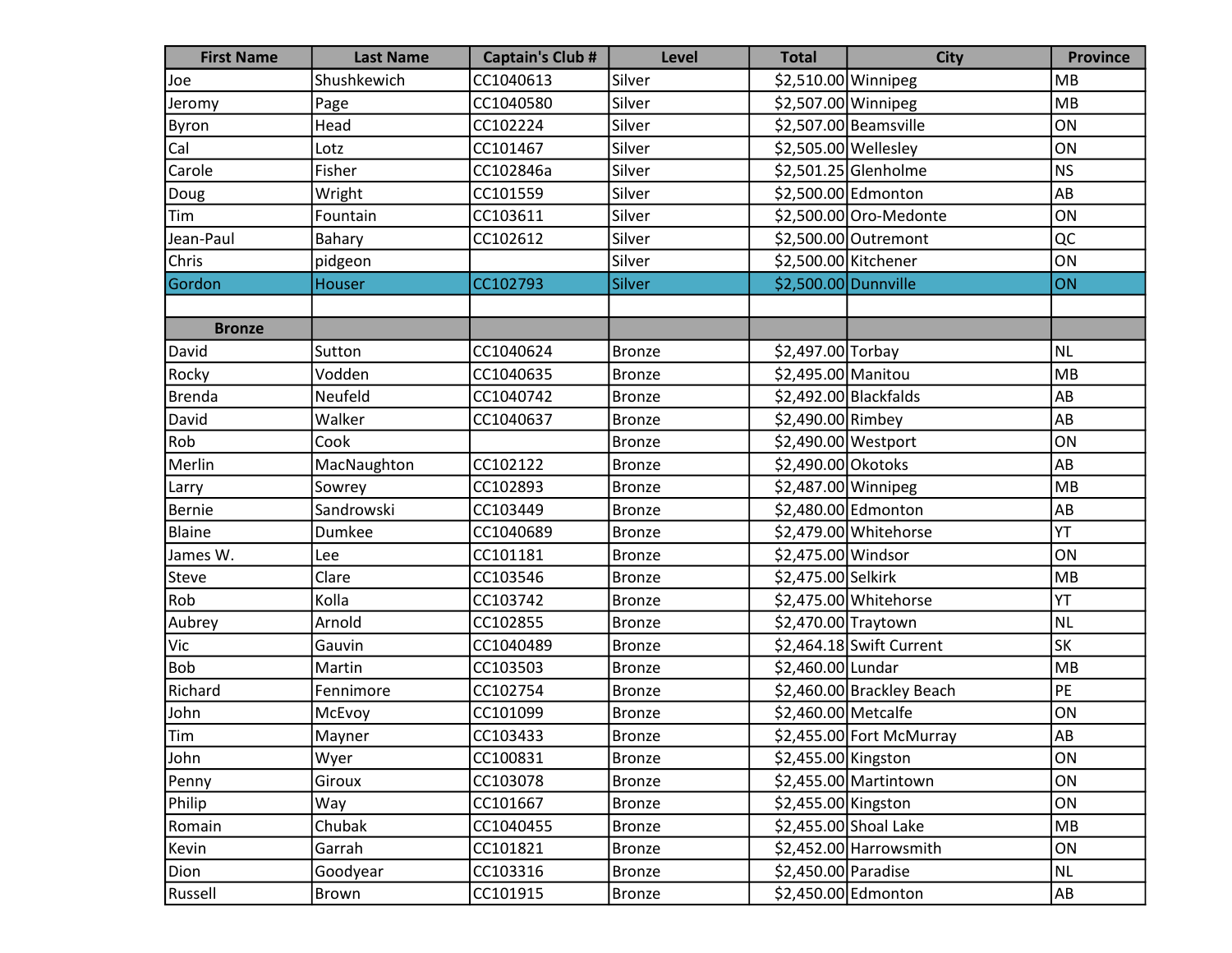| First Name | Last Name | Captain's Club # | Level | Total | City | Province |
|---|---|---|---|---|---|---|
| Joe | Shushkewich | CC1040613 | Silver | $2,510.00 | Winnipeg | MB |
| Jeromy | Page | CC1040580 | Silver | $2,507.00 | Winnipeg | MB |
| Byron | Head | CC102224 | Silver | $2,507.00 | Beamsville | ON |
| Cal | Lotz | CC101467 | Silver | $2,505.00 | Wellesley | ON |
| Carole | Fisher | CC102846a | Silver | $2,501.25 | Glenholme | NS |
| Doug | Wright | CC101559 | Silver | $2,500.00 | Edmonton | AB |
| Tim | Fountain | CC103611 | Silver | $2,500.00 | Oro-Medonte | ON |
| Jean-Paul | Bahary | CC102612 | Silver | $2,500.00 | Outremont | QC |
| Chris | pidgeon | | Silver | $2,500.00 | Kitchener | ON |
| Gordon | Houser | CC102793 | Silver | $2,500.00 | Dunnville | ON |
| | | | | | | |
| **Bronze** | | | | | | |
| David | Sutton | CC1040624 | Bronze | $2,497.00 | Torbay | NL |
| Rocky | Vodden | CC1040635 | Bronze | $2,495.00 | Manitou | MB |
| Brenda | Neufeld | CC1040742 | Bronze | $2,492.00 | Blackfalds | AB |
| David | Walker | CC1040637 | Bronze | $2,490.00 | Rimbey | AB |
| Rob | Cook | | Bronze | $2,490.00 | Westport | ON |
| Merlin | MacNaughton | CC102122 | Bronze | $2,490.00 | Okotoks | AB |
| Larry | Sowrey | CC102893 | Bronze | $2,487.00 | Winnipeg | MB |
| Bernie | Sandrowski | CC103449 | Bronze | $2,480.00 | Edmonton | AB |
| Blaine | Dumkee | CC1040689 | Bronze | $2,479.00 | Whitehorse | YT |
| James W. | Lee | CC101181 | Bronze | $2,475.00 | Windsor | ON |
| Steve | Clare | CC103546 | Bronze | $2,475.00 | Selkirk | MB |
| Rob | Kolla | CC103742 | Bronze | $2,475.00 | Whitehorse | YT |
| Aubrey | Arnold | CC102855 | Bronze | $2,470.00 | Traytown | NL |
| Vic | Gauvin | CC1040489 | Bronze | $2,464.18 | Swift Current | SK |
| Bob | Martin | CC103503 | Bronze | $2,460.00 | Lundar | MB |
| Richard | Fennimore | CC102754 | Bronze | $2,460.00 | Brackley Beach | PE |
| John | McEvoy | CC101099 | Bronze | $2,460.00 | Metcalfe | ON |
| Tim | Mayner | CC103433 | Bronze | $2,455.00 | Fort McMurray | AB |
| John | Wyer | CC100831 | Bronze | $2,455.00 | Kingston | ON |
| Penny | Giroux | CC103078 | Bronze | $2,455.00 | Martintown | ON |
| Philip | Way | CC101667 | Bronze | $2,455.00 | Kingston | ON |
| Romain | Chubak | CC1040455 | Bronze | $2,455.00 | Shoal Lake | MB |
| Kevin | Garrah | CC101821 | Bronze | $2,452.00 | Harrowsmith | ON |
| Dion | Goodyear | CC103316 | Bronze | $2,450.00 | Paradise | NL |
| Russell | Brown | CC101915 | Bronze | $2,450.00 | Edmonton | AB |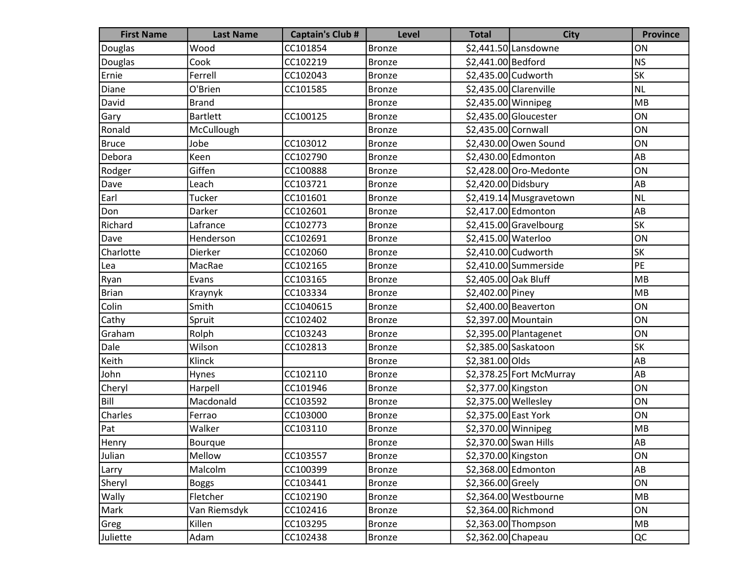| First Name | Last Name | Captain's Club # | Level | Total | City | Province |
|---|---|---|---|---|---|---|
| Douglas | Wood | CC101854 | Bronze | $2,441.50 | Lansdowne | ON |
| Douglas | Cook | CC102219 | Bronze | $2,441.00 | Bedford | NS |
| Ernie | Ferrell | CC102043 | Bronze | $2,435.00 | Cudworth | SK |
| Diane | O'Brien | CC101585 | Bronze | $2,435.00 | Clarenville | NL |
| David | Brand | | Bronze | $2,435.00 | Winnipeg | MB |
| Gary | Bartlett | CC100125 | Bronze | $2,435.00 | Gloucester | ON |
| Ronald | McCullough | | Bronze | $2,435.00 | Cornwall | ON |
| Bruce | Jobe | CC103012 | Bronze | $2,430.00 | Owen Sound | ON |
| Debora | Keen | CC102790 | Bronze | $2,430.00 | Edmonton | AB |
| Rodger | Giffen | CC100888 | Bronze | $2,428.00 | Oro-Medonte | ON |
| Dave | Leach | CC103721 | Bronze | $2,420.00 | Didsbury | AB |
| Earl | Tucker | CC101601 | Bronze | $2,419.14 | Musgravetown | NL |
| Don | Darker | CC102601 | Bronze | $2,417.00 | Edmonton | AB |
| Richard | Lafrance | CC102773 | Bronze | $2,415.00 | Gravelbourg | SK |
| Dave | Henderson | CC102691 | Bronze | $2,415.00 | Waterloo | ON |
| Charlotte | Dierker | CC102060 | Bronze | $2,410.00 | Cudworth | SK |
| Lea | MacRae | CC102165 | Bronze | $2,410.00 | Summerside | PE |
| Ryan | Evans | CC103165 | Bronze | $2,405.00 | Oak Bluff | MB |
| Brian | Kraynyk | CC103334 | Bronze | $2,402.00 | Piney | MB |
| Colin | Smith | CC1040615 | Bronze | $2,400.00 | Beaverton | ON |
| Cathy | Spruit | CC102402 | Bronze | $2,397.00 | Mountain | ON |
| Graham | Rolph | CC103243 | Bronze | $2,395.00 | Plantagenet | ON |
| Dale | Wilson | CC102813 | Bronze | $2,385.00 | Saskatoon | SK |
| Keith | Klinck | | Bronze | $2,381.00 | Olds | AB |
| John | Hynes | CC102110 | Bronze | $2,378.25 | Fort McMurray | AB |
| Cheryl | Harpell | CC101946 | Bronze | $2,377.00 | Kingston | ON |
| Bill | Macdonald | CC103592 | Bronze | $2,375.00 | Wellesley | ON |
| Charles | Ferrao | CC103000 | Bronze | $2,375.00 | East York | ON |
| Pat | Walker | CC103110 | Bronze | $2,370.00 | Winnipeg | MB |
| Henry | Bourque | | Bronze | $2,370.00 | Swan Hills | AB |
| Julian | Mellow | CC103557 | Bronze | $2,370.00 | Kingston | ON |
| Larry | Malcolm | CC100399 | Bronze | $2,368.00 | Edmonton | AB |
| Sheryl | Boggs | CC103441 | Bronze | $2,366.00 | Greely | ON |
| Wally | Fletcher | CC102190 | Bronze | $2,364.00 | Westbourne | MB |
| Mark | Van Riemsdyk | CC102416 | Bronze | $2,364.00 | Richmond | ON |
| Greg | Killen | CC103295 | Bronze | $2,363.00 | Thompson | MB |
| Juliette | Adam | CC102438 | Bronze | $2,362.00 | Chapeau | QC |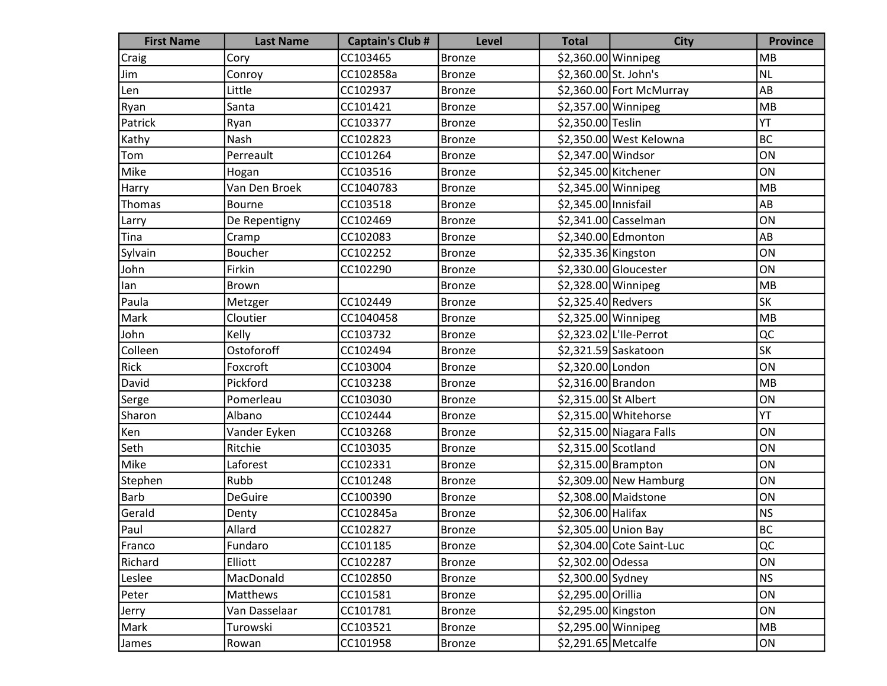| First Name | Last Name | Captain's Club # | Level | Total | City | Province |
| --- | --- | --- | --- | --- | --- | --- |
| Craig | Cory | CC103465 | Bronze | $2,360.00 | Winnipeg | MB |
| Jim | Conroy | CC102858a | Bronze | $2,360.00 | St. John's | NL |
| Len | Little | CC102937 | Bronze | $2,360.00 | Fort McMurray | AB |
| Ryan | Santa | CC101421 | Bronze | $2,357.00 | Winnipeg | MB |
| Patrick | Ryan | CC103377 | Bronze | $2,350.00 | Teslin | YT |
| Kathy | Nash | CC102823 | Bronze | $2,350.00 | West Kelowna | BC |
| Tom | Perreault | CC101264 | Bronze | $2,347.00 | Windsor | ON |
| Mike | Hogan | CC103516 | Bronze | $2,345.00 | Kitchener | ON |
| Harry | Van Den Broek | CC1040783 | Bronze | $2,345.00 | Winnipeg | MB |
| Thomas | Bourne | CC103518 | Bronze | $2,345.00 | Innisfail | AB |
| Larry | De Repentigny | CC102469 | Bronze | $2,341.00 | Casselman | ON |
| Tina | Cramp | CC102083 | Bronze | $2,340.00 | Edmonton | AB |
| Sylvain | Boucher | CC102252 | Bronze | $2,335.36 | Kingston | ON |
| John | Firkin | CC102290 | Bronze | $2,330.00 | Gloucester | ON |
| Ian | Brown | | Bronze | $2,328.00 | Winnipeg | MB |
| Paula | Metzger | CC102449 | Bronze | $2,325.40 | Redvers | SK |
| Mark | Cloutier | CC1040458 | Bronze | $2,325.00 | Winnipeg | MB |
| John | Kelly | CC103732 | Bronze | $2,323.02 | L'Ile-Perrot | QC |
| Colleen | Ostoforoff | CC102494 | Bronze | $2,321.59 | Saskatoon | SK |
| Rick | Foxcroft | CC103004 | Bronze | $2,320.00 | London | ON |
| David | Pickford | CC103238 | Bronze | $2,316.00 | Brandon | MB |
| Serge | Pomerleau | CC103030 | Bronze | $2,315.00 | St Albert | ON |
| Sharon | Albano | CC102444 | Bronze | $2,315.00 | Whitehorse | YT |
| Ken | Vander Eyken | CC103268 | Bronze | $2,315.00 | Niagara Falls | ON |
| Seth | Ritchie | CC103035 | Bronze | $2,315.00 | Scotland | ON |
| Mike | Laforest | CC102331 | Bronze | $2,315.00 | Brampton | ON |
| Stephen | Rubb | CC101248 | Bronze | $2,309.00 | New Hamburg | ON |
| Barb | DeGuire | CC100390 | Bronze | $2,308.00 | Maidstone | ON |
| Gerald | Denty | CC102845a | Bronze | $2,306.00 | Halifax | NS |
| Paul | Allard | CC102827 | Bronze | $2,305.00 | Union Bay | BC |
| Franco | Fundaro | CC101185 | Bronze | $2,304.00 | Cote Saint-Luc | QC |
| Richard | Elliott | CC102287 | Bronze | $2,302.00 | Odessa | ON |
| Leslee | MacDonald | CC102850 | Bronze | $2,300.00 | Sydney | NS |
| Peter | Matthews | CC101581 | Bronze | $2,295.00 | Orillia | ON |
| Jerry | Van Dasselaar | CC101781 | Bronze | $2,295.00 | Kingston | ON |
| Mark | Turowski | CC103521 | Bronze | $2,295.00 | Winnipeg | MB |
| James | Rowan | CC101958 | Bronze | $2,291.65 | Metcalfe | ON |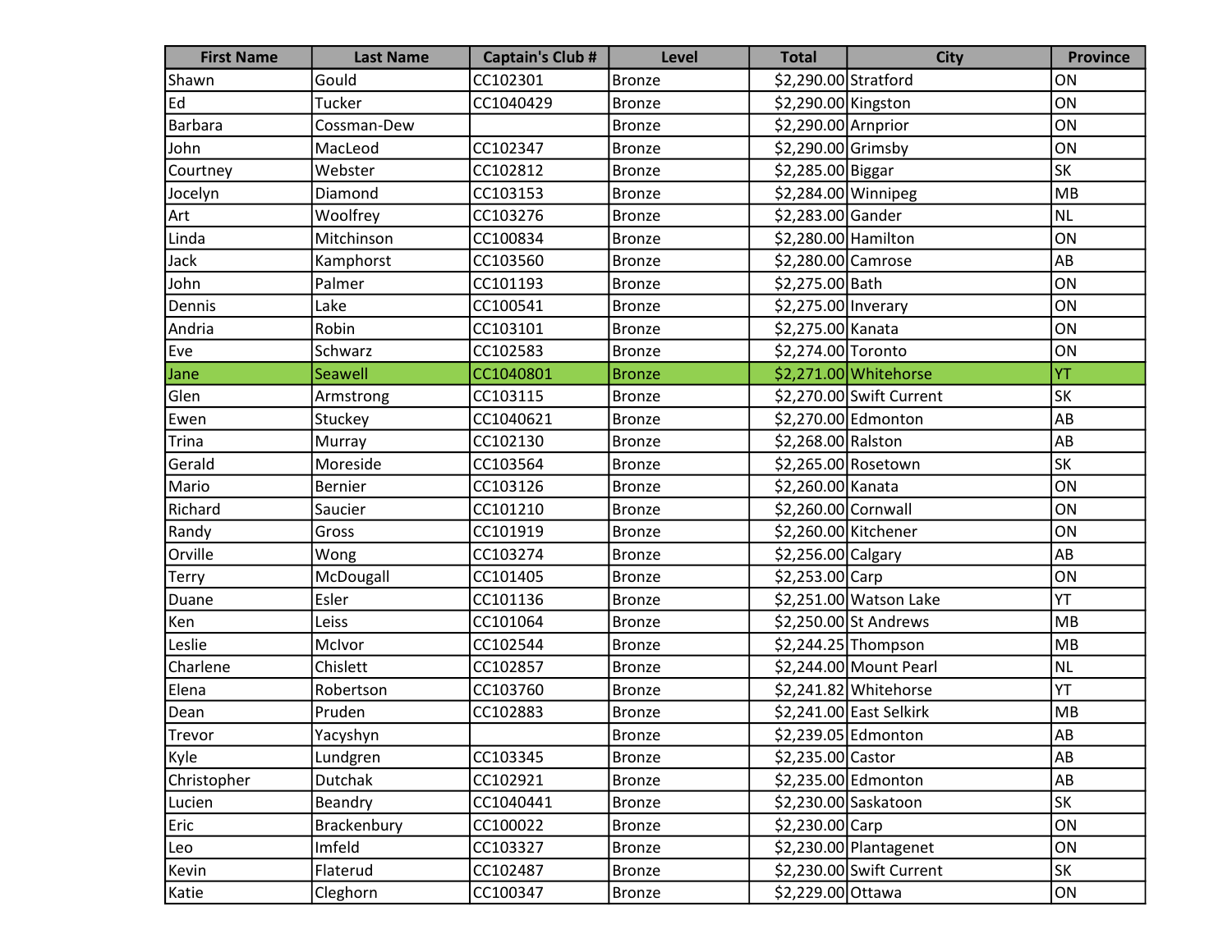| First Name | Last Name | Captain's Club # | Level | Total | City | Province |
|---|---|---|---|---|---|---|
| Shawn | Gould | CC102301 | Bronze | $2,290.00 | Stratford | ON |
| Ed | Tucker | CC1040429 | Bronze | $2,290.00 | Kingston | ON |
| Barbara | Cossman-Dew | | Bronze | $2,290.00 | Arnprior | ON |
| John | MacLeod | CC102347 | Bronze | $2,290.00 | Grimsby | ON |
| Courtney | Webster | CC102812 | Bronze | $2,285.00 | Biggar | SK |
| Jocelyn | Diamond | CC103153 | Bronze | $2,284.00 | Winnipeg | MB |
| Art | Woolfrey | CC103276 | Bronze | $2,283.00 | Gander | NL |
| Linda | Mitchinson | CC100834 | Bronze | $2,280.00 | Hamilton | ON |
| Jack | Kamphorst | CC103560 | Bronze | $2,280.00 | Camrose | AB |
| John | Palmer | CC101193 | Bronze | $2,275.00 | Bath | ON |
| Dennis | Lake | CC100541 | Bronze | $2,275.00 | Inverary | ON |
| Andria | Robin | CC103101 | Bronze | $2,275.00 | Kanata | ON |
| Eve | Schwarz | CC102583 | Bronze | $2,274.00 | Toronto | ON |
| Jane | Seawell | CC1040801 | Bronze | $2,271.00 | Whitehorse | YT |
| Glen | Armstrong | CC103115 | Bronze | $2,270.00 | Swift Current | SK |
| Ewen | Stuckey | CC1040621 | Bronze | $2,270.00 | Edmonton | AB |
| Trina | Murray | CC102130 | Bronze | $2,268.00 | Ralston | AB |
| Gerald | Moreside | CC103564 | Bronze | $2,265.00 | Rosetown | SK |
| Mario | Bernier | CC103126 | Bronze | $2,260.00 | Kanata | ON |
| Richard | Saucier | CC101210 | Bronze | $2,260.00 | Cornwall | ON |
| Randy | Gross | CC101919 | Bronze | $2,260.00 | Kitchener | ON |
| Orville | Wong | CC103274 | Bronze | $2,256.00 | Calgary | AB |
| Terry | McDougall | CC101405 | Bronze | $2,253.00 | Carp | ON |
| Duane | Esler | CC101136 | Bronze | $2,251.00 | Watson Lake | YT |
| Ken | Leiss | CC101064 | Bronze | $2,250.00 | St Andrews | MB |
| Leslie | McIvor | CC102544 | Bronze | $2,244.25 | Thompson | MB |
| Charlene | Chislett | CC102857 | Bronze | $2,244.00 | Mount Pearl | NL |
| Elena | Robertson | CC103760 | Bronze | $2,241.82 | Whitehorse | YT |
| Dean | Pruden | CC102883 | Bronze | $2,241.00 | East Selkirk | MB |
| Trevor | Yacyshyn | | Bronze | $2,239.05 | Edmonton | AB |
| Kyle | Lundgren | CC103345 | Bronze | $2,235.00 | Castor | AB |
| Christopher | Dutchak | CC102921 | Bronze | $2,235.00 | Edmonton | AB |
| Lucien | Beandry | CC1040441 | Bronze | $2,230.00 | Saskatoon | SK |
| Eric | Brackenbury | CC100022 | Bronze | $2,230.00 | Carp | ON |
| Leo | Imfeld | CC103327 | Bronze | $2,230.00 | Plantagenet | ON |
| Kevin | Flaterud | CC102487 | Bronze | $2,230.00 | Swift Current | SK |
| Katie | Cleghorn | CC100347 | Bronze | $2,229.00 | Ottawa | ON |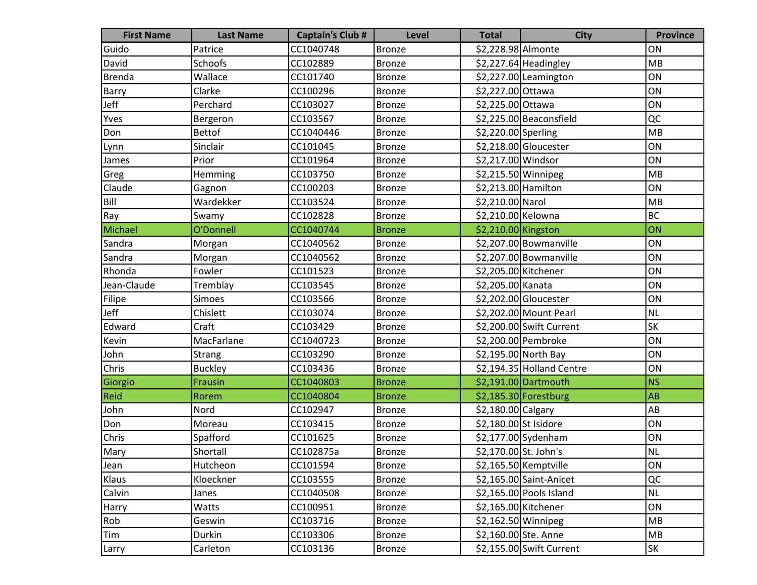| First Name | Last Name | Captain's Club # | Level | Total | City | Province |
| --- | --- | --- | --- | --- | --- | --- |
| Guido | Patrice | CC1040748 | Bronze | $2,228.98 | Almonte | ON |
| David | Schoofs | CC102889 | Bronze | $2,227.64 | Headingley | MB |
| Brenda | Wallace | CC101740 | Bronze | $2,227.00 | Leamington | ON |
| Barry | Clarke | CC100296 | Bronze | $2,227.00 | Ottawa | ON |
| Jeff | Perchard | CC103027 | Bronze | $2,225.00 | Ottawa | ON |
| Yves | Bergeron | CC103567 | Bronze | $2,225.00 | Beaconsfield | QC |
| Don | Bettof | CC1040446 | Bronze | $2,220.00 | Sperling | MB |
| Lynn | Sinclair | CC101045 | Bronze | $2,218.00 | Gloucester | ON |
| James | Prior | CC101964 | Bronze | $2,217.00 | Windsor | ON |
| Greg | Hemming | CC103750 | Bronze | $2,215.50 | Winnipeg | MB |
| Claude | Gagnon | CC100203 | Bronze | $2,213.00 | Hamilton | ON |
| Bill | Wardekker | CC103524 | Bronze | $2,210.00 | Narol | MB |
| Ray | Swamy | CC102828 | Bronze | $2,210.00 | Kelowna | BC |
| Michael | O'Donnell | CC1040744 | Bronze | $2,210.00 | Kingston | ON |
| Sandra | Morgan | CC1040562 | Bronze | $2,207.00 | Bowmanville | ON |
| Sandra | Morgan | CC1040562 | Bronze | $2,207.00 | Bowmanville | ON |
| Rhonda | Fowler | CC101523 | Bronze | $2,205.00 | Kitchener | ON |
| Jean-Claude | Tremblay | CC103545 | Bronze | $2,205.00 | Kanata | ON |
| Filipe | Simoes | CC103566 | Bronze | $2,202.00 | Gloucester | ON |
| Jeff | Chislett | CC103074 | Bronze | $2,202.00 | Mount Pearl | NL |
| Edward | Craft | CC103429 | Bronze | $2,200.00 | Swift Current | SK |
| Kevin | MacFarlane | CC1040723 | Bronze | $2,200.00 | Pembroke | ON |
| John | Strang | CC103290 | Bronze | $2,195.00 | North Bay | ON |
| Chris | Buckley | CC103436 | Bronze | $2,194.35 | Holland Centre | ON |
| Giorgio | Frausin | CC1040803 | Bronze | $2,191.00 | Dartmouth | NS |
| Reid | Rorem | CC1040804 | Bronze | $2,185.30 | Forestburg | AB |
| John | Nord | CC102947 | Bronze | $2,180.00 | Calgary | AB |
| Don | Moreau | CC103415 | Bronze | $2,180.00 | St Isidore | ON |
| Chris | Spafford | CC101625 | Bronze | $2,177.00 | Sydenham | ON |
| Mary | Shortall | CC102875a | Bronze | $2,170.00 | St. John's | NL |
| Jean | Hutcheon | CC101594 | Bronze | $2,165.50 | Kemptville | ON |
| Klaus | Kloeckner | CC103555 | Bronze | $2,165.00 | Saint-Anicet | QC |
| Calvin | Janes | CC1040508 | Bronze | $2,165.00 | Pools Island | NL |
| Harry | Watts | CC100951 | Bronze | $2,165.00 | Kitchener | ON |
| Rob | Geswin | CC103716 | Bronze | $2,162.50 | Winnipeg | MB |
| Tim | Durkin | CC103306 | Bronze | $2,160.00 | Ste. Anne | MB |
| Larry | Carleton | CC103136 | Bronze | $2,155.00 | Swift Current | SK |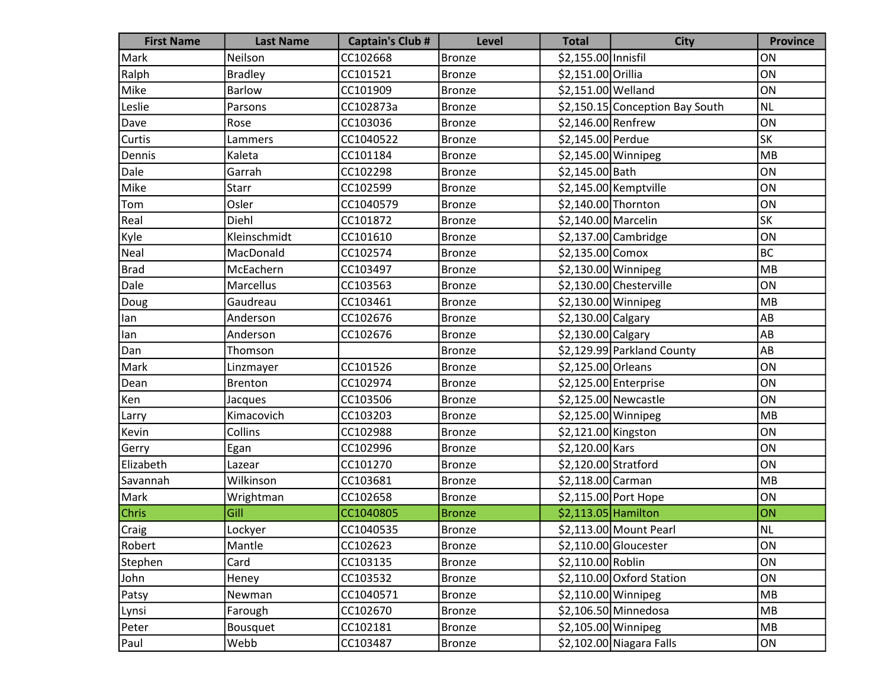| First Name | Last Name | Captain's Club # | Level | Total | City | Province |
|---|---|---|---|---|---|---|
| Mark | Neilson | CC102668 | Bronze | $2,155.00 | Innisfil | ON |
| Ralph | Bradley | CC101521 | Bronze | $2,151.00 | Orillia | ON |
| Mike | Barlow | CC101909 | Bronze | $2,151.00 | Welland | ON |
| Leslie | Parsons | CC102873a | Bronze | $2,150.15 | Conception Bay South | NL |
| Dave | Rose | CC103036 | Bronze | $2,146.00 | Renfrew | ON |
| Curtis | Lammers | CC1040522 | Bronze | $2,145.00 | Perdue | SK |
| Dennis | Kaleta | CC101184 | Bronze | $2,145.00 | Winnipeg | MB |
| Dale | Garrah | CC102298 | Bronze | $2,145.00 | Bath | ON |
| Mike | Starr | CC102599 | Bronze | $2,145.00 | Kemptville | ON |
| Tom | Osler | CC1040579 | Bronze | $2,140.00 | Thornton | ON |
| Real | Diehl | CC101872 | Bronze | $2,140.00 | Marcelin | SK |
| Kyle | Kleinschmidt | CC101610 | Bronze | $2,137.00 | Cambridge | ON |
| Neal | MacDonald | CC102574 | Bronze | $2,135.00 | Comox | BC |
| Brad | McEachern | CC103497 | Bronze | $2,130.00 | Winnipeg | MB |
| Dale | Marcellus | CC103563 | Bronze | $2,130.00 | Chesterville | ON |
| Doug | Gaudreau | CC103461 | Bronze | $2,130.00 | Winnipeg | MB |
| Ian | Anderson | CC102676 | Bronze | $2,130.00 | Calgary | AB |
| Ian | Anderson | CC102676 | Bronze | $2,130.00 | Calgary | AB |
| Dan | Thomson | | Bronze | $2,129.99 | Parkland County | AB |
| Mark | Linzmayer | CC101526 | Bronze | $2,125.00 | Orleans | ON |
| Dean | Brenton | CC102974 | Bronze | $2,125.00 | Enterprise | ON |
| Ken | Jacques | CC103506 | Bronze | $2,125.00 | Newcastle | ON |
| Larry | Kimacovich | CC103203 | Bronze | $2,125.00 | Winnipeg | MB |
| Kevin | Collins | CC102988 | Bronze | $2,121.00 | Kingston | ON |
| Gerry | Egan | CC102996 | Bronze | $2,120.00 | Kars | ON |
| Elizabeth | Lazear | CC101270 | Bronze | $2,120.00 | Stratford | ON |
| Savannah | Wilkinson | CC103681 | Bronze | $2,118.00 | Carman | MB |
| Mark | Wrightman | CC102658 | Bronze | $2,115.00 | Port Hope | ON |
| Chris | Gill | CC1040805 | Bronze | $2,113.05 | Hamilton | ON |
| Craig | Lockyer | CC1040535 | Bronze | $2,113.00 | Mount Pearl | NL |
| Robert | Mantle | CC102623 | Bronze | $2,110.00 | Gloucester | ON |
| Stephen | Card | CC103135 | Bronze | $2,110.00 | Roblin | ON |
| John | Heney | CC103532 | Bronze | $2,110.00 | Oxford Station | ON |
| Patsy | Newman | CC1040571 | Bronze | $2,110.00 | Winnipeg | MB |
| Lynsi | Farough | CC102670 | Bronze | $2,106.50 | Minnedosa | MB |
| Peter | Bousquet | CC102181 | Bronze | $2,105.00 | Winnipeg | MB |
| Paul | Webb | CC103487 | Bronze | $2,102.00 | Niagara Falls | ON |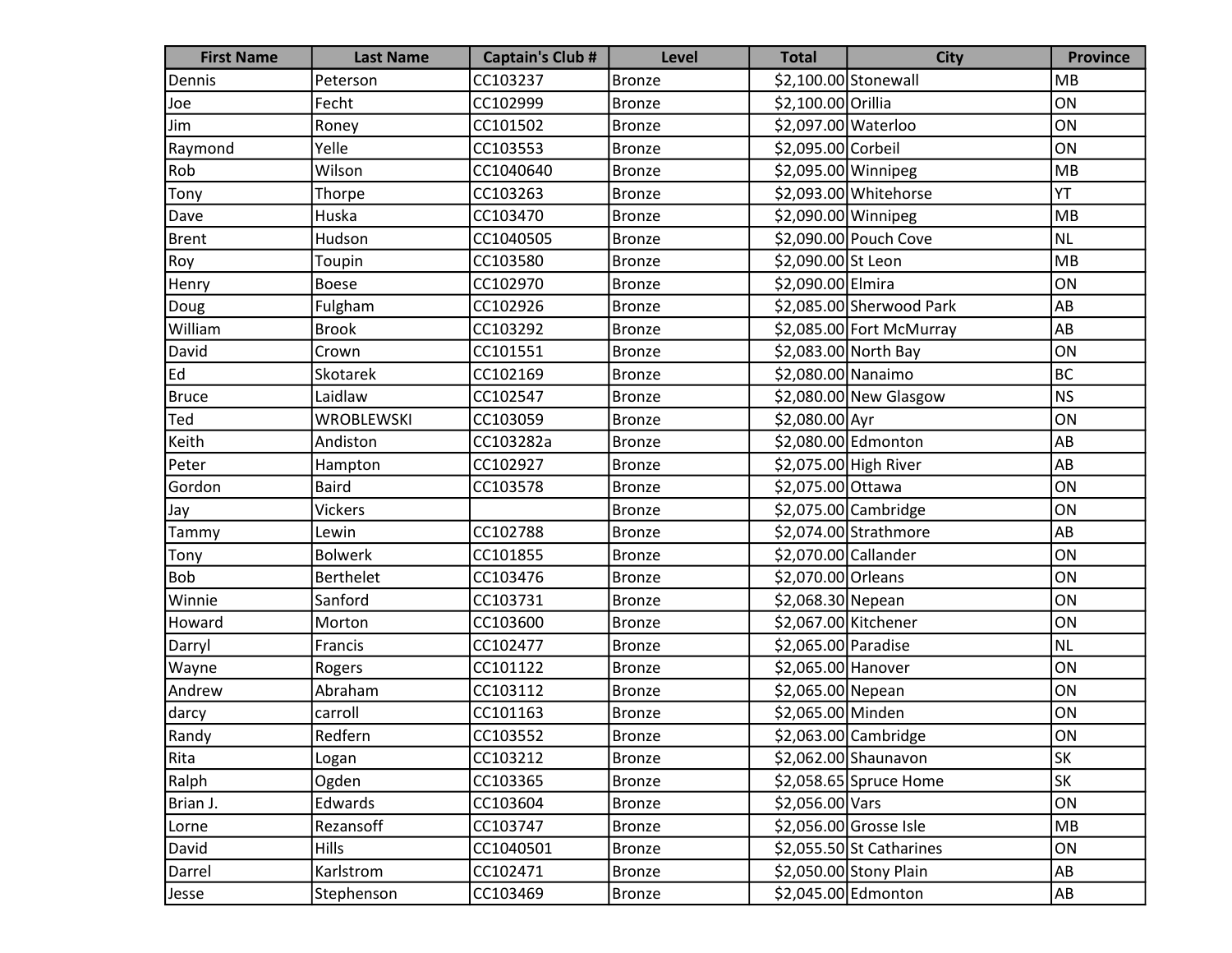| First Name | Last Name | Captain's Club # | Level | Total | City | Province |
| --- | --- | --- | --- | --- | --- | --- |
| Dennis | Peterson | CC103237 | Bronze | $2,100.00 | Stonewall | MB |
| Joe | Fecht | CC102999 | Bronze | $2,100.00 | Orillia | ON |
| Jim | Roney | CC101502 | Bronze | $2,097.00 | Waterloo | ON |
| Raymond | Yelle | CC103553 | Bronze | $2,095.00 | Corbeil | ON |
| Rob | Wilson | CC1040640 | Bronze | $2,095.00 | Winnipeg | MB |
| Tony | Thorpe | CC103263 | Bronze | $2,093.00 | Whitehorse | YT |
| Dave | Huska | CC103470 | Bronze | $2,090.00 | Winnipeg | MB |
| Brent | Hudson | CC1040505 | Bronze | $2,090.00 | Pouch Cove | NL |
| Roy | Toupin | CC103580 | Bronze | $2,090.00 | St Leon | MB |
| Henry | Boese | CC102970 | Bronze | $2,090.00 | Elmira | ON |
| Doug | Fulgham | CC102926 | Bronze | $2,085.00 | Sherwood Park | AB |
| William | Brook | CC103292 | Bronze | $2,085.00 | Fort McMurray | AB |
| David | Crown | CC101551 | Bronze | $2,083.00 | North Bay | ON |
| Ed | Skotarek | CC102169 | Bronze | $2,080.00 | Nanaimo | BC |
| Bruce | Laidlaw | CC102547 | Bronze | $2,080.00 | New Glasgow | NS |
| Ted | WROBLEWSKI | CC103059 | Bronze | $2,080.00 | Ayr | ON |
| Keith | Andiston | CC103282a | Bronze | $2,080.00 | Edmonton | AB |
| Peter | Hampton | CC102927 | Bronze | $2,075.00 | High River | AB |
| Gordon | Baird | CC103578 | Bronze | $2,075.00 | Ottawa | ON |
| Jay | Vickers | | Bronze | $2,075.00 | Cambridge | ON |
| Tammy | Lewin | CC102788 | Bronze | $2,074.00 | Strathmore | AB |
| Tony | Bolwerk | CC101855 | Bronze | $2,070.00 | Callander | ON |
| Bob | Berthelet | CC103476 | Bronze | $2,070.00 | Orleans | ON |
| Winnie | Sanford | CC103731 | Bronze | $2,068.30 | Nepean | ON |
| Howard | Morton | CC103600 | Bronze | $2,067.00 | Kitchener | ON |
| Darryl | Francis | CC102477 | Bronze | $2,065.00 | Paradise | NL |
| Wayne | Rogers | CC101122 | Bronze | $2,065.00 | Hanover | ON |
| Andrew | Abraham | CC103112 | Bronze | $2,065.00 | Nepean | ON |
| darcy | carroll | CC101163 | Bronze | $2,065.00 | Minden | ON |
| Randy | Redfern | CC103552 | Bronze | $2,063.00 | Cambridge | ON |
| Rita | Logan | CC103212 | Bronze | $2,062.00 | Shaunavon | SK |
| Ralph | Ogden | CC103365 | Bronze | $2,058.65 | Spruce Home | SK |
| Brian J. | Edwards | CC103604 | Bronze | $2,056.00 | Vars | ON |
| Lorne | Rezansoff | CC103747 | Bronze | $2,056.00 | Grosse Isle | MB |
| David | Hills | CC1040501 | Bronze | $2,055.50 | St Catharines | ON |
| Darrel | Karlstrom | CC102471 | Bronze | $2,050.00 | Stony Plain | AB |
| Jesse | Stephenson | CC103469 | Bronze | $2,045.00 | Edmonton | AB |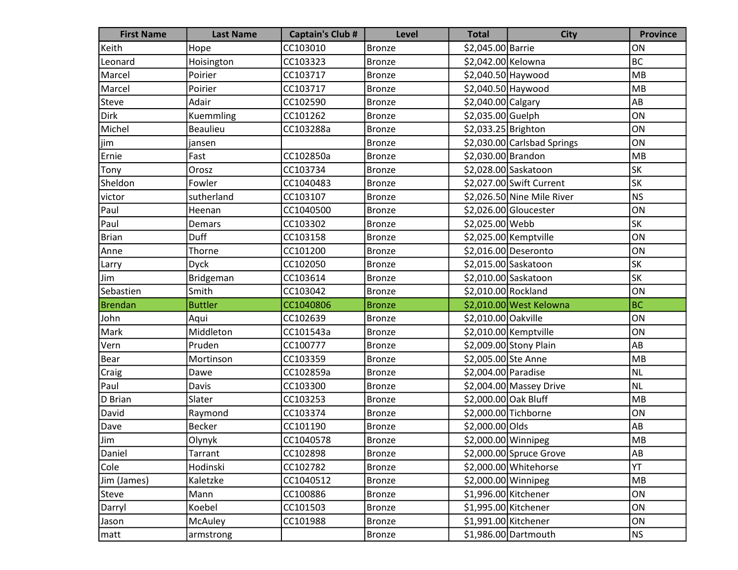| First Name | Last Name | Captain's Club # | Level | Total | City | Province |
|---|---|---|---|---|---|---|
| Keith | Hope | CC103010 | Bronze | $2,045.00 | Barrie | ON |
| Leonard | Hoisington | CC103323 | Bronze | $2,042.00 | Kelowna | BC |
| Marcel | Poirier | CC103717 | Bronze | $2,040.50 | Haywood | MB |
| Marcel | Poirier | CC103717 | Bronze | $2,040.50 | Haywood | MB |
| Steve | Adair | CC102590 | Bronze | $2,040.00 | Calgary | AB |
| Dirk | Kuemmling | CC101262 | Bronze | $2,035.00 | Guelph | ON |
| Michel | Beaulieu | CC103288a | Bronze | $2,033.25 | Brighton | ON |
| jim | jansen | | Bronze | $2,030.00 | Carlsbad Springs | ON |
| Ernie | Fast | CC102850a | Bronze | $2,030.00 | Brandon | MB |
| Tony | Orosz | CC103734 | Bronze | $2,028.00 | Saskatoon | SK |
| Sheldon | Fowler | CC1040483 | Bronze | $2,027.00 | Swift Current | SK |
| victor | sutherland | CC103107 | Bronze | $2,026.50 | Nine Mile River | NS |
| Paul | Heenan | CC1040500 | Bronze | $2,026.00 | Gloucester | ON |
| Paul | Demars | CC103302 | Bronze | $2,025.00 | Webb | SK |
| Brian | Duff | CC103158 | Bronze | $2,025.00 | Kemptville | ON |
| Anne | Thorne | CC101200 | Bronze | $2,016.00 | Deseronto | ON |
| Larry | Dyck | CC102050 | Bronze | $2,015.00 | Saskatoon | SK |
| Jim | Bridgeman | CC103614 | Bronze | $2,010.00 | Saskatoon | SK |
| Sebastien | Smith | CC103042 | Bronze | $2,010.00 | Rockland | ON |
| Brendan | Buttler | CC1040806 | Bronze | $2,010.00 | West Kelowna | BC |
| John | Aqui | CC102639 | Bronze | $2,010.00 | Oakville | ON |
| Mark | Middleton | CC101543a | Bronze | $2,010.00 | Kemptville | ON |
| Vern | Pruden | CC100777 | Bronze | $2,009.00 | Stony Plain | AB |
| Bear | Mortinson | CC103359 | Bronze | $2,005.00 | Ste Anne | MB |
| Craig | Dawe | CC102859a | Bronze | $2,004.00 | Paradise | NL |
| Paul | Davis | CC103300 | Bronze | $2,004.00 | Massey Drive | NL |
| D Brian | Slater | CC103253 | Bronze | $2,000.00 | Oak Bluff | MB |
| David | Raymond | CC103374 | Bronze | $2,000.00 | Tichborne | ON |
| Dave | Becker | CC101190 | Bronze | $2,000.00 | Olds | AB |
| Jim | Olynyk | CC1040578 | Bronze | $2,000.00 | Winnipeg | MB |
| Daniel | Tarrant | CC102898 | Bronze | $2,000.00 | Spruce Grove | AB |
| Cole | Hodinski | CC102782 | Bronze | $2,000.00 | Whitehorse | YT |
| Jim (James) | Kaletzke | CC1040512 | Bronze | $2,000.00 | Winnipeg | MB |
| Steve | Mann | CC100886 | Bronze | $1,996.00 | Kitchener | ON |
| Darryl | Koebel | CC101503 | Bronze | $1,995.00 | Kitchener | ON |
| Jason | McAuley | CC101988 | Bronze | $1,991.00 | Kitchener | ON |
| matt | armstrong | | Bronze | $1,986.00 | Dartmouth | NS |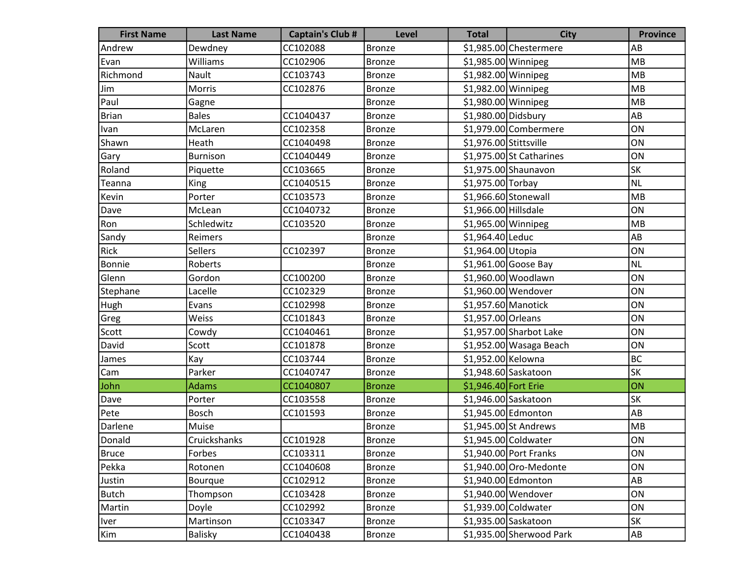| First Name | Last Name | Captain's Club # | Level | Total | City | Province |
|---|---|---|---|---|---|---|
| Andrew | Dewdney | CC102088 | Bronze | $1,985.00 | Chestermere | AB |
| Evan | Williams | CC102906 | Bronze | $1,985.00 | Winnipeg | MB |
| Richmond | Nault | CC103743 | Bronze | $1,982.00 | Winnipeg | MB |
| Jim | Morris | CC102876 | Bronze | $1,982.00 | Winnipeg | MB |
| Paul | Gagne | | Bronze | $1,980.00 | Winnipeg | MB |
| Brian | Bales | CC1040437 | Bronze | $1,980.00 | Didsbury | AB |
| Ivan | McLaren | CC102358 | Bronze | $1,979.00 | Combermere | ON |
| Shawn | Heath | CC1040498 | Bronze | $1,976.00 | Stittsville | ON |
| Gary | Burnison | CC1040449 | Bronze | $1,975.00 | St Catharines | ON |
| Roland | Piquette | CC103665 | Bronze | $1,975.00 | Shaunavon | SK |
| Teanna | King | CC1040515 | Bronze | $1,975.00 | Torbay | NL |
| Kevin | Porter | CC103573 | Bronze | $1,966.60 | Stonewall | MB |
| Dave | McLean | CC1040732 | Bronze | $1,966.00 | Hillsdale | ON |
| Ron | Schledwitz | CC103520 | Bronze | $1,965.00 | Winnipeg | MB |
| Sandy | Reimers | | Bronze | $1,964.40 | Leduc | AB |
| Rick | Sellers | CC102397 | Bronze | $1,964.00 | Utopia | ON |
| Bonnie | Roberts | | Bronze | $1,961.00 | Goose Bay | NL |
| Glenn | Gordon | CC100200 | Bronze | $1,960.00 | Woodlawn | ON |
| Stephane | Lacelle | CC102329 | Bronze | $1,960.00 | Wendover | ON |
| Hugh | Evans | CC102998 | Bronze | $1,957.60 | Manotick | ON |
| Greg | Weiss | CC101843 | Bronze | $1,957.00 | Orleans | ON |
| Scott | Cowdy | CC1040461 | Bronze | $1,957.00 | Sharbot Lake | ON |
| David | Scott | CC101878 | Bronze | $1,952.00 | Wasaga Beach | ON |
| James | Kay | CC103744 | Bronze | $1,952.00 | Kelowna | BC |
| Cam | Parker | CC1040747 | Bronze | $1,948.60 | Saskatoon | SK |
| John | Adams | CC1040807 | Bronze | $1,946.40 | Fort Erie | ON |
| Dave | Porter | CC103558 | Bronze | $1,946.00 | Saskatoon | SK |
| Pete | Bosch | CC101593 | Bronze | $1,945.00 | Edmonton | AB |
| Darlene | Muise | | Bronze | $1,945.00 | St Andrews | MB |
| Donald | Cruickshanks | CC101928 | Bronze | $1,945.00 | Coldwater | ON |
| Bruce | Forbes | CC103311 | Bronze | $1,940.00 | Port Franks | ON |
| Pekka | Rotonen | CC1040608 | Bronze | $1,940.00 | Oro-Medonte | ON |
| Justin | Bourque | CC102912 | Bronze | $1,940.00 | Edmonton | AB |
| Butch | Thompson | CC103428 | Bronze | $1,940.00 | Wendover | ON |
| Martin | Doyle | CC102992 | Bronze | $1,939.00 | Coldwater | ON |
| Iver | Martinson | CC103347 | Bronze | $1,935.00 | Saskatoon | SK |
| Kim | Balisky | CC1040438 | Bronze | $1,935.00 | Sherwood Park | AB |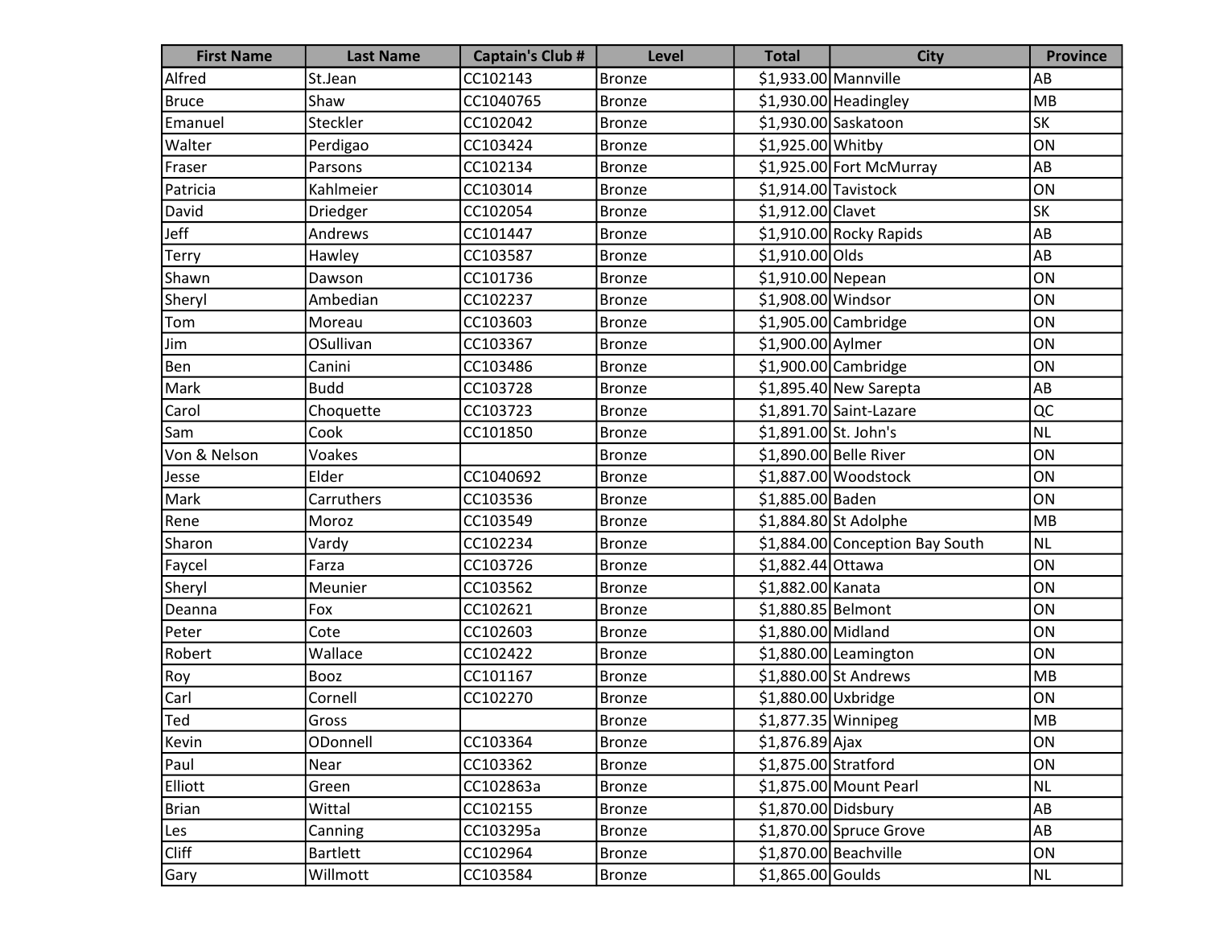| First Name | Last Name | Captain's Club # | Level | Total | City | Province |
|---|---|---|---|---|---|---|
| Alfred | St.Jean | CC102143 | Bronze | $1,933.00 | Mannville | AB |
| Bruce | Shaw | CC1040765 | Bronze | $1,930.00 | Headingley | MB |
| Emanuel | Steckler | CC102042 | Bronze | $1,930.00 | Saskatoon | SK |
| Walter | Perdigao | CC103424 | Bronze | $1,925.00 | Whitby | ON |
| Fraser | Parsons | CC102134 | Bronze | $1,925.00 | Fort McMurray | AB |
| Patricia | Kahlmeier | CC103014 | Bronze | $1,914.00 | Tavistock | ON |
| David | Driedger | CC102054 | Bronze | $1,912.00 | Clavet | SK |
| Jeff | Andrews | CC101447 | Bronze | $1,910.00 | Rocky Rapids | AB |
| Terry | Hawley | CC103587 | Bronze | $1,910.00 | Olds | AB |
| Shawn | Dawson | CC101736 | Bronze | $1,910.00 | Nepean | ON |
| Sheryl | Ambedian | CC102237 | Bronze | $1,908.00 | Windsor | ON |
| Tom | Moreau | CC103603 | Bronze | $1,905.00 | Cambridge | ON |
| Jim | OSullivan | CC103367 | Bronze | $1,900.00 | Aylmer | ON |
| Ben | Canini | CC103486 | Bronze | $1,900.00 | Cambridge | ON |
| Mark | Budd | CC103728 | Bronze | $1,895.40 | New Sarepta | AB |
| Carol | Choquette | CC103723 | Bronze | $1,891.70 | Saint-Lazare | QC |
| Sam | Cook | CC101850 | Bronze | $1,891.00 | St. John's | NL |
| Von & Nelson | Voakes | | Bronze | $1,890.00 | Belle River | ON |
| Jesse | Elder | CC1040692 | Bronze | $1,887.00 | Woodstock | ON |
| Mark | Carruthers | CC103536 | Bronze | $1,885.00 | Baden | ON |
| Rene | Moroz | CC103549 | Bronze | $1,884.80 | St Adolphe | MB |
| Sharon | Vardy | CC102234 | Bronze | $1,884.00 | Conception Bay South | NL |
| Faycel | Farza | CC103726 | Bronze | $1,882.44 | Ottawa | ON |
| Sheryl | Meunier | CC103562 | Bronze | $1,882.00 | Kanata | ON |
| Deanna | Fox | CC102621 | Bronze | $1,880.85 | Belmont | ON |
| Peter | Cote | CC102603 | Bronze | $1,880.00 | Midland | ON |
| Robert | Wallace | CC102422 | Bronze | $1,880.00 | Leamington | ON |
| Roy | Booz | CC101167 | Bronze | $1,880.00 | St Andrews | MB |
| Carl | Cornell | CC102270 | Bronze | $1,880.00 | Uxbridge | ON |
| Ted | Gross | | Bronze | $1,877.35 | Winnipeg | MB |
| Kevin | ODonnell | CC103364 | Bronze | $1,876.89 | Ajax | ON |
| Paul | Near | CC103362 | Bronze | $1,875.00 | Stratford | ON |
| Elliott | Green | CC102863a | Bronze | $1,875.00 | Mount Pearl | NL |
| Brian | Wittal | CC102155 | Bronze | $1,870.00 | Didsbury | AB |
| Les | Canning | CC103295a | Bronze | $1,870.00 | Spruce Grove | AB |
| Cliff | Bartlett | CC102964 | Bronze | $1,870.00 | Beachville | ON |
| Gary | Willmott | CC103584 | Bronze | $1,865.00 | Goulds | NL |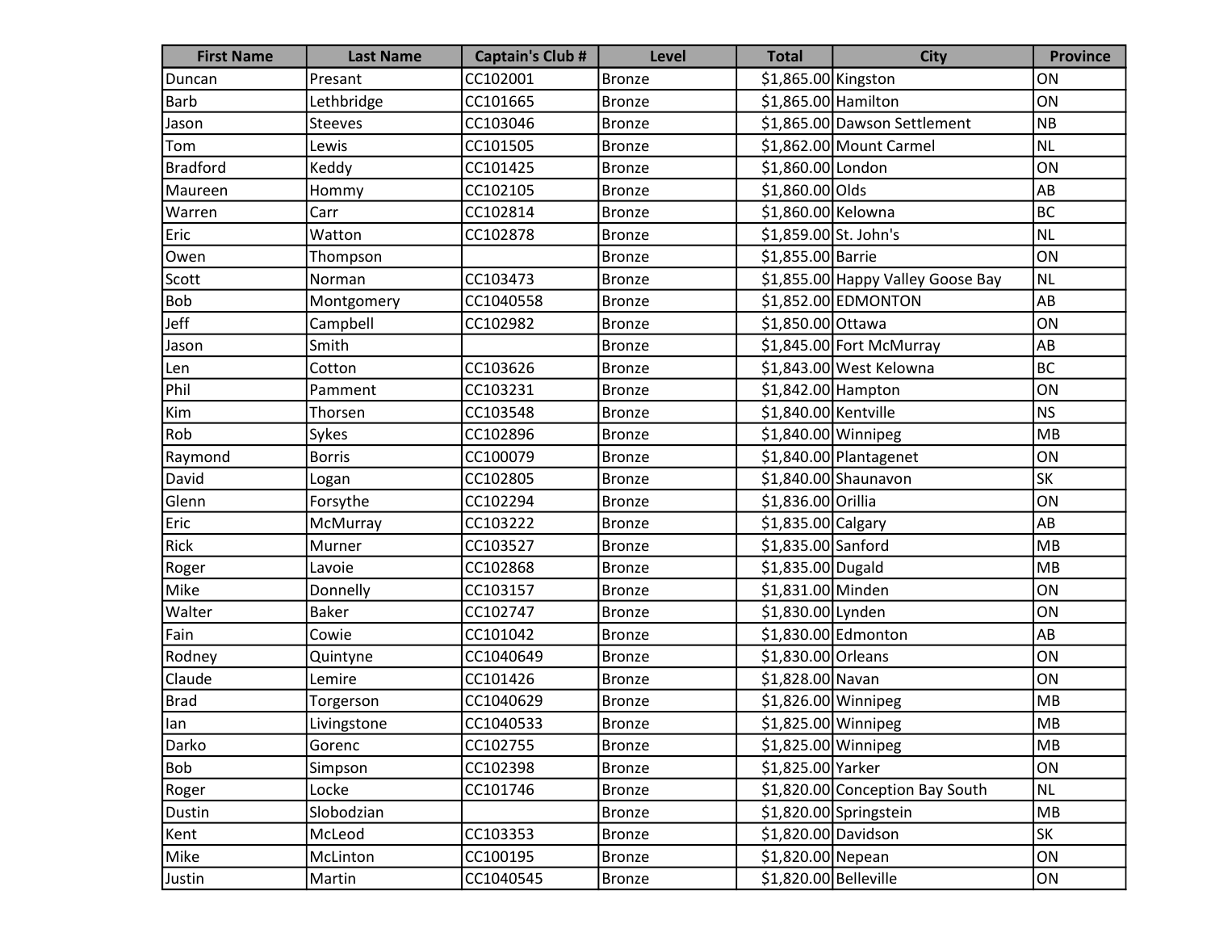| First Name | Last Name | Captain's Club # | Level | Total | City | Province |
|---|---|---|---|---|---|---|
| Duncan | Presant | CC102001 | Bronze | $1,865.00 | Kingston | ON |
| Barb | Lethbridge | CC101665 | Bronze | $1,865.00 | Hamilton | ON |
| Jason | Steeves | CC103046 | Bronze | $1,865.00 | Dawson Settlement | NB |
| Tom | Lewis | CC101505 | Bronze | $1,862.00 | Mount Carmel | NL |
| Bradford | Keddy | CC101425 | Bronze | $1,860.00 | London | ON |
| Maureen | Hommy | CC102105 | Bronze | $1,860.00 | Olds | AB |
| Warren | Carr | CC102814 | Bronze | $1,860.00 | Kelowna | BC |
| Eric | Watton | CC102878 | Bronze | $1,859.00 | St. John's | NL |
| Owen | Thompson | | Bronze | $1,855.00 | Barrie | ON |
| Scott | Norman | CC103473 | Bronze | $1,855.00 | Happy Valley Goose Bay | NL |
| Bob | Montgomery | CC1040558 | Bronze | $1,852.00 | EDMONTON | AB |
| Jeff | Campbell | CC102982 | Bronze | $1,850.00 | Ottawa | ON |
| Jason | Smith | | Bronze | $1,845.00 | Fort McMurray | AB |
| Len | Cotton | CC103626 | Bronze | $1,843.00 | West Kelowna | BC |
| Phil | Pamment | CC103231 | Bronze | $1,842.00 | Hampton | ON |
| Kim | Thorsen | CC103548 | Bronze | $1,840.00 | Kentville | NS |
| Rob | Sykes | CC102896 | Bronze | $1,840.00 | Winnipeg | MB |
| Raymond | Borris | CC100079 | Bronze | $1,840.00 | Plantagenet | ON |
| David | Logan | CC102805 | Bronze | $1,840.00 | Shaunavon | SK |
| Glenn | Forsythe | CC102294 | Bronze | $1,836.00 | Orillia | ON |
| Eric | McMurray | CC103222 | Bronze | $1,835.00 | Calgary | AB |
| Rick | Murner | CC103527 | Bronze | $1,835.00 | Sanford | MB |
| Roger | Lavoie | CC102868 | Bronze | $1,835.00 | Dugald | MB |
| Mike | Donnelly | CC103157 | Bronze | $1,831.00 | Minden | ON |
| Walter | Baker | CC102747 | Bronze | $1,830.00 | Lynden | ON |
| Fain | Cowie | CC101042 | Bronze | $1,830.00 | Edmonton | AB |
| Rodney | Quintyne | CC1040649 | Bronze | $1,830.00 | Orleans | ON |
| Claude | Lemire | CC101426 | Bronze | $1,828.00 | Navan | ON |
| Brad | Torgerson | CC1040629 | Bronze | $1,826.00 | Winnipeg | MB |
| Ian | Livingstone | CC1040533 | Bronze | $1,825.00 | Winnipeg | MB |
| Darko | Gorenc | CC102755 | Bronze | $1,825.00 | Winnipeg | MB |
| Bob | Simpson | CC102398 | Bronze | $1,825.00 | Yarker | ON |
| Roger | Locke | CC101746 | Bronze | $1,820.00 | Conception Bay South | NL |
| Dustin | Slobodzian | | Bronze | $1,820.00 | Springstein | MB |
| Kent | McLeod | CC103353 | Bronze | $1,820.00 | Davidson | SK |
| Mike | McLinton | CC100195 | Bronze | $1,820.00 | Nepean | ON |
| Justin | Martin | CC1040545 | Bronze | $1,820.00 | Belleville | ON |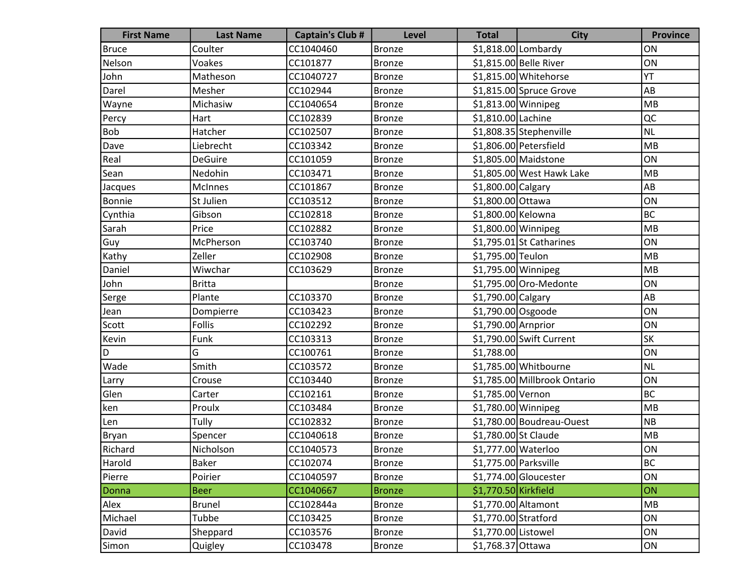| First Name | Last Name | Captain's Club # | Level | Total | City | Province |
|---|---|---|---|---|---|---|
| Bruce | Coulter | CC1040460 | Bronze | $1,818.00 | Lombardy | ON |
| Nelson | Voakes | CC101877 | Bronze | $1,815.00 | Belle River | ON |
| John | Matheson | CC1040727 | Bronze | $1,815.00 | Whitehorse | YT |
| Darel | Mesher | CC102944 | Bronze | $1,815.00 | Spruce Grove | AB |
| Wayne | Michasiw | CC1040654 | Bronze | $1,813.00 | Winnipeg | MB |
| Percy | Hart | CC102839 | Bronze | $1,810.00 | Lachine | QC |
| Bob | Hatcher | CC102507 | Bronze | $1,808.35 | Stephenville | NL |
| Dave | Liebrecht | CC103342 | Bronze | $1,806.00 | Petersfield | MB |
| Real | DeGuire | CC101059 | Bronze | $1,805.00 | Maidstone | ON |
| Sean | Nedohin | CC103471 | Bronze | $1,805.00 | West Hawk Lake | MB |
| Jacques | McInnes | CC101867 | Bronze | $1,800.00 | Calgary | AB |
| Bonnie | St Julien | CC103512 | Bronze | $1,800.00 | Ottawa | ON |
| Cynthia | Gibson | CC102818 | Bronze | $1,800.00 | Kelowna | BC |
| Sarah | Price | CC102882 | Bronze | $1,800.00 | Winnipeg | MB |
| Guy | McPherson | CC103740 | Bronze | $1,795.01 | St Catharines | ON |
| Kathy | Zeller | CC102908 | Bronze | $1,795.00 | Teulon | MB |
| Daniel | Wiwchar | CC103629 | Bronze | $1,795.00 | Winnipeg | MB |
| John | Britta | | Bronze | $1,795.00 | Oro-Medonte | ON |
| Serge | Plante | CC103370 | Bronze | $1,790.00 | Calgary | AB |
| Jean | Dompierre | CC103423 | Bronze | $1,790.00 | Osgoode | ON |
| Scott | Follis | CC102292 | Bronze | $1,790.00 | Arnprior | ON |
| Kevin | Funk | CC103313 | Bronze | $1,790.00 | Swift Current | SK |
| D | G | CC100761 | Bronze | $1,788.00 | | ON |
| Wade | Smith | CC103572 | Bronze | $1,785.00 | Whitbourne | NL |
| Larry | Crouse | CC103440 | Bronze | $1,785.00 | Millbrook Ontario | ON |
| Glen | Carter | CC102161 | Bronze | $1,785.00 | Vernon | BC |
| ken | Proulx | CC103484 | Bronze | $1,780.00 | Winnipeg | MB |
| Len | Tully | CC102832 | Bronze | $1,780.00 | Boudreau-Ouest | NB |
| Bryan | Spencer | CC1040618 | Bronze | $1,780.00 | St Claude | MB |
| Richard | Nicholson | CC1040573 | Bronze | $1,777.00 | Waterloo | ON |
| Harold | Baker | CC102074 | Bronze | $1,775.00 | Parksville | BC |
| Pierre | Poirier | CC1040597 | Bronze | $1,774.00 | Gloucester | ON |
| Donna | Beer | CC1040667 | Bronze | $1,770.50 | Kirkfield | ON |
| Alex | Brunel | CC102844a | Bronze | $1,770.00 | Altamont | MB |
| Michael | Tubbe | CC103425 | Bronze | $1,770.00 | Stratford | ON |
| David | Sheppard | CC103576 | Bronze | $1,770.00 | Listowel | ON |
| Simon | Quigley | CC103478 | Bronze | $1,768.37 | Ottawa | ON |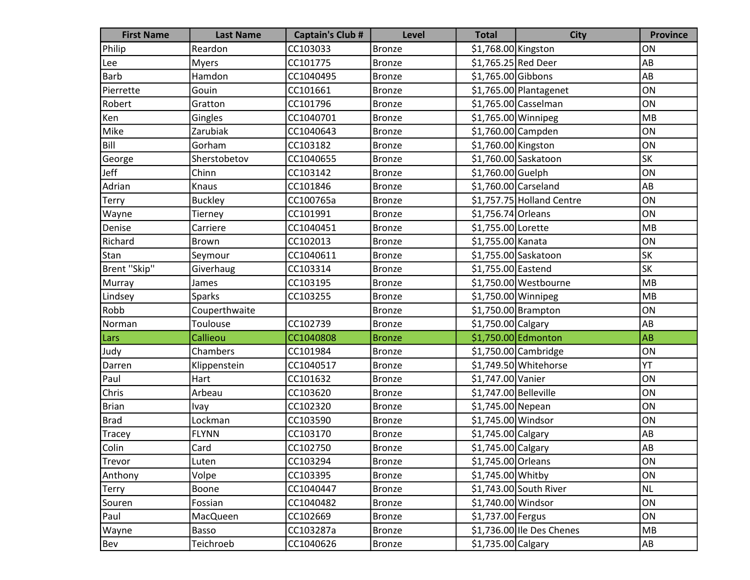| First Name | Last Name | Captain's Club # | Level | Total | City | Province |
|---|---|---|---|---|---|---|
| Philip | Reardon | CC103033 | Bronze | $1,768.00 | Kingston | ON |
| Lee | Myers | CC101775 | Bronze | $1,765.25 | Red Deer | AB |
| Barb | Hamdon | CC1040495 | Bronze | $1,765.00 | Gibbons | AB |
| Pierrette | Gouin | CC101661 | Bronze | $1,765.00 | Plantagenet | ON |
| Robert | Gratton | CC101796 | Bronze | $1,765.00 | Casselman | ON |
| Ken | Gingles | CC1040701 | Bronze | $1,765.00 | Winnipeg | MB |
| Mike | Zarubiak | CC1040643 | Bronze | $1,760.00 | Campden | ON |
| Bill | Gorham | CC103182 | Bronze | $1,760.00 | Kingston | ON |
| George | Sherstobetov | CC1040655 | Bronze | $1,760.00 | Saskatoon | SK |
| Jeff | Chinn | CC103142 | Bronze | $1,760.00 | Guelph | ON |
| Adrian | Knaus | CC101846 | Bronze | $1,760.00 | Carseland | AB |
| Terry | Buckley | CC100765a | Bronze | $1,757.75 | Holland Centre | ON |
| Wayne | Tierney | CC101991 | Bronze | $1,756.74 | Orleans | ON |
| Denise | Carriere | CC1040451 | Bronze | $1,755.00 | Lorette | MB |
| Richard | Brown | CC102013 | Bronze | $1,755.00 | Kanata | ON |
| Stan | Seymour | CC1040611 | Bronze | $1,755.00 | Saskatoon | SK |
| Brent "Skip" | Giverhaug | CC103314 | Bronze | $1,755.00 | Eastend | SK |
| Murray | James | CC103195 | Bronze | $1,750.00 | Westbourne | MB |
| Lindsey | Sparks | CC103255 | Bronze | $1,750.00 | Winnipeg | MB |
| Robb | Couperthwaite | | Bronze | $1,750.00 | Brampton | ON |
| Norman | Toulouse | CC102739 | Bronze | $1,750.00 | Calgary | AB |
| Lars | Callieou | CC1040808 | Bronze | $1,750.00 | Edmonton | AB |
| Judy | Chambers | CC101984 | Bronze | $1,750.00 | Cambridge | ON |
| Darren | Klippenstein | CC1040517 | Bronze | $1,749.50 | Whitehorse | YT |
| Paul | Hart | CC101632 | Bronze | $1,747.00 | Vanier | ON |
| Chris | Arbeau | CC103620 | Bronze | $1,747.00 | Belleville | ON |
| Brian | Ivay | CC102320 | Bronze | $1,745.00 | Nepean | ON |
| Brad | Lockman | CC103590 | Bronze | $1,745.00 | Windsor | ON |
| Tracey | FLYNN | CC103170 | Bronze | $1,745.00 | Calgary | AB |
| Colin | Card | CC102750 | Bronze | $1,745.00 | Calgary | AB |
| Trevor | Luten | CC103294 | Bronze | $1,745.00 | Orleans | ON |
| Anthony | Volpe | CC103395 | Bronze | $1,745.00 | Whitby | ON |
| Terry | Boone | CC1040447 | Bronze | $1,743.00 | South River | NL |
| Souren | Fossian | CC1040482 | Bronze | $1,740.00 | Windsor | ON |
| Paul | MacQueen | CC102669 | Bronze | $1,737.00 | Fergus | ON |
| Wayne | Basso | CC103287a | Bronze | $1,736.00 | Ile Des Chenes | MB |
| Bev | Teichroeb | CC1040626 | Bronze | $1,735.00 | Calgary | AB |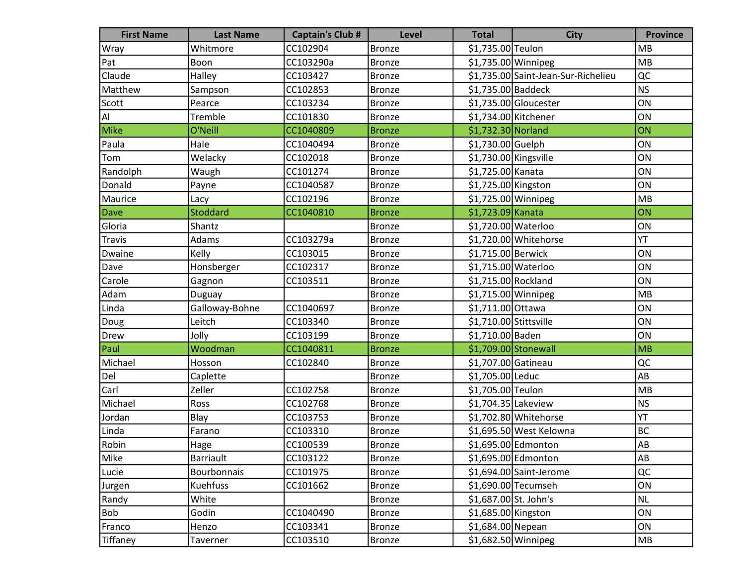| First Name | Last Name | Captain's Club # | Level | Total | City | Province |
|---|---|---|---|---|---|---|
| Wray | Whitmore | CC102904 | Bronze | $1,735.00 | Teulon | MB |
| Pat | Boon | CC103290a | Bronze | $1,735.00 | Winnipeg | MB |
| Claude | Halley | CC103427 | Bronze | $1,735.00 | Saint-Jean-Sur-Richelieu | QC |
| Matthew | Sampson | CC102853 | Bronze | $1,735.00 | Baddeck | NS |
| Scott | Pearce | CC103234 | Bronze | $1,735.00 | Gloucester | ON |
| Al | Tremble | CC101830 | Bronze | $1,734.00 | Kitchener | ON |
| Mike | O'Neill | CC1040809 | Bronze | $1,732.30 | Norland | ON |
| Paula | Hale | CC1040494 | Bronze | $1,730.00 | Guelph | ON |
| Tom | Welacky | CC102018 | Bronze | $1,730.00 | Kingsville | ON |
| Randolph | Waugh | CC101274 | Bronze | $1,725.00 | Kanata | ON |
| Donald | Payne | CC1040587 | Bronze | $1,725.00 | Kingston | ON |
| Maurice | Lacy | CC102196 | Bronze | $1,725.00 | Winnipeg | MB |
| Dave | Stoddard | CC1040810 | Bronze | $1,723.09 | Kanata | ON |
| Gloria | Shantz | | Bronze | $1,720.00 | Waterloo | ON |
| Travis | Adams | CC103279a | Bronze | $1,720.00 | Whitehorse | YT |
| Dwaine | Kelly | CC103015 | Bronze | $1,715.00 | Berwick | ON |
| Dave | Honsberger | CC102317 | Bronze | $1,715.00 | Waterloo | ON |
| Carole | Gagnon | CC103511 | Bronze | $1,715.00 | Rockland | ON |
| Adam | Duguay | | Bronze | $1,715.00 | Winnipeg | MB |
| Linda | Galloway-Bohne | CC1040697 | Bronze | $1,711.00 | Ottawa | ON |
| Doug | Leitch | CC103340 | Bronze | $1,710.00 | Stittsville | ON |
| Drew | Jolly | CC103199 | Bronze | $1,710.00 | Baden | ON |
| Paul | Woodman | CC1040811 | Bronze | $1,709.00 | Stonewall | MB |
| Michael | Hosson | CC102840 | Bronze | $1,707.00 | Gatineau | QC |
| Del | Caplette | | Bronze | $1,705.00 | Leduc | AB |
| Carl | Zeller | CC102758 | Bronze | $1,705.00 | Teulon | MB |
| Michael | Ross | CC102768 | Bronze | $1,704.35 | Lakeview | NS |
| Jordan | Blay | CC103753 | Bronze | $1,702.80 | Whitehorse | YT |
| Linda | Farano | CC103310 | Bronze | $1,695.50 | West Kelowna | BC |
| Robin | Hage | CC100539 | Bronze | $1,695.00 | Edmonton | AB |
| Mike | Barriault | CC103122 | Bronze | $1,695.00 | Edmonton | AB |
| Lucie | Bourbonnais | CC101975 | Bronze | $1,694.00 | Saint-Jerome | QC |
| Jurgen | Kuehfuss | CC101662 | Bronze | $1,690.00 | Tecumseh | ON |
| Randy | White | | Bronze | $1,687.00 | St. John's | NL |
| Bob | Godin | CC1040490 | Bronze | $1,685.00 | Kingston | ON |
| Franco | Henzo | CC103341 | Bronze | $1,684.00 | Nepean | ON |
| Tiffaney | Taverner | CC103510 | Bronze | $1,682.50 | Winnipeg | MB |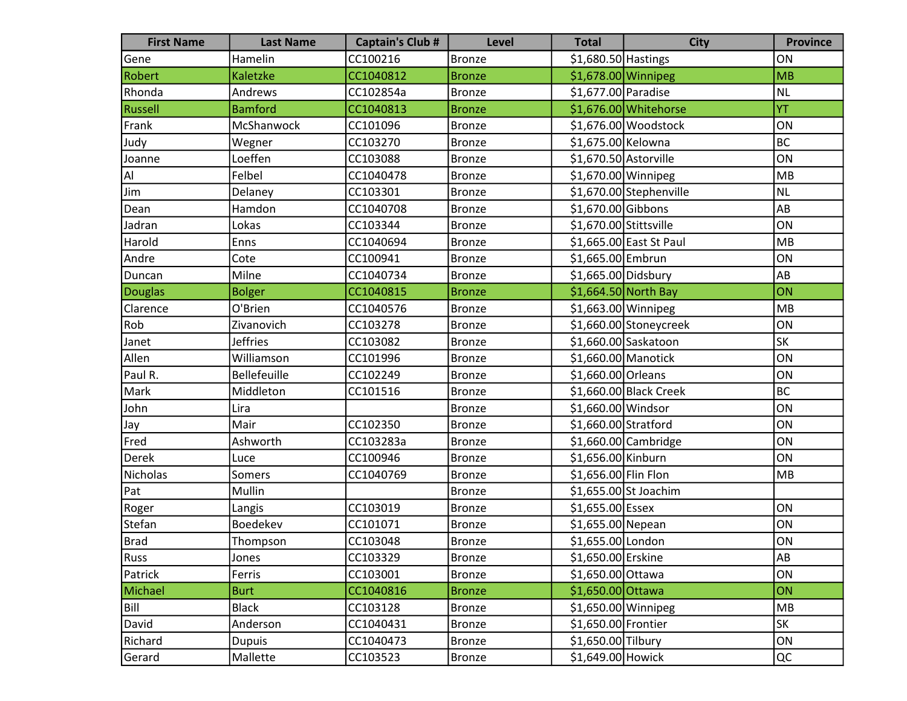| First Name | Last Name | Captain's Club # | Level | Total | City | Province |
|---|---|---|---|---|---|---|
| Gene | Hamelin | CC100216 | Bronze | $1,680.50 | Hastings | ON |
| Robert | Kaletzke | CC1040812 | Bronze | $1,678.00 | Winnipeg | MB |
| Rhonda | Andrews | CC102854a | Bronze | $1,677.00 | Paradise | NL |
| Russell | Bamford | CC1040813 | Bronze | $1,676.00 | Whitehorse | YT |
| Frank | McShanwock | CC101096 | Bronze | $1,676.00 | Woodstock | ON |
| Judy | Wegner | CC103270 | Bronze | $1,675.00 | Kelowna | BC |
| Joanne | Loeffen | CC103088 | Bronze | $1,670.50 | Astorville | ON |
| Al | Felbel | CC1040478 | Bronze | $1,670.00 | Winnipeg | MB |
| Jim | Delaney | CC103301 | Bronze | $1,670.00 | Stephenville | NL |
| Dean | Hamdon | CC1040708 | Bronze | $1,670.00 | Gibbons | AB |
| Jadran | Lokas | CC103344 | Bronze | $1,670.00 | Stittsville | ON |
| Harold | Enns | CC1040694 | Bronze | $1,665.00 | East St Paul | MB |
| Andre | Cote | CC100941 | Bronze | $1,665.00 | Embrun | ON |
| Duncan | Milne | CC1040734 | Bronze | $1,665.00 | Didsbury | AB |
| Douglas | Bolger | CC1040815 | Bronze | $1,664.50 | North Bay | ON |
| Clarence | O'Brien | CC1040576 | Bronze | $1,663.00 | Winnipeg | MB |
| Rob | Zivanovich | CC103278 | Bronze | $1,660.00 | Stoneycreek | ON |
| Janet | Jeffries | CC103082 | Bronze | $1,660.00 | Saskatoon | SK |
| Allen | Williamson | CC101996 | Bronze | $1,660.00 | Manotick | ON |
| Paul R. | Bellefeuille | CC102249 | Bronze | $1,660.00 | Orleans | ON |
| Mark | Middleton | CC101516 | Bronze | $1,660.00 | Black Creek | BC |
| John | Lira | | Bronze | $1,660.00 | Windsor | ON |
| Jay | Mair | CC102350 | Bronze | $1,660.00 | Stratford | ON |
| Fred | Ashworth | CC103283a | Bronze | $1,660.00 | Cambridge | ON |
| Derek | Luce | CC100946 | Bronze | $1,656.00 | Kinburn | ON |
| Nicholas | Somers | CC1040769 | Bronze | $1,656.00 | Flin Flon | MB |
| Pat | Mullin | | Bronze | $1,655.00 | St Joachim | |
| Roger | Langis | CC103019 | Bronze | $1,655.00 | Essex | ON |
| Stefan | Boedekev | CC101071 | Bronze | $1,655.00 | Nepean | ON |
| Brad | Thompson | CC103048 | Bronze | $1,655.00 | London | ON |
| Russ | Jones | CC103329 | Bronze | $1,650.00 | Erskine | AB |
| Patrick | Ferris | CC103001 | Bronze | $1,650.00 | Ottawa | ON |
| Michael | Burt | CC1040816 | Bronze | $1,650.00 | Ottawa | ON |
| Bill | Black | CC103128 | Bronze | $1,650.00 | Winnipeg | MB |
| David | Anderson | CC1040431 | Bronze | $1,650.00 | Frontier | SK |
| Richard | Dupuis | CC1040473 | Bronze | $1,650.00 | Tilbury | ON |
| Gerard | Mallette | CC103523 | Bronze | $1,649.00 | Howick | QC |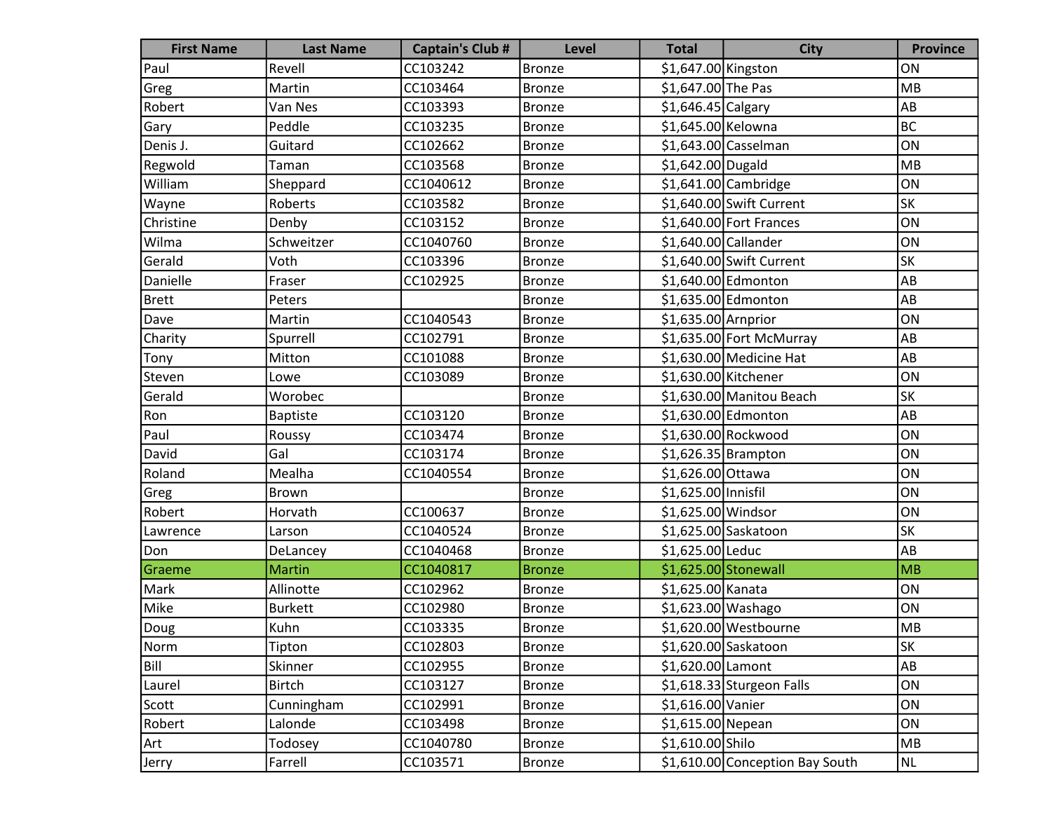| First Name | Last Name | Captain's Club # | Level | Total | City | Province |
|---|---|---|---|---|---|---|
| Paul | Revell | CC103242 | Bronze | $1,647.00 | Kingston | ON |
| Greg | Martin | CC103464 | Bronze | $1,647.00 | The Pas | MB |
| Robert | Van Nes | CC103393 | Bronze | $1,646.45 | Calgary | AB |
| Gary | Peddle | CC103235 | Bronze | $1,645.00 | Kelowna | BC |
| Denis J. | Guitard | CC102662 | Bronze | $1,643.00 | Casselman | ON |
| Regwold | Taman | CC103568 | Bronze | $1,642.00 | Dugald | MB |
| William | Sheppard | CC1040612 | Bronze | $1,641.00 | Cambridge | ON |
| Wayne | Roberts | CC103582 | Bronze | $1,640.00 | Swift Current | SK |
| Christine | Denby | CC103152 | Bronze | $1,640.00 | Fort Frances | ON |
| Wilma | Schweitzer | CC1040760 | Bronze | $1,640.00 | Callander | ON |
| Gerald | Voth | CC103396 | Bronze | $1,640.00 | Swift Current | SK |
| Danielle | Fraser | CC102925 | Bronze | $1,640.00 | Edmonton | AB |
| Brett | Peters | | Bronze | $1,635.00 | Edmonton | AB |
| Dave | Martin | CC1040543 | Bronze | $1,635.00 | Arnprior | ON |
| Charity | Spurrell | CC102791 | Bronze | $1,635.00 | Fort McMurray | AB |
| Tony | Mitton | CC101088 | Bronze | $1,630.00 | Medicine Hat | AB |
| Steven | Lowe | CC103089 | Bronze | $1,630.00 | Kitchener | ON |
| Gerald | Worobec | | Bronze | $1,630.00 | Manitou Beach | SK |
| Ron | Baptiste | CC103120 | Bronze | $1,630.00 | Edmonton | AB |
| Paul | Roussy | CC103474 | Bronze | $1,630.00 | Rockwood | ON |
| David | Gal | CC103174 | Bronze | $1,626.35 | Brampton | ON |
| Roland | Mealha | CC1040554 | Bronze | $1,626.00 | Ottawa | ON |
| Greg | Brown | | Bronze | $1,625.00 | Innisfil | ON |
| Robert | Horvath | CC100637 | Bronze | $1,625.00 | Windsor | ON |
| Lawrence | Larson | CC1040524 | Bronze | $1,625.00 | Saskatoon | SK |
| Don | DeLancey | CC1040468 | Bronze | $1,625.00 | Leduc | AB |
| Graeme | Martin | CC1040817 | Bronze | $1,625.00 | Stonewall | MB |
| Mark | Allinotte | CC102962 | Bronze | $1,625.00 | Kanata | ON |
| Mike | Burkett | CC102980 | Bronze | $1,623.00 | Washago | ON |
| Doug | Kuhn | CC103335 | Bronze | $1,620.00 | Westbourne | MB |
| Norm | Tipton | CC102803 | Bronze | $1,620.00 | Saskatoon | SK |
| Bill | Skinner | CC102955 | Bronze | $1,620.00 | Lamont | AB |
| Laurel | Birtch | CC103127 | Bronze | $1,618.33 | Sturgeon Falls | ON |
| Scott | Cunningham | CC102991 | Bronze | $1,616.00 | Vanier | ON |
| Robert | Lalonde | CC103498 | Bronze | $1,615.00 | Nepean | ON |
| Art | Todosey | CC1040780 | Bronze | $1,610.00 | Shilo | MB |
| Jerry | Farrell | CC103571 | Bronze | $1,610.00 | Conception Bay South | NL |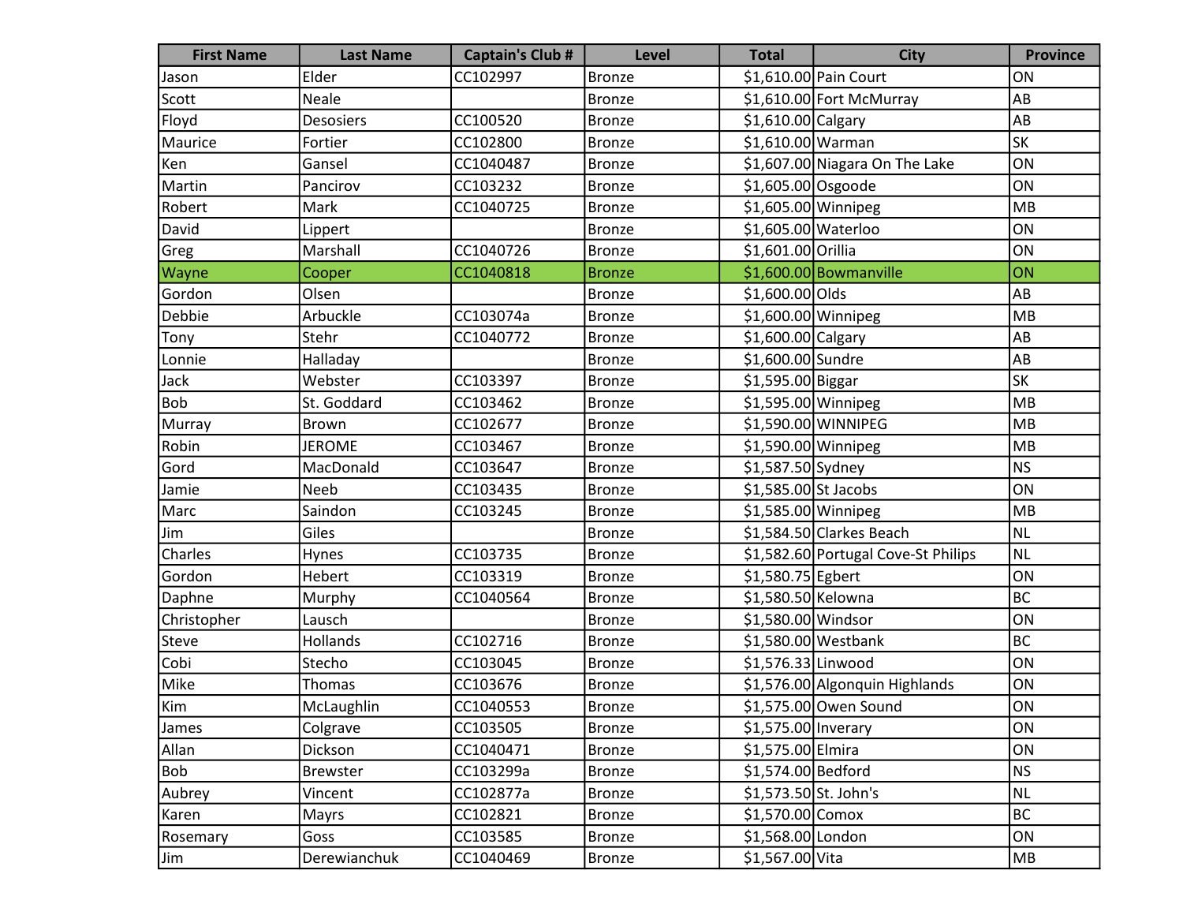| First Name | Last Name | Captain's Club # | Level | Total | City | Province |
|---|---|---|---|---|---|---|
| Jason | Elder | CC102997 | Bronze | $1,610.00 | Pain Court | ON |
| Scott | Neale | | Bronze | $1,610.00 | Fort McMurray | AB |
| Floyd | Desosiers | CC100520 | Bronze | $1,610.00 | Calgary | AB |
| Maurice | Fortier | CC102800 | Bronze | $1,610.00 | Warman | SK |
| Ken | Gansel | CC1040487 | Bronze | $1,607.00 | Niagara On The Lake | ON |
| Martin | Pancirov | CC103232 | Bronze | $1,605.00 | Osgoode | ON |
| Robert | Mark | CC1040725 | Bronze | $1,605.00 | Winnipeg | MB |
| David | Lippert | | Bronze | $1,605.00 | Waterloo | ON |
| Greg | Marshall | CC1040726 | Bronze | $1,601.00 | Orillia | ON |
| Wayne | Cooper | CC1040818 | Bronze | $1,600.00 | Bowmanville | ON |
| Gordon | Olsen | | Bronze | $1,600.00 | Olds | AB |
| Debbie | Arbuckle | CC103074a | Bronze | $1,600.00 | Winnipeg | MB |
| Tony | Stehr | CC1040772 | Bronze | $1,600.00 | Calgary | AB |
| Lonnie | Halladay | | Bronze | $1,600.00 | Sundre | AB |
| Jack | Webster | CC103397 | Bronze | $1,595.00 | Biggar | SK |
| Bob | St. Goddard | CC103462 | Bronze | $1,595.00 | Winnipeg | MB |
| Murray | Brown | CC102677 | Bronze | $1,590.00 | WINNIPEG | MB |
| Robin | JEROME | CC103467 | Bronze | $1,590.00 | Winnipeg | MB |
| Gord | MacDonald | CC103647 | Bronze | $1,587.50 | Sydney | NS |
| Jamie | Neeb | CC103435 | Bronze | $1,585.00 | St Jacobs | ON |
| Marc | Saindon | CC103245 | Bronze | $1,585.00 | Winnipeg | MB |
| Jim | Giles | | Bronze | $1,584.50 | Clarkes Beach | NL |
| Charles | Hynes | CC103735 | Bronze | $1,582.60 | Portugal Cove-St Philips | NL |
| Gordon | Hebert | CC103319 | Bronze | $1,580.75 | Egbert | ON |
| Daphne | Murphy | CC1040564 | Bronze | $1,580.50 | Kelowna | BC |
| Christopher | Lausch | | Bronze | $1,580.00 | Windsor | ON |
| Steve | Hollands | CC102716 | Bronze | $1,580.00 | Westbank | BC |
| Cobi | Stecho | CC103045 | Bronze | $1,576.33 | Linwood | ON |
| Mike | Thomas | CC103676 | Bronze | $1,576.00 | Algonquin Highlands | ON |
| Kim | McLaughlin | CC1040553 | Bronze | $1,575.00 | Owen Sound | ON |
| James | Colgrave | CC103505 | Bronze | $1,575.00 | Inverary | ON |
| Allan | Dickson | CC1040471 | Bronze | $1,575.00 | Elmira | ON |
| Bob | Brewster | CC103299a | Bronze | $1,574.00 | Bedford | NS |
| Aubrey | Vincent | CC102877a | Bronze | $1,573.50 | St. John's | NL |
| Karen | Mayrs | CC102821 | Bronze | $1,570.00 | Comox | BC |
| Rosemary | Goss | CC103585 | Bronze | $1,568.00 | London | ON |
| Jim | Derewianchuk | CC1040469 | Bronze | $1,567.00 | Vita | MB |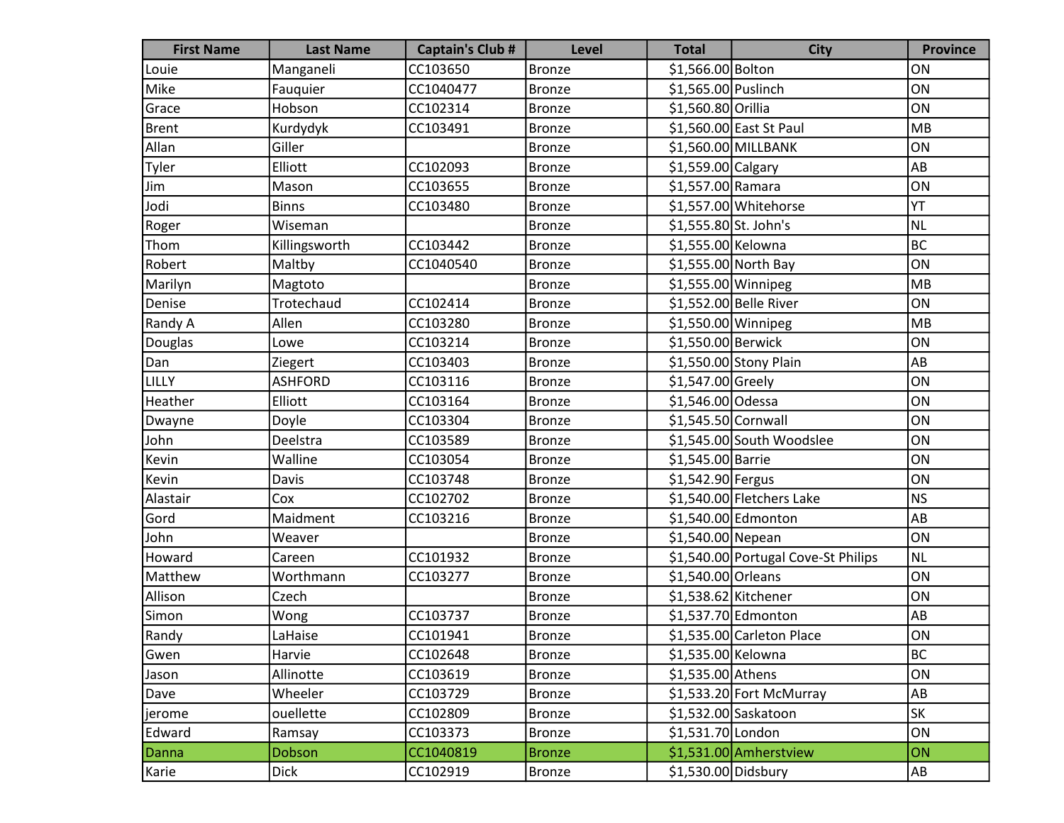| First Name | Last Name | Captain's Club # | Level | Total | City | Province |
| --- | --- | --- | --- | --- | --- | --- |
| Louie | Manganeli | CC103650 | Bronze | $1,566.00 | Bolton | ON |
| Mike | Fauquier | CC1040477 | Bronze | $1,565.00 | Puslinch | ON |
| Grace | Hobson | CC102314 | Bronze | $1,560.80 | Orillia | ON |
| Brent | Kurdydyk | CC103491 | Bronze | $1,560.00 | East St Paul | MB |
| Allan | Giller | | Bronze | $1,560.00 | MILLBANK | ON |
| Tyler | Elliott | CC102093 | Bronze | $1,559.00 | Calgary | AB |
| Jim | Mason | CC103655 | Bronze | $1,557.00 | Ramara | ON |
| Jodi | Binns | CC103480 | Bronze | $1,557.00 | Whitehorse | YT |
| Roger | Wiseman | | Bronze | $1,555.80 | St. John's | NL |
| Thom | Killingsworth | CC103442 | Bronze | $1,555.00 | Kelowna | BC |
| Robert | Maltby | CC1040540 | Bronze | $1,555.00 | North Bay | ON |
| Marilyn | Magtoto | | Bronze | $1,555.00 | Winnipeg | MB |
| Denise | Trotechaud | CC102414 | Bronze | $1,552.00 | Belle River | ON |
| Randy A | Allen | CC103280 | Bronze | $1,550.00 | Winnipeg | MB |
| Douglas | Lowe | CC103214 | Bronze | $1,550.00 | Berwick | ON |
| Dan | Ziegert | CC103403 | Bronze | $1,550.00 | Stony Plain | AB |
| LILLY | ASHFORD | CC103116 | Bronze | $1,547.00 | Greely | ON |
| Heather | Elliott | CC103164 | Bronze | $1,546.00 | Odessa | ON |
| Dwayne | Doyle | CC103304 | Bronze | $1,545.50 | Cornwall | ON |
| John | Deelstra | CC103589 | Bronze | $1,545.00 | South Woodslee | ON |
| Kevin | Walline | CC103054 | Bronze | $1,545.00 | Barrie | ON |
| Kevin | Davis | CC103748 | Bronze | $1,542.90 | Fergus | ON |
| Alastair | Cox | CC102702 | Bronze | $1,540.00 | Fletchers Lake | NS |
| Gord | Maidment | CC103216 | Bronze | $1,540.00 | Edmonton | AB |
| John | Weaver | | Bronze | $1,540.00 | Nepean | ON |
| Howard | Careen | CC101932 | Bronze | $1,540.00 | Portugal Cove-St Philips | NL |
| Matthew | Worthmann | CC103277 | Bronze | $1,540.00 | Orleans | ON |
| Allison | Czech | | Bronze | $1,538.62 | Kitchener | ON |
| Simon | Wong | CC103737 | Bronze | $1,537.70 | Edmonton | AB |
| Randy | LaHaise | CC101941 | Bronze | $1,535.00 | Carleton Place | ON |
| Gwen | Harvie | CC102648 | Bronze | $1,535.00 | Kelowna | BC |
| Jason | Allinotte | CC103619 | Bronze | $1,535.00 | Athens | ON |
| Dave | Wheeler | CC103729 | Bronze | $1,533.20 | Fort McMurray | AB |
| jerome | ouellette | CC102809 | Bronze | $1,532.00 | Saskatoon | SK |
| Edward | Ramsay | CC103373 | Bronze | $1,531.70 | London | ON |
| Danna | Dobson | CC1040819 | Bronze | $1,531.00 | Amherstview | ON |
| Karie | Dick | CC102919 | Bronze | $1,530.00 | Didsbury | AB |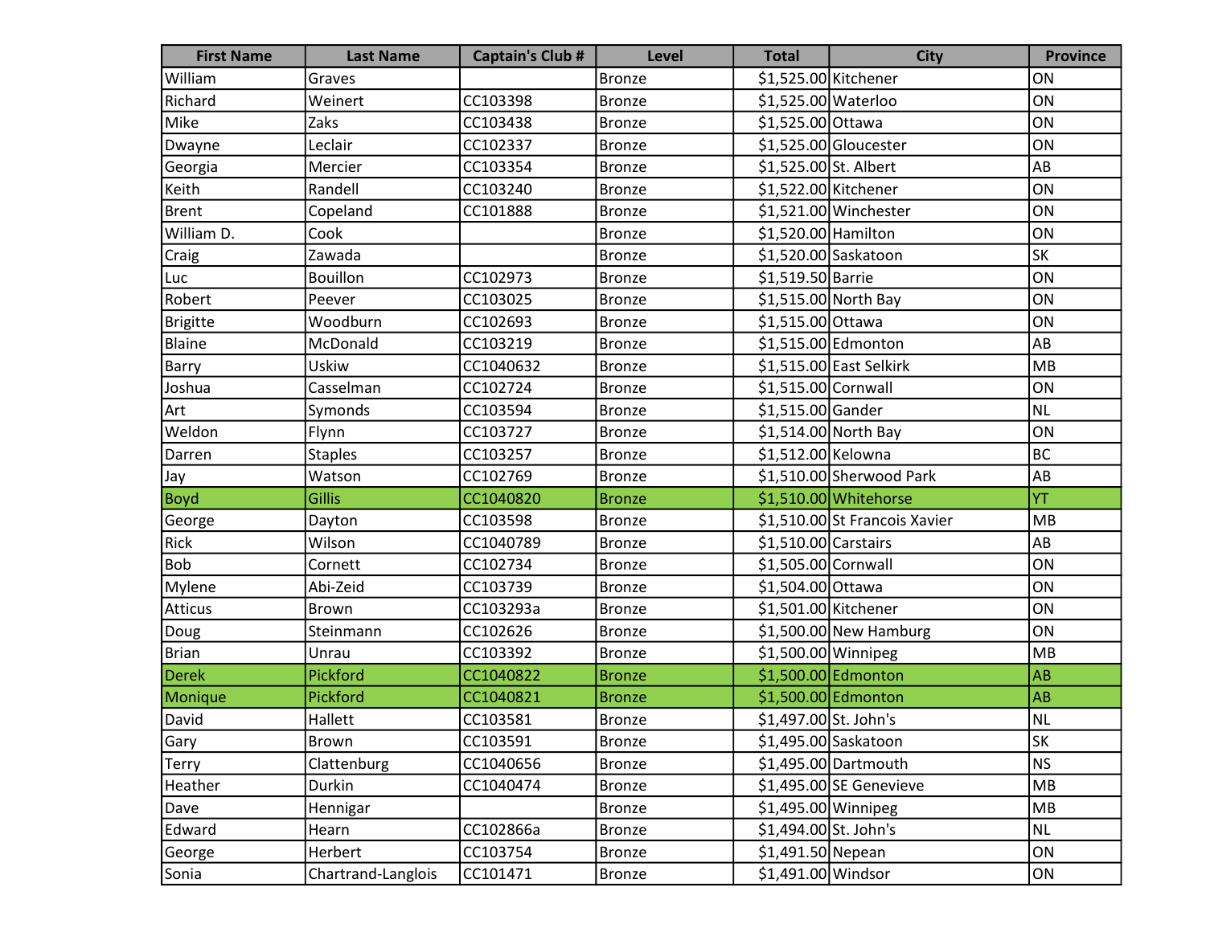| First Name | Last Name | Captain's Club # | Level | Total | City | Province |
|---|---|---|---|---|---|---|
| William | Graves | | Bronze | $1,525.00 | Kitchener | ON |
| Richard | Weinert | CC103398 | Bronze | $1,525.00 | Waterloo | ON |
| Mike | Zaks | CC103438 | Bronze | $1,525.00 | Ottawa | ON |
| Dwayne | Leclair | CC102337 | Bronze | $1,525.00 | Gloucester | ON |
| Georgia | Mercier | CC103354 | Bronze | $1,525.00 | St. Albert | AB |
| Keith | Randell | CC103240 | Bronze | $1,522.00 | Kitchener | ON |
| Brent | Copeland | CC101888 | Bronze | $1,521.00 | Winchester | ON |
| William D. | Cook | | Bronze | $1,520.00 | Hamilton | ON |
| Craig | Zawada | | Bronze | $1,520.00 | Saskatoon | SK |
| Luc | Bouillon | CC102973 | Bronze | $1,519.50 | Barrie | ON |
| Robert | Peever | CC103025 | Bronze | $1,515.00 | North Bay | ON |
| Brigitte | Woodburn | CC102693 | Bronze | $1,515.00 | Ottawa | ON |
| Blaine | McDonald | CC103219 | Bronze | $1,515.00 | Edmonton | AB |
| Barry | Uskiw | CC1040632 | Bronze | $1,515.00 | East Selkirk | MB |
| Joshua | Casselman | CC102724 | Bronze | $1,515.00 | Cornwall | ON |
| Art | Symonds | CC103594 | Bronze | $1,515.00 | Gander | NL |
| Weldon | Flynn | CC103727 | Bronze | $1,514.00 | North Bay | ON |
| Darren | Staples | CC103257 | Bronze | $1,512.00 | Kelowna | BC |
| Jay | Watson | CC102769 | Bronze | $1,510.00 | Sherwood Park | AB |
| Boyd | Gillis | CC1040820 | Bronze | $1,510.00 | Whitehorse | YT |
| George | Dayton | CC103598 | Bronze | $1,510.00 | St Francois Xavier | MB |
| Rick | Wilson | CC1040789 | Bronze | $1,510.00 | Carstairs | AB |
| Bob | Cornett | CC102734 | Bronze | $1,505.00 | Cornwall | ON |
| Mylene | Abi-Zeid | CC103739 | Bronze | $1,504.00 | Ottawa | ON |
| Atticus | Brown | CC103293a | Bronze | $1,501.00 | Kitchener | ON |
| Doug | Steinmann | CC102626 | Bronze | $1,500.00 | New Hamburg | ON |
| Brian | Unrau | CC103392 | Bronze | $1,500.00 | Winnipeg | MB |
| Derek | Pickford | CC1040822 | Bronze | $1,500.00 | Edmonton | AB |
| Monique | Pickford | CC1040821 | Bronze | $1,500.00 | Edmonton | AB |
| David | Hallett | CC103581 | Bronze | $1,497.00 | St. John's | NL |
| Gary | Brown | CC103591 | Bronze | $1,495.00 | Saskatoon | SK |
| Terry | Clattenburg | CC1040656 | Bronze | $1,495.00 | Dartmouth | NS |
| Heather | Durkin | CC1040474 | Bronze | $1,495.00 | SE Genevieve | MB |
| Dave | Hennigar | | Bronze | $1,495.00 | Winnipeg | MB |
| Edward | Hearn | CC102866a | Bronze | $1,494.00 | St. John's | NL |
| George | Herbert | CC103754 | Bronze | $1,491.50 | Nepean | ON |
| Sonia | Chartrand-Langlois | CC101471 | Bronze | $1,491.00 | Windsor | ON |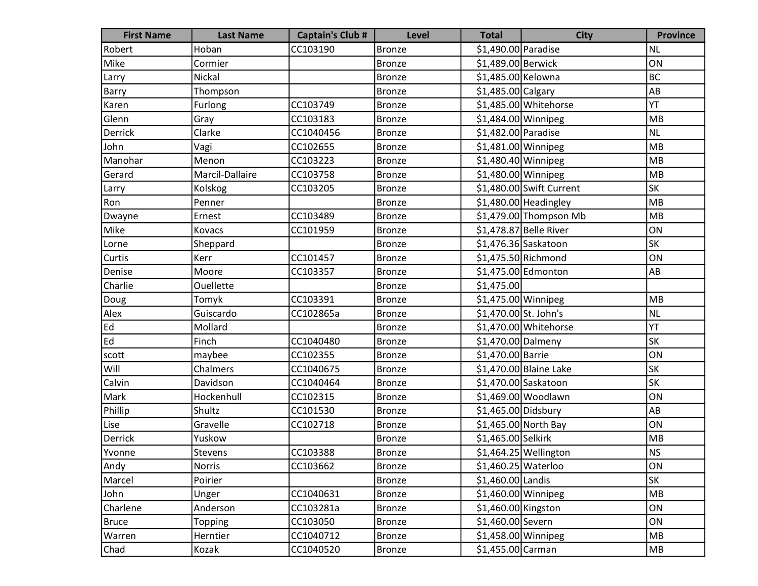| First Name | Last Name | Captain's Club # | Level | Total | City | Province |
|---|---|---|---|---|---|---|
| Robert | Hoban | CC103190 | Bronze | $1,490.00 | Paradise | NL |
| Mike | Cormier | | Bronze | $1,489.00 | Berwick | ON |
| Larry | Nickal | | Bronze | $1,485.00 | Kelowna | BC |
| Barry | Thompson | | Bronze | $1,485.00 | Calgary | AB |
| Karen | Furlong | CC103749 | Bronze | $1,485.00 | Whitehorse | YT |
| Glenn | Gray | CC103183 | Bronze | $1,484.00 | Winnipeg | MB |
| Derrick | Clarke | CC1040456 | Bronze | $1,482.00 | Paradise | NL |
| John | Vagi | CC102655 | Bronze | $1,481.00 | Winnipeg | MB |
| Manohar | Menon | CC103223 | Bronze | $1,480.40 | Winnipeg | MB |
| Gerard | Marcil-Dallaire | CC103758 | Bronze | $1,480.00 | Winnipeg | MB |
| Larry | Kolskog | CC103205 | Bronze | $1,480.00 | Swift Current | SK |
| Ron | Penner | | Bronze | $1,480.00 | Headingley | MB |
| Dwayne | Ernest | CC103489 | Bronze | $1,479.00 | Thompson Mb | MB |
| Mike | Kovacs | CC101959 | Bronze | $1,478.87 | Belle River | ON |
| Lorne | Sheppard | | Bronze | $1,476.36 | Saskatoon | SK |
| Curtis | Kerr | CC101457 | Bronze | $1,475.50 | Richmond | ON |
| Denise | Moore | CC103357 | Bronze | $1,475.00 | Edmonton | AB |
| Charlie | Ouellette | | Bronze | $1,475.00 | | |
| Doug | Tomyk | CC103391 | Bronze | $1,475.00 | Winnipeg | MB |
| Alex | Guiscardo | CC102865a | Bronze | $1,470.00 | St. John's | NL |
| Ed | Mollard | | Bronze | $1,470.00 | Whitehorse | YT |
| Ed | Finch | CC1040480 | Bronze | $1,470.00 | Dalmeny | SK |
| scott | maybee | CC102355 | Bronze | $1,470.00 | Barrie | ON |
| Will | Chalmers | CC1040675 | Bronze | $1,470.00 | Blaine Lake | SK |
| Calvin | Davidson | CC1040464 | Bronze | $1,470.00 | Saskatoon | SK |
| Mark | Hockenhull | CC102315 | Bronze | $1,469.00 | Woodlawn | ON |
| Phillip | Shultz | CC101530 | Bronze | $1,465.00 | Didsbury | AB |
| Lise | Gravelle | CC102718 | Bronze | $1,465.00 | North Bay | ON |
| Derrick | Yuskow | | Bronze | $1,465.00 | Selkirk | MB |
| Yvonne | Stevens | CC103388 | Bronze | $1,464.25 | Wellington | NS |
| Andy | Norris | CC103662 | Bronze | $1,460.25 | Waterloo | ON |
| Marcel | Poirier | | Bronze | $1,460.00 | Landis | SK |
| John | Unger | CC1040631 | Bronze | $1,460.00 | Winnipeg | MB |
| Charlene | Anderson | CC103281a | Bronze | $1,460.00 | Kingston | ON |
| Bruce | Topping | CC103050 | Bronze | $1,460.00 | Severn | ON |
| Warren | Herntier | CC1040712 | Bronze | $1,458.00 | Winnipeg | MB |
| Chad | Kozak | CC1040520 | Bronze | $1,455.00 | Carman | MB |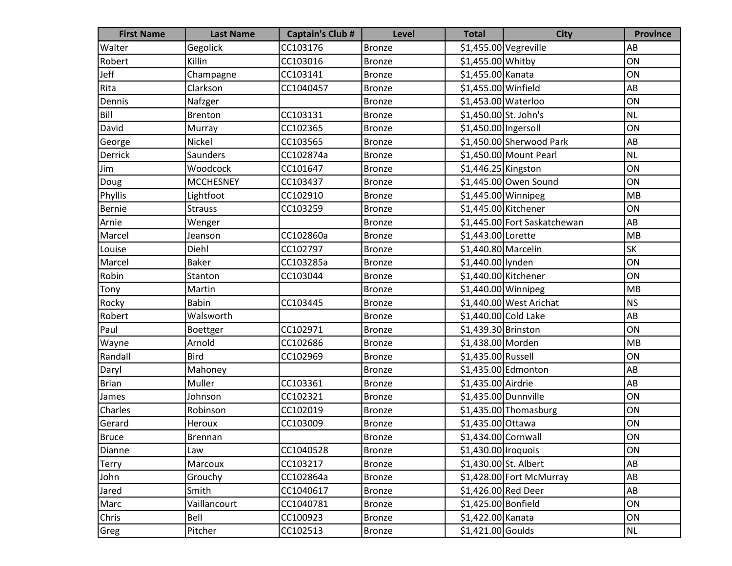| First Name | Last Name | Captain's Club # | Level | Total | City | Province |
|---|---|---|---|---|---|---|
| Walter | Gegolick | CC103176 | Bronze | $1,455.00 | Vegreville | AB |
| Robert | Killin | CC103016 | Bronze | $1,455.00 | Whitby | ON |
| Jeff | Champagne | CC103141 | Bronze | $1,455.00 | Kanata | ON |
| Rita | Clarkson | CC1040457 | Bronze | $1,455.00 | Winfield | AB |
| Dennis | Nafzger | | Bronze | $1,453.00 | Waterloo | ON |
| Bill | Brenton | CC103131 | Bronze | $1,450.00 | St. John's | NL |
| David | Murray | CC102365 | Bronze | $1,450.00 | Ingersoll | ON |
| George | Nickel | CC103565 | Bronze | $1,450.00 | Sherwood Park | AB |
| Derrick | Saunders | CC102874a | Bronze | $1,450.00 | Mount Pearl | NL |
| Jim | Woodcock | CC101647 | Bronze | $1,446.25 | Kingston | ON |
| Doug | MCCHESNEY | CC103437 | Bronze | $1,445.00 | Owen Sound | ON |
| Phyllis | Lightfoot | CC102910 | Bronze | $1,445.00 | Winnipeg | MB |
| Bernie | Strauss | CC103259 | Bronze | $1,445.00 | Kitchener | ON |
| Arnie | Wenger | | Bronze | $1,445.00 | Fort Saskatchewan | AB |
| Marcel | Jeanson | CC102860a | Bronze | $1,443.00 | Lorette | MB |
| Louise | Diehl | CC102797 | Bronze | $1,440.80 | Marcelin | SK |
| Marcel | Baker | CC103285a | Bronze | $1,440.00 | lynden | ON |
| Robin | Stanton | CC103044 | Bronze | $1,440.00 | Kitchener | ON |
| Tony | Martin | | Bronze | $1,440.00 | Winnipeg | MB |
| Rocky | Babin | CC103445 | Bronze | $1,440.00 | West Arichat | NS |
| Robert | Walsworth | | Bronze | $1,440.00 | Cold Lake | AB |
| Paul | Boettger | CC102971 | Bronze | $1,439.30 | Brinston | ON |
| Wayne | Arnold | CC102686 | Bronze | $1,438.00 | Morden | MB |
| Randall | Bird | CC102969 | Bronze | $1,435.00 | Russell | ON |
| Daryl | Mahoney | | Bronze | $1,435.00 | Edmonton | AB |
| Brian | Muller | CC103361 | Bronze | $1,435.00 | Airdrie | AB |
| James | Johnson | CC102321 | Bronze | $1,435.00 | Dunnville | ON |
| Charles | Robinson | CC102019 | Bronze | $1,435.00 | Thomasburg | ON |
| Gerard | Heroux | CC103009 | Bronze | $1,435.00 | Ottawa | ON |
| Bruce | Brennan | | Bronze | $1,434.00 | Cornwall | ON |
| Dianne | Law | CC1040528 | Bronze | $1,430.00 | Iroquois | ON |
| Terry | Marcoux | CC103217 | Bronze | $1,430.00 | St. Albert | AB |
| John | Grouchy | CC102864a | Bronze | $1,428.00 | Fort McMurray | AB |
| Jared | Smith | CC1040617 | Bronze | $1,426.00 | Red Deer | AB |
| Marc | Vaillancourt | CC1040781 | Bronze | $1,425.00 | Bonfield | ON |
| Chris | Bell | CC100923 | Bronze | $1,422.00 | Kanata | ON |
| Greg | Pitcher | CC102513 | Bronze | $1,421.00 | Goulds | NL |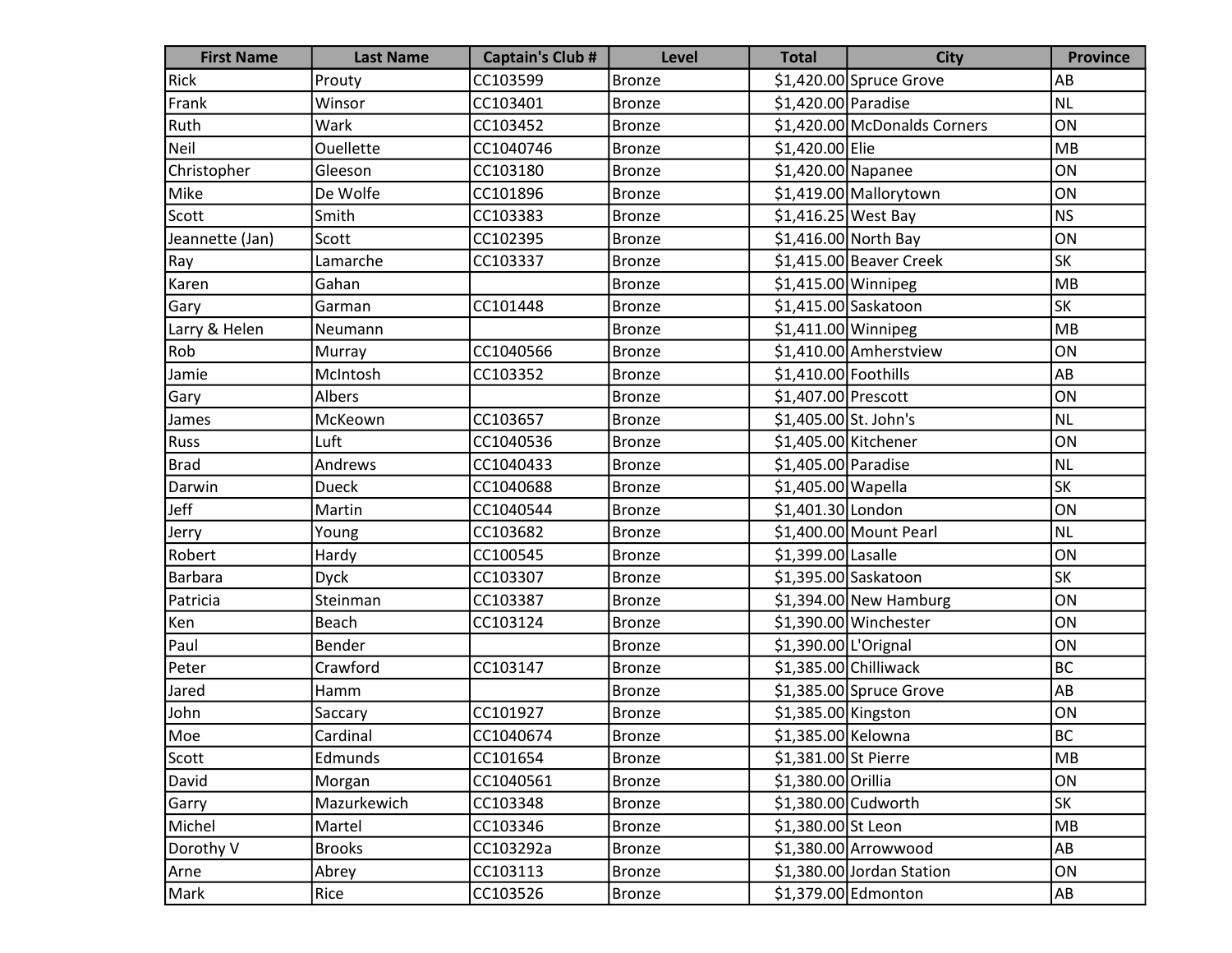| First Name | Last Name | Captain's Club # | Level | Total | City | Province |
|---|---|---|---|---|---|---|
| Rick | Prouty | CC103599 | Bronze | $1,420.00 | Spruce Grove | AB |
| Frank | Winsor | CC103401 | Bronze | $1,420.00 | Paradise | NL |
| Ruth | Wark | CC103452 | Bronze | $1,420.00 | McDonalds Corners | ON |
| Neil | Ouellette | CC1040746 | Bronze | $1,420.00 | Elie | MB |
| Christopher | Gleeson | CC103180 | Bronze | $1,420.00 | Napanee | ON |
| Mike | De Wolfe | CC101896 | Bronze | $1,419.00 | Mallorytown | ON |
| Scott | Smith | CC103383 | Bronze | $1,416.25 | West Bay | NS |
| Jeannette (Jan) | Scott | CC102395 | Bronze | $1,416.00 | North Bay | ON |
| Ray | Lamarche | CC103337 | Bronze | $1,415.00 | Beaver Creek | SK |
| Karen | Gahan | | Bronze | $1,415.00 | Winnipeg | MB |
| Gary | Garman | CC101448 | Bronze | $1,415.00 | Saskatoon | SK |
| Larry & Helen | Neumann | | Bronze | $1,411.00 | Winnipeg | MB |
| Rob | Murray | CC1040566 | Bronze | $1,410.00 | Amherstview | ON |
| Jamie | McIntosh | CC103352 | Bronze | $1,410.00 | Foothills | AB |
| Gary | Albers | | Bronze | $1,407.00 | Prescott | ON |
| James | McKeown | CC103657 | Bronze | $1,405.00 | St. John's | NL |
| Russ | Luft | CC1040536 | Bronze | $1,405.00 | Kitchener | ON |
| Brad | Andrews | CC1040433 | Bronze | $1,405.00 | Paradise | NL |
| Darwin | Dueck | CC1040688 | Bronze | $1,405.00 | Wapella | SK |
| Jeff | Martin | CC1040544 | Bronze | $1,401.30 | London | ON |
| Jerry | Young | CC103682 | Bronze | $1,400.00 | Mount Pearl | NL |
| Robert | Hardy | CC100545 | Bronze | $1,399.00 | Lasalle | ON |
| Barbara | Dyck | CC103307 | Bronze | $1,395.00 | Saskatoon | SK |
| Patricia | Steinman | CC103387 | Bronze | $1,394.00 | New Hamburg | ON |
| Ken | Beach | CC103124 | Bronze | $1,390.00 | Winchester | ON |
| Paul | Bender | | Bronze | $1,390.00 | L'Orignal | ON |
| Peter | Crawford | CC103147 | Bronze | $1,385.00 | Chilliwack | BC |
| Jared | Hamm | | Bronze | $1,385.00 | Spruce Grove | AB |
| John | Saccary | CC101927 | Bronze | $1,385.00 | Kingston | ON |
| Moe | Cardinal | CC1040674 | Bronze | $1,385.00 | Kelowna | BC |
| Scott | Edmunds | CC101654 | Bronze | $1,381.00 | St Pierre | MB |
| David | Morgan | CC1040561 | Bronze | $1,380.00 | Orillia | ON |
| Garry | Mazurkewich | CC103348 | Bronze | $1,380.00 | Cudworth | SK |
| Michel | Martel | CC103346 | Bronze | $1,380.00 | St Leon | MB |
| Dorothy V | Brooks | CC103292a | Bronze | $1,380.00 | Arrowwood | AB |
| Arne | Abrey | CC103113 | Bronze | $1,380.00 | Jordan Station | ON |
| Mark | Rice | CC103526 | Bronze | $1,379.00 | Edmonton | AB |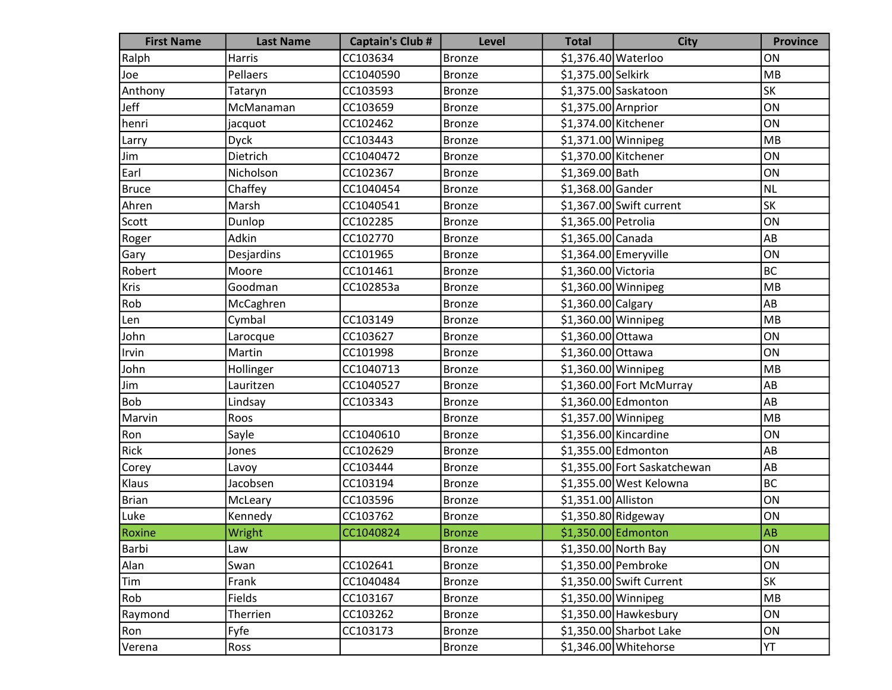| First Name | Last Name | Captain's Club # | Level | Total | City | Province |
|---|---|---|---|---|---|---|
| Ralph | Harris | CC103634 | Bronze | $1,376.40 | Waterloo | ON |
| Joe | Pellaers | CC1040590 | Bronze | $1,375.00 | Selkirk | MB |
| Anthony | Tataryn | CC103593 | Bronze | $1,375.00 | Saskatoon | SK |
| Jeff | McManaman | CC103659 | Bronze | $1,375.00 | Arnprior | ON |
| henri | jacquot | CC102462 | Bronze | $1,374.00 | Kitchener | ON |
| Larry | Dyck | CC103443 | Bronze | $1,371.00 | Winnipeg | MB |
| Jim | Dietrich | CC1040472 | Bronze | $1,370.00 | Kitchener | ON |
| Earl | Nicholson | CC102367 | Bronze | $1,369.00 | Bath | ON |
| Bruce | Chaffey | CC1040454 | Bronze | $1,368.00 | Gander | NL |
| Ahren | Marsh | CC1040541 | Bronze | $1,367.00 | Swift current | SK |
| Scott | Dunlop | CC102285 | Bronze | $1,365.00 | Petrolia | ON |
| Roger | Adkin | CC102770 | Bronze | $1,365.00 | Canada | AB |
| Gary | Desjardins | CC101965 | Bronze | $1,364.00 | Emeryville | ON |
| Robert | Moore | CC101461 | Bronze | $1,360.00 | Victoria | BC |
| Kris | Goodman | CC102853a | Bronze | $1,360.00 | Winnipeg | MB |
| Rob | McCaghren | | Bronze | $1,360.00 | Calgary | AB |
| Len | Cymbal | CC103149 | Bronze | $1,360.00 | Winnipeg | MB |
| John | Larocque | CC103627 | Bronze | $1,360.00 | Ottawa | ON |
| Irvin | Martin | CC101998 | Bronze | $1,360.00 | Ottawa | ON |
| John | Hollinger | CC1040713 | Bronze | $1,360.00 | Winnipeg | MB |
| Jim | Lauritzen | CC1040527 | Bronze | $1,360.00 | Fort McMurray | AB |
| Bob | Lindsay | CC103343 | Bronze | $1,360.00 | Edmonton | AB |
| Marvin | Roos | | Bronze | $1,357.00 | Winnipeg | MB |
| Ron | Sayle | CC1040610 | Bronze | $1,356.00 | Kincardine | ON |
| Rick | Jones | CC102629 | Bronze | $1,355.00 | Edmonton | AB |
| Corey | Lavoy | CC103444 | Bronze | $1,355.00 | Fort Saskatchewan | AB |
| Klaus | Jacobsen | CC103194 | Bronze | $1,355.00 | West Kelowna | BC |
| Brian | McLeary | CC103596 | Bronze | $1,351.00 | Alliston | ON |
| Luke | Kennedy | CC103762 | Bronze | $1,350.80 | Ridgeway | ON |
| Roxine | Wright | CC1040824 | Bronze | $1,350.00 | Edmonton | AB |
| Barbi | Law | | Bronze | $1,350.00 | North Bay | ON |
| Alan | Swan | CC102641 | Bronze | $1,350.00 | Pembroke | ON |
| Tim | Frank | CC1040484 | Bronze | $1,350.00 | Swift Current | SK |
| Rob | Fields | CC103167 | Bronze | $1,350.00 | Winnipeg | MB |
| Raymond | Therrien | CC103262 | Bronze | $1,350.00 | Hawkesbury | ON |
| Ron | Fyfe | CC103173 | Bronze | $1,350.00 | Sharbot Lake | ON |
| Verena | Ross | | Bronze | $1,346.00 | Whitehorse | YT |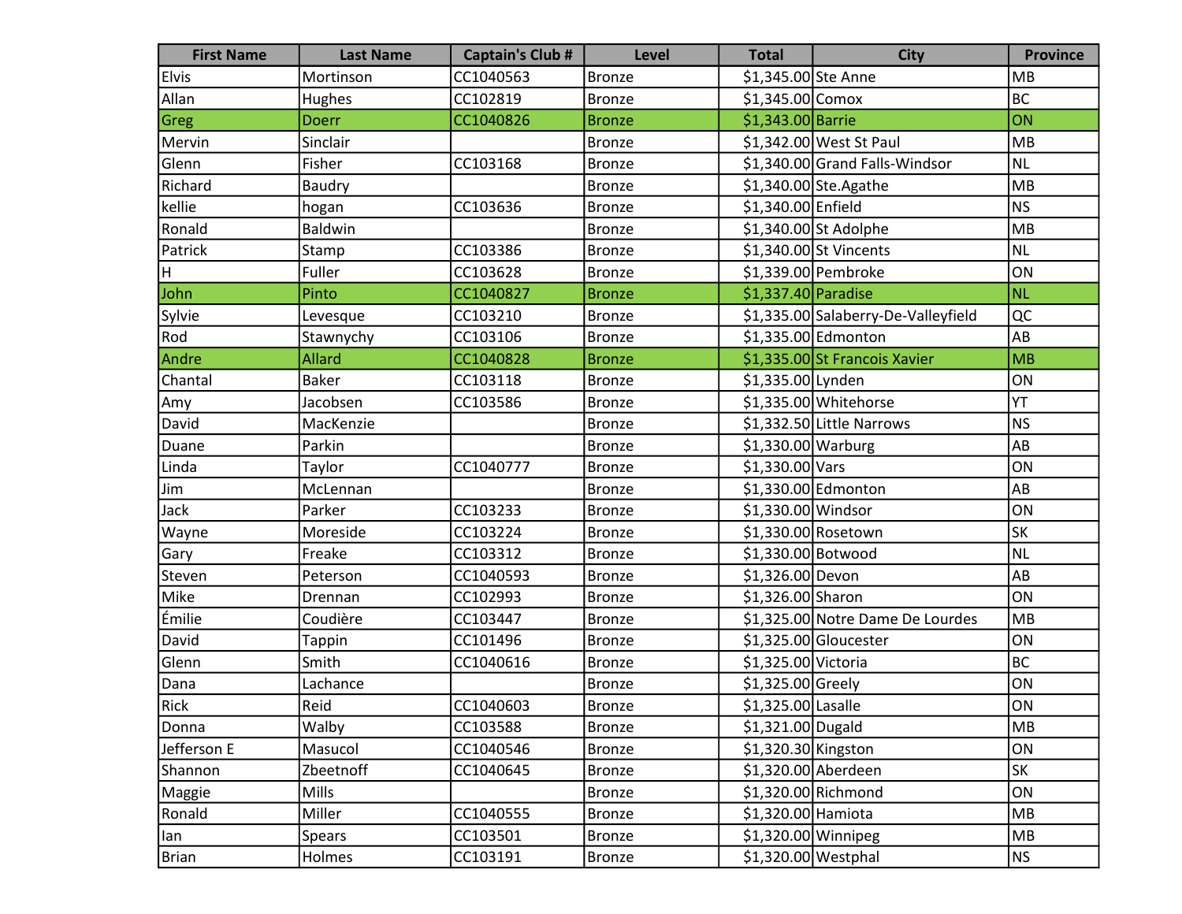| First Name | Last Name | Captain's Club # | Level | Total | City | Province |
|---|---|---|---|---|---|---|
| Elvis | Mortinson | CC1040563 | Bronze | $1,345.00 | Ste Anne | MB |
| Allan | Hughes | CC102819 | Bronze | $1,345.00 | Comox | BC |
| Greg | Doerr | CC1040826 | Bronze | $1,343.00 | Barrie | ON |
| Mervin | Sinclair | | Bronze | $1,342.00 | West St Paul | MB |
| Glenn | Fisher | CC103168 | Bronze | $1,340.00 | Grand Falls-Windsor | NL |
| Richard | Baudry | | Bronze | $1,340.00 | Ste.Agathe | MB |
| kellie | hogan | CC103636 | Bronze | $1,340.00 | Enfield | NS |
| Ronald | Baldwin | | Bronze | $1,340.00 | St Adolphe | MB |
| Patrick | Stamp | CC103386 | Bronze | $1,340.00 | St Vincents | NL |
| H | Fuller | CC103628 | Bronze | $1,339.00 | Pembroke | ON |
| John | Pinto | CC1040827 | Bronze | $1,337.40 | Paradise | NL |
| Sylvie | Levesque | CC103210 | Bronze | $1,335.00 | Salaberry-De-Valleyfield | QC |
| Rod | Stawnychy | CC103106 | Bronze | $1,335.00 | Edmonton | AB |
| Andre | Allard | CC1040828 | Bronze | $1,335.00 | St Francois Xavier | MB |
| Chantal | Baker | CC103118 | Bronze | $1,335.00 | Lynden | ON |
| Amy | Jacobsen | CC103586 | Bronze | $1,335.00 | Whitehorse | YT |
| David | MacKenzie | | Bronze | $1,332.50 | Little Narrows | NS |
| Duane | Parkin | | Bronze | $1,330.00 | Warburg | AB |
| Linda | Taylor | CC1040777 | Bronze | $1,330.00 | Vars | ON |
| Jim | McLennan | | Bronze | $1,330.00 | Edmonton | AB |
| Jack | Parker | CC103233 | Bronze | $1,330.00 | Windsor | ON |
| Wayne | Moreside | CC103224 | Bronze | $1,330.00 | Rosetown | SK |
| Gary | Freake | CC103312 | Bronze | $1,330.00 | Botwood | NL |
| Steven | Peterson | CC1040593 | Bronze | $1,326.00 | Devon | AB |
| Mike | Drennan | CC102993 | Bronze | $1,326.00 | Sharon | ON |
| Émilie | Coudière | CC103447 | Bronze | $1,325.00 | Notre Dame De Lourdes | MB |
| David | Tappin | CC101496 | Bronze | $1,325.00 | Gloucester | ON |
| Glenn | Smith | CC1040616 | Bronze | $1,325.00 | Victoria | BC |
| Dana | Lachance | | Bronze | $1,325.00 | Greely | ON |
| Rick | Reid | CC1040603 | Bronze | $1,325.00 | Lasalle | ON |
| Donna | Walby | CC103588 | Bronze | $1,321.00 | Dugald | MB |
| Jefferson E | Masucol | CC1040546 | Bronze | $1,320.30 | Kingston | ON |
| Shannon | Zbeetnoff | CC1040645 | Bronze | $1,320.00 | Aberdeen | SK |
| Maggie | Mills | | Bronze | $1,320.00 | Richmond | ON |
| Ronald | Miller | CC1040555 | Bronze | $1,320.00 | Hamiota | MB |
| Ian | Spears | CC103501 | Bronze | $1,320.00 | Winnipeg | MB |
| Brian | Holmes | CC103191 | Bronze | $1,320.00 | Westphal | NS |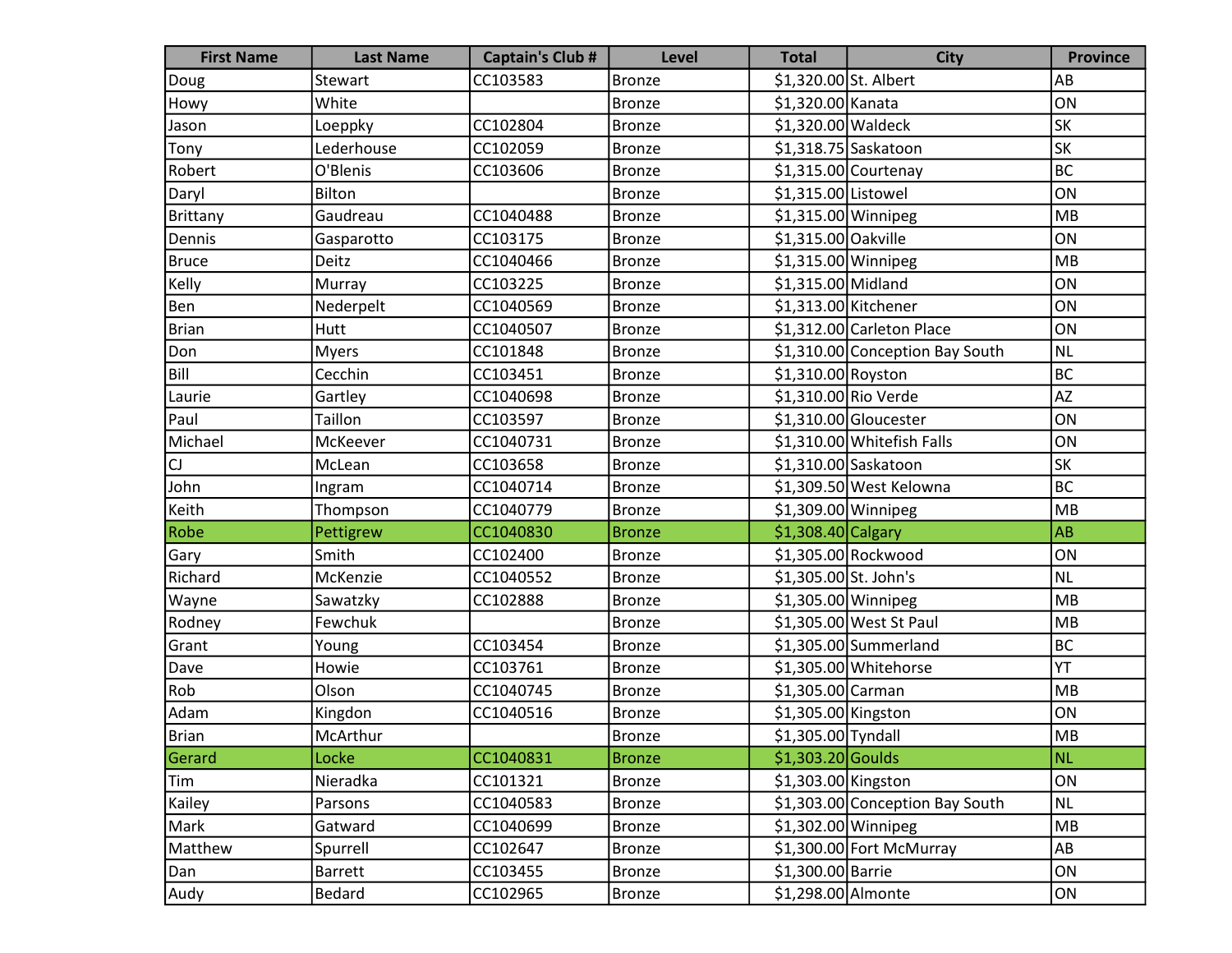| First Name | Last Name | Captain's Club # | Level | Total | City | Province |
|---|---|---|---|---|---|---|
| Doug | Stewart | CC103583 | Bronze | $1,320.00 | St. Albert | AB |
| Howy | White | | Bronze | $1,320.00 | Kanata | ON |
| Jason | Loeppky | CC102804 | Bronze | $1,320.00 | Waldeck | SK |
| Tony | Lederhouse | CC102059 | Bronze | $1,318.75 | Saskatoon | SK |
| Robert | O'Blenis | CC103606 | Bronze | $1,315.00 | Courtenay | BC |
| Daryl | Bilton | | Bronze | $1,315.00 | Listowel | ON |
| Brittany | Gaudreau | CC1040488 | Bronze | $1,315.00 | Winnipeg | MB |
| Dennis | Gasparotto | CC103175 | Bronze | $1,315.00 | Oakville | ON |
| Bruce | Deitz | CC1040466 | Bronze | $1,315.00 | Winnipeg | MB |
| Kelly | Murray | CC103225 | Bronze | $1,315.00 | Midland | ON |
| Ben | Nederpelt | CC1040569 | Bronze | $1,313.00 | Kitchener | ON |
| Brian | Hutt | CC1040507 | Bronze | $1,312.00 | Carleton Place | ON |
| Don | Myers | CC101848 | Bronze | $1,310.00 | Conception Bay South | NL |
| Bill | Cecchin | CC103451 | Bronze | $1,310.00 | Royston | BC |
| Laurie | Gartley | CC1040698 | Bronze | $1,310.00 | Rio Verde | AZ |
| Paul | Taillon | CC103597 | Bronze | $1,310.00 | Gloucester | ON |
| Michael | McKeever | CC1040731 | Bronze | $1,310.00 | Whitefish Falls | ON |
| CJ | McLean | CC103658 | Bronze | $1,310.00 | Saskatoon | SK |
| John | Ingram | CC1040714 | Bronze | $1,309.50 | West Kelowna | BC |
| Keith | Thompson | CC1040779 | Bronze | $1,309.00 | Winnipeg | MB |
| Robe | Pettigrew | CC1040830 | Bronze | $1,308.40 | Calgary | AB |
| Gary | Smith | CC102400 | Bronze | $1,305.00 | Rockwood | ON |
| Richard | McKenzie | CC1040552 | Bronze | $1,305.00 | St. John's | NL |
| Wayne | Sawatzky | CC102888 | Bronze | $1,305.00 | Winnipeg | MB |
| Rodney | Fewchuk | | Bronze | $1,305.00 | West St Paul | MB |
| Grant | Young | CC103454 | Bronze | $1,305.00 | Summerland | BC |
| Dave | Howie | CC103761 | Bronze | $1,305.00 | Whitehorse | YT |
| Rob | Olson | CC1040745 | Bronze | $1,305.00 | Carman | MB |
| Adam | Kingdon | CC1040516 | Bronze | $1,305.00 | Kingston | ON |
| Brian | McArthur | | Bronze | $1,305.00 | Tyndall | MB |
| Gerard | Locke | CC1040831 | Bronze | $1,303.20 | Goulds | NL |
| Tim | Nieradka | CC101321 | Bronze | $1,303.00 | Kingston | ON |
| Kailey | Parsons | CC1040583 | Bronze | $1,303.00 | Conception Bay South | NL |
| Mark | Gatward | CC1040699 | Bronze | $1,302.00 | Winnipeg | MB |
| Matthew | Spurrell | CC102647 | Bronze | $1,300.00 | Fort McMurray | AB |
| Dan | Barrett | CC103455 | Bronze | $1,300.00 | Barrie | ON |
| Audy | Bedard | CC102965 | Bronze | $1,298.00 | Almonte | ON |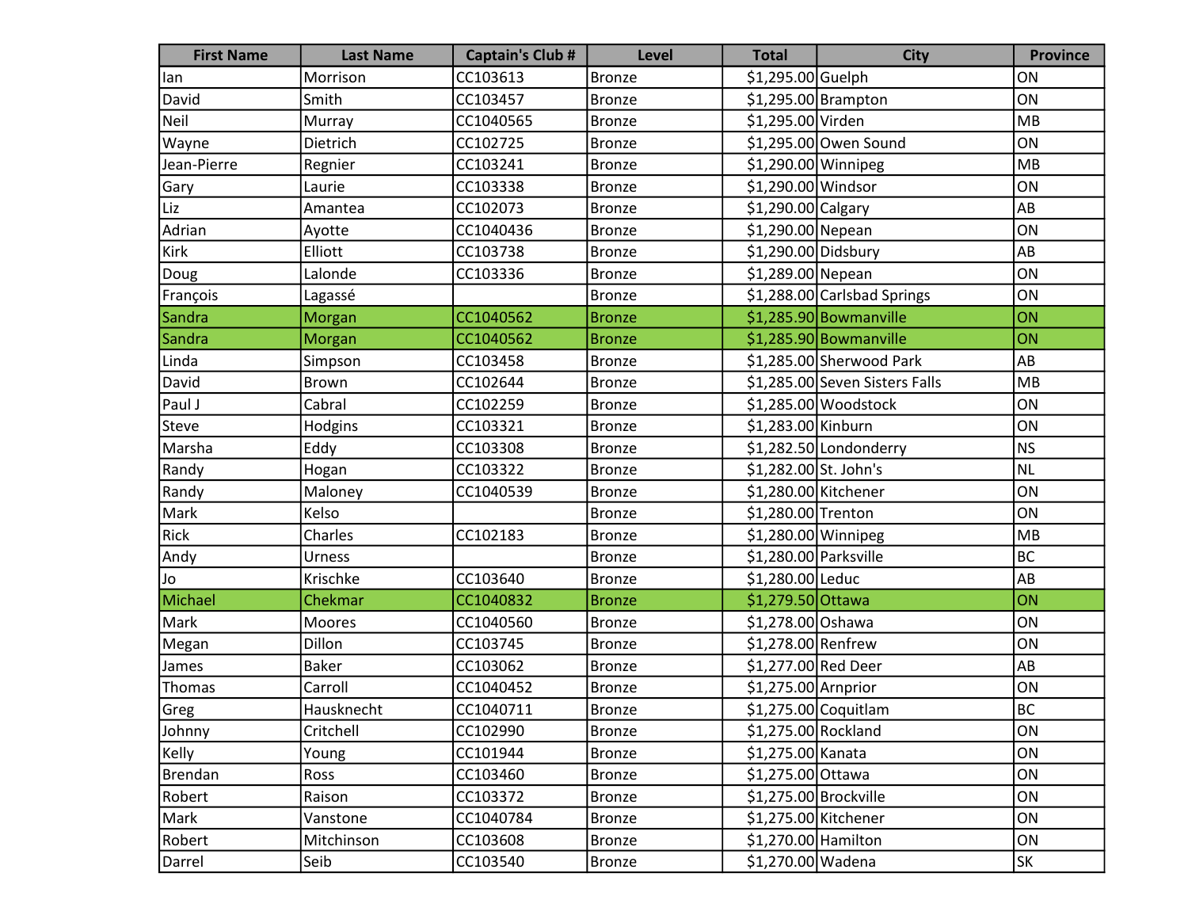| First Name | Last Name | Captain's Club # | Level | Total | City | Province |
| --- | --- | --- | --- | --- | --- | --- |
| Ian | Morrison | CC103613 | Bronze | $1,295.00 | Guelph | ON |
| David | Smith | CC103457 | Bronze | $1,295.00 | Brampton | ON |
| Neil | Murray | CC1040565 | Bronze | $1,295.00 | Virden | MB |
| Wayne | Dietrich | CC102725 | Bronze | $1,295.00 | Owen Sound | ON |
| Jean-Pierre | Regnier | CC103241 | Bronze | $1,290.00 | Winnipeg | MB |
| Gary | Laurie | CC103338 | Bronze | $1,290.00 | Windsor | ON |
| Liz | Amantea | CC102073 | Bronze | $1,290.00 | Calgary | AB |
| Adrian | Ayotte | CC1040436 | Bronze | $1,290.00 | Nepean | ON |
| Kirk | Elliott | CC103738 | Bronze | $1,290.00 | Didsbury | AB |
| Doug | Lalonde | CC103336 | Bronze | $1,289.00 | Nepean | ON |
| François | Lagassé | | Bronze | $1,288.00 | Carlsbad Springs | ON |
| Sandra | Morgan | CC1040562 | Bronze | $1,285.90 | Bowmanville | ON |
| Sandra | Morgan | CC1040562 | Bronze | $1,285.90 | Bowmanville | ON |
| Linda | Simpson | CC103458 | Bronze | $1,285.00 | Sherwood Park | AB |
| David | Brown | CC102644 | Bronze | $1,285.00 | Seven Sisters Falls | MB |
| Paul J | Cabral | CC102259 | Bronze | $1,285.00 | Woodstock | ON |
| Steve | Hodgins | CC103321 | Bronze | $1,283.00 | Kinburn | ON |
| Marsha | Eddy | CC103308 | Bronze | $1,282.50 | Londonderry | NS |
| Randy | Hogan | CC103322 | Bronze | $1,282.00 | St. John's | NL |
| Randy | Maloney | CC1040539 | Bronze | $1,280.00 | Kitchener | ON |
| Mark | Kelso | | Bronze | $1,280.00 | Trenton | ON |
| Rick | Charles | CC102183 | Bronze | $1,280.00 | Winnipeg | MB |
| Andy | Urness | | Bronze | $1,280.00 | Parksville | BC |
| Jo | Krischke | CC103640 | Bronze | $1,280.00 | Leduc | AB |
| Michael | Chekmar | CC1040832 | Bronze | $1,279.50 | Ottawa | ON |
| Mark | Moores | CC1040560 | Bronze | $1,278.00 | Oshawa | ON |
| Megan | Dillon | CC103745 | Bronze | $1,278.00 | Renfrew | ON |
| James | Baker | CC103062 | Bronze | $1,277.00 | Red Deer | AB |
| Thomas | Carroll | CC1040452 | Bronze | $1,275.00 | Arnprior | ON |
| Greg | Hausknecht | CC1040711 | Bronze | $1,275.00 | Coquitlam | BC |
| Johnny | Critchell | CC102990 | Bronze | $1,275.00 | Rockland | ON |
| Kelly | Young | CC101944 | Bronze | $1,275.00 | Kanata | ON |
| Brendan | Ross | CC103460 | Bronze | $1,275.00 | Ottawa | ON |
| Robert | Raison | CC103372 | Bronze | $1,275.00 | Brockville | ON |
| Mark | Vanstone | CC1040784 | Bronze | $1,275.00 | Kitchener | ON |
| Robert | Mitchinson | CC103608 | Bronze | $1,270.00 | Hamilton | ON |
| Darrel | Seib | CC103540 | Bronze | $1,270.00 | Wadena | SK |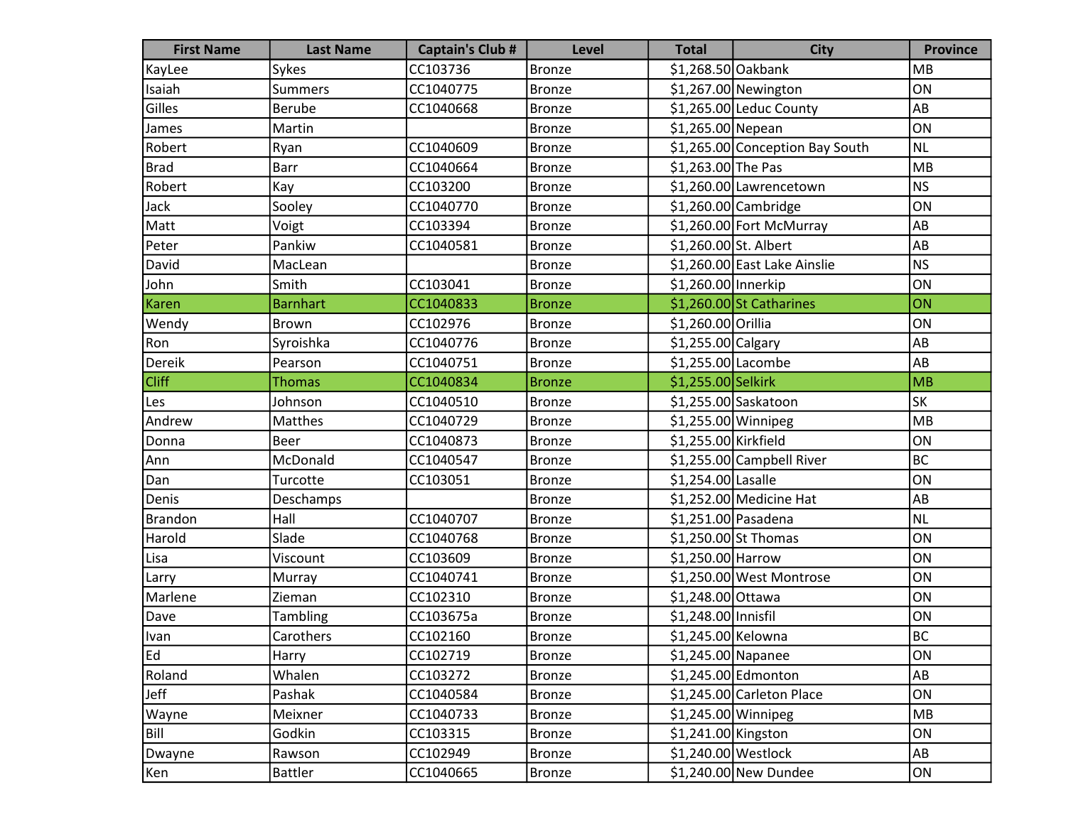| First Name | Last Name | Captain's Club # | Level | Total | City | Province |
| --- | --- | --- | --- | --- | --- | --- |
| KayLee | Sykes | CC103736 | Bronze | $1,268.50 | Oakbank | MB |
| Isaiah | Summers | CC1040775 | Bronze | $1,267.00 | Newington | ON |
| Gilles | Berube | CC1040668 | Bronze | $1,265.00 | Leduc County | AB |
| James | Martin | | Bronze | $1,265.00 | Nepean | ON |
| Robert | Ryan | CC1040609 | Bronze | $1,265.00 | Conception Bay South | NL |
| Brad | Barr | CC1040664 | Bronze | $1,263.00 | The Pas | MB |
| Robert | Kay | CC103200 | Bronze | $1,260.00 | Lawrencetown | NS |
| Jack | Sooley | CC1040770 | Bronze | $1,260.00 | Cambridge | ON |
| Matt | Voigt | CC103394 | Bronze | $1,260.00 | Fort McMurray | AB |
| Peter | Pankiw | CC1040581 | Bronze | $1,260.00 | St. Albert | AB |
| David | MacLean | | Bronze | $1,260.00 | East Lake Ainslie | NS |
| John | Smith | CC103041 | Bronze | $1,260.00 | Innerkip | ON |
| Karen | Barnhart | CC1040833 | Bronze | $1,260.00 | St Catharines | ON |
| Wendy | Brown | CC102976 | Bronze | $1,260.00 | Orillia | ON |
| Ron | Syroishka | CC1040776 | Bronze | $1,255.00 | Calgary | AB |
| Dereik | Pearson | CC1040751 | Bronze | $1,255.00 | Lacombe | AB |
| Cliff | Thomas | CC1040834 | Bronze | $1,255.00 | Selkirk | MB |
| Les | Johnson | CC1040510 | Bronze | $1,255.00 | Saskatoon | SK |
| Andrew | Matthes | CC1040729 | Bronze | $1,255.00 | Winnipeg | MB |
| Donna | Beer | CC1040873 | Bronze | $1,255.00 | Kirkfield | ON |
| Ann | McDonald | CC1040547 | Bronze | $1,255.00 | Campbell River | BC |
| Dan | Turcotte | CC103051 | Bronze | $1,254.00 | Lasalle | ON |
| Denis | Deschamps | | Bronze | $1,252.00 | Medicine Hat | AB |
| Brandon | Hall | CC1040707 | Bronze | $1,251.00 | Pasadena | NL |
| Harold | Slade | CC1040768 | Bronze | $1,250.00 | St Thomas | ON |
| Lisa | Viscount | CC103609 | Bronze | $1,250.00 | Harrow | ON |
| Larry | Murray | CC1040741 | Bronze | $1,250.00 | West Montrose | ON |
| Marlene | Zieman | CC102310 | Bronze | $1,248.00 | Ottawa | ON |
| Dave | Tambling | CC103675a | Bronze | $1,248.00 | Innisfil | ON |
| Ivan | Carothers | CC102160 | Bronze | $1,245.00 | Kelowna | BC |
| Ed | Harry | CC102719 | Bronze | $1,245.00 | Napanee | ON |
| Roland | Whalen | CC103272 | Bronze | $1,245.00 | Edmonton | AB |
| Jeff | Pashak | CC1040584 | Bronze | $1,245.00 | Carleton Place | ON |
| Wayne | Meixner | CC1040733 | Bronze | $1,245.00 | Winnipeg | MB |
| Bill | Godkin | CC103315 | Bronze | $1,241.00 | Kingston | ON |
| Dwayne | Rawson | CC102949 | Bronze | $1,240.00 | Westlock | AB |
| Ken | Battler | CC1040665 | Bronze | $1,240.00 | New Dundee | ON |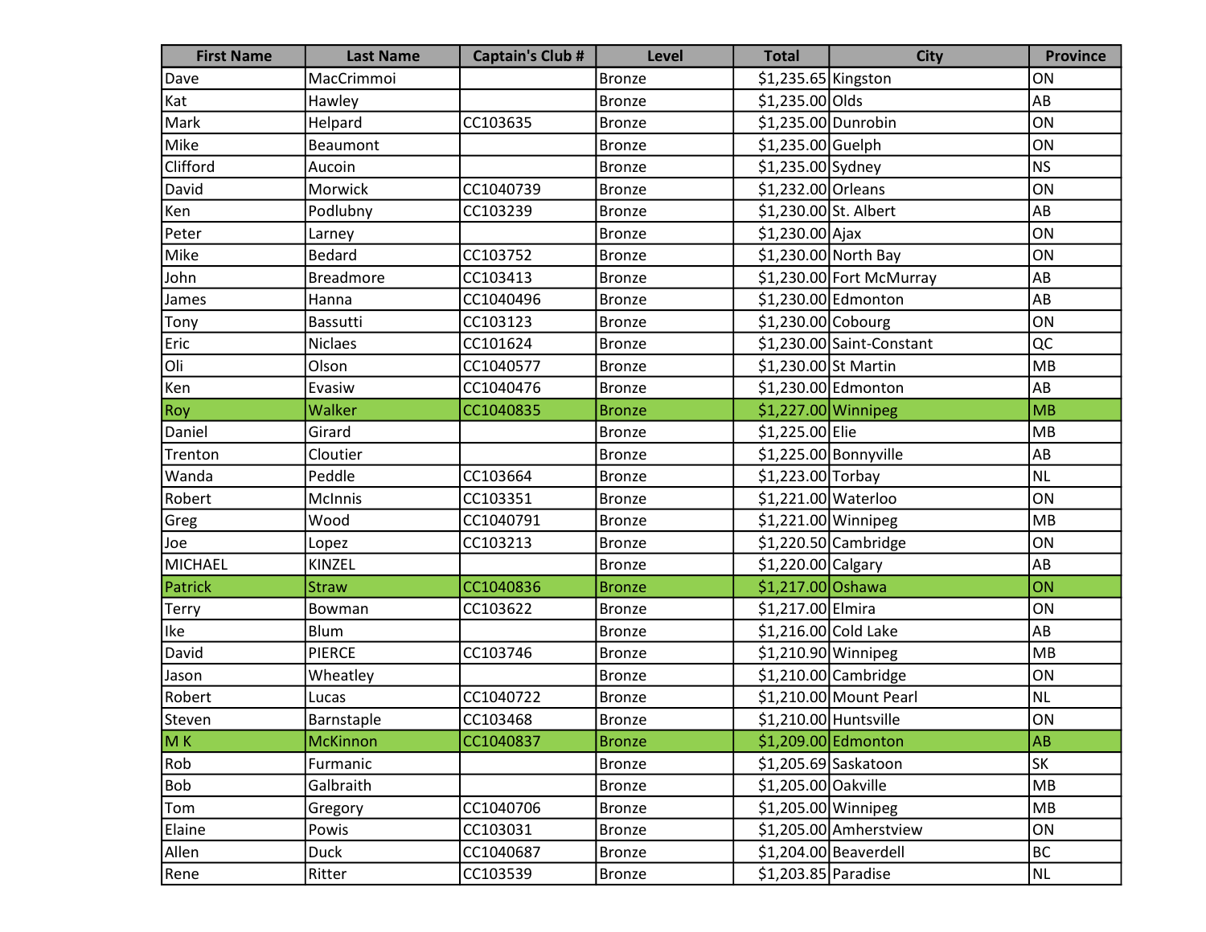| First Name | Last Name | Captain's Club # | Level | Total | City | Province |
|---|---|---|---|---|---|---|
| Dave | MacCrimmoi | | Bronze | $1,235.65 | Kingston | ON |
| Kat | Hawley | | Bronze | $1,235.00 | Olds | AB |
| Mark | Helpard | CC103635 | Bronze | $1,235.00 | Dunrobin | ON |
| Mike | Beaumont | | Bronze | $1,235.00 | Guelph | ON |
| Clifford | Aucoin | | Bronze | $1,235.00 | Sydney | NS |
| David | Morwick | CC1040739 | Bronze | $1,232.00 | Orleans | ON |
| Ken | Podlubny | CC103239 | Bronze | $1,230.00 | St. Albert | AB |
| Peter | Larney | | Bronze | $1,230.00 | Ajax | ON |
| Mike | Bedard | CC103752 | Bronze | $1,230.00 | North Bay | ON |
| John | Breadmore | CC103413 | Bronze | $1,230.00 | Fort McMurray | AB |
| James | Hanna | CC1040496 | Bronze | $1,230.00 | Edmonton | AB |
| Tony | Bassutti | CC103123 | Bronze | $1,230.00 | Cobourg | ON |
| Eric | Niclaes | CC101624 | Bronze | $1,230.00 | Saint-Constant | QC |
| Oli | Olson | CC1040577 | Bronze | $1,230.00 | St Martin | MB |
| Ken | Evasiw | CC1040476 | Bronze | $1,230.00 | Edmonton | AB |
| Roy | Walker | CC1040835 | Bronze | $1,227.00 | Winnipeg | MB |
| Daniel | Girard | | Bronze | $1,225.00 | Elie | MB |
| Trenton | Cloutier | | Bronze | $1,225.00 | Bonnyville | AB |
| Wanda | Peddle | CC103664 | Bronze | $1,223.00 | Torbay | NL |
| Robert | McInnis | CC103351 | Bronze | $1,221.00 | Waterloo | ON |
| Greg | Wood | CC1040791 | Bronze | $1,221.00 | Winnipeg | MB |
| Joe | Lopez | CC103213 | Bronze | $1,220.50 | Cambridge | ON |
| MICHAEL | KINZEL | | Bronze | $1,220.00 | Calgary | AB |
| Patrick | Straw | CC1040836 | Bronze | $1,217.00 | Oshawa | ON |
| Terry | Bowman | CC103622 | Bronze | $1,217.00 | Elmira | ON |
| Ike | Blum | | Bronze | $1,216.00 | Cold Lake | AB |
| David | PIERCE | CC103746 | Bronze | $1,210.90 | Winnipeg | MB |
| Jason | Wheatley | | Bronze | $1,210.00 | Cambridge | ON |
| Robert | Lucas | CC1040722 | Bronze | $1,210.00 | Mount Pearl | NL |
| Steven | Barnstaple | CC103468 | Bronze | $1,210.00 | Huntsville | ON |
| M K | McKinnon | CC1040837 | Bronze | $1,209.00 | Edmonton | AB |
| Rob | Furmanic | | Bronze | $1,205.69 | Saskatoon | SK |
| Bob | Galbraith | | Bronze | $1,205.00 | Oakville | MB |
| Tom | Gregory | CC1040706 | Bronze | $1,205.00 | Winnipeg | MB |
| Elaine | Powis | CC103031 | Bronze | $1,205.00 | Amherstview | ON |
| Allen | Duck | CC1040687 | Bronze | $1,204.00 | Beaverdell | BC |
| Rene | Ritter | CC103539 | Bronze | $1,203.85 | Paradise | NL |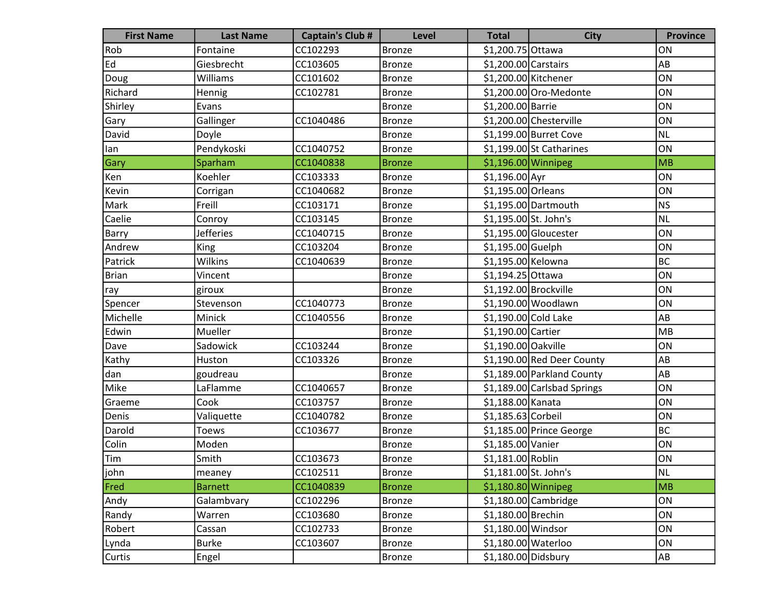| First Name | Last Name | Captain's Club # | Level | Total | City | Province |
|---|---|---|---|---|---|---|
| Rob | Fontaine | CC102293 | Bronze | $1,200.75 | Ottawa | ON |
| Ed | Giesbrecht | CC103605 | Bronze | $1,200.00 | Carstairs | AB |
| Doug | Williams | CC101602 | Bronze | $1,200.00 | Kitchener | ON |
| Richard | Hennig | CC102781 | Bronze | $1,200.00 | Oro-Medonte | ON |
| Shirley | Evans | | Bronze | $1,200.00 | Barrie | ON |
| Gary | Gallinger | CC1040486 | Bronze | $1,200.00 | Chesterville | ON |
| David | Doyle | | Bronze | $1,199.00 | Burret Cove | NL |
| Ian | Pendykoski | CC1040752 | Bronze | $1,199.00 | St Catharines | ON |
| Gary | Sparham | CC1040838 | Bronze | $1,196.00 | Winnipeg | MB |
| Ken | Koehler | CC103333 | Bronze | $1,196.00 | Ayr | ON |
| Kevin | Corrigan | CC1040682 | Bronze | $1,195.00 | Orleans | ON |
| Mark | Freill | CC103171 | Bronze | $1,195.00 | Dartmouth | NS |
| Caelie | Conroy | CC103145 | Bronze | $1,195.00 | St. John's | NL |
| Barry | Jefferies | CC1040715 | Bronze | $1,195.00 | Gloucester | ON |
| Andrew | King | CC103204 | Bronze | $1,195.00 | Guelph | ON |
| Patrick | Wilkins | CC1040639 | Bronze | $1,195.00 | Kelowna | BC |
| Brian | Vincent | | Bronze | $1,194.25 | Ottawa | ON |
| ray | giroux | | Bronze | $1,192.00 | Brockville | ON |
| Spencer | Stevenson | CC1040773 | Bronze | $1,190.00 | Woodlawn | ON |
| Michelle | Minick | CC1040556 | Bronze | $1,190.00 | Cold Lake | AB |
| Edwin | Mueller | | Bronze | $1,190.00 | Cartier | MB |
| Dave | Sadowick | CC103244 | Bronze | $1,190.00 | Oakville | ON |
| Kathy | Huston | CC103326 | Bronze | $1,190.00 | Red Deer County | AB |
| dan | goudreau | | Bronze | $1,189.00 | Parkland County | AB |
| Mike | LaFlamme | CC1040657 | Bronze | $1,189.00 | Carlsbad Springs | ON |
| Graeme | Cook | CC103757 | Bronze | $1,188.00 | Kanata | ON |
| Denis | Valiquette | CC1040782 | Bronze | $1,185.63 | Corbeil | ON |
| Darold | Toews | CC103677 | Bronze | $1,185.00 | Prince George | BC |
| Colin | Moden | | Bronze | $1,185.00 | Vanier | ON |
| Tim | Smith | CC103673 | Bronze | $1,181.00 | Roblin | ON |
| john | meaney | CC102511 | Bronze | $1,181.00 | St. John's | NL |
| Fred | Barnett | CC1040839 | Bronze | $1,180.80 | Winnipeg | MB |
| Andy | Galambvary | CC102296 | Bronze | $1,180.00 | Cambridge | ON |
| Randy | Warren | CC103680 | Bronze | $1,180.00 | Brechin | ON |
| Robert | Cassan | CC102733 | Bronze | $1,180.00 | Windsor | ON |
| Lynda | Burke | CC103607 | Bronze | $1,180.00 | Waterloo | ON |
| Curtis | Engel | | Bronze | $1,180.00 | Didsbury | AB |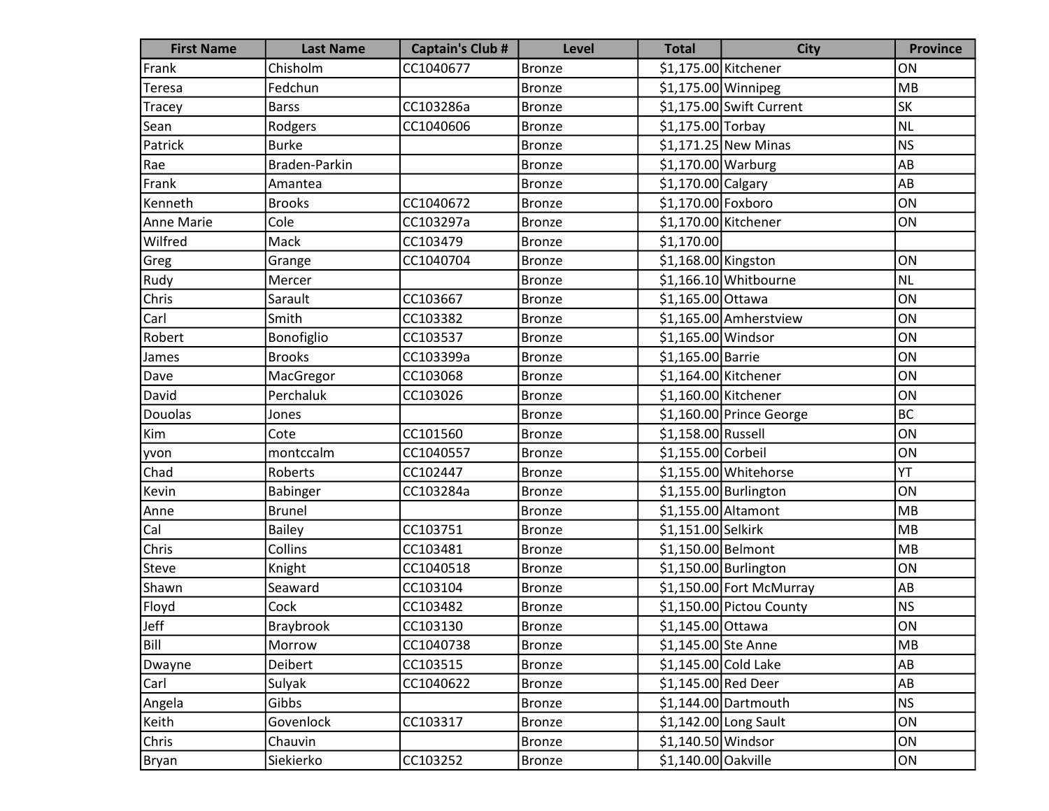| First Name | Last Name | Captain's Club # | Level | Total | City | Province |
| --- | --- | --- | --- | --- | --- | --- |
| Frank | Chisholm | CC1040677 | Bronze | $1,175.00 | Kitchener | ON |
| Teresa | Fedchun | | Bronze | $1,175.00 | Winnipeg | MB |
| Tracey | Barss | CC103286a | Bronze | $1,175.00 | Swift Current | SK |
| Sean | Rodgers | CC1040606 | Bronze | $1,175.00 | Torbay | NL |
| Patrick | Burke | | Bronze | $1,171.25 | New Minas | NS |
| Rae | Braden-Parkin | | Bronze | $1,170.00 | Warburg | AB |
| Frank | Amantea | | Bronze | $1,170.00 | Calgary | AB |
| Kenneth | Brooks | CC1040672 | Bronze | $1,170.00 | Foxboro | ON |
| Anne Marie | Cole | CC103297a | Bronze | $1,170.00 | Kitchener | ON |
| Wilfred | Mack | CC103479 | Bronze | $1,170.00 | | |
| Greg | Grange | CC1040704 | Bronze | $1,168.00 | Kingston | ON |
| Rudy | Mercer | | Bronze | $1,166.10 | Whitbourne | NL |
| Chris | Sarault | CC103667 | Bronze | $1,165.00 | Ottawa | ON |
| Carl | Smith | CC103382 | Bronze | $1,165.00 | Amherstview | ON |
| Robert | Bonofiglio | CC103537 | Bronze | $1,165.00 | Windsor | ON |
| James | Brooks | CC103399a | Bronze | $1,165.00 | Barrie | ON |
| Dave | MacGregor | CC103068 | Bronze | $1,164.00 | Kitchener | ON |
| David | Perchaluk | CC103026 | Bronze | $1,160.00 | Kitchener | ON |
| Douolas | Jones | | Bronze | $1,160.00 | Prince George | BC |
| Kim | Cote | CC101560 | Bronze | $1,158.00 | Russell | ON |
| yvon | montccalm | CC1040557 | Bronze | $1,155.00 | Corbeil | ON |
| Chad | Roberts | CC102447 | Bronze | $1,155.00 | Whitehorse | YT |
| Kevin | Babinger | CC103284a | Bronze | $1,155.00 | Burlington | ON |
| Anne | Brunel | | Bronze | $1,155.00 | Altamont | MB |
| Cal | Bailey | CC103751 | Bronze | $1,151.00 | Selkirk | MB |
| Chris | Collins | CC103481 | Bronze | $1,150.00 | Belmont | MB |
| Steve | Knight | CC1040518 | Bronze | $1,150.00 | Burlington | ON |
| Shawn | Seaward | CC103104 | Bronze | $1,150.00 | Fort McMurray | AB |
| Floyd | Cock | CC103482 | Bronze | $1,150.00 | Pictou County | NS |
| Jeff | Braybrook | CC103130 | Bronze | $1,145.00 | Ottawa | ON |
| Bill | Morrow | CC1040738 | Bronze | $1,145.00 | Ste Anne | MB |
| Dwayne | Deibert | CC103515 | Bronze | $1,145.00 | Cold Lake | AB |
| Carl | Sulyak | CC1040622 | Bronze | $1,145.00 | Red Deer | AB |
| Angela | Gibbs | | Bronze | $1,144.00 | Dartmouth | NS |
| Keith | Govenlock | CC103317 | Bronze | $1,142.00 | Long Sault | ON |
| Chris | Chauvin | | Bronze | $1,140.50 | Windsor | ON |
| Bryan | Siekierko | CC103252 | Bronze | $1,140.00 | Oakville | ON |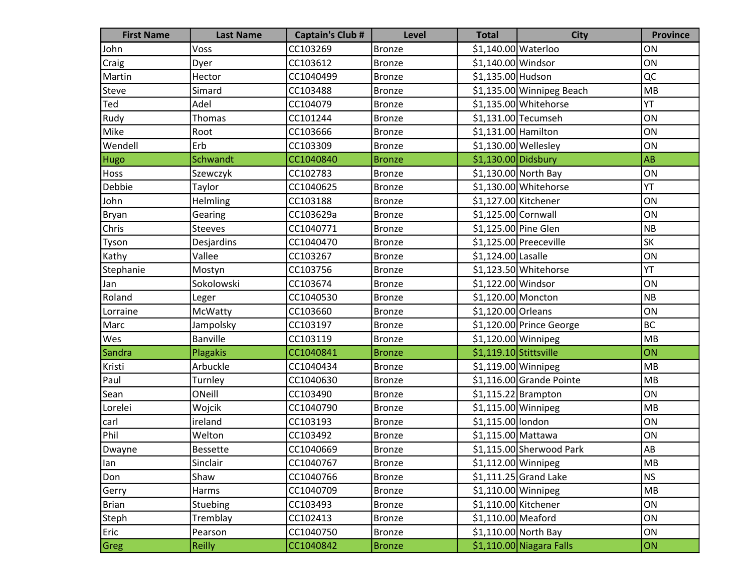| First Name | Last Name | Captain's Club # | Level | Total | City | Province |
|---|---|---|---|---|---|---|
| John | Voss | CC103269 | Bronze | $1,140.00 | Waterloo | ON |
| Craig | Dyer | CC103612 | Bronze | $1,140.00 | Windsor | ON |
| Martin | Hector | CC1040499 | Bronze | $1,135.00 | Hudson | QC |
| Steve | Simard | CC103488 | Bronze | $1,135.00 | Winnipeg Beach | MB |
| Ted | Adel | CC104079 | Bronze | $1,135.00 | Whitehorse | YT |
| Rudy | Thomas | CC101244 | Bronze | $1,131.00 | Tecumseh | ON |
| Mike | Root | CC103666 | Bronze | $1,131.00 | Hamilton | ON |
| Wendell | Erb | CC103309 | Bronze | $1,130.00 | Wellesley | ON |
| Hugo | Schwandt | CC1040840 | Bronze | $1,130.00 | Didsbury | AB |
| Hoss | Szewczyk | CC102783 | Bronze | $1,130.00 | North Bay | ON |
| Debbie | Taylor | CC1040625 | Bronze | $1,130.00 | Whitehorse | YT |
| John | Helmling | CC103188 | Bronze | $1,127.00 | Kitchener | ON |
| Bryan | Gearing | CC103629a | Bronze | $1,125.00 | Cornwall | ON |
| Chris | Steeves | CC1040771 | Bronze | $1,125.00 | Pine Glen | NB |
| Tyson | Desjardins | CC1040470 | Bronze | $1,125.00 | Preeceville | SK |
| Kathy | Vallee | CC103267 | Bronze | $1,124.00 | Lasalle | ON |
| Stephanie | Mostyn | CC103756 | Bronze | $1,123.50 | Whitehorse | YT |
| Jan | Sokolowski | CC103674 | Bronze | $1,122.00 | Windsor | ON |
| Roland | Leger | CC1040530 | Bronze | $1,120.00 | Moncton | NB |
| Lorraine | McWatty | CC103660 | Bronze | $1,120.00 | Orleans | ON |
| Marc | Jampolsky | CC103197 | Bronze | $1,120.00 | Prince George | BC |
| Wes | Banville | CC103119 | Bronze | $1,120.00 | Winnipeg | MB |
| Sandra | Plagakis | CC1040841 | Bronze | $1,119.10 | Stittsville | ON |
| Kristi | Arbuckle | CC1040434 | Bronze | $1,119.00 | Winnipeg | MB |
| Paul | Turnley | CC1040630 | Bronze | $1,116.00 | Grande Pointe | MB |
| Sean | ONeill | CC103490 | Bronze | $1,115.22 | Brampton | ON |
| Lorelei | Wojcik | CC1040790 | Bronze | $1,115.00 | Winnipeg | MB |
| carl | ireland | CC103193 | Bronze | $1,115.00 | london | ON |
| Phil | Welton | CC103492 | Bronze | $1,115.00 | Mattawa | ON |
| Dwayne | Bessette | CC1040669 | Bronze | $1,115.00 | Sherwood Park | AB |
| Ian | Sinclair | CC1040767 | Bronze | $1,112.00 | Winnipeg | MB |
| Don | Shaw | CC1040766 | Bronze | $1,111.25 | Grand Lake | NS |
| Gerry | Harms | CC1040709 | Bronze | $1,110.00 | Winnipeg | MB |
| Brian | Stuebing | CC103493 | Bronze | $1,110.00 | Kitchener | ON |
| Steph | Tremblay | CC102413 | Bronze | $1,110.00 | Meaford | ON |
| Eric | Pearson | CC1040750 | Bronze | $1,110.00 | North Bay | ON |
| Greg | Reilly | CC1040842 | Bronze | $1,110.00 | Niagara Falls | ON |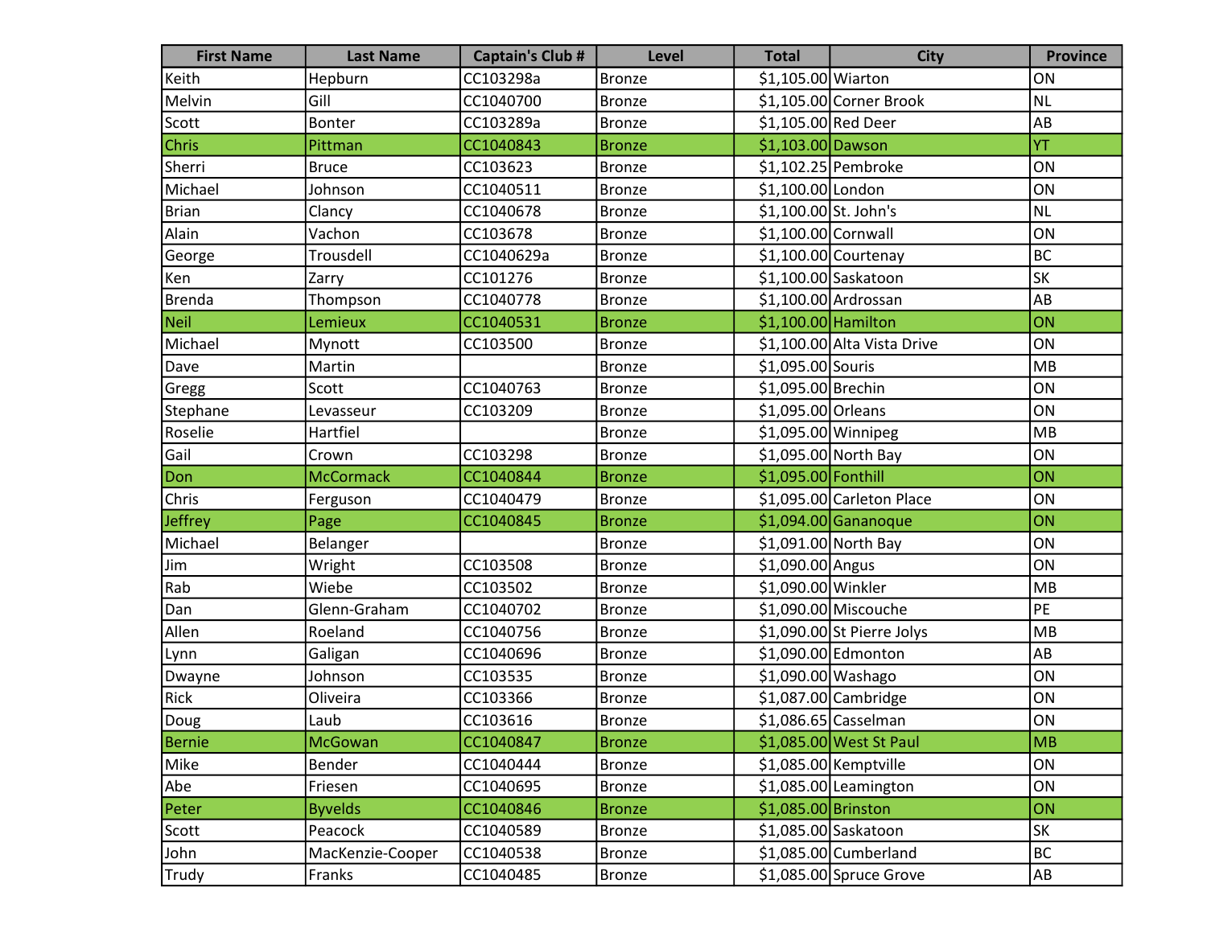| First Name | Last Name | Captain's Club # | Level | Total | City | Province |
|---|---|---|---|---|---|---|
| Keith | Hepburn | CC103298a | Bronze | $1,105.00 | Wiarton | ON |
| Melvin | Gill | CC1040700 | Bronze | $1,105.00 | Corner Brook | NL |
| Scott | Bonter | CC103289a | Bronze | $1,105.00 | Red Deer | AB |
| Chris | Pittman | CC1040843 | Bronze | $1,103.00 | Dawson | YT |
| Sherri | Bruce | CC103623 | Bronze | $1,102.25 | Pembroke | ON |
| Michael | Johnson | CC1040511 | Bronze | $1,100.00 | London | ON |
| Brian | Clancy | CC1040678 | Bronze | $1,100.00 | St. John's | NL |
| Alain | Vachon | CC103678 | Bronze | $1,100.00 | Cornwall | ON |
| George | Trousdell | CC1040629a | Bronze | $1,100.00 | Courtenay | BC |
| Ken | Zarry | CC101276 | Bronze | $1,100.00 | Saskatoon | SK |
| Brenda | Thompson | CC1040778 | Bronze | $1,100.00 | Ardrossan | AB |
| Neil | Lemieux | CC1040531 | Bronze | $1,100.00 | Hamilton | ON |
| Michael | Mynott | CC103500 | Bronze | $1,100.00 | Alta Vista Drive | ON |
| Dave | Martin | | Bronze | $1,095.00 | Souris | MB |
| Gregg | Scott | CC1040763 | Bronze | $1,095.00 | Brechin | ON |
| Stephane | Levasseur | CC103209 | Bronze | $1,095.00 | Orleans | ON |
| Roselie | Hartfiel | | Bronze | $1,095.00 | Winnipeg | MB |
| Gail | Crown | CC103298 | Bronze | $1,095.00 | North Bay | ON |
| Don | McCormack | CC1040844 | Bronze | $1,095.00 | Fonthill | ON |
| Chris | Ferguson | CC1040479 | Bronze | $1,095.00 | Carleton Place | ON |
| Jeffrey | Page | CC1040845 | Bronze | $1,094.00 | Gananoque | ON |
| Michael | Belanger | | Bronze | $1,091.00 | North Bay | ON |
| Jim | Wright | CC103508 | Bronze | $1,090.00 | Angus | ON |
| Rab | Wiebe | CC103502 | Bronze | $1,090.00 | Winkler | MB |
| Dan | Glenn-Graham | CC1040702 | Bronze | $1,090.00 | Miscouche | PE |
| Allen | Roeland | CC1040756 | Bronze | $1,090.00 | St Pierre Jolys | MB |
| Lynn | Galigan | CC1040696 | Bronze | $1,090.00 | Edmonton | AB |
| Dwayne | Johnson | CC103535 | Bronze | $1,090.00 | Washago | ON |
| Rick | Oliveira | CC103366 | Bronze | $1,087.00 | Cambridge | ON |
| Doug | Laub | CC103616 | Bronze | $1,086.65 | Casselman | ON |
| Bernie | McGowan | CC1040847 | Bronze | $1,085.00 | West St Paul | MB |
| Mike | Bender | CC1040444 | Bronze | $1,085.00 | Kemptville | ON |
| Abe | Friesen | CC1040695 | Bronze | $1,085.00 | Leamington | ON |
| Peter | Byvelds | CC1040846 | Bronze | $1,085.00 | Brinston | ON |
| Scott | Peacock | CC1040589 | Bronze | $1,085.00 | Saskatoon | SK |
| John | MacKenzie-Cooper | CC1040538 | Bronze | $1,085.00 | Cumberland | BC |
| Trudy | Franks | CC1040485 | Bronze | $1,085.00 | Spruce Grove | AB |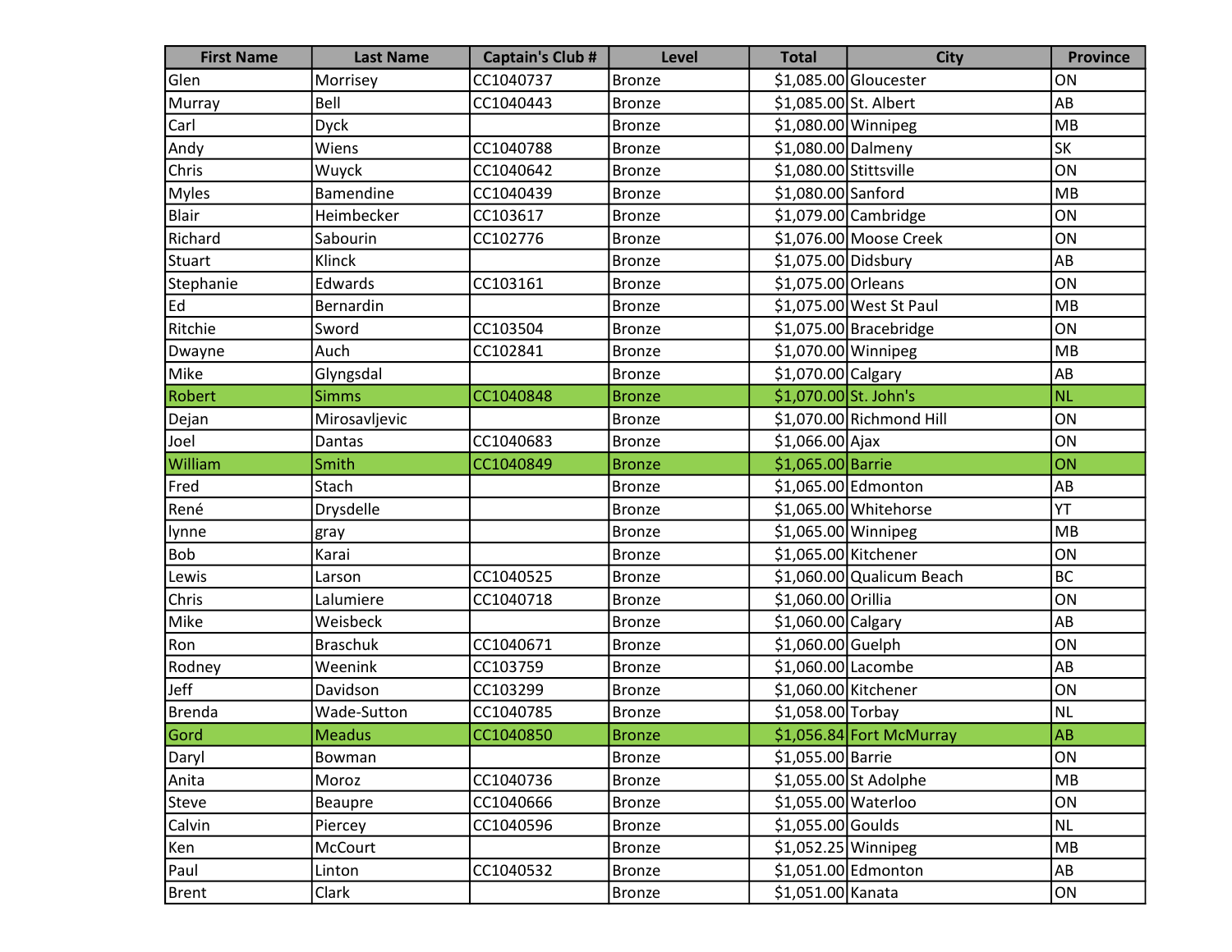| First Name | Last Name | Captain's Club # | Level | Total | City | Province |
|---|---|---|---|---|---|---|
| Glen | Morrisey | CC1040737 | Bronze | $1,085.00 | Gloucester | ON |
| Murray | Bell | CC1040443 | Bronze | $1,085.00 | St. Albert | AB |
| Carl | Dyck | | Bronze | $1,080.00 | Winnipeg | MB |
| Andy | Wiens | CC1040788 | Bronze | $1,080.00 | Dalmeny | SK |
| Chris | Wuyck | CC1040642 | Bronze | $1,080.00 | Stittsville | ON |
| Myles | Bamendine | CC1040439 | Bronze | $1,080.00 | Sanford | MB |
| Blair | Heimbecker | CC103617 | Bronze | $1,079.00 | Cambridge | ON |
| Richard | Sabourin | CC102776 | Bronze | $1,076.00 | Moose Creek | ON |
| Stuart | Klinck | | Bronze | $1,075.00 | Didsbury | AB |
| Stephanie | Edwards | CC103161 | Bronze | $1,075.00 | Orleans | ON |
| Ed | Bernardin | | Bronze | $1,075.00 | West St Paul | MB |
| Ritchie | Sword | CC103504 | Bronze | $1,075.00 | Bracebridge | ON |
| Dwayne | Auch | CC102841 | Bronze | $1,070.00 | Winnipeg | MB |
| Mike | Glyngsdal | | Bronze | $1,070.00 | Calgary | AB |
| Robert | Simms | CC1040848 | Bronze | $1,070.00 | St. John's | NL |
| Dejan | Mirosavljevic | | Bronze | $1,070.00 | Richmond Hill | ON |
| Joel | Dantas | CC1040683 | Bronze | $1,066.00 | Ajax | ON |
| William | Smith | CC1040849 | Bronze | $1,065.00 | Barrie | ON |
| Fred | Stach | | Bronze | $1,065.00 | Edmonton | AB |
| René | Drysdelle | | Bronze | $1,065.00 | Whitehorse | YT |
| lynne | gray | | Bronze | $1,065.00 | Winnipeg | MB |
| Bob | Karai | | Bronze | $1,065.00 | Kitchener | ON |
| Lewis | Larson | CC1040525 | Bronze | $1,060.00 | Qualicum Beach | BC |
| Chris | Lalumiere | CC1040718 | Bronze | $1,060.00 | Orillia | ON |
| Mike | Weisbeck | | Bronze | $1,060.00 | Calgary | AB |
| Ron | Braschuk | CC1040671 | Bronze | $1,060.00 | Guelph | ON |
| Rodney | Weenink | CC103759 | Bronze | $1,060.00 | Lacombe | AB |
| Jeff | Davidson | CC103299 | Bronze | $1,060.00 | Kitchener | ON |
| Brenda | Wade-Sutton | CC1040785 | Bronze | $1,058.00 | Torbay | NL |
| Gord | Meadus | CC1040850 | Bronze | $1,056.84 | Fort McMurray | AB |
| Daryl | Bowman | | Bronze | $1,055.00 | Barrie | ON |
| Anita | Moroz | CC1040736 | Bronze | $1,055.00 | St Adolphe | MB |
| Steve | Beaupre | CC1040666 | Bronze | $1,055.00 | Waterloo | ON |
| Calvin | Piercey | CC1040596 | Bronze | $1,055.00 | Goulds | NL |
| Ken | McCourt | | Bronze | $1,052.25 | Winnipeg | MB |
| Paul | Linton | CC1040532 | Bronze | $1,051.00 | Edmonton | AB |
| Brent | Clark | | Bronze | $1,051.00 | Kanata | ON |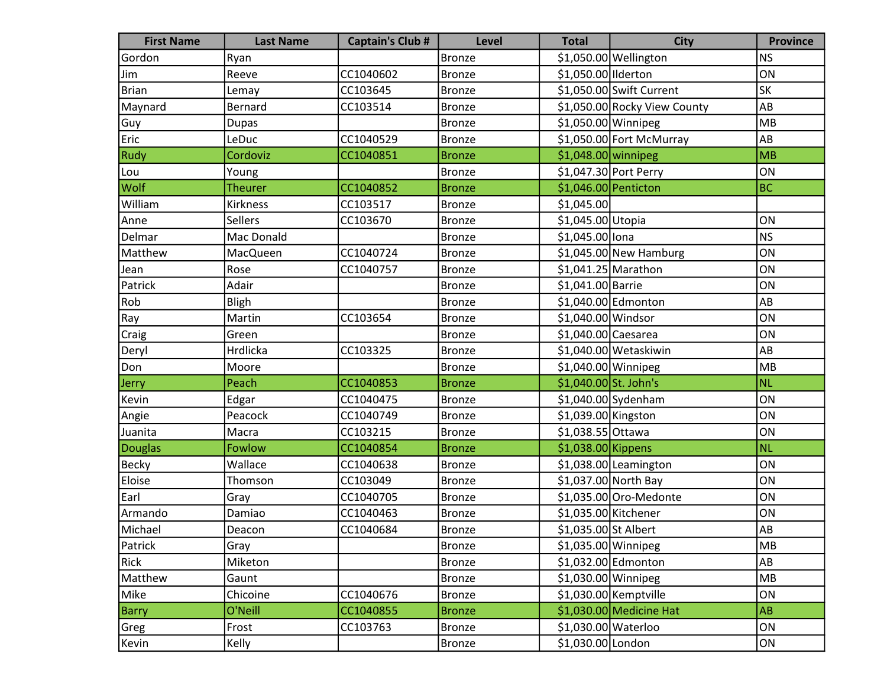| First Name | Last Name | Captain's Club # | Level | Total | City | Province |
| --- | --- | --- | --- | --- | --- | --- |
| Gordon | Ryan | | Bronze | $1,050.00 | Wellington | NS |
| Jim | Reeve | CC1040602 | Bronze | $1,050.00 | Ilderton | ON |
| Brian | Lemay | CC103645 | Bronze | $1,050.00 | Swift Current | SK |
| Maynard | Bernard | CC103514 | Bronze | $1,050.00 | Rocky View County | AB |
| Guy | Dupas | | Bronze | $1,050.00 | Winnipeg | MB |
| Eric | LeDuc | CC1040529 | Bronze | $1,050.00 | Fort McMurray | AB |
| Rudy | Cordoviz | CC1040851 | Bronze | $1,048.00 | winnipeg | MB |
| Lou | Young | | Bronze | $1,047.30 | Port Perry | ON |
| Wolf | Theurer | CC1040852 | Bronze | $1,046.00 | Penticton | BC |
| William | Kirkness | CC103517 | Bronze | $1,045.00 | | |
| Anne | Sellers | CC103670 | Bronze | $1,045.00 | Utopia | ON |
| Delmar | Mac Donald | | Bronze | $1,045.00 | Iona | NS |
| Matthew | MacQueen | CC1040724 | Bronze | $1,045.00 | New Hamburg | ON |
| Jean | Rose | CC1040757 | Bronze | $1,041.25 | Marathon | ON |
| Patrick | Adair | | Bronze | $1,041.00 | Barrie | ON |
| Rob | Bligh | | Bronze | $1,040.00 | Edmonton | AB |
| Ray | Martin | CC103654 | Bronze | $1,040.00 | Windsor | ON |
| Craig | Green | | Bronze | $1,040.00 | Caesarea | ON |
| Deryl | Hrdlicka | CC103325 | Bronze | $1,040.00 | Wetaskiwin | AB |
| Don | Moore | | Bronze | $1,040.00 | Winnipeg | MB |
| Jerry | Peach | CC1040853 | Bronze | $1,040.00 | St. John's | NL |
| Kevin | Edgar | CC1040475 | Bronze | $1,040.00 | Sydenham | ON |
| Angie | Peacock | CC1040749 | Bronze | $1,039.00 | Kingston | ON |
| Juanita | Macra | CC103215 | Bronze | $1,038.55 | Ottawa | ON |
| Douglas | Fowlow | CC1040854 | Bronze | $1,038.00 | Kippens | NL |
| Becky | Wallace | CC1040638 | Bronze | $1,038.00 | Leamington | ON |
| Eloise | Thomson | CC103049 | Bronze | $1,037.00 | North Bay | ON |
| Earl | Gray | CC1040705 | Bronze | $1,035.00 | Oro-Medonte | ON |
| Armando | Damiao | CC1040463 | Bronze | $1,035.00 | Kitchener | ON |
| Michael | Deacon | CC1040684 | Bronze | $1,035.00 | St Albert | AB |
| Patrick | Gray | | Bronze | $1,035.00 | Winnipeg | MB |
| Rick | Miketon | | Bronze | $1,032.00 | Edmonton | AB |
| Matthew | Gaunt | | Bronze | $1,030.00 | Winnipeg | MB |
| Mike | Chicoine | CC1040676 | Bronze | $1,030.00 | Kemptville | ON |
| Barry | O'Neill | CC1040855 | Bronze | $1,030.00 | Medicine Hat | AB |
| Greg | Frost | CC103763 | Bronze | $1,030.00 | Waterloo | ON |
| Kevin | Kelly | | Bronze | $1,030.00 | London | ON |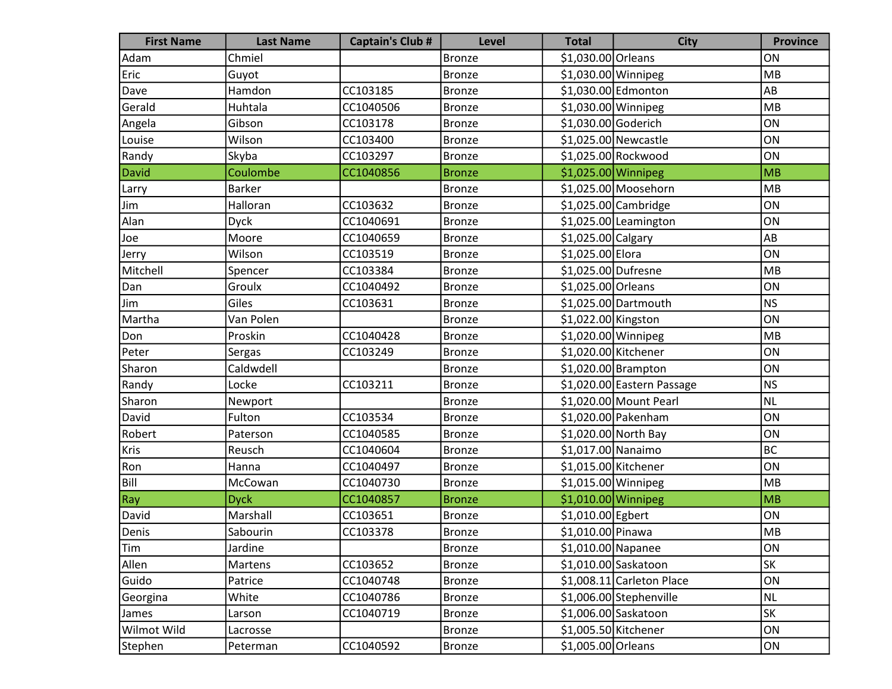| First Name | Last Name | Captain's Club # | Level | Total | City | Province |
|---|---|---|---|---|---|---|
| Adam | Chmiel | | Bronze | $1,030.00 | Orleans | ON |
| Eric | Guyot | | Bronze | $1,030.00 | Winnipeg | MB |
| Dave | Hamdon | CC103185 | Bronze | $1,030.00 | Edmonton | AB |
| Gerald | Huhtala | CC1040506 | Bronze | $1,030.00 | Winnipeg | MB |
| Angela | Gibson | CC103178 | Bronze | $1,030.00 | Goderich | ON |
| Louise | Wilson | CC103400 | Bronze | $1,025.00 | Newcastle | ON |
| Randy | Skyba | CC103297 | Bronze | $1,025.00 | Rockwood | ON |
| David | Coulombe | CC1040856 | Bronze | $1,025.00 | Winnipeg | MB |
| Larry | Barker | | Bronze | $1,025.00 | Moosehorn | MB |
| Jim | Halloran | CC103632 | Bronze | $1,025.00 | Cambridge | ON |
| Alan | Dyck | CC1040691 | Bronze | $1,025.00 | Leamington | ON |
| Joe | Moore | CC1040659 | Bronze | $1,025.00 | Calgary | AB |
| Jerry | Wilson | CC103519 | Bronze | $1,025.00 | Elora | ON |
| Mitchell | Spencer | CC103384 | Bronze | $1,025.00 | Dufresne | MB |
| Dan | Groulx | CC1040492 | Bronze | $1,025.00 | Orleans | ON |
| Jim | Giles | CC103631 | Bronze | $1,025.00 | Dartmouth | NS |
| Martha | Van Polen | | Bronze | $1,022.00 | Kingston | ON |
| Don | Proskin | CC1040428 | Bronze | $1,020.00 | Winnipeg | MB |
| Peter | Sergas | CC103249 | Bronze | $1,020.00 | Kitchener | ON |
| Sharon | Caldwdell | | Bronze | $1,020.00 | Brampton | ON |
| Randy | Locke | CC103211 | Bronze | $1,020.00 | Eastern Passage | NS |
| Sharon | Newport | | Bronze | $1,020.00 | Mount Pearl | NL |
| David | Fulton | CC103534 | Bronze | $1,020.00 | Pakenham | ON |
| Robert | Paterson | CC1040585 | Bronze | $1,020.00 | North Bay | ON |
| Kris | Reusch | CC1040604 | Bronze | $1,017.00 | Nanaimo | BC |
| Ron | Hanna | CC1040497 | Bronze | $1,015.00 | Kitchener | ON |
| Bill | McCowan | CC1040730 | Bronze | $1,015.00 | Winnipeg | MB |
| Ray | Dyck | CC1040857 | Bronze | $1,010.00 | Winnipeg | MB |
| David | Marshall | CC103651 | Bronze | $1,010.00 | Egbert | ON |
| Denis | Sabourin | CC103378 | Bronze | $1,010.00 | Pinawa | MB |
| Tim | Jardine | | Bronze | $1,010.00 | Napanee | ON |
| Allen | Martens | CC103652 | Bronze | $1,010.00 | Saskatoon | SK |
| Guido | Patrice | CC1040748 | Bronze | $1,008.11 | Carleton Place | ON |
| Georgina | White | CC1040786 | Bronze | $1,006.00 | Stephenville | NL |
| James | Larson | CC1040719 | Bronze | $1,006.00 | Saskatoon | SK |
| Wilmot Wild | Lacrosse | | Bronze | $1,005.50 | Kitchener | ON |
| Stephen | Peterman | CC1040592 | Bronze | $1,005.00 | Orleans | ON |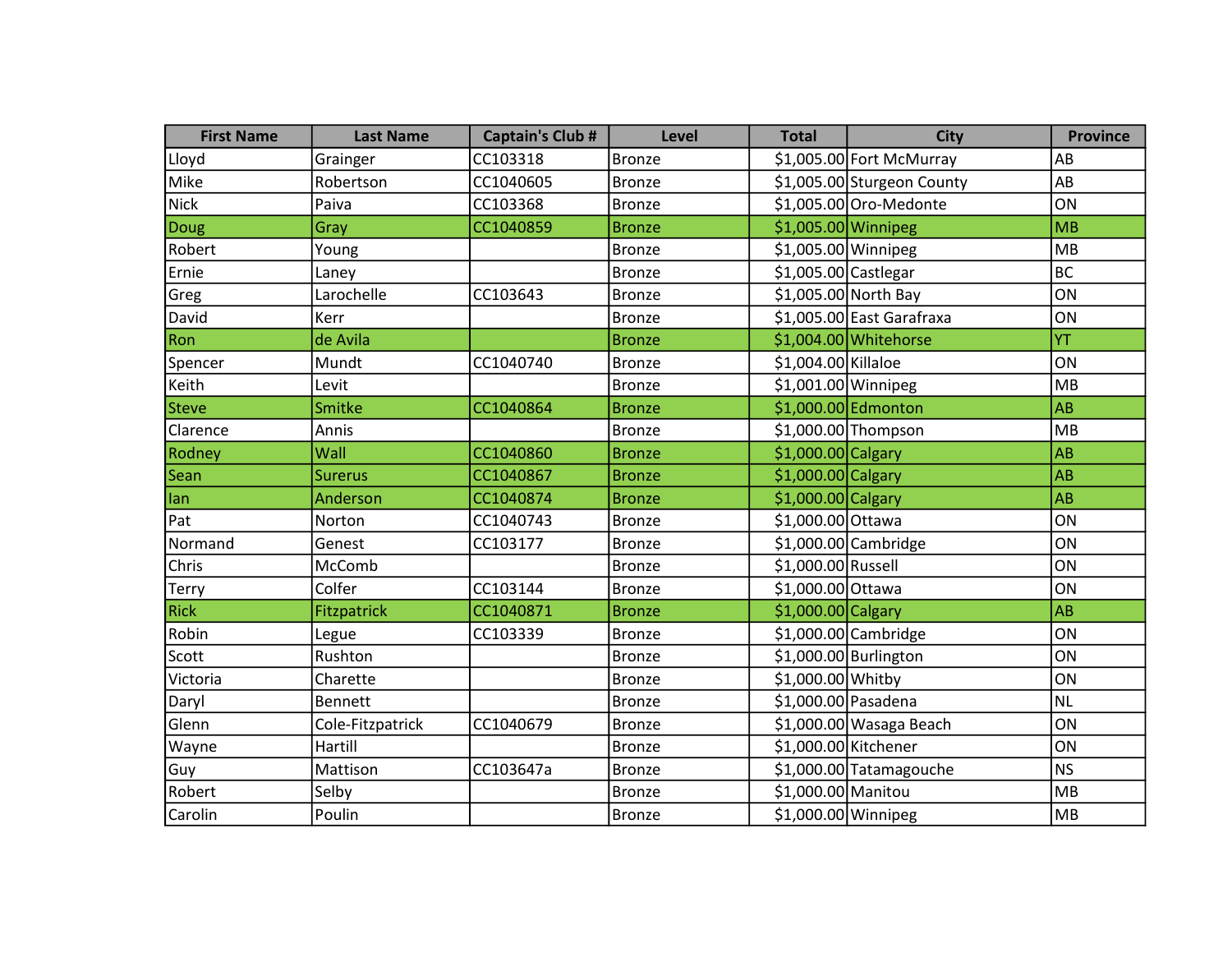| First Name | Last Name | Captain's Club # | Level | Total | City | Province |
|---|---|---|---|---|---|---|
| Lloyd | Grainger | CC103318 | Bronze | $1,005.00 | Fort McMurray | AB |
| Mike | Robertson | CC1040605 | Bronze | $1,005.00 | Sturgeon County | AB |
| Nick | Paiva | CC103368 | Bronze | $1,005.00 | Oro-Medonte | ON |
| Doug | Gray | CC1040859 | Bronze | $1,005.00 | Winnipeg | MB |
| Robert | Young | | Bronze | $1,005.00 | Winnipeg | MB |
| Ernie | Laney | | Bronze | $1,005.00 | Castlegar | BC |
| Greg | Larochelle | CC103643 | Bronze | $1,005.00 | North Bay | ON |
| David | Kerr | | Bronze | $1,005.00 | East Garafraxa | ON |
| Ron | de Avila | | Bronze | $1,004.00 | Whitehorse | YT |
| Spencer | Mundt | CC1040740 | Bronze | $1,004.00 | Killaloe | ON |
| Keith | Levit | | Bronze | $1,001.00 | Winnipeg | MB |
| Steve | Smitke | CC1040864 | Bronze | $1,000.00 | Edmonton | AB |
| Clarence | Annis | | Bronze | $1,000.00 | Thompson | MB |
| Rodney | Wall | CC1040860 | Bronze | $1,000.00 | Calgary | AB |
| Sean | Surerus | CC1040867 | Bronze | $1,000.00 | Calgary | AB |
| Ian | Anderson | CC1040874 | Bronze | $1,000.00 | Calgary | AB |
| Pat | Norton | CC1040743 | Bronze | $1,000.00 | Ottawa | ON |
| Normand | Genest | CC103177 | Bronze | $1,000.00 | Cambridge | ON |
| Chris | McComb | | Bronze | $1,000.00 | Russell | ON |
| Terry | Colfer | CC103144 | Bronze | $1,000.00 | Ottawa | ON |
| Rick | Fitzpatrick | CC1040871 | Bronze | $1,000.00 | Calgary | AB |
| Robin | Legue | CC103339 | Bronze | $1,000.00 | Cambridge | ON |
| Scott | Rushton | | Bronze | $1,000.00 | Burlington | ON |
| Victoria | Charette | | Bronze | $1,000.00 | Whitby | ON |
| Daryl | Bennett | | Bronze | $1,000.00 | Pasadena | NL |
| Glenn | Cole-Fitzpatrick | CC1040679 | Bronze | $1,000.00 | Wasaga Beach | ON |
| Wayne | Hartill | | Bronze | $1,000.00 | Kitchener | ON |
| Guy | Mattison | CC103647a | Bronze | $1,000.00 | Tatamagouche | NS |
| Robert | Selby | | Bronze | $1,000.00 | Manitou | MB |
| Carolin | Poulin | | Bronze | $1,000.00 | Winnipeg | MB |